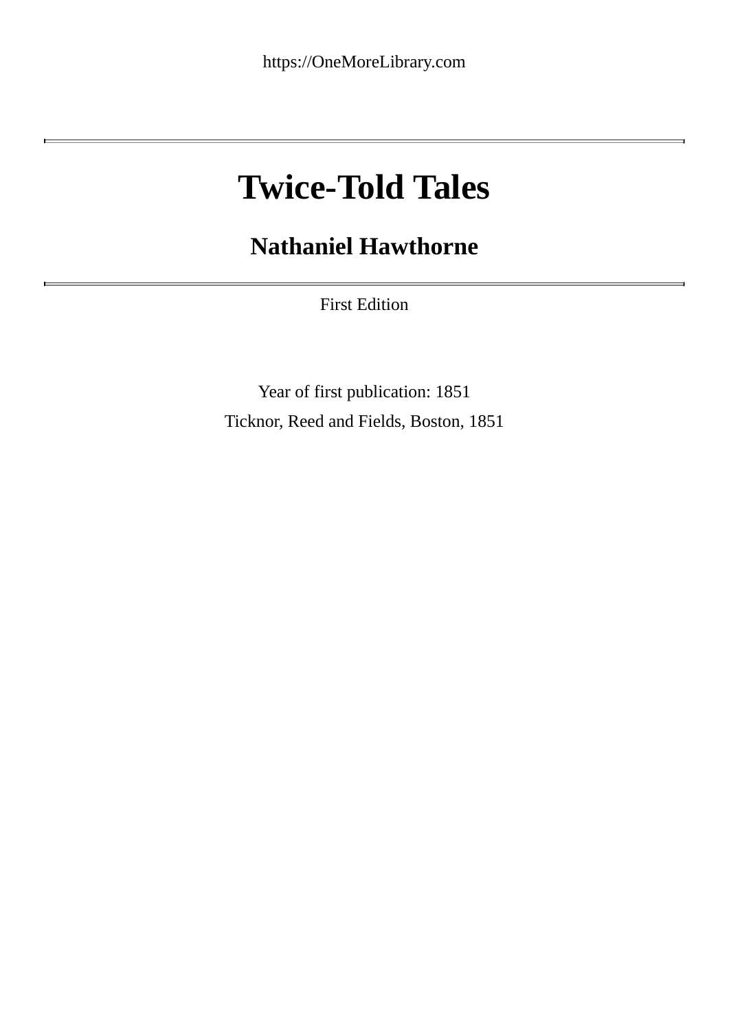https://OneMoreLibrary.com

---

# Twice-Told Tales

## Nathaniel Hawthorne

---

First Edition

Year of first publication: 1851

Ticknor, Reed and Fields, Boston, 1851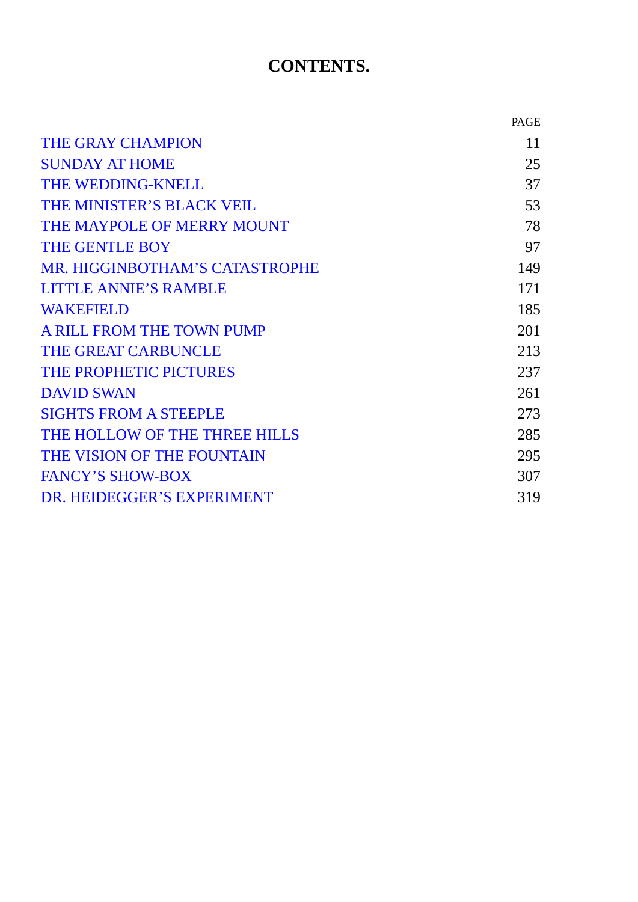# CONTENTS.

| | PAGE |
|---|---|
| THE GRAY CHAMPION | 11 |
| SUNDAY AT HOME | 25 |
| THE WEDDING-KNELL | 37 |
| THE MINISTER'S BLACK VEIL | 53 |
| THE MAYPOLE OF MERRY MOUNT | 78 |
| THE GENTLE BOY | 97 |
| MR. HIGGINBOTHAM'S CATASTROPHE | 149 |
| LITTLE ANNIE'S RAMBLE | 171 |
| WAKEFIELD | 185 |
| A RILL FROM THE TOWN PUMP | 201 |
| THE GREAT CARBUNCLE | 213 |
| THE PROPHETIC PICTURES | 237 |
| DAVID SWAN | 261 |
| SIGHTS FROM A STEEPLE | 273 |
| THE HOLLOW OF THE THREE HILLS | 285 |
| THE VISION OF THE FOUNTAIN | 295 |
| FANCY'S SHOW-BOX | 307 |
| DR. HEIDEGGER'S EXPERIMENT | 319 |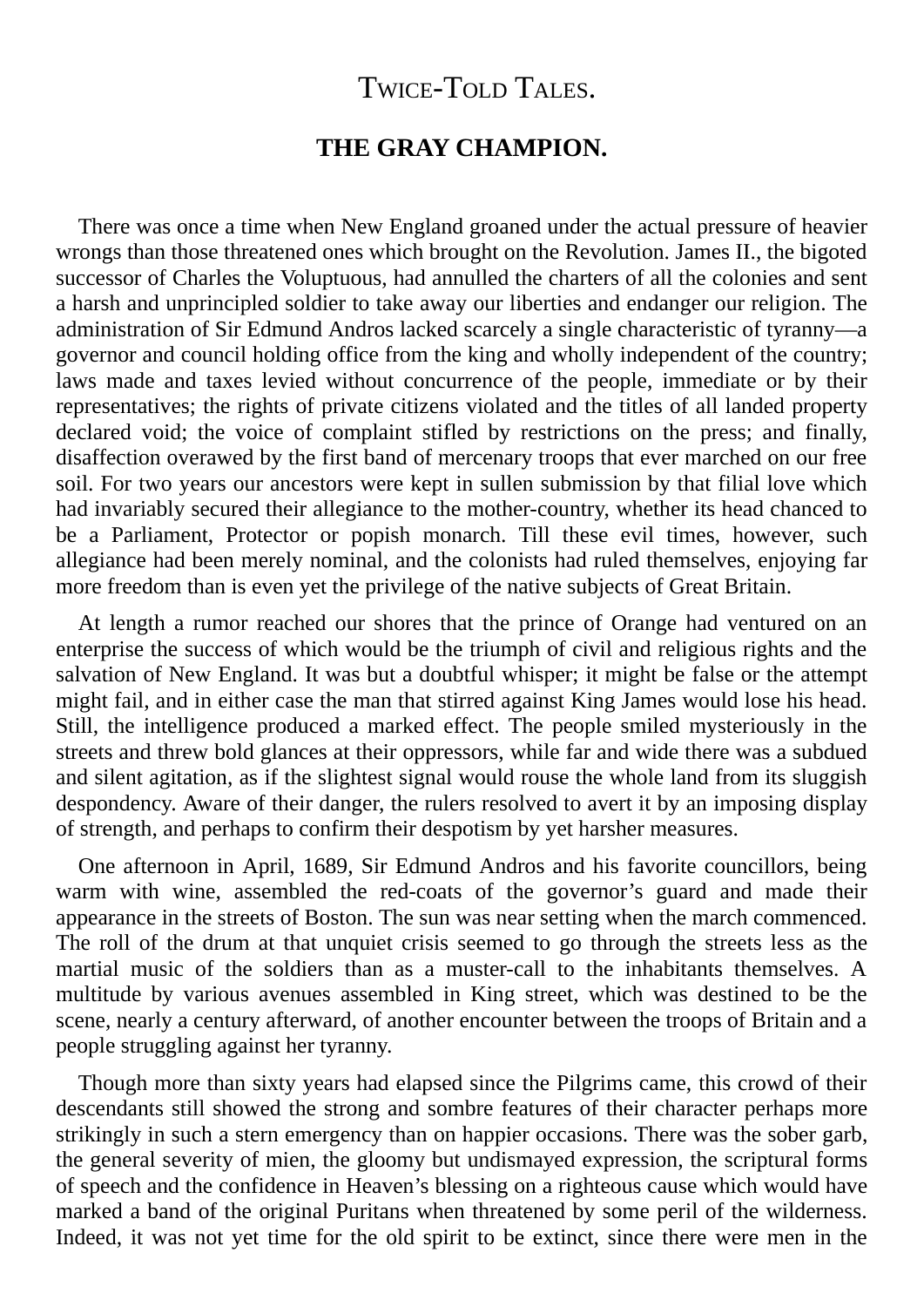# Twice-Told Tales.

## THE GRAY CHAMPION.

There was once a time when New England groaned under the actual pressure of heavier wrongs than those threatened ones which brought on the Revolution. James II., the bigoted successor of Charles the Voluptuous, had annulled the charters of all the colonies and sent a harsh and unprincipled soldier to take away our liberties and endanger our religion. The administration of Sir Edmund Andros lacked scarcely a single characteristic of tyranny—a governor and council holding office from the king and wholly independent of the country; laws made and taxes levied without concurrence of the people, immediate or by their representatives; the rights of private citizens violated and the titles of all landed property declared void; the voice of complaint stifled by restrictions on the press; and finally, disaffection overawed by the first band of mercenary troops that ever marched on our free soil. For two years our ancestors were kept in sullen submission by that filial love which had invariably secured their allegiance to the mother-country, whether its head chanced to be a Parliament, Protector or popish monarch. Till these evil times, however, such allegiance had been merely nominal, and the colonists had ruled themselves, enjoying far more freedom than is even yet the privilege of the native subjects of Great Britain.

At length a rumor reached our shores that the prince of Orange had ventured on an enterprise the success of which would be the triumph of civil and religious rights and the salvation of New England. It was but a doubtful whisper; it might be false or the attempt might fail, and in either case the man that stirred against King James would lose his head. Still, the intelligence produced a marked effect. The people smiled mysteriously in the streets and threw bold glances at their oppressors, while far and wide there was a subdued and silent agitation, as if the slightest signal would rouse the whole land from its sluggish despondency. Aware of their danger, the rulers resolved to avert it by an imposing display of strength, and perhaps to confirm their despotism by yet harsher measures.

One afternoon in April, 1689, Sir Edmund Andros and his favorite councillors, being warm with wine, assembled the red-coats of the governor's guard and made their appearance in the streets of Boston. The sun was near setting when the march commenced. The roll of the drum at that unquiet crisis seemed to go through the streets less as the martial music of the soldiers than as a muster-call to the inhabitants themselves. A multitude by various avenues assembled in King street, which was destined to be the scene, nearly a century afterward, of another encounter between the troops of Britain and a people struggling against her tyranny.

Though more than sixty years had elapsed since the Pilgrims came, this crowd of their descendants still showed the strong and sombre features of their character perhaps more strikingly in such a stern emergency than on happier occasions. There was the sober garb, the general severity of mien, the gloomy but undismayed expression, the scriptural forms of speech and the confidence in Heaven's blessing on a righteous cause which would have marked a band of the original Puritans when threatened by some peril of the wilderness. Indeed, it was not yet time for the old spirit to be extinct, since there were men in the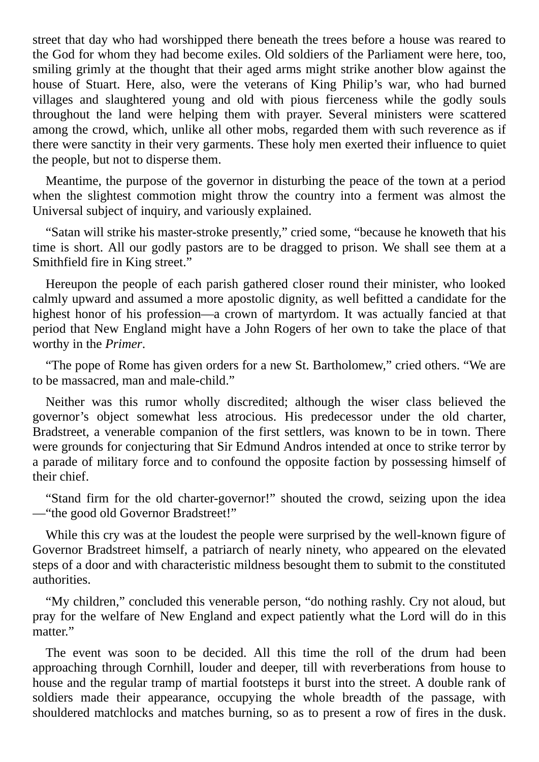street that day who had worshipped there beneath the trees before a house was reared to the God for whom they had become exiles. Old soldiers of the Parliament were here, too, smiling grimly at the thought that their aged arms might strike another blow against the house of Stuart. Here, also, were the veterans of King Philip's war, who had burned villages and slaughtered young and old with pious fierceness while the godly souls throughout the land were helping them with prayer. Several ministers were scattered among the crowd, which, unlike all other mobs, regarded them with such reverence as if there were sanctity in their very garments. These holy men exerted their influence to quiet the people, but not to disperse them.

Meantime, the purpose of the governor in disturbing the peace of the town at a period when the slightest commotion might throw the country into a ferment was almost the Universal subject of inquiry, and variously explained.

"Satan will strike his master-stroke presently," cried some, "because he knoweth that his time is short. All our godly pastors are to be dragged to prison. We shall see them at a Smithfield fire in King street."

Hereupon the people of each parish gathered closer round their minister, who looked calmly upward and assumed a more apostolic dignity, as well befitted a candidate for the highest honor of his profession—a crown of martyrdom. It was actually fancied at that period that New England might have a John Rogers of her own to take the place of that worthy in the *Primer*.

"The pope of Rome has given orders for a new St. Bartholomew," cried others. "We are to be massacred, man and male-child."

Neither was this rumor wholly discredited; although the wiser class believed the governor's object somewhat less atrocious. His predecessor under the old charter, Bradstreet, a venerable companion of the first settlers, was known to be in town. There were grounds for conjecturing that Sir Edmund Andros intended at once to strike terror by a parade of military force and to confound the opposite faction by possessing himself of their chief.

"Stand firm for the old charter-governor!" shouted the crowd, seizing upon the idea —"the good old Governor Bradstreet!"

While this cry was at the loudest the people were surprised by the well-known figure of Governor Bradstreet himself, a patriarch of nearly ninety, who appeared on the elevated steps of a door and with characteristic mildness besought them to submit to the constituted authorities.

"My children," concluded this venerable person, "do nothing rashly. Cry not aloud, but pray for the welfare of New England and expect patiently what the Lord will do in this matter."

The event was soon to be decided. All this time the roll of the drum had been approaching through Cornhill, louder and deeper, till with reverberations from house to house and the regular tramp of martial footsteps it burst into the street. A double rank of soldiers made their appearance, occupying the whole breadth of the passage, with shouldered matchlocks and matches burning, so as to present a row of fires in the dusk.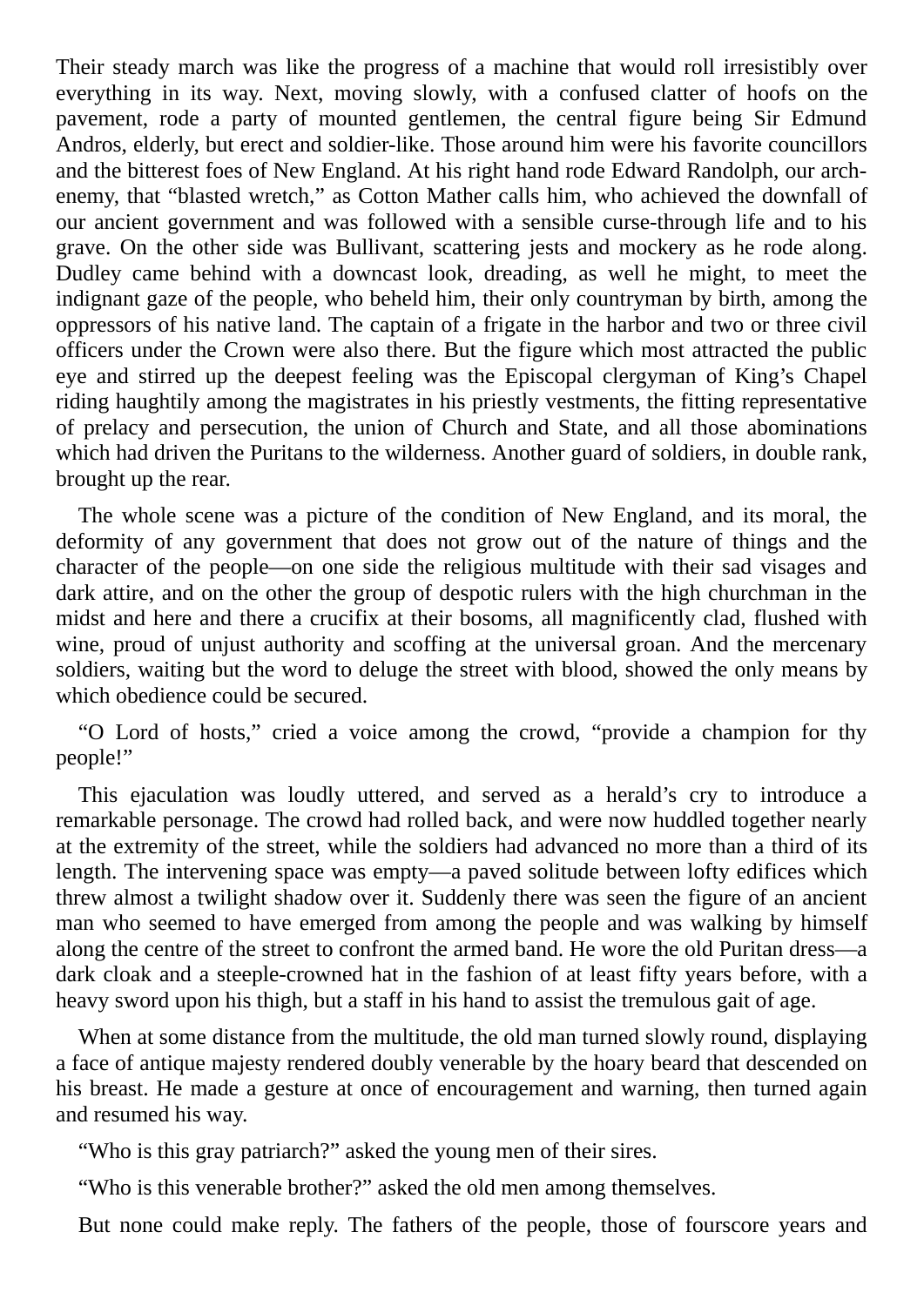Their steady march was like the progress of a machine that would roll irresistibly over everything in its way. Next, moving slowly, with a confused clatter of hoofs on the pavement, rode a party of mounted gentlemen, the central figure being Sir Edmund Andros, elderly, but erect and soldier-like. Those around him were his favorite councillors and the bitterest foes of New England. At his right hand rode Edward Randolph, our arch-enemy, that "blasted wretch," as Cotton Mather calls him, who achieved the downfall of our ancient government and was followed with a sensible curse-through life and to his grave. On the other side was Bullivant, scattering jests and mockery as he rode along. Dudley came behind with a downcast look, dreading, as well he might, to meet the indignant gaze of the people, who beheld him, their only countryman by birth, among the oppressors of his native land. The captain of a frigate in the harbor and two or three civil officers under the Crown were also there. But the figure which most attracted the public eye and stirred up the deepest feeling was the Episcopal clergyman of King's Chapel riding haughtily among the magistrates in his priestly vestments, the fitting representative of prelacy and persecution, the union of Church and State, and all those abominations which had driven the Puritans to the wilderness. Another guard of soldiers, in double rank, brought up the rear.

The whole scene was a picture of the condition of New England, and its moral, the deformity of any government that does not grow out of the nature of things and the character of the people—on one side the religious multitude with their sad visages and dark attire, and on the other the group of despotic rulers with the high churchman in the midst and here and there a crucifix at their bosoms, all magnificently clad, flushed with wine, proud of unjust authority and scoffing at the universal groan. And the mercenary soldiers, waiting but the word to deluge the street with blood, showed the only means by which obedience could be secured.

"O Lord of hosts," cried a voice among the crowd, "provide a champion for thy people!"

This ejaculation was loudly uttered, and served as a herald's cry to introduce a remarkable personage. The crowd had rolled back, and were now huddled together nearly at the extremity of the street, while the soldiers had advanced no more than a third of its length. The intervening space was empty—a paved solitude between lofty edifices which threw almost a twilight shadow over it. Suddenly there was seen the figure of an ancient man who seemed to have emerged from among the people and was walking by himself along the centre of the street to confront the armed band. He wore the old Puritan dress—a dark cloak and a steeple-crowned hat in the fashion of at least fifty years before, with a heavy sword upon his thigh, but a staff in his hand to assist the tremulous gait of age.

When at some distance from the multitude, the old man turned slowly round, displaying a face of antique majesty rendered doubly venerable by the hoary beard that descended on his breast. He made a gesture at once of encouragement and warning, then turned again and resumed his way.

"Who is this gray patriarch?" asked the young men of their sires.

"Who is this venerable brother?" asked the old men among themselves.

But none could make reply. The fathers of the people, those of fourscore years and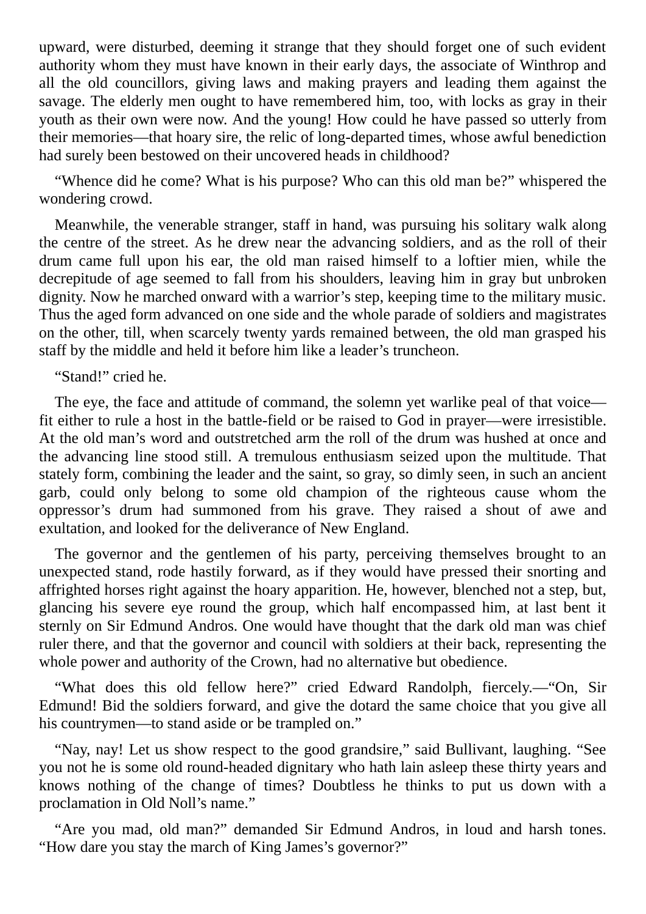upward, were disturbed, deeming it strange that they should forget one of such evident authority whom they must have known in their early days, the associate of Winthrop and all the old councillors, giving laws and making prayers and leading them against the savage. The elderly men ought to have remembered him, too, with locks as gray in their youth as their own were now. And the young! How could he have passed so utterly from their memories—that hoary sire, the relic of long-departed times, whose awful benediction had surely been bestowed on their uncovered heads in childhood?

"Whence did he come? What is his purpose? Who can this old man be?" whispered the wondering crowd.

Meanwhile, the venerable stranger, staff in hand, was pursuing his solitary walk along the centre of the street. As he drew near the advancing soldiers, and as the roll of their drum came full upon his ear, the old man raised himself to a loftier mien, while the decrepitude of age seemed to fall from his shoulders, leaving him in gray but unbroken dignity. Now he marched onward with a warrior's step, keeping time to the military music. Thus the aged form advanced on one side and the whole parade of soldiers and magistrates on the other, till, when scarcely twenty yards remained between, the old man grasped his staff by the middle and held it before him like a leader's truncheon.

"Stand!" cried he.

The eye, the face and attitude of command, the solemn yet warlike peal of that voice—fit either to rule a host in the battle-field or be raised to God in prayer—were irresistible. At the old man's word and outstretched arm the roll of the drum was hushed at once and the advancing line stood still. A tremulous enthusiasm seized upon the multitude. That stately form, combining the leader and the saint, so gray, so dimly seen, in such an ancient garb, could only belong to some old champion of the righteous cause whom the oppressor's drum had summoned from his grave. They raised a shout of awe and exultation, and looked for the deliverance of New England.

The governor and the gentlemen of his party, perceiving themselves brought to an unexpected stand, rode hastily forward, as if they would have pressed their snorting and affrighted horses right against the hoary apparition. He, however, blenched not a step, but, glancing his severe eye round the group, which half encompassed him, at last bent it sternly on Sir Edmund Andros. One would have thought that the dark old man was chief ruler there, and that the governor and council with soldiers at their back, representing the whole power and authority of the Crown, had no alternative but obedience.

"What does this old fellow here?" cried Edward Randolph, fiercely.—"On, Sir Edmund! Bid the soldiers forward, and give the dotard the same choice that you give all his countrymen—to stand aside or be trampled on."

"Nay, nay! Let us show respect to the good grandsire," said Bullivant, laughing. "See you not he is some old round-headed dignitary who hath lain asleep these thirty years and knows nothing of the change of times? Doubtless he thinks to put us down with a proclamation in Old Noll's name."

"Are you mad, old man?" demanded Sir Edmund Andros, in loud and harsh tones. "How dare you stay the march of King James's governor?"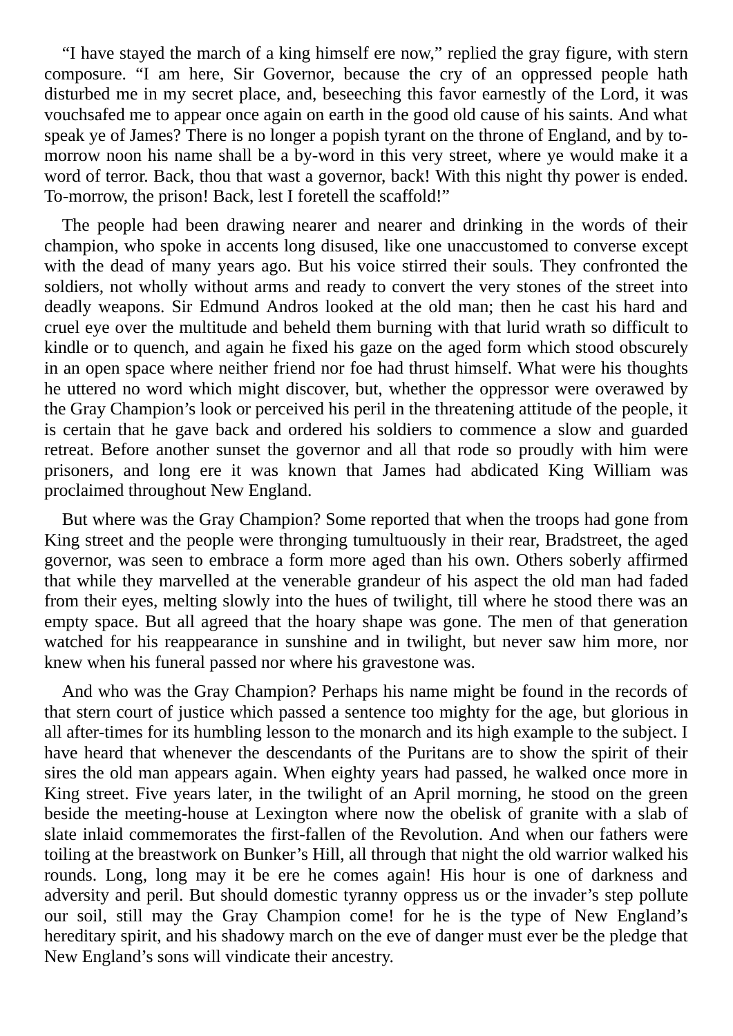"I have stayed the march of a king himself ere now," replied the gray figure, with stern composure. "I am here, Sir Governor, because the cry of an oppressed people hath disturbed me in my secret place, and, beseeching this favor earnestly of the Lord, it was vouchsafed me to appear once again on earth in the good old cause of his saints. And what speak ye of James? There is no longer a popish tyrant on the throne of England, and by to-morrow noon his name shall be a by-word in this very street, where ye would make it a word of terror. Back, thou that wast a governor, back! With this night thy power is ended. To-morrow, the prison! Back, lest I foretell the scaffold!"

The people had been drawing nearer and nearer and drinking in the words of their champion, who spoke in accents long disused, like one unaccustomed to converse except with the dead of many years ago. But his voice stirred their souls. They confronted the soldiers, not wholly without arms and ready to convert the very stones of the street into deadly weapons. Sir Edmund Andros looked at the old man; then he cast his hard and cruel eye over the multitude and beheld them burning with that lurid wrath so difficult to kindle or to quench, and again he fixed his gaze on the aged form which stood obscurely in an open space where neither friend nor foe had thrust himself. What were his thoughts he uttered no word which might discover, but, whether the oppressor were overawed by the Gray Champion's look or perceived his peril in the threatening attitude of the people, it is certain that he gave back and ordered his soldiers to commence a slow and guarded retreat. Before another sunset the governor and all that rode so proudly with him were prisoners, and long ere it was known that James had abdicated King William was proclaimed throughout New England.

But where was the Gray Champion? Some reported that when the troops had gone from King street and the people were thronging tumultuously in their rear, Bradstreet, the aged governor, was seen to embrace a form more aged than his own. Others soberly affirmed that while they marvelled at the venerable grandeur of his aspect the old man had faded from their eyes, melting slowly into the hues of twilight, till where he stood there was an empty space. But all agreed that the hoary shape was gone. The men of that generation watched for his reappearance in sunshine and in twilight, but never saw him more, nor knew when his funeral passed nor where his gravestone was.

And who was the Gray Champion? Perhaps his name might be found in the records of that stern court of justice which passed a sentence too mighty for the age, but glorious in all after-times for its humbling lesson to the monarch and its high example to the subject. I have heard that whenever the descendants of the Puritans are to show the spirit of their sires the old man appears again. When eighty years had passed, he walked once more in King street. Five years later, in the twilight of an April morning, he stood on the green beside the meeting-house at Lexington where now the obelisk of granite with a slab of slate inlaid commemorates the first-fallen of the Revolution. And when our fathers were toiling at the breastwork on Bunker's Hill, all through that night the old warrior walked his rounds. Long, long may it be ere he comes again! His hour is one of darkness and adversity and peril. But should domestic tyranny oppress us or the invader's step pollute our soil, still may the Gray Champion come! for he is the type of New England's hereditary spirit, and his shadowy march on the eve of danger must ever be the pledge that New England's sons will vindicate their ancestry.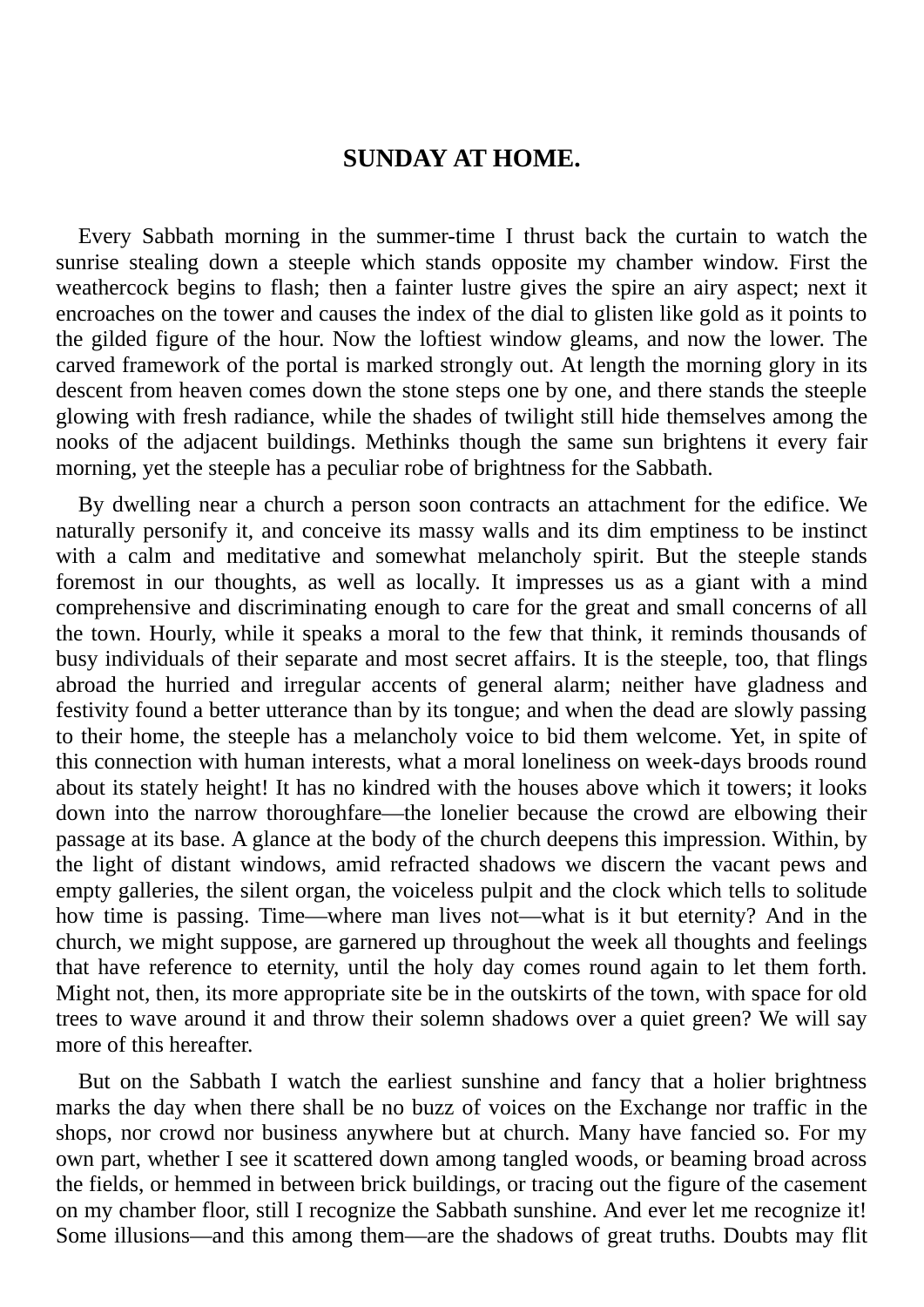## SUNDAY AT HOME.

Every Sabbath morning in the summer-time I thrust back the curtain to watch the sunrise stealing down a steeple which stands opposite my chamber window. First the weathercock begins to flash; then a fainter lustre gives the spire an airy aspect; next it encroaches on the tower and causes the index of the dial to glisten like gold as it points to the gilded figure of the hour. Now the loftiest window gleams, and now the lower. The carved framework of the portal is marked strongly out. At length the morning glory in its descent from heaven comes down the stone steps one by one, and there stands the steeple glowing with fresh radiance, while the shades of twilight still hide themselves among the nooks of the adjacent buildings. Methinks though the same sun brightens it every fair morning, yet the steeple has a peculiar robe of brightness for the Sabbath.

By dwelling near a church a person soon contracts an attachment for the edifice. We naturally personify it, and conceive its massy walls and its dim emptiness to be instinct with a calm and meditative and somewhat melancholy spirit. But the steeple stands foremost in our thoughts, as well as locally. It impresses us as a giant with a mind comprehensive and discriminating enough to care for the great and small concerns of all the town. Hourly, while it speaks a moral to the few that think, it reminds thousands of busy individuals of their separate and most secret affairs. It is the steeple, too, that flings abroad the hurried and irregular accents of general alarm; neither have gladness and festivity found a better utterance than by its tongue; and when the dead are slowly passing to their home, the steeple has a melancholy voice to bid them welcome. Yet, in spite of this connection with human interests, what a moral loneliness on week-days broods round about its stately height! It has no kindred with the houses above which it towers; it looks down into the narrow thoroughfare—the lonelier because the crowd are elbowing their passage at its base. A glance at the body of the church deepens this impression. Within, by the light of distant windows, amid refracted shadows we discern the vacant pews and empty galleries, the silent organ, the voiceless pulpit and the clock which tells to solitude how time is passing. Time—where man lives not—what is it but eternity? And in the church, we might suppose, are garnered up throughout the week all thoughts and feelings that have reference to eternity, until the holy day comes round again to let them forth. Might not, then, its more appropriate site be in the outskirts of the town, with space for old trees to wave around it and throw their solemn shadows over a quiet green? We will say more of this hereafter.

But on the Sabbath I watch the earliest sunshine and fancy that a holier brightness marks the day when there shall be no buzz of voices on the Exchange nor traffic in the shops, nor crowd nor business anywhere but at church. Many have fancied so. For my own part, whether I see it scattered down among tangled woods, or beaming broad across the fields, or hemmed in between brick buildings, or tracing out the figure of the casement on my chamber floor, still I recognize the Sabbath sunshine. And ever let me recognize it! Some illusions—and this among them—are the shadows of great truths. Doubts may flit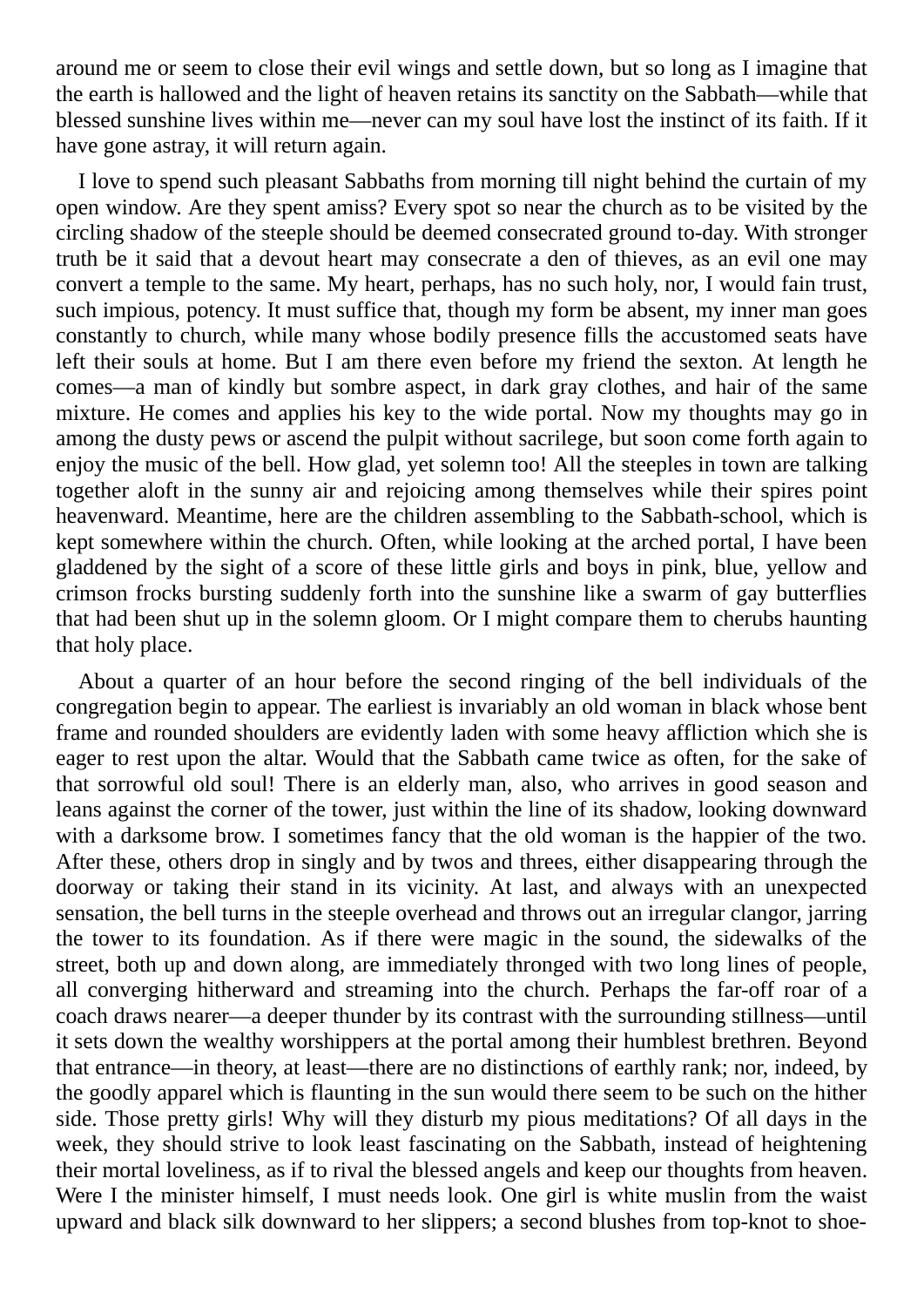around me or seem to close their evil wings and settle down, but so long as I imagine that the earth is hallowed and the light of heaven retains its sanctity on the Sabbath—while that blessed sunshine lives within me—never can my soul have lost the instinct of its faith. If it have gone astray, it will return again.

I love to spend such pleasant Sabbaths from morning till night behind the curtain of my open window. Are they spent amiss? Every spot so near the church as to be visited by the circling shadow of the steeple should be deemed consecrated ground to-day. With stronger truth be it said that a devout heart may consecrate a den of thieves, as an evil one may convert a temple to the same. My heart, perhaps, has no such holy, nor, I would fain trust, such impious, potency. It must suffice that, though my form be absent, my inner man goes constantly to church, while many whose bodily presence fills the accustomed seats have left their souls at home. But I am there even before my friend the sexton. At length he comes—a man of kindly but sombre aspect, in dark gray clothes, and hair of the same mixture. He comes and applies his key to the wide portal. Now my thoughts may go in among the dusty pews or ascend the pulpit without sacrilege, but soon come forth again to enjoy the music of the bell. How glad, yet solemn too! All the steeples in town are talking together aloft in the sunny air and rejoicing among themselves while their spires point heavenward. Meantime, here are the children assembling to the Sabbath-school, which is kept somewhere within the church. Often, while looking at the arched portal, I have been gladdened by the sight of a score of these little girls and boys in pink, blue, yellow and crimson frocks bursting suddenly forth into the sunshine like a swarm of gay butterflies that had been shut up in the solemn gloom. Or I might compare them to cherubs haunting that holy place.

About a quarter of an hour before the second ringing of the bell individuals of the congregation begin to appear. The earliest is invariably an old woman in black whose bent frame and rounded shoulders are evidently laden with some heavy affliction which she is eager to rest upon the altar. Would that the Sabbath came twice as often, for the sake of that sorrowful old soul! There is an elderly man, also, who arrives in good season and leans against the corner of the tower, just within the line of its shadow, looking downward with a darksome brow. I sometimes fancy that the old woman is the happier of the two. After these, others drop in singly and by twos and threes, either disappearing through the doorway or taking their stand in its vicinity. At last, and always with an unexpected sensation, the bell turns in the steeple overhead and throws out an irregular clangor, jarring the tower to its foundation. As if there were magic in the sound, the sidewalks of the street, both up and down along, are immediately thronged with two long lines of people, all converging hitherward and streaming into the church. Perhaps the far-off roar of a coach draws nearer—a deeper thunder by its contrast with the surrounding stillness—until it sets down the wealthy worshippers at the portal among their humblest brethren. Beyond that entrance—in theory, at least—there are no distinctions of earthly rank; nor, indeed, by the goodly apparel which is flaunting in the sun would there seem to be such on the hither side. Those pretty girls! Why will they disturb my pious meditations? Of all days in the week, they should strive to look least fascinating on the Sabbath, instead of heightening their mortal loveliness, as if to rival the blessed angels and keep our thoughts from heaven. Were I the minister himself, I must needs look. One girl is white muslin from the waist upward and black silk downward to her slippers; a second blushes from top-knot to shoe-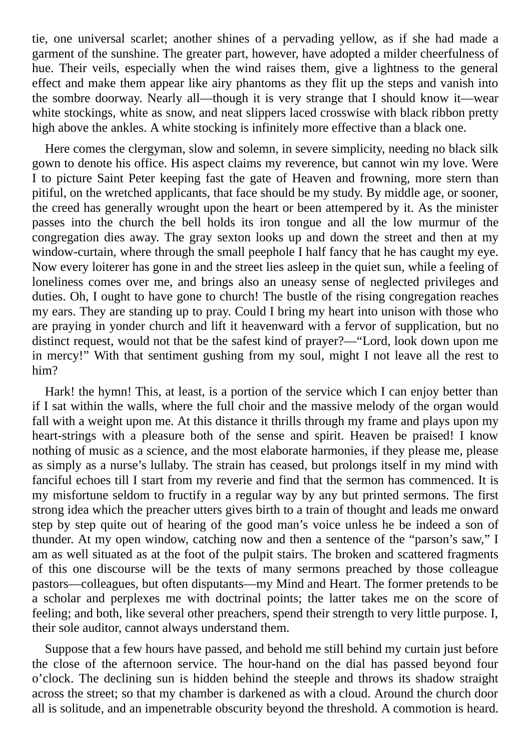tie, one universal scarlet; another shines of a pervading yellow, as if she had made a garment of the sunshine. The greater part, however, have adopted a milder cheerfulness of hue. Their veils, especially when the wind raises them, give a lightness to the general effect and make them appear like airy phantoms as they flit up the steps and vanish into the sombre doorway. Nearly all—though it is very strange that I should know it—wear white stockings, white as snow, and neat slippers laced crosswise with black ribbon pretty high above the ankles. A white stocking is infinitely more effective than a black one.

Here comes the clergyman, slow and solemn, in severe simplicity, needing no black silk gown to denote his office. His aspect claims my reverence, but cannot win my love. Were I to picture Saint Peter keeping fast the gate of Heaven and frowning, more stern than pitiful, on the wretched applicants, that face should be my study. By middle age, or sooner, the creed has generally wrought upon the heart or been attempered by it. As the minister passes into the church the bell holds its iron tongue and all the low murmur of the congregation dies away. The gray sexton looks up and down the street and then at my window-curtain, where through the small peephole I half fancy that he has caught my eye. Now every loiterer has gone in and the street lies asleep in the quiet sun, while a feeling of loneliness comes over me, and brings also an uneasy sense of neglected privileges and duties. Oh, I ought to have gone to church! The bustle of the rising congregation reaches my ears. They are standing up to pray. Could I bring my heart into unison with those who are praying in yonder church and lift it heavenward with a fervor of supplication, but no distinct request, would not that be the safest kind of prayer?—"Lord, look down upon me in mercy!" With that sentiment gushing from my soul, might I not leave all the rest to him?

Hark! the hymn! This, at least, is a portion of the service which I can enjoy better than if I sat within the walls, where the full choir and the massive melody of the organ would fall with a weight upon me. At this distance it thrills through my frame and plays upon my heart-strings with a pleasure both of the sense and spirit. Heaven be praised! I know nothing of music as a science, and the most elaborate harmonies, if they please me, please as simply as a nurse's lullaby. The strain has ceased, but prolongs itself in my mind with fanciful echoes till I start from my reverie and find that the sermon has commenced. It is my misfortune seldom to fructify in a regular way by any but printed sermons. The first strong idea which the preacher utters gives birth to a train of thought and leads me onward step by step quite out of hearing of the good man's voice unless he be indeed a son of thunder. At my open window, catching now and then a sentence of the "parson's saw," I am as well situated as at the foot of the pulpit stairs. The broken and scattered fragments of this one discourse will be the texts of many sermons preached by those colleague pastors—colleagues, but often disputants—my Mind and Heart. The former pretends to be a scholar and perplexes me with doctrinal points; the latter takes me on the score of feeling; and both, like several other preachers, spend their strength to very little purpose. I, their sole auditor, cannot always understand them.

Suppose that a few hours have passed, and behold me still behind my curtain just before the close of the afternoon service. The hour-hand on the dial has passed beyond four o'clock. The declining sun is hidden behind the steeple and throws its shadow straight across the street; so that my chamber is darkened as with a cloud. Around the church door all is solitude, and an impenetrable obscurity beyond the threshold. A commotion is heard.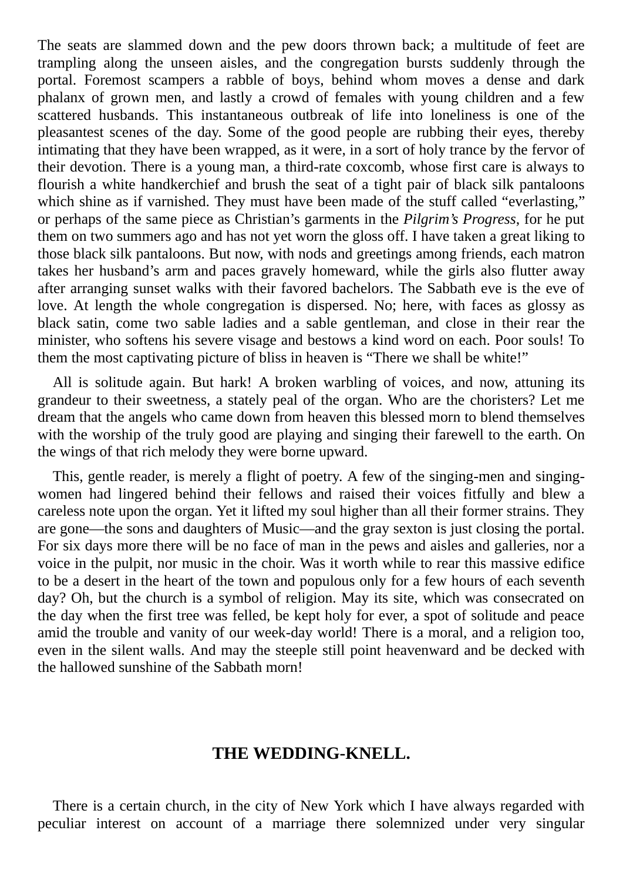The seats are slammed down and the pew doors thrown back; a multitude of feet are trampling along the unseen aisles, and the congregation bursts suddenly through the portal. Foremost scampers a rabble of boys, behind whom moves a dense and dark phalanx of grown men, and lastly a crowd of females with young children and a few scattered husbands. This instantaneous outbreak of life into loneliness is one of the pleasantest scenes of the day. Some of the good people are rubbing their eyes, thereby intimating that they have been wrapped, as it were, in a sort of holy trance by the fervor of their devotion. There is a young man, a third-rate coxcomb, whose first care is always to flourish a white handkerchief and brush the seat of a tight pair of black silk pantaloons which shine as if varnished. They must have been made of the stuff called "everlasting," or perhaps of the same piece as Christian's garments in the *Pilgrim's Progress*, for he put them on two summers ago and has not yet worn the gloss off. I have taken a great liking to those black silk pantaloons. But now, with nods and greetings among friends, each matron takes her husband's arm and paces gravely homeward, while the girls also flutter away after arranging sunset walks with their favored bachelors. The Sabbath eve is the eve of love. At length the whole congregation is dispersed. No; here, with faces as glossy as black satin, come two sable ladies and a sable gentleman, and close in their rear the minister, who softens his severe visage and bestows a kind word on each. Poor souls! To them the most captivating picture of bliss in heaven is "There we shall be white!"

All is solitude again. But hark! A broken warbling of voices, and now, attuning its grandeur to their sweetness, a stately peal of the organ. Who are the choristers? Let me dream that the angels who came down from heaven this blessed morn to blend themselves with the worship of the truly good are playing and singing their farewell to the earth. On the wings of that rich melody they were borne upward.

This, gentle reader, is merely a flight of poetry. A few of the singing-men and singing-women had lingered behind their fellows and raised their voices fitfully and blew a careless note upon the organ. Yet it lifted my soul higher than all their former strains. They are gone—the sons and daughters of Music—and the gray sexton is just closing the portal. For six days more there will be no face of man in the pews and aisles and galleries, nor a voice in the pulpit, nor music in the choir. Was it worth while to rear this massive edifice to be a desert in the heart of the town and populous only for a few hours of each seventh day? Oh, but the church is a symbol of religion. May its site, which was consecrated on the day when the first tree was felled, be kept holy for ever, a spot of solitude and peace amid the trouble and vanity of our week-day world! There is a moral, and a religion too, even in the silent walls. And may the steeple still point heavenward and be decked with the hallowed sunshine of the Sabbath morn!

## THE WEDDING-KNELL.

There is a certain church, in the city of New York which I have always regarded with peculiar interest on account of a marriage there solemnized under very singular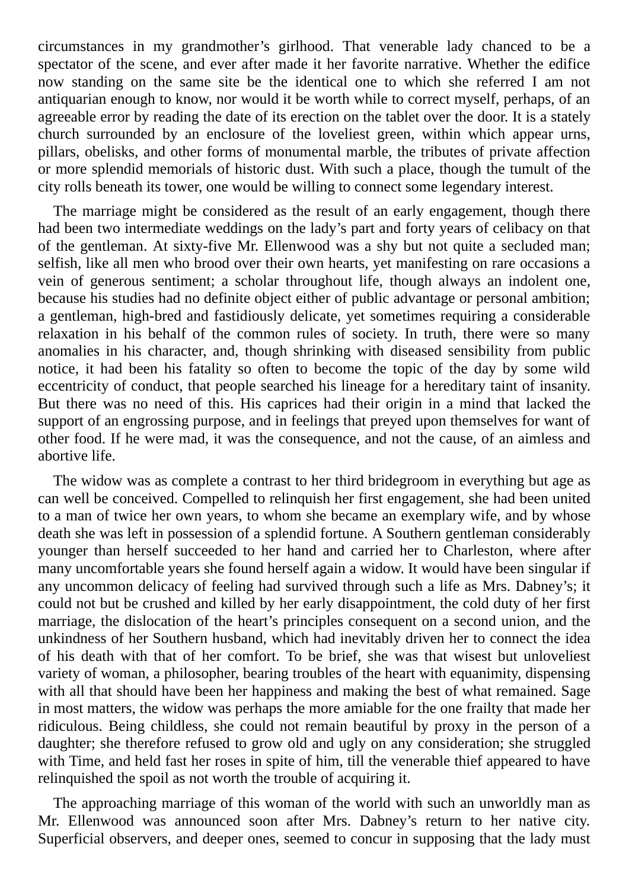circumstances in my grandmother's girlhood. That venerable lady chanced to be a spectator of the scene, and ever after made it her favorite narrative. Whether the edifice now standing on the same site be the identical one to which she referred I am not antiquarian enough to know, nor would it be worth while to correct myself, perhaps, of an agreeable error by reading the date of its erection on the tablet over the door. It is a stately church surrounded by an enclosure of the loveliest green, within which appear urns, pillars, obelisks, and other forms of monumental marble, the tributes of private affection or more splendid memorials of historic dust. With such a place, though the tumult of the city rolls beneath its tower, one would be willing to connect some legendary interest.

The marriage might be considered as the result of an early engagement, though there had been two intermediate weddings on the lady's part and forty years of celibacy on that of the gentleman. At sixty-five Mr. Ellenwood was a shy but not quite a secluded man; selfish, like all men who brood over their own hearts, yet manifesting on rare occasions a vein of generous sentiment; a scholar throughout life, though always an indolent one, because his studies had no definite object either of public advantage or personal ambition; a gentleman, high-bred and fastidiously delicate, yet sometimes requiring a considerable relaxation in his behalf of the common rules of society. In truth, there were so many anomalies in his character, and, though shrinking with diseased sensibility from public notice, it had been his fatality so often to become the topic of the day by some wild eccentricity of conduct, that people searched his lineage for a hereditary taint of insanity. But there was no need of this. His caprices had their origin in a mind that lacked the support of an engrossing purpose, and in feelings that preyed upon themselves for want of other food. If he were mad, it was the consequence, and not the cause, of an aimless and abortive life.

The widow was as complete a contrast to her third bridegroom in everything but age as can well be conceived. Compelled to relinquish her first engagement, she had been united to a man of twice her own years, to whom she became an exemplary wife, and by whose death she was left in possession of a splendid fortune. A Southern gentleman considerably younger than herself succeeded to her hand and carried her to Charleston, where after many uncomfortable years she found herself again a widow. It would have been singular if any uncommon delicacy of feeling had survived through such a life as Mrs. Dabney's; it could not but be crushed and killed by her early disappointment, the cold duty of her first marriage, the dislocation of the heart's principles consequent on a second union, and the unkindness of her Southern husband, which had inevitably driven her to connect the idea of his death with that of her comfort. To be brief, she was that wisest but unloveliest variety of woman, a philosopher, bearing troubles of the heart with equanimity, dispensing with all that should have been her happiness and making the best of what remained. Sage in most matters, the widow was perhaps the more amiable for the one frailty that made her ridiculous. Being childless, she could not remain beautiful by proxy in the person of a daughter; she therefore refused to grow old and ugly on any consideration; she struggled with Time, and held fast her roses in spite of him, till the venerable thief appeared to have relinquished the spoil as not worth the trouble of acquiring it.

The approaching marriage of this woman of the world with such an unworldly man as Mr. Ellenwood was announced soon after Mrs. Dabney's return to her native city. Superficial observers, and deeper ones, seemed to concur in supposing that the lady must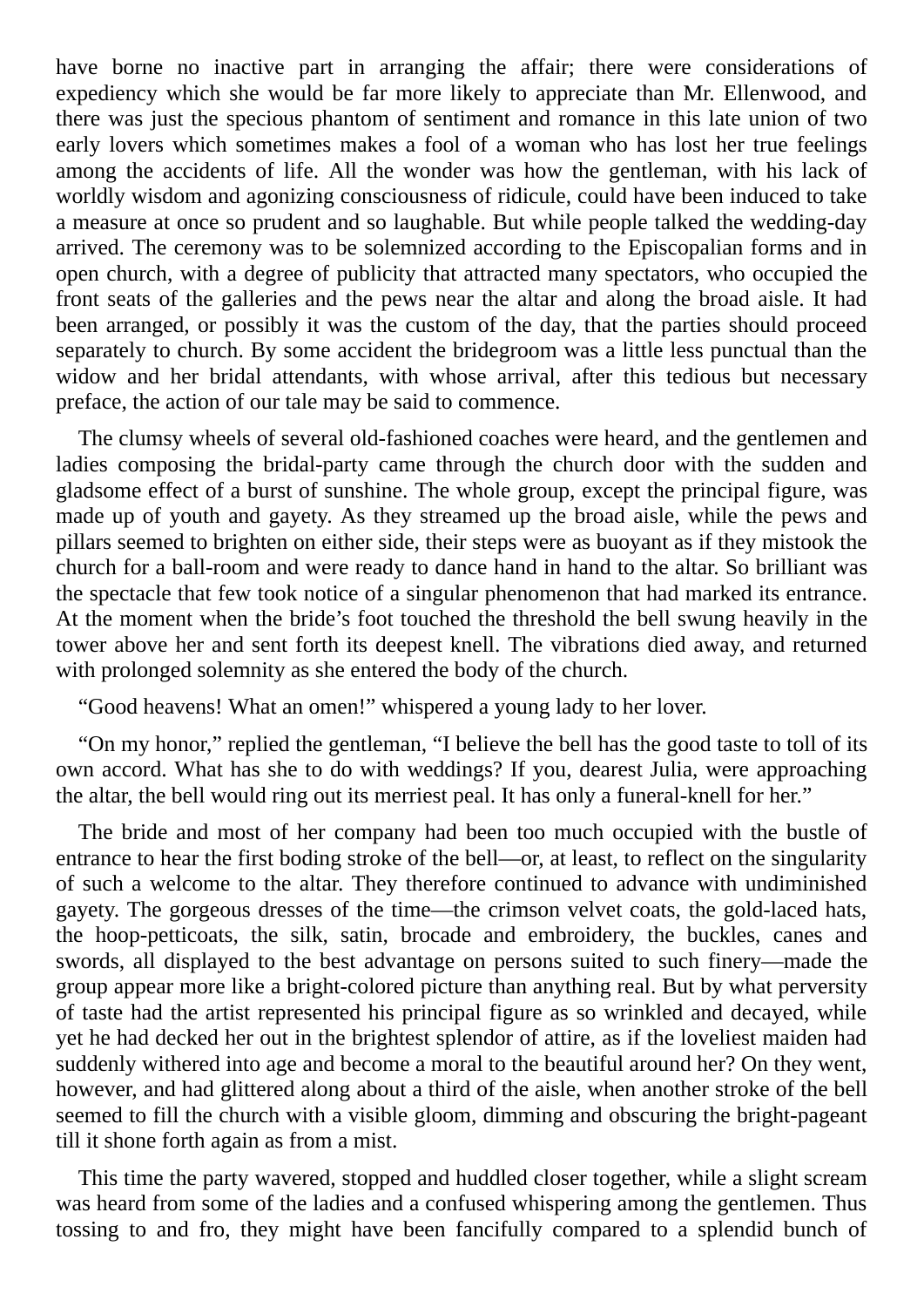have borne no inactive part in arranging the affair; there were considerations of expediency which she would be far more likely to appreciate than Mr. Ellenwood, and there was just the specious phantom of sentiment and romance in this late union of two early lovers which sometimes makes a fool of a woman who has lost her true feelings among the accidents of life. All the wonder was how the gentleman, with his lack of worldly wisdom and agonizing consciousness of ridicule, could have been induced to take a measure at once so prudent and so laughable. But while people talked the wedding-day arrived. The ceremony was to be solemnized according to the Episcopalian forms and in open church, with a degree of publicity that attracted many spectators, who occupied the front seats of the galleries and the pews near the altar and along the broad aisle. It had been arranged, or possibly it was the custom of the day, that the parties should proceed separately to church. By some accident the bridegroom was a little less punctual than the widow and her bridal attendants, with whose arrival, after this tedious but necessary preface, the action of our tale may be said to commence.

The clumsy wheels of several old-fashioned coaches were heard, and the gentlemen and ladies composing the bridal-party came through the church door with the sudden and gladsome effect of a burst of sunshine. The whole group, except the principal figure, was made up of youth and gayety. As they streamed up the broad aisle, while the pews and pillars seemed to brighten on either side, their steps were as buoyant as if they mistook the church for a ball-room and were ready to dance hand in hand to the altar. So brilliant was the spectacle that few took notice of a singular phenomenon that had marked its entrance. At the moment when the bride's foot touched the threshold the bell swung heavily in the tower above her and sent forth its deepest knell. The vibrations died away, and returned with prolonged solemnity as she entered the body of the church.

"Good heavens! What an omen!" whispered a young lady to her lover.

"On my honor," replied the gentleman, "I believe the bell has the good taste to toll of its own accord. What has she to do with weddings? If you, dearest Julia, were approaching the altar, the bell would ring out its merriest peal. It has only a funeral-knell for her."

The bride and most of her company had been too much occupied with the bustle of entrance to hear the first boding stroke of the bell—or, at least, to reflect on the singularity of such a welcome to the altar. They therefore continued to advance with undiminished gayety. The gorgeous dresses of the time—the crimson velvet coats, the gold-laced hats, the hoop-petticoats, the silk, satin, brocade and embroidery, the buckles, canes and swords, all displayed to the best advantage on persons suited to such finery—made the group appear more like a bright-colored picture than anything real. But by what perversity of taste had the artist represented his principal figure as so wrinkled and decayed, while yet he had decked her out in the brightest splendor of attire, as if the loveliest maiden had suddenly withered into age and become a moral to the beautiful around her? On they went, however, and had glittered along about a third of the aisle, when another stroke of the bell seemed to fill the church with a visible gloom, dimming and obscuring the bright-pageant till it shone forth again as from a mist.

This time the party wavered, stopped and huddled closer together, while a slight scream was heard from some of the ladies and a confused whispering among the gentlemen. Thus tossing to and fro, they might have been fancifully compared to a splendid bunch of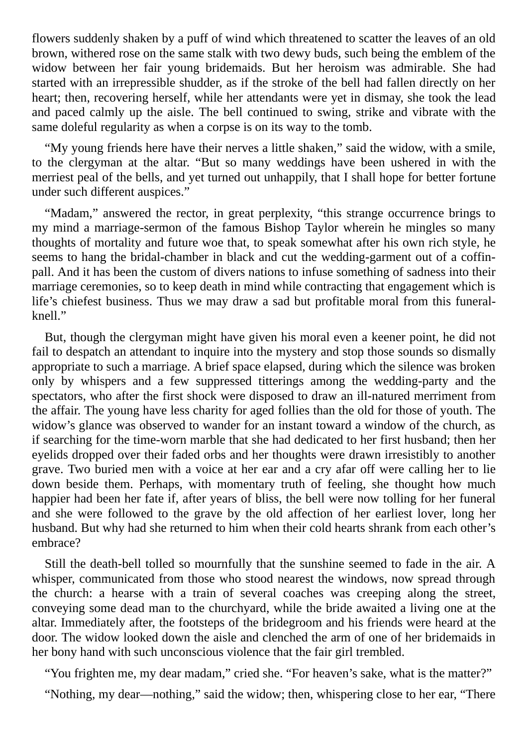flowers suddenly shaken by a puff of wind which threatened to scatter the leaves of an old brown, withered rose on the same stalk with two dewy buds, such being the emblem of the widow between her fair young bridemaids. But her heroism was admirable. She had started with an irrepressible shudder, as if the stroke of the bell had fallen directly on her heart; then, recovering herself, while her attendants were yet in dismay, she took the lead and paced calmly up the aisle. The bell continued to swing, strike and vibrate with the same doleful regularity as when a corpse is on its way to the tomb.

"My young friends here have their nerves a little shaken," said the widow, with a smile, to the clergyman at the altar. "But so many weddings have been ushered in with the merriest peal of the bells, and yet turned out unhappily, that I shall hope for better fortune under such different auspices."

"Madam," answered the rector, in great perplexity, "this strange occurrence brings to my mind a marriage-sermon of the famous Bishop Taylor wherein he mingles so many thoughts of mortality and future woe that, to speak somewhat after his own rich style, he seems to hang the bridal-chamber in black and cut the wedding-garment out of a coffin-pall. And it has been the custom of divers nations to infuse something of sadness into their marriage ceremonies, so to keep death in mind while contracting that engagement which is life's chiefest business. Thus we may draw a sad but profitable moral from this funeral-knell."

But, though the clergyman might have given his moral even a keener point, he did not fail to despatch an attendant to inquire into the mystery and stop those sounds so dismally appropriate to such a marriage. A brief space elapsed, during which the silence was broken only by whispers and a few suppressed titterings among the wedding-party and the spectators, who after the first shock were disposed to draw an ill-natured merriment from the affair. The young have less charity for aged follies than the old for those of youth. The widow's glance was observed to wander for an instant toward a window of the church, as if searching for the time-worn marble that she had dedicated to her first husband; then her eyelids dropped over their faded orbs and her thoughts were drawn irresistibly to another grave. Two buried men with a voice at her ear and a cry afar off were calling her to lie down beside them. Perhaps, with momentary truth of feeling, she thought how much happier had been her fate if, after years of bliss, the bell were now tolling for her funeral and she were followed to the grave by the old affection of her earliest lover, long her husband. But why had she returned to him when their cold hearts shrank from each other's embrace?

Still the death-bell tolled so mournfully that the sunshine seemed to fade in the air. A whisper, communicated from those who stood nearest the windows, now spread through the church: a hearse with a train of several coaches was creeping along the street, conveying some dead man to the churchyard, while the bride awaited a living one at the altar. Immediately after, the footsteps of the bridegroom and his friends were heard at the door. The widow looked down the aisle and clenched the arm of one of her bridemaids in her bony hand with such unconscious violence that the fair girl trembled.

"You frighten me, my dear madam," cried she. "For heaven's sake, what is the matter?"

"Nothing, my dear—nothing," said the widow; then, whispering close to her ear, "There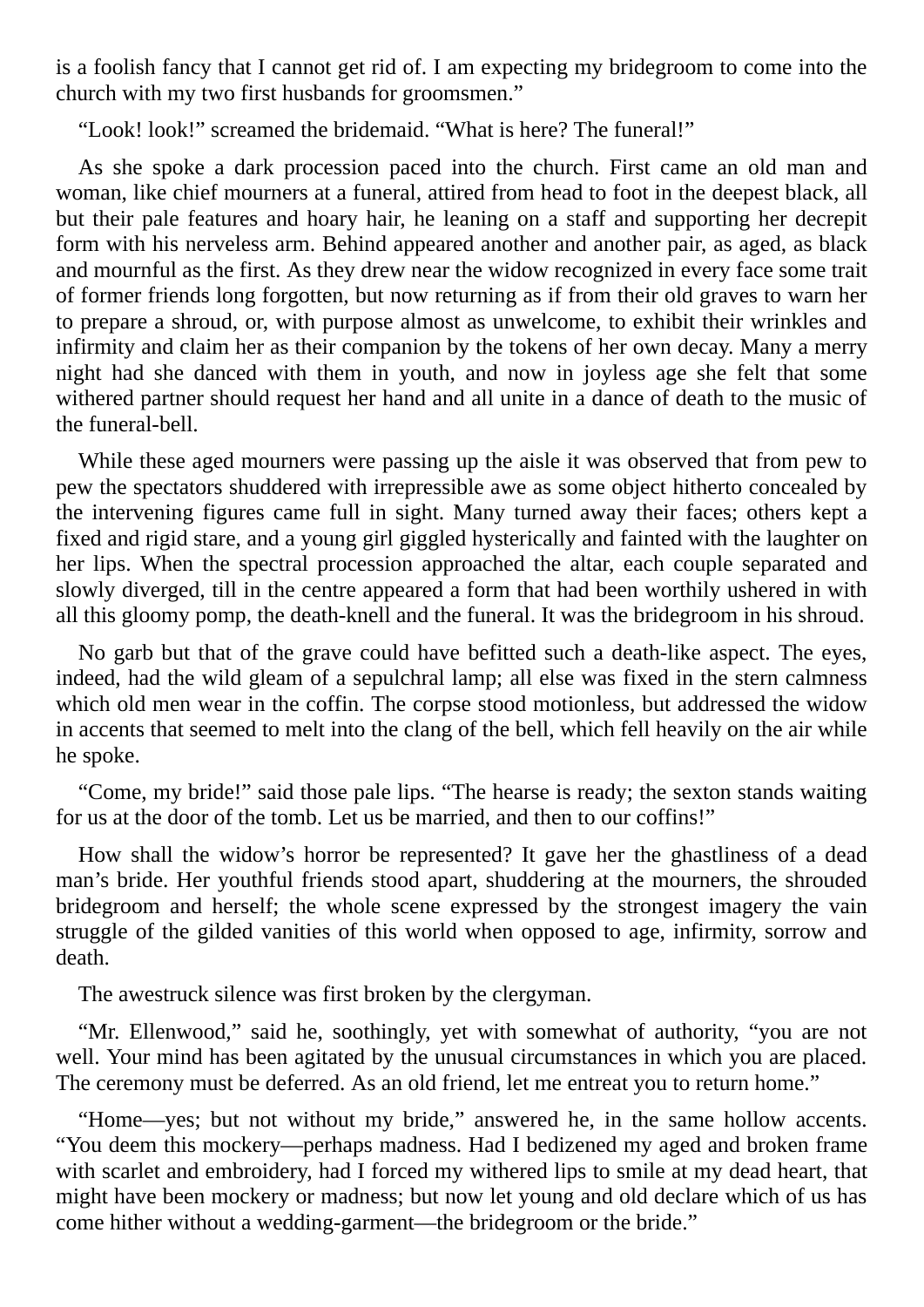is a foolish fancy that I cannot get rid of. I am expecting my bridegroom to come into the church with my two first husbands for groomsmen."

"Look! look!" screamed the bridemaid. "What is here? The funeral!"

As she spoke a dark procession paced into the church. First came an old man and woman, like chief mourners at a funeral, attired from head to foot in the deepest black, all but their pale features and hoary hair, he leaning on a staff and supporting her decrepit form with his nerveless arm. Behind appeared another and another pair, as aged, as black and mournful as the first. As they drew near the widow recognized in every face some trait of former friends long forgotten, but now returning as if from their old graves to warn her to prepare a shroud, or, with purpose almost as unwelcome, to exhibit their wrinkles and infirmity and claim her as their companion by the tokens of her own decay. Many a merry night had she danced with them in youth, and now in joyless age she felt that some withered partner should request her hand and all unite in a dance of death to the music of the funeral-bell.

While these aged mourners were passing up the aisle it was observed that from pew to pew the spectators shuddered with irrepressible awe as some object hitherto concealed by the intervening figures came full in sight. Many turned away their faces; others kept a fixed and rigid stare, and a young girl giggled hysterically and fainted with the laughter on her lips. When the spectral procession approached the altar, each couple separated and slowly diverged, till in the centre appeared a form that had been worthily ushered in with all this gloomy pomp, the death-knell and the funeral. It was the bridegroom in his shroud.

No garb but that of the grave could have befitted such a death-like aspect. The eyes, indeed, had the wild gleam of a sepulchral lamp; all else was fixed in the stern calmness which old men wear in the coffin. The corpse stood motionless, but addressed the widow in accents that seemed to melt into the clang of the bell, which fell heavily on the air while he spoke.

"Come, my bride!" said those pale lips. "The hearse is ready; the sexton stands waiting for us at the door of the tomb. Let us be married, and then to our coffins!"

How shall the widow's horror be represented? It gave her the ghastliness of a dead man's bride. Her youthful friends stood apart, shuddering at the mourners, the shrouded bridegroom and herself; the whole scene expressed by the strongest imagery the vain struggle of the gilded vanities of this world when opposed to age, infirmity, sorrow and death.

The awestruck silence was first broken by the clergyman.

"Mr. Ellenwood," said he, soothingly, yet with somewhat of authority, "you are not well. Your mind has been agitated by the unusual circumstances in which you are placed. The ceremony must be deferred. As an old friend, let me entreat you to return home."

"Home—yes; but not without my bride," answered he, in the same hollow accents. "You deem this mockery—perhaps madness. Had I bedizened my aged and broken frame with scarlet and embroidery, had I forced my withered lips to smile at my dead heart, that might have been mockery or madness; but now let young and old declare which of us has come hither without a wedding-garment—the bridegroom or the bride."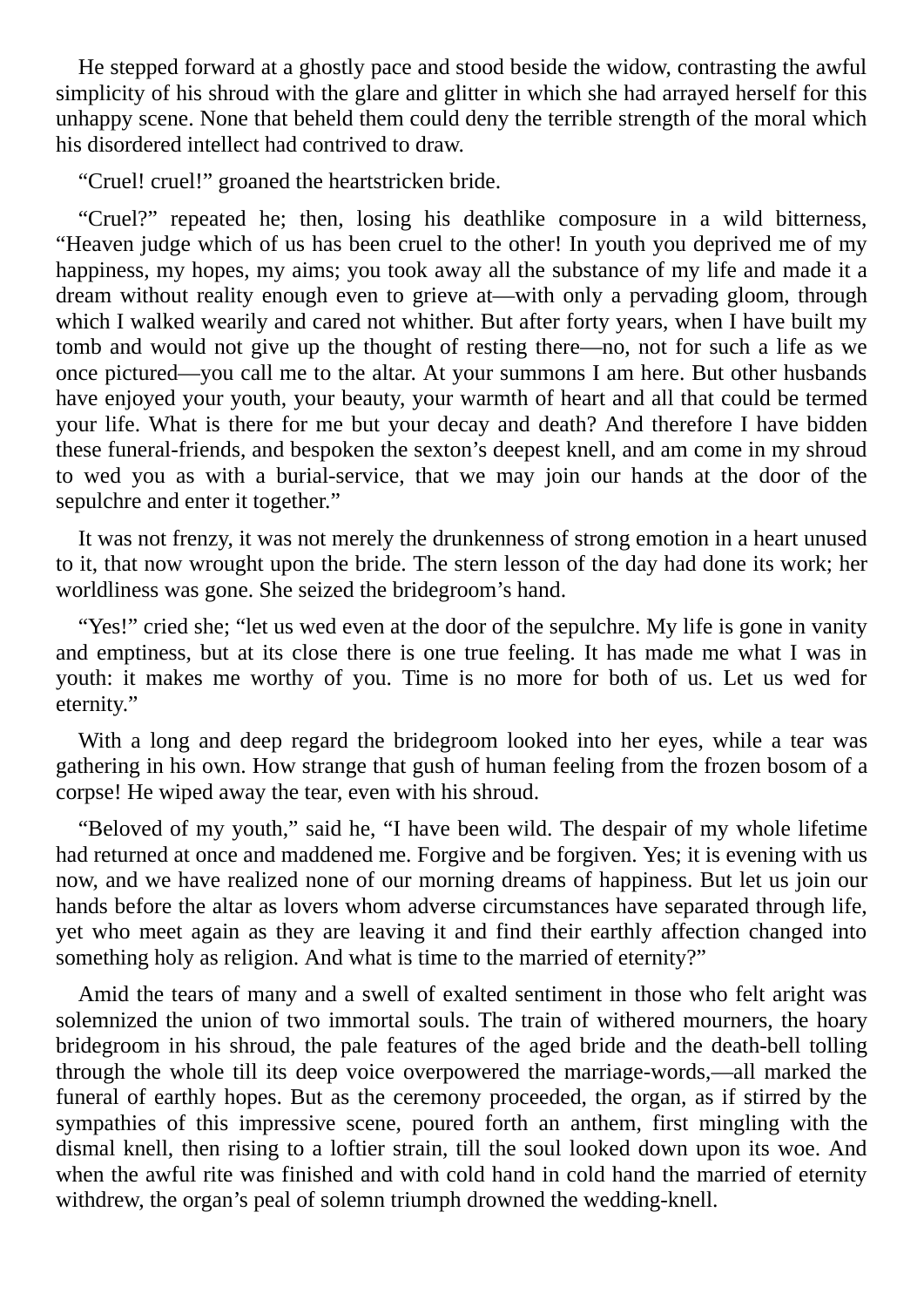He stepped forward at a ghostly pace and stood beside the widow, contrasting the awful simplicity of his shroud with the glare and glitter in which she had arrayed herself for this unhappy scene. None that beheld them could deny the terrible strength of the moral which his disordered intellect had contrived to draw.

"Cruel! cruel!" groaned the heartstricken bride.

"Cruel?" repeated he; then, losing his deathlike composure in a wild bitterness, "Heaven judge which of us has been cruel to the other! In youth you deprived me of my happiness, my hopes, my aims; you took away all the substance of my life and made it a dream without reality enough even to grieve at—with only a pervading gloom, through which I walked wearily and cared not whither. But after forty years, when I have built my tomb and would not give up the thought of resting there—no, not for such a life as we once pictured—you call me to the altar. At your summons I am here. But other husbands have enjoyed your youth, your beauty, your warmth of heart and all that could be termed your life. What is there for me but your decay and death? And therefore I have bidden these funeral-friends, and bespoken the sexton's deepest knell, and am come in my shroud to wed you as with a burial-service, that we may join our hands at the door of the sepulchre and enter it together."

It was not frenzy, it was not merely the drunkenness of strong emotion in a heart unused to it, that now wrought upon the bride. The stern lesson of the day had done its work; her worldliness was gone. She seized the bridegroom's hand.

"Yes!" cried she; "let us wed even at the door of the sepulchre. My life is gone in vanity and emptiness, but at its close there is one true feeling. It has made me what I was in youth: it makes me worthy of you. Time is no more for both of us. Let us wed for eternity."

With a long and deep regard the bridegroom looked into her eyes, while a tear was gathering in his own. How strange that gush of human feeling from the frozen bosom of a corpse! He wiped away the tear, even with his shroud.

"Beloved of my youth," said he, "I have been wild. The despair of my whole lifetime had returned at once and maddened me. Forgive and be forgiven. Yes; it is evening with us now, and we have realized none of our morning dreams of happiness. But let us join our hands before the altar as lovers whom adverse circumstances have separated through life, yet who meet again as they are leaving it and find their earthly affection changed into something holy as religion. And what is time to the married of eternity?"

Amid the tears of many and a swell of exalted sentiment in those who felt aright was solemnized the union of two immortal souls. The train of withered mourners, the hoary bridegroom in his shroud, the pale features of the aged bride and the death-bell tolling through the whole till its deep voice overpowered the marriage-words,—all marked the funeral of earthly hopes. But as the ceremony proceeded, the organ, as if stirred by the sympathies of this impressive scene, poured forth an anthem, first mingling with the dismal knell, then rising to a loftier strain, till the soul looked down upon its woe. And when the awful rite was finished and with cold hand in cold hand the married of eternity withdrew, the organ's peal of solemn triumph drowned the wedding-knell.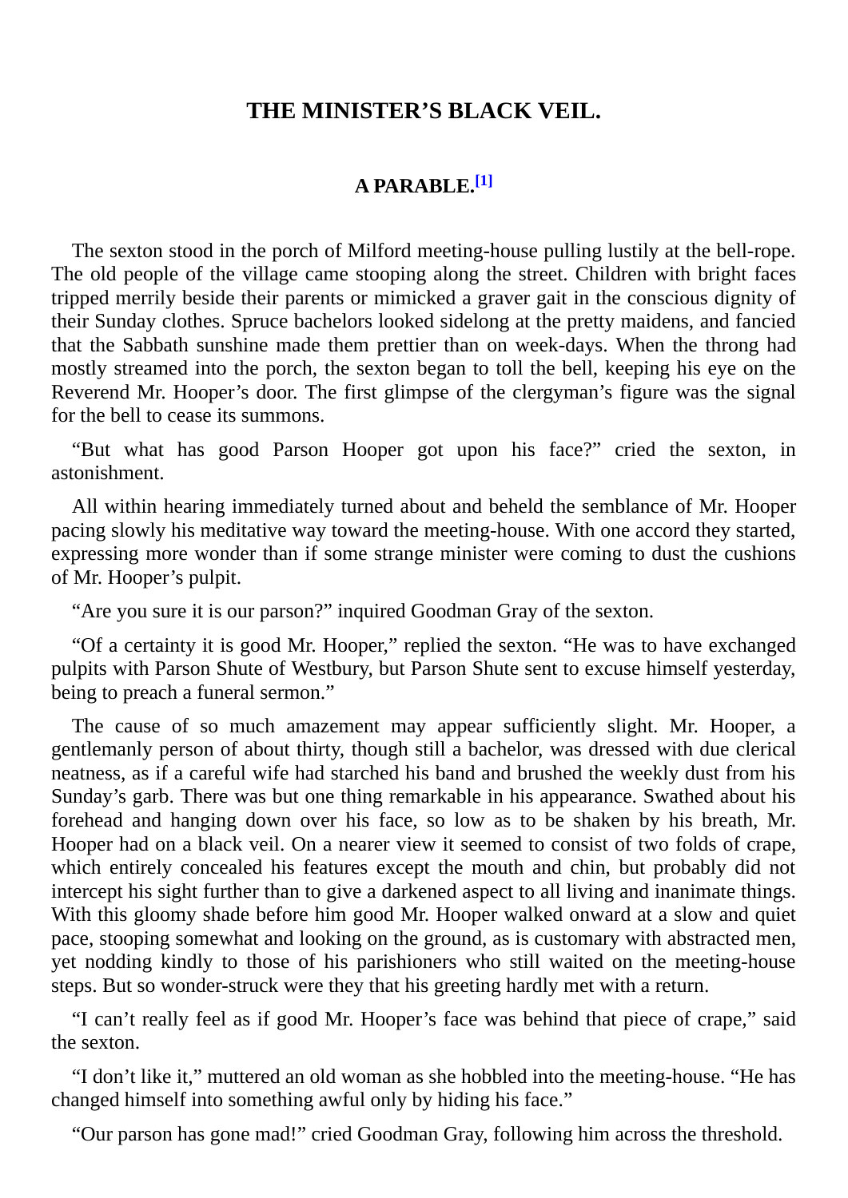## THE MINISTER'S BLACK VEIL.

### A PARABLE.[1]

The sexton stood in the porch of Milford meeting-house pulling lustily at the bell-rope. The old people of the village came stooping along the street. Children with bright faces tripped merrily beside their parents or mimicked a graver gait in the conscious dignity of their Sunday clothes. Spruce bachelors looked sidelong at the pretty maidens, and fancied that the Sabbath sunshine made them prettier than on week-days. When the throng had mostly streamed into the porch, the sexton began to toll the bell, keeping his eye on the Reverend Mr. Hooper's door. The first glimpse of the clergyman's figure was the signal for the bell to cease its summons.

"But what has good Parson Hooper got upon his face?" cried the sexton, in astonishment.

All within hearing immediately turned about and beheld the semblance of Mr. Hooper pacing slowly his meditative way toward the meeting-house. With one accord they started, expressing more wonder than if some strange minister were coming to dust the cushions of Mr. Hooper's pulpit.

"Are you sure it is our parson?" inquired Goodman Gray of the sexton.

"Of a certainty it is good Mr. Hooper," replied the sexton. "He was to have exchanged pulpits with Parson Shute of Westbury, but Parson Shute sent to excuse himself yesterday, being to preach a funeral sermon."

The cause of so much amazement may appear sufficiently slight. Mr. Hooper, a gentlemanly person of about thirty, though still a bachelor, was dressed with due clerical neatness, as if a careful wife had starched his band and brushed the weekly dust from his Sunday's garb. There was but one thing remarkable in his appearance. Swathed about his forehead and hanging down over his face, so low as to be shaken by his breath, Mr. Hooper had on a black veil. On a nearer view it seemed to consist of two folds of crape, which entirely concealed his features except the mouth and chin, but probably did not intercept his sight further than to give a darkened aspect to all living and inanimate things. With this gloomy shade before him good Mr. Hooper walked onward at a slow and quiet pace, stooping somewhat and looking on the ground, as is customary with abstracted men, yet nodding kindly to those of his parishioners who still waited on the meeting-house steps. But so wonder-struck were they that his greeting hardly met with a return.

"I can't really feel as if good Mr. Hooper's face was behind that piece of crape," said the sexton.

"I don't like it," muttered an old woman as she hobbled into the meeting-house. "He has changed himself into something awful only by hiding his face."

"Our parson has gone mad!" cried Goodman Gray, following him across the threshold.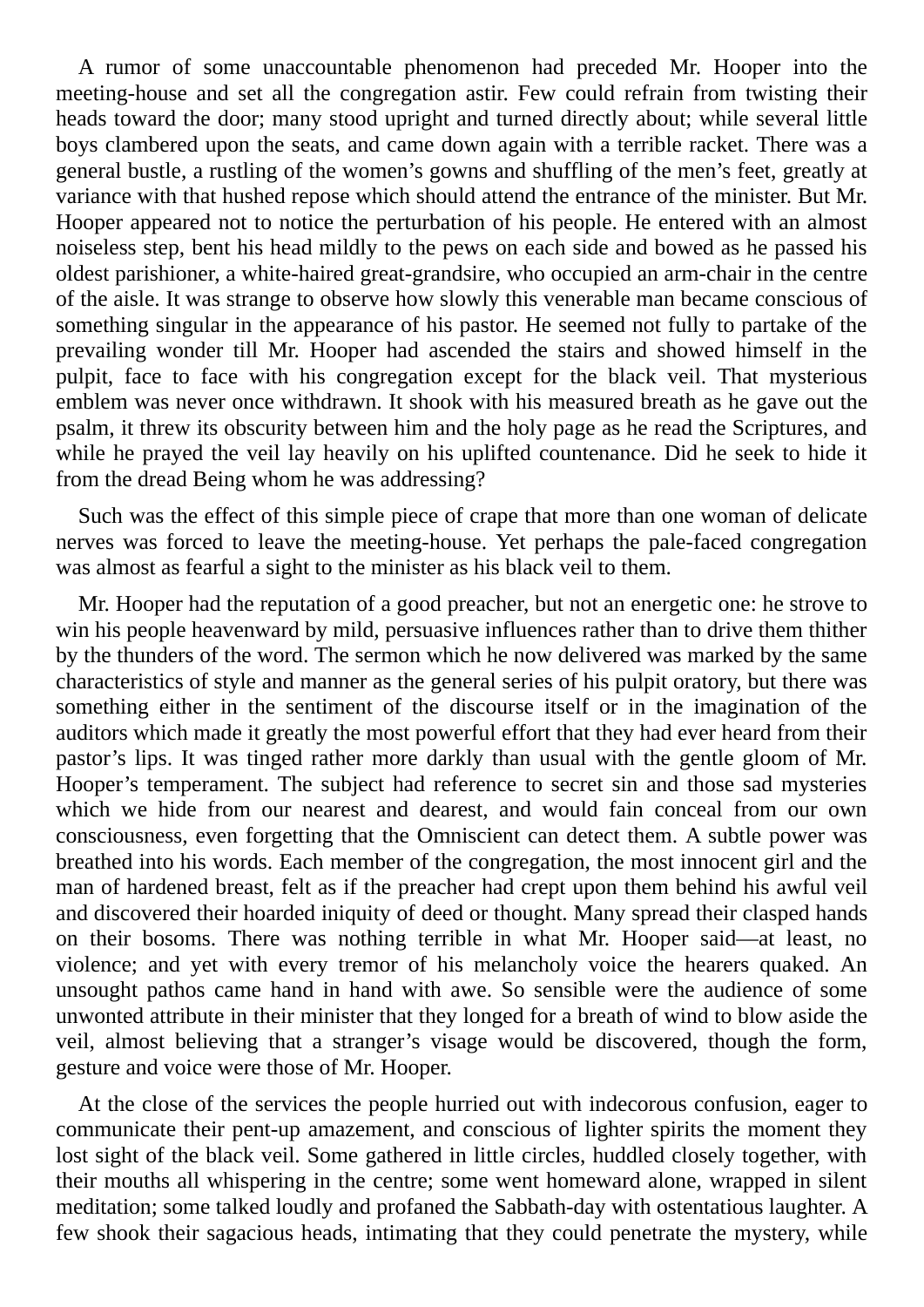A rumor of some unaccountable phenomenon had preceded Mr. Hooper into the meeting-house and set all the congregation astir. Few could refrain from twisting their heads toward the door; many stood upright and turned directly about; while several little boys clambered upon the seats, and came down again with a terrible racket. There was a general bustle, a rustling of the women's gowns and shuffling of the men's feet, greatly at variance with that hushed repose which should attend the entrance of the minister. But Mr. Hooper appeared not to notice the perturbation of his people. He entered with an almost noiseless step, bent his head mildly to the pews on each side and bowed as he passed his oldest parishioner, a white-haired great-grandsire, who occupied an arm-chair in the centre of the aisle. It was strange to observe how slowly this venerable man became conscious of something singular in the appearance of his pastor. He seemed not fully to partake of the prevailing wonder till Mr. Hooper had ascended the stairs and showed himself in the pulpit, face to face with his congregation except for the black veil. That mysterious emblem was never once withdrawn. It shook with his measured breath as he gave out the psalm, it threw its obscurity between him and the holy page as he read the Scriptures, and while he prayed the veil lay heavily on his uplifted countenance. Did he seek to hide it from the dread Being whom he was addressing?

Such was the effect of this simple piece of crape that more than one woman of delicate nerves was forced to leave the meeting-house. Yet perhaps the pale-faced congregation was almost as fearful a sight to the minister as his black veil to them.

Mr. Hooper had the reputation of a good preacher, but not an energetic one: he strove to win his people heavenward by mild, persuasive influences rather than to drive them thither by the thunders of the word. The sermon which he now delivered was marked by the same characteristics of style and manner as the general series of his pulpit oratory, but there was something either in the sentiment of the discourse itself or in the imagination of the auditors which made it greatly the most powerful effort that they had ever heard from their pastor's lips. It was tinged rather more darkly than usual with the gentle gloom of Mr. Hooper's temperament. The subject had reference to secret sin and those sad mysteries which we hide from our nearest and dearest, and would fain conceal from our own consciousness, even forgetting that the Omniscient can detect them. A subtle power was breathed into his words. Each member of the congregation, the most innocent girl and the man of hardened breast, felt as if the preacher had crept upon them behind his awful veil and discovered their hoarded iniquity of deed or thought. Many spread their clasped hands on their bosoms. There was nothing terrible in what Mr. Hooper said—at least, no violence; and yet with every tremor of his melancholy voice the hearers quaked. An unsought pathos came hand in hand with awe. So sensible were the audience of some unwonted attribute in their minister that they longed for a breath of wind to blow aside the veil, almost believing that a stranger's visage would be discovered, though the form, gesture and voice were those of Mr. Hooper.

At the close of the services the people hurried out with indecorous confusion, eager to communicate their pent-up amazement, and conscious of lighter spirits the moment they lost sight of the black veil. Some gathered in little circles, huddled closely together, with their mouths all whispering in the centre; some went homeward alone, wrapped in silent meditation; some talked loudly and profaned the Sabbath-day with ostentatious laughter. A few shook their sagacious heads, intimating that they could penetrate the mystery, while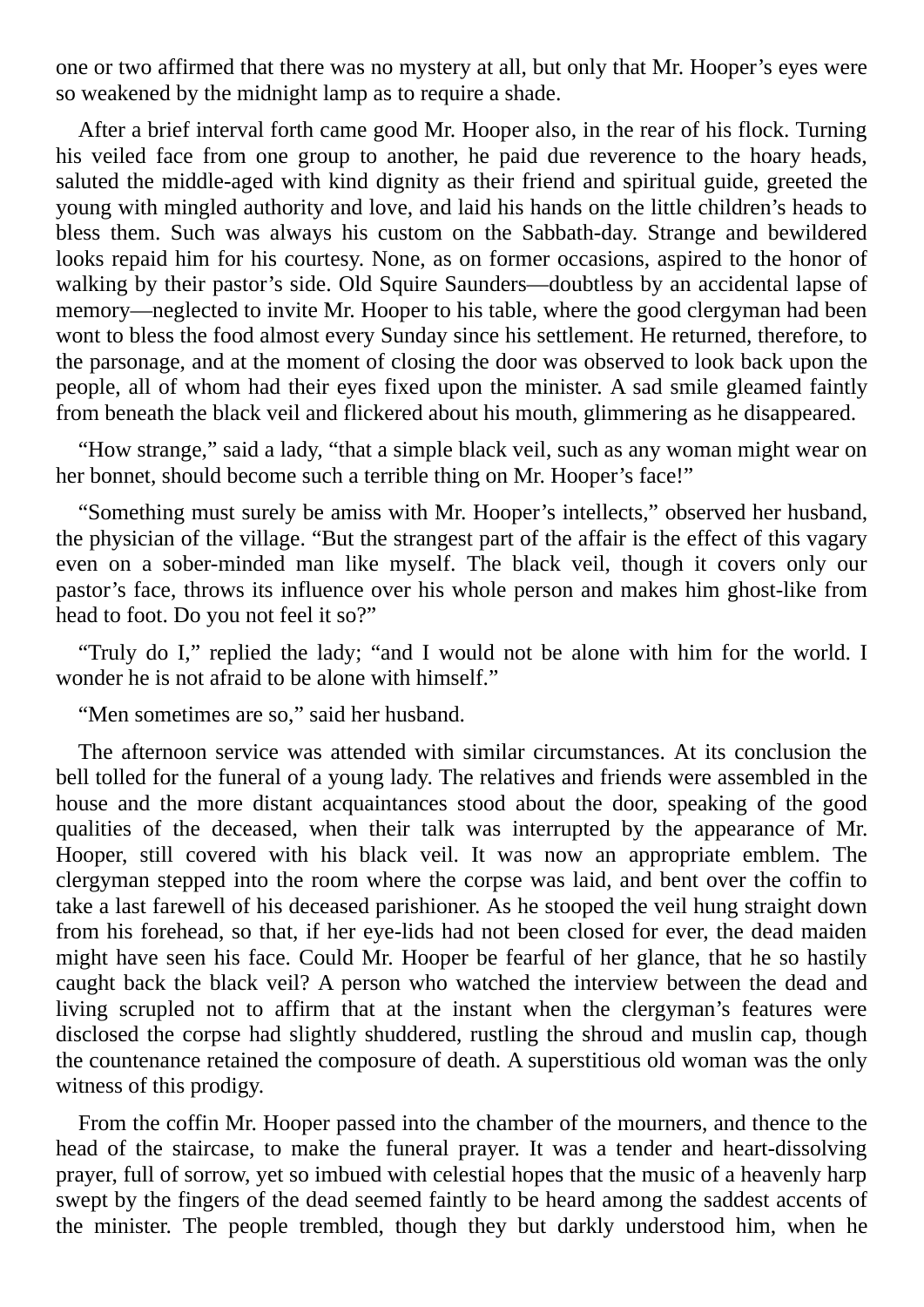one or two affirmed that there was no mystery at all, but only that Mr. Hooper’s eyes were so weakened by the midnight lamp as to require a shade.

After a brief interval forth came good Mr. Hooper also, in the rear of his flock. Turning his veiled face from one group to another, he paid due reverence to the hoary heads, saluted the middle-aged with kind dignity as their friend and spiritual guide, greeted the young with mingled authority and love, and laid his hands on the little children’s heads to bless them. Such was always his custom on the Sabbath-day. Strange and bewildered looks repaid him for his courtesy. None, as on former occasions, aspired to the honor of walking by their pastor’s side. Old Squire Saunders—doubtless by an accidental lapse of memory—neglected to invite Mr. Hooper to his table, where the good clergyman had been wont to bless the food almost every Sunday since his settlement. He returned, therefore, to the parsonage, and at the moment of closing the door was observed to look back upon the people, all of whom had their eyes fixed upon the minister. A sad smile gleamed faintly from beneath the black veil and flickered about his mouth, glimmering as he disappeared.

“How strange,” said a lady, “that a simple black veil, such as any woman might wear on her bonnet, should become such a terrible thing on Mr. Hooper’s face!”

“Something must surely be amiss with Mr. Hooper’s intellects,” observed her husband, the physician of the village. “But the strangest part of the affair is the effect of this vagary even on a sober-minded man like myself. The black veil, though it covers only our pastor’s face, throws its influence over his whole person and makes him ghost-like from head to foot. Do you not feel it so?”

“Truly do I,” replied the lady; “and I would not be alone with him for the world. I wonder he is not afraid to be alone with himself.”

“Men sometimes are so,” said her husband.

The afternoon service was attended with similar circumstances. At its conclusion the bell tolled for the funeral of a young lady. The relatives and friends were assembled in the house and the more distant acquaintances stood about the door, speaking of the good qualities of the deceased, when their talk was interrupted by the appearance of Mr. Hooper, still covered with his black veil. It was now an appropriate emblem. The clergyman stepped into the room where the corpse was laid, and bent over the coffin to take a last farewell of his deceased parishioner. As he stooped the veil hung straight down from his forehead, so that, if her eye-lids had not been closed for ever, the dead maiden might have seen his face. Could Mr. Hooper be fearful of her glance, that he so hastily caught back the black veil? A person who watched the interview between the dead and living scrupled not to affirm that at the instant when the clergyman’s features were disclosed the corpse had slightly shuddered, rustling the shroud and muslin cap, though the countenance retained the composure of death. A superstitious old woman was the only witness of this prodigy.

From the coffin Mr. Hooper passed into the chamber of the mourners, and thence to the head of the staircase, to make the funeral prayer. It was a tender and heart-dissolving prayer, full of sorrow, yet so imbued with celestial hopes that the music of a heavenly harp swept by the fingers of the dead seemed faintly to be heard among the saddest accents of the minister. The people trembled, though they but darkly understood him, when he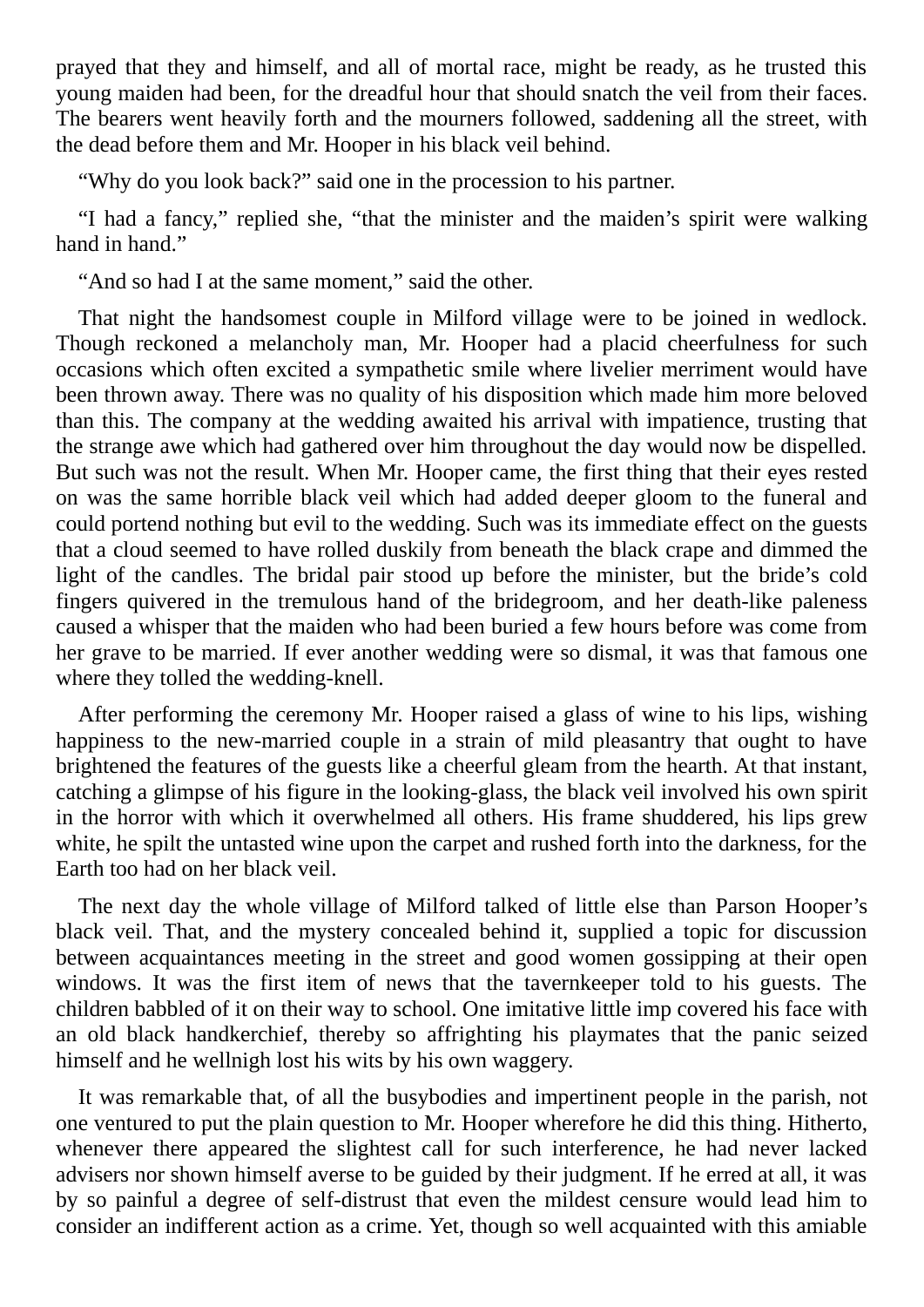prayed that they and himself, and all of mortal race, might be ready, as he trusted this young maiden had been, for the dreadful hour that should snatch the veil from their faces. The bearers went heavily forth and the mourners followed, saddening all the street, with the dead before them and Mr. Hooper in his black veil behind.

"Why do you look back?" said one in the procession to his partner.

"I had a fancy," replied she, "that the minister and the maiden's spirit were walking hand in hand."

"And so had I at the same moment," said the other.

That night the handsomest couple in Milford village were to be joined in wedlock. Though reckoned a melancholy man, Mr. Hooper had a placid cheerfulness for such occasions which often excited a sympathetic smile where livelier merriment would have been thrown away. There was no quality of his disposition which made him more beloved than this. The company at the wedding awaited his arrival with impatience, trusting that the strange awe which had gathered over him throughout the day would now be dispelled. But such was not the result. When Mr. Hooper came, the first thing that their eyes rested on was the same horrible black veil which had added deeper gloom to the funeral and could portend nothing but evil to the wedding. Such was its immediate effect on the guests that a cloud seemed to have rolled duskily from beneath the black crape and dimmed the light of the candles. The bridal pair stood up before the minister, but the bride's cold fingers quivered in the tremulous hand of the bridegroom, and her death-like paleness caused a whisper that the maiden who had been buried a few hours before was come from her grave to be married. If ever another wedding were so dismal, it was that famous one where they tolled the wedding-knell.

After performing the ceremony Mr. Hooper raised a glass of wine to his lips, wishing happiness to the new-married couple in a strain of mild pleasantry that ought to have brightened the features of the guests like a cheerful gleam from the hearth. At that instant, catching a glimpse of his figure in the looking-glass, the black veil involved his own spirit in the horror with which it overwhelmed all others. His frame shuddered, his lips grew white, he spilt the untasted wine upon the carpet and rushed forth into the darkness, for the Earth too had on her black veil.

The next day the whole village of Milford talked of little else than Parson Hooper's black veil. That, and the mystery concealed behind it, supplied a topic for discussion between acquaintances meeting in the street and good women gossipping at their open windows. It was the first item of news that the tavernkeeper told to his guests. The children babbled of it on their way to school. One imitative little imp covered his face with an old black handkerchief, thereby so affrighting his playmates that the panic seized himself and he wellnigh lost his wits by his own waggery.

It was remarkable that, of all the busybodies and impertinent people in the parish, not one ventured to put the plain question to Mr. Hooper wherefore he did this thing. Hitherto, whenever there appeared the slightest call for such interference, he had never lacked advisers nor shown himself averse to be guided by their judgment. If he erred at all, it was by so painful a degree of self-distrust that even the mildest censure would lead him to consider an indifferent action as a crime. Yet, though so well acquainted with this amiable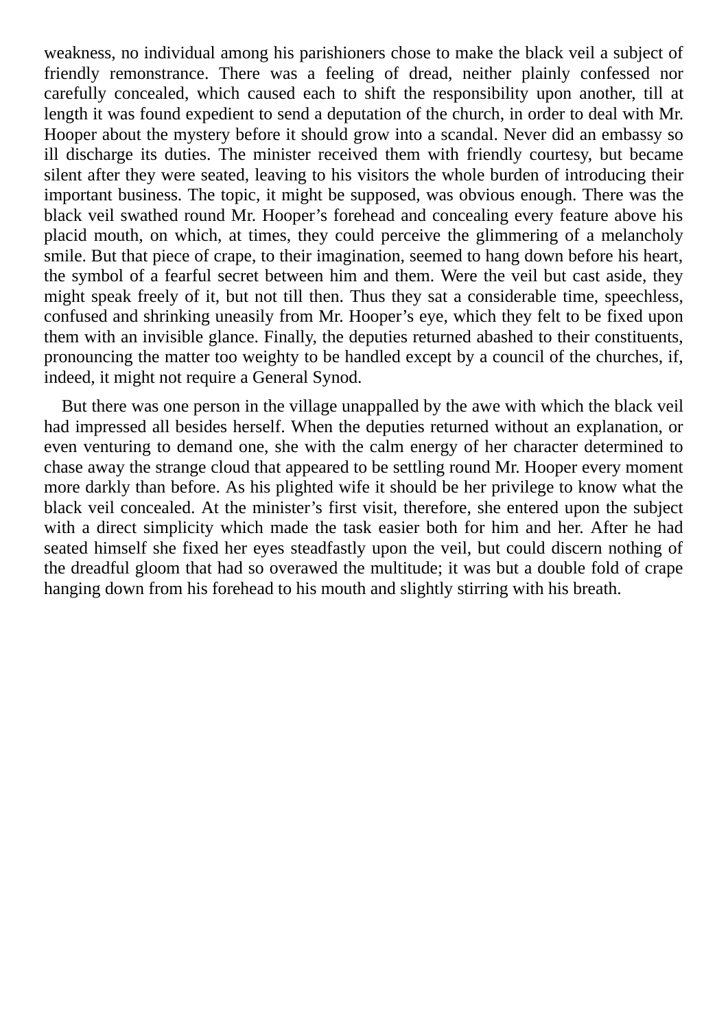weakness, no individual among his parishioners chose to make the black veil a subject of friendly remonstrance. There was a feeling of dread, neither plainly confessed nor carefully concealed, which caused each to shift the responsibility upon another, till at length it was found expedient to send a deputation of the church, in order to deal with Mr. Hooper about the mystery before it should grow into a scandal. Never did an embassy so ill discharge its duties. The minister received them with friendly courtesy, but became silent after they were seated, leaving to his visitors the whole burden of introducing their important business. The topic, it might be supposed, was obvious enough. There was the black veil swathed round Mr. Hooper's forehead and concealing every feature above his placid mouth, on which, at times, they could perceive the glimmering of a melancholy smile. But that piece of crape, to their imagination, seemed to hang down before his heart, the symbol of a fearful secret between him and them. Were the veil but cast aside, they might speak freely of it, but not till then. Thus they sat a considerable time, speechless, confused and shrinking uneasily from Mr. Hooper's eye, which they felt to be fixed upon them with an invisible glance. Finally, the deputies returned abashed to their constituents, pronouncing the matter too weighty to be handled except by a council of the churches, if, indeed, it might not require a General Synod.

But there was one person in the village unappalled by the awe with which the black veil had impressed all besides herself. When the deputies returned without an explanation, or even venturing to demand one, she with the calm energy of her character determined to chase away the strange cloud that appeared to be settling round Mr. Hooper every moment more darkly than before. As his plighted wife it should be her privilege to know what the black veil concealed. At the minister's first visit, therefore, she entered upon the subject with a direct simplicity which made the task easier both for him and her. After he had seated himself she fixed her eyes steadfastly upon the veil, but could discern nothing of the dreadful gloom that had so overawed the multitude; it was but a double fold of crape hanging down from his forehead to his mouth and slightly stirring with his breath.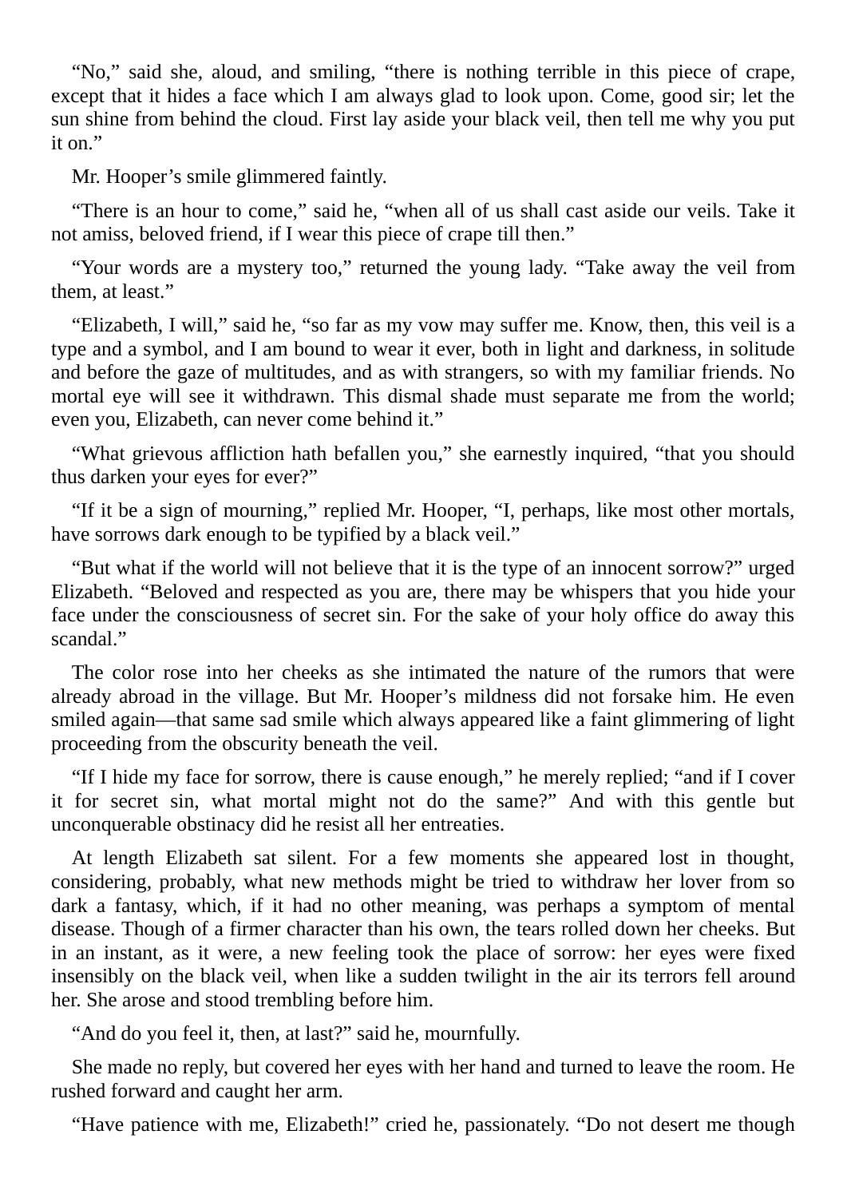"No," said she, aloud, and smiling, "there is nothing terrible in this piece of crape, except that it hides a face which I am always glad to look upon. Come, good sir; let the sun shine from behind the cloud. First lay aside your black veil, then tell me why you put it on."

Mr. Hooper's smile glimmered faintly.

"There is an hour to come," said he, "when all of us shall cast aside our veils. Take it not amiss, beloved friend, if I wear this piece of crape till then."

"Your words are a mystery too," returned the young lady. "Take away the veil from them, at least."

"Elizabeth, I will," said he, "so far as my vow may suffer me. Know, then, this veil is a type and a symbol, and I am bound to wear it ever, both in light and darkness, in solitude and before the gaze of multitudes, and as with strangers, so with my familiar friends. No mortal eye will see it withdrawn. This dismal shade must separate me from the world; even you, Elizabeth, can never come behind it."

"What grievous affliction hath befallen you," she earnestly inquired, "that you should thus darken your eyes for ever?"

"If it be a sign of mourning," replied Mr. Hooper, "I, perhaps, like most other mortals, have sorrows dark enough to be typified by a black veil."

"But what if the world will not believe that it is the type of an innocent sorrow?" urged Elizabeth. "Beloved and respected as you are, there may be whispers that you hide your face under the consciousness of secret sin. For the sake of your holy office do away this scandal."

The color rose into her cheeks as she intimated the nature of the rumors that were already abroad in the village. But Mr. Hooper's mildness did not forsake him. He even smiled again—that same sad smile which always appeared like a faint glimmering of light proceeding from the obscurity beneath the veil.

"If I hide my face for sorrow, there is cause enough," he merely replied; "and if I cover it for secret sin, what mortal might not do the same?" And with this gentle but unconquerable obstinacy did he resist all her entreaties.

At length Elizabeth sat silent. For a few moments she appeared lost in thought, considering, probably, what new methods might be tried to withdraw her lover from so dark a fantasy, which, if it had no other meaning, was perhaps a symptom of mental disease. Though of a firmer character than his own, the tears rolled down her cheeks. But in an instant, as it were, a new feeling took the place of sorrow: her eyes were fixed insensibly on the black veil, when like a sudden twilight in the air its terrors fell around her. She arose and stood trembling before him.

"And do you feel it, then, at last?" said he, mournfully.

She made no reply, but covered her eyes with her hand and turned to leave the room. He rushed forward and caught her arm.

"Have patience with me, Elizabeth!" cried he, passionately. "Do not desert me though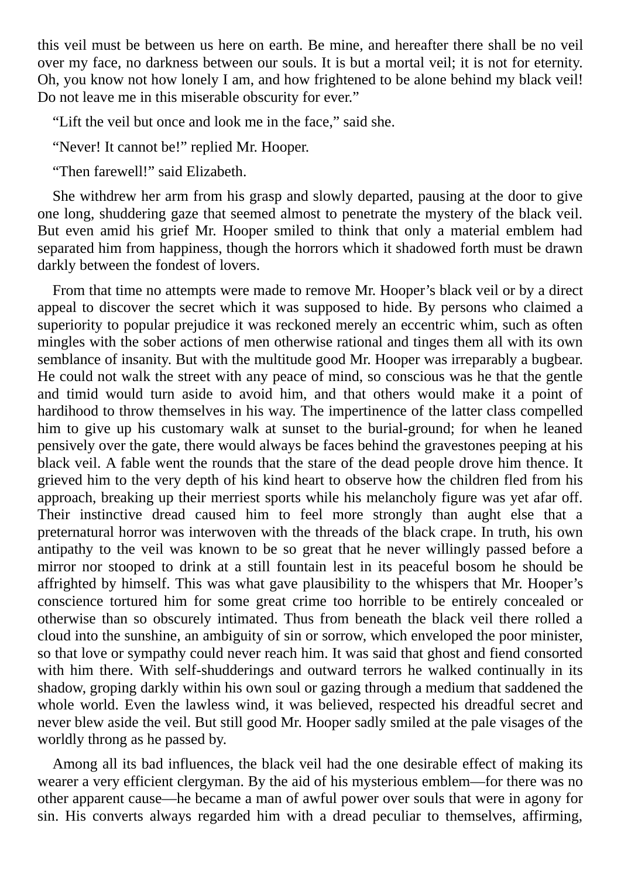this veil must be between us here on earth. Be mine, and hereafter there shall be no veil over my face, no darkness between our souls. It is but a mortal veil; it is not for eternity. Oh, you know not how lonely I am, and how frightened to be alone behind my black veil! Do not leave me in this miserable obscurity for ever."

"Lift the veil but once and look me in the face," said she.

"Never! It cannot be!" replied Mr. Hooper.

"Then farewell!" said Elizabeth.

She withdrew her arm from his grasp and slowly departed, pausing at the door to give one long, shuddering gaze that seemed almost to penetrate the mystery of the black veil. But even amid his grief Mr. Hooper smiled to think that only a material emblem had separated him from happiness, though the horrors which it shadowed forth must be drawn darkly between the fondest of lovers.

From that time no attempts were made to remove Mr. Hooper's black veil or by a direct appeal to discover the secret which it was supposed to hide. By persons who claimed a superiority to popular prejudice it was reckoned merely an eccentric whim, such as often mingles with the sober actions of men otherwise rational and tinges them all with its own semblance of insanity. But with the multitude good Mr. Hooper was irreparably a bugbear. He could not walk the street with any peace of mind, so conscious was he that the gentle and timid would turn aside to avoid him, and that others would make it a point of hardihood to throw themselves in his way. The impertinence of the latter class compelled him to give up his customary walk at sunset to the burial-ground; for when he leaned pensively over the gate, there would always be faces behind the gravestones peeping at his black veil. A fable went the rounds that the stare of the dead people drove him thence. It grieved him to the very depth of his kind heart to observe how the children fled from his approach, breaking up their merriest sports while his melancholy figure was yet afar off. Their instinctive dread caused him to feel more strongly than aught else that a preternatural horror was interwoven with the threads of the black crape. In truth, his own antipathy to the veil was known to be so great that he never willingly passed before a mirror nor stooped to drink at a still fountain lest in its peaceful bosom he should be affrighted by himself. This was what gave plausibility to the whispers that Mr. Hooper's conscience tortured him for some great crime too horrible to be entirely concealed or otherwise than so obscurely intimated. Thus from beneath the black veil there rolled a cloud into the sunshine, an ambiguity of sin or sorrow, which enveloped the poor minister, so that love or sympathy could never reach him. It was said that ghost and fiend consorted with him there. With self-shudderings and outward terrors he walked continually in its shadow, groping darkly within his own soul or gazing through a medium that saddened the whole world. Even the lawless wind, it was believed, respected his dreadful secret and never blew aside the veil. But still good Mr. Hooper sadly smiled at the pale visages of the worldly throng as he passed by.

Among all its bad influences, the black veil had the one desirable effect of making its wearer a very efficient clergyman. By the aid of his mysterious emblem—for there was no other apparent cause—he became a man of awful power over souls that were in agony for sin. His converts always regarded him with a dread peculiar to themselves, affirming,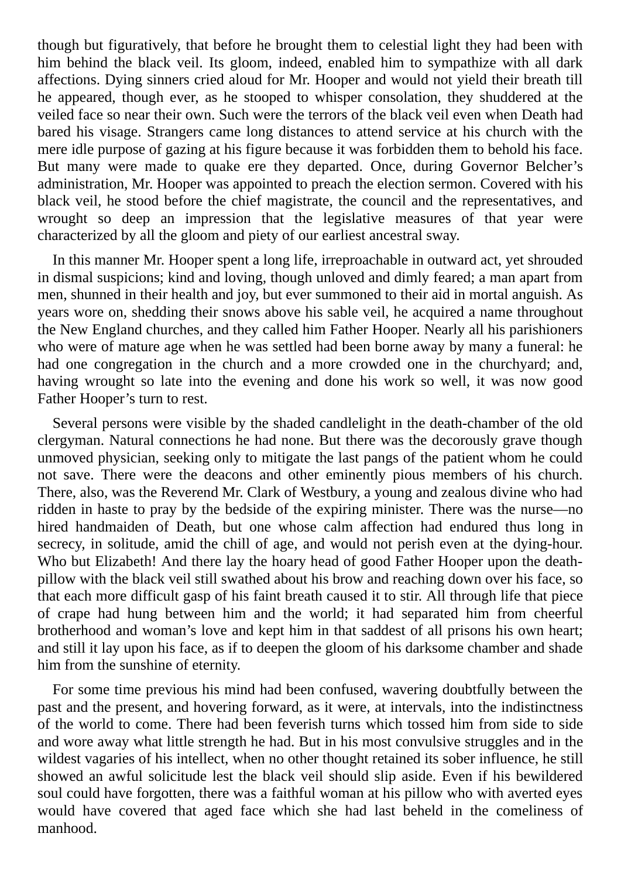though but figuratively, that before he brought them to celestial light they had been with him behind the black veil. Its gloom, indeed, enabled him to sympathize with all dark affections. Dying sinners cried aloud for Mr. Hooper and would not yield their breath till he appeared, though ever, as he stooped to whisper consolation, they shuddered at the veiled face so near their own. Such were the terrors of the black veil even when Death had bared his visage. Strangers came long distances to attend service at his church with the mere idle purpose of gazing at his figure because it was forbidden them to behold his face. But many were made to quake ere they departed. Once, during Governor Belcher's administration, Mr. Hooper was appointed to preach the election sermon. Covered with his black veil, he stood before the chief magistrate, the council and the representatives, and wrought so deep an impression that the legislative measures of that year were characterized by all the gloom and piety of our earliest ancestral sway.

In this manner Mr. Hooper spent a long life, irreproachable in outward act, yet shrouded in dismal suspicions; kind and loving, though unloved and dimly feared; a man apart from men, shunned in their health and joy, but ever summoned to their aid in mortal anguish. As years wore on, shedding their snows above his sable veil, he acquired a name throughout the New England churches, and they called him Father Hooper. Nearly all his parishioners who were of mature age when he was settled had been borne away by many a funeral: he had one congregation in the church and a more crowded one in the churchyard; and, having wrought so late into the evening and done his work so well, it was now good Father Hooper's turn to rest.

Several persons were visible by the shaded candlelight in the death-chamber of the old clergyman. Natural connections he had none. But there was the decorously grave though unmoved physician, seeking only to mitigate the last pangs of the patient whom he could not save. There were the deacons and other eminently pious members of his church. There, also, was the Reverend Mr. Clark of Westbury, a young and zealous divine who had ridden in haste to pray by the bedside of the expiring minister. There was the nurse—no hired handmaiden of Death, but one whose calm affection had endured thus long in secrecy, in solitude, amid the chill of age, and would not perish even at the dying-hour. Who but Elizabeth! And there lay the hoary head of good Father Hooper upon the death-pillow with the black veil still swathed about his brow and reaching down over his face, so that each more difficult gasp of his faint breath caused it to stir. All through life that piece of crape had hung between him and the world; it had separated him from cheerful brotherhood and woman's love and kept him in that saddest of all prisons his own heart; and still it lay upon his face, as if to deepen the gloom of his darksome chamber and shade him from the sunshine of eternity.

For some time previous his mind had been confused, wavering doubtfully between the past and the present, and hovering forward, as it were, at intervals, into the indistinctness of the world to come. There had been feverish turns which tossed him from side to side and wore away what little strength he had. But in his most convulsive struggles and in the wildest vagaries of his intellect, when no other thought retained its sober influence, he still showed an awful solicitude lest the black veil should slip aside. Even if his bewildered soul could have forgotten, there was a faithful woman at his pillow who with averted eyes would have covered that aged face which she had last beheld in the comeliness of manhood.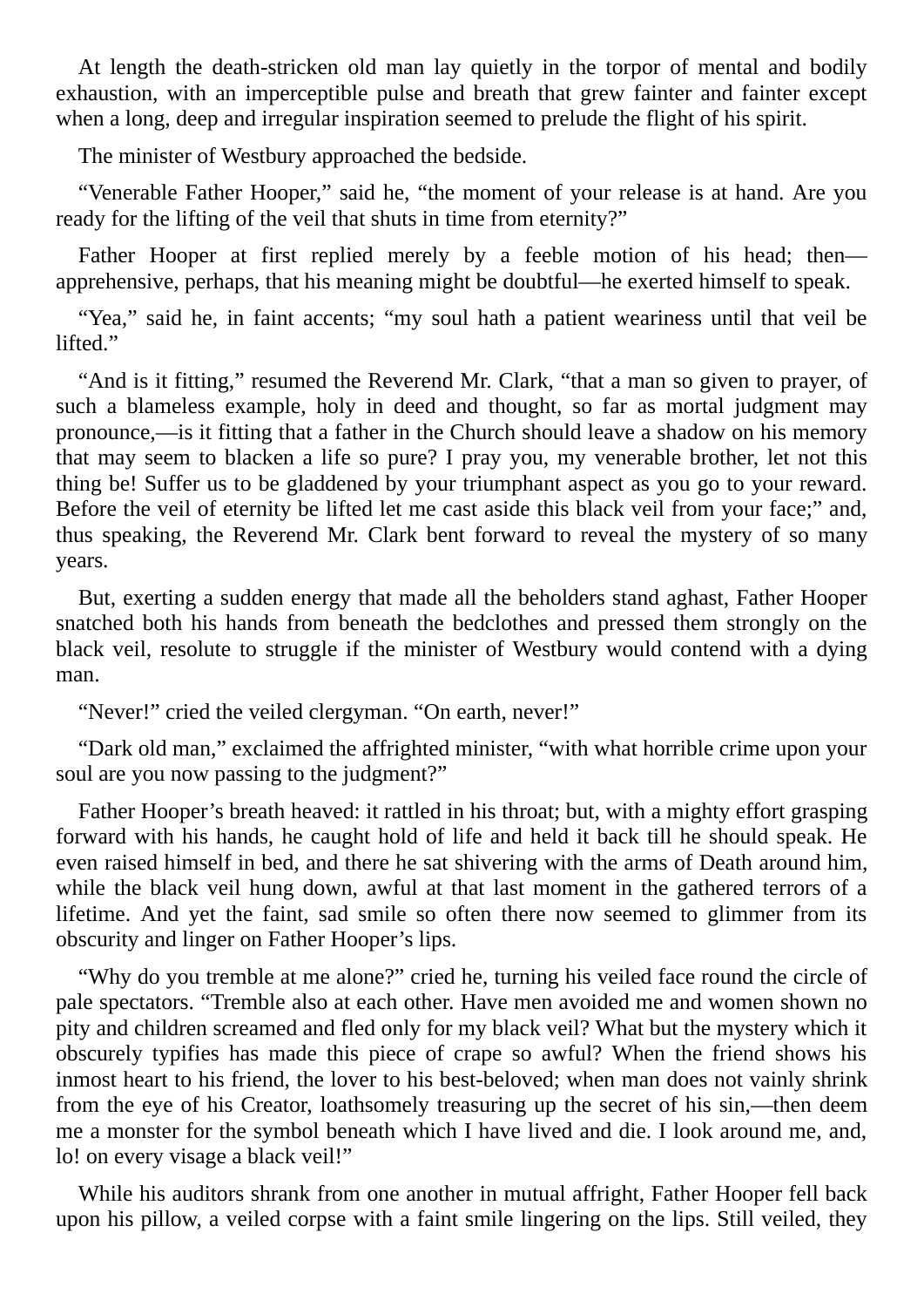At length the death-stricken old man lay quietly in the torpor of mental and bodily exhaustion, with an imperceptible pulse and breath that grew fainter and fainter except when a long, deep and irregular inspiration seemed to prelude the flight of his spirit.

The minister of Westbury approached the bedside.

“Venerable Father Hooper,” said he, “the moment of your release is at hand. Are you ready for the lifting of the veil that shuts in time from eternity?”

Father Hooper at first replied merely by a feeble motion of his head; then—apprehensive, perhaps, that his meaning might be doubtful—he exerted himself to speak.

“Yea,” said he, in faint accents; “my soul hath a patient weariness until that veil be lifted.”

“And is it fitting,” resumed the Reverend Mr. Clark, “that a man so given to prayer, of such a blameless example, holy in deed and thought, so far as mortal judgment may pronounce,—is it fitting that a father in the Church should leave a shadow on his memory that may seem to blacken a life so pure? I pray you, my venerable brother, let not this thing be! Suffer us to be gladdened by your triumphant aspect as you go to your reward. Before the veil of eternity be lifted let me cast aside this black veil from your face;” and, thus speaking, the Reverend Mr. Clark bent forward to reveal the mystery of so many years.

But, exerting a sudden energy that made all the beholders stand aghast, Father Hooper snatched both his hands from beneath the bedclothes and pressed them strongly on the black veil, resolute to struggle if the minister of Westbury would contend with a dying man.

“Never!” cried the veiled clergyman. “On earth, never!”

“Dark old man,” exclaimed the affrighted minister, “with what horrible crime upon your soul are you now passing to the judgment?”

Father Hooper’s breath heaved: it rattled in his throat; but, with a mighty effort grasping forward with his hands, he caught hold of life and held it back till he should speak. He even raised himself in bed, and there he sat shivering with the arms of Death around him, while the black veil hung down, awful at that last moment in the gathered terrors of a lifetime. And yet the faint, sad smile so often there now seemed to glimmer from its obscurity and linger on Father Hooper’s lips.

“Why do you tremble at me alone?” cried he, turning his veiled face round the circle of pale spectators. “Tremble also at each other. Have men avoided me and women shown no pity and children screamed and fled only for my black veil? What but the mystery which it obscurely typifies has made this piece of crape so awful? When the friend shows his inmost heart to his friend, the lover to his best-beloved; when man does not vainly shrink from the eye of his Creator, loathsomely treasuring up the secret of his sin,—then deem me a monster for the symbol beneath which I have lived and die. I look around me, and, lo! on every visage a black veil!”

While his auditors shrank from one another in mutual affright, Father Hooper fell back upon his pillow, a veiled corpse with a faint smile lingering on the lips. Still veiled, they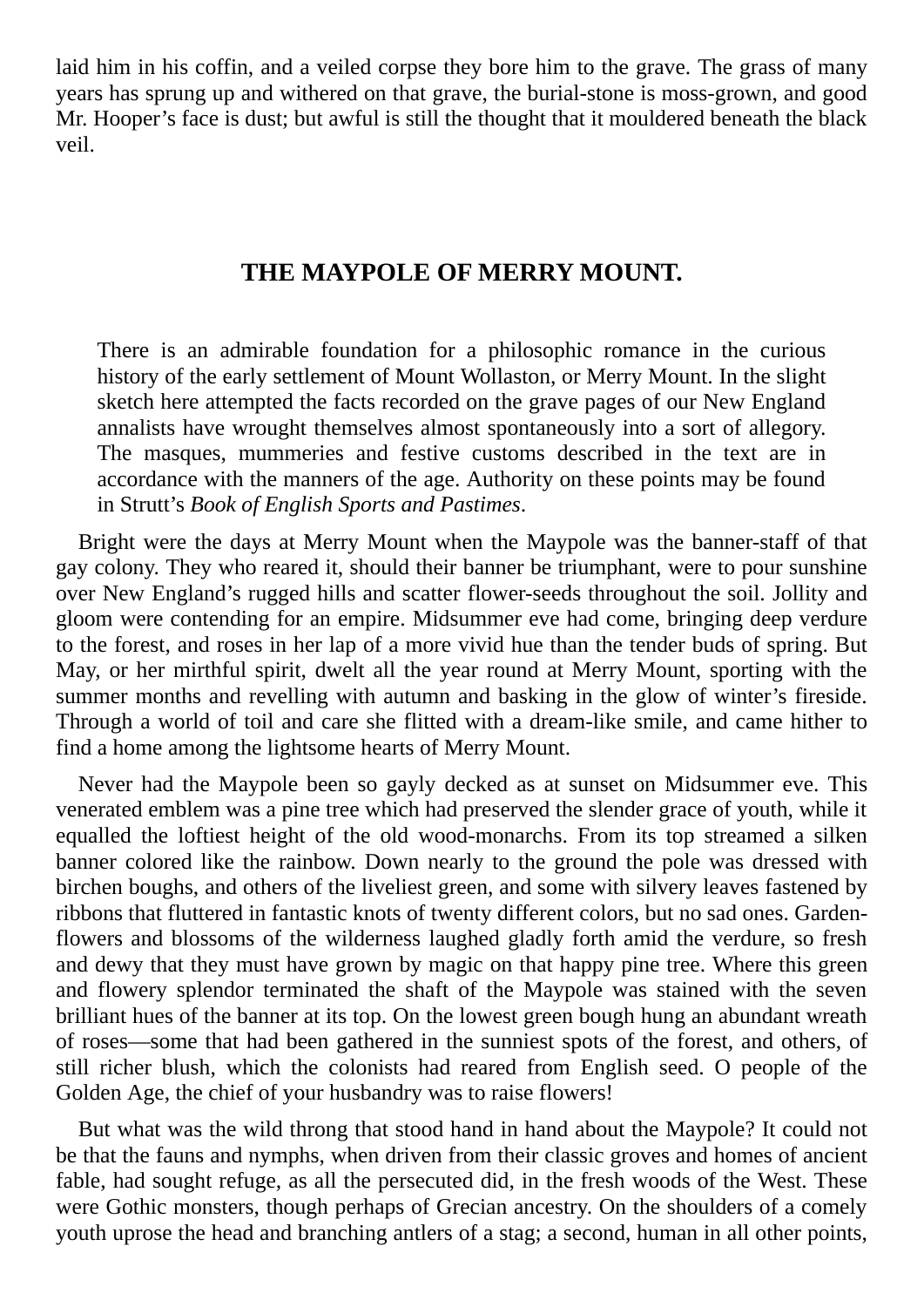laid him in his coffin, and a veiled corpse they bore him to the grave. The grass of many years has sprung up and withered on that grave, the burial-stone is moss-grown, and good Mr. Hooper's face is dust; but awful is still the thought that it mouldered beneath the black veil.

## THE MAYPOLE OF MERRY MOUNT.

> There is an admirable foundation for a philosophic romance in the curious history of the early settlement of Mount Wollaston, or Merry Mount. In the slight sketch here attempted the facts recorded on the grave pages of our New England annalists have wrought themselves almost spontaneously into a sort of allegory. The masques, mummeries and festive customs described in the text are in accordance with the manners of the age. Authority on these points may be found in Strutt's *Book of English Sports and Pastimes*.

Bright were the days at Merry Mount when the Maypole was the banner-staff of that gay colony. They who reared it, should their banner be triumphant, were to pour sunshine over New England's rugged hills and scatter flower-seeds throughout the soil. Jollity and gloom were contending for an empire. Midsummer eve had come, bringing deep verdure to the forest, and roses in her lap of a more vivid hue than the tender buds of spring. But May, or her mirthful spirit, dwelt all the year round at Merry Mount, sporting with the summer months and revelling with autumn and basking in the glow of winter's fireside. Through a world of toil and care she flitted with a dream-like smile, and came hither to find a home among the lightsome hearts of Merry Mount.

Never had the Maypole been so gayly decked as at sunset on Midsummer eve. This venerated emblem was a pine tree which had preserved the slender grace of youth, while it equalled the loftiest height of the old wood-monarchs. From its top streamed a silken banner colored like the rainbow. Down nearly to the ground the pole was dressed with birchen boughs, and others of the liveliest green, and some with silvery leaves fastened by ribbons that fluttered in fantastic knots of twenty different colors, but no sad ones. Garden-flowers and blossoms of the wilderness laughed gladly forth amid the verdure, so fresh and dewy that they must have grown by magic on that happy pine tree. Where this green and flowery splendor terminated the shaft of the Maypole was stained with the seven brilliant hues of the banner at its top. On the lowest green bough hung an abundant wreath of roses—some that had been gathered in the sunniest spots of the forest, and others, of still richer blush, which the colonists had reared from English seed. O people of the Golden Age, the chief of your husbandry was to raise flowers!

But what was the wild throng that stood hand in hand about the Maypole? It could not be that the fauns and nymphs, when driven from their classic groves and homes of ancient fable, had sought refuge, as all the persecuted did, in the fresh woods of the West. These were Gothic monsters, though perhaps of Grecian ancestry. On the shoulders of a comely youth uprose the head and branching antlers of a stag; a second, human in all other points,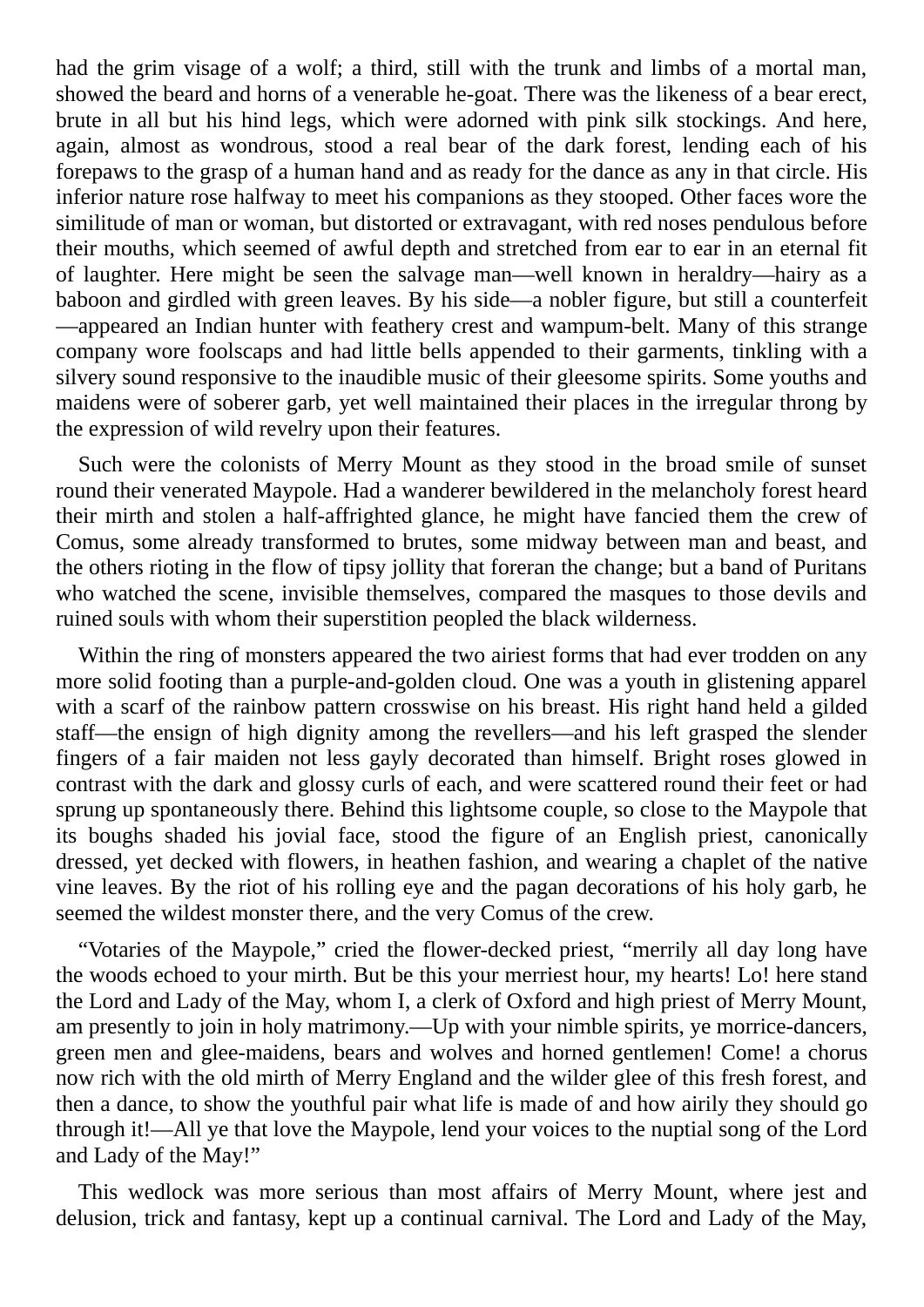had the grim visage of a wolf; a third, still with the trunk and limbs of a mortal man, showed the beard and horns of a venerable he-goat. There was the likeness of a bear erect, brute in all but his hind legs, which were adorned with pink silk stockings. And here, again, almost as wondrous, stood a real bear of the dark forest, lending each of his forepaws to the grasp of a human hand and as ready for the dance as any in that circle. His inferior nature rose halfway to meet his companions as they stooped. Other faces wore the similitude of man or woman, but distorted or extravagant, with red noses pendulous before their mouths, which seemed of awful depth and stretched from ear to ear in an eternal fit of laughter. Here might be seen the salvage man—well known in heraldry—hairy as a baboon and girdled with green leaves. By his side—a nobler figure, but still a counterfeit—appeared an Indian hunter with feathery crest and wampum-belt. Many of this strange company wore foolscaps and had little bells appended to their garments, tinkling with a silvery sound responsive to the inaudible music of their gleesome spirits. Some youths and maidens were of soberer garb, yet well maintained their places in the irregular throng by the expression of wild revelry upon their features.

Such were the colonists of Merry Mount as they stood in the broad smile of sunset round their venerated Maypole. Had a wanderer bewildered in the melancholy forest heard their mirth and stolen a half-affrighted glance, he might have fancied them the crew of Comus, some already transformed to brutes, some midway between man and beast, and the others rioting in the flow of tipsy jollity that foreran the change; but a band of Puritans who watched the scene, invisible themselves, compared the masques to those devils and ruined souls with whom their superstition peopled the black wilderness.

Within the ring of monsters appeared the two airiest forms that had ever trodden on any more solid footing than a purple-and-golden cloud. One was a youth in glistening apparel with a scarf of the rainbow pattern crosswise on his breast. His right hand held a gilded staff—the ensign of high dignity among the revellers—and his left grasped the slender fingers of a fair maiden not less gayly decorated than himself. Bright roses glowed in contrast with the dark and glossy curls of each, and were scattered round their feet or had sprung up spontaneously there. Behind this lightsome couple, so close to the Maypole that its boughs shaded his jovial face, stood the figure of an English priest, canonically dressed, yet decked with flowers, in heathen fashion, and wearing a chaplet of the native vine leaves. By the riot of his rolling eye and the pagan decorations of his holy garb, he seemed the wildest monster there, and the very Comus of the crew.

"Votaries of the Maypole," cried the flower-decked priest, "merrily all day long have the woods echoed to your mirth. But be this your merriest hour, my hearts! Lo! here stand the Lord and Lady of the May, whom I, a clerk of Oxford and high priest of Merry Mount, am presently to join in holy matrimony.—Up with your nimble spirits, ye morrice-dancers, green men and glee-maidens, bears and wolves and horned gentlemen! Come! a chorus now rich with the old mirth of Merry England and the wilder glee of this fresh forest, and then a dance, to show the youthful pair what life is made of and how airily they should go through it!—All ye that love the Maypole, lend your voices to the nuptial song of the Lord and Lady of the May!"

This wedlock was more serious than most affairs of Merry Mount, where jest and delusion, trick and fantasy, kept up a continual carnival. The Lord and Lady of the May,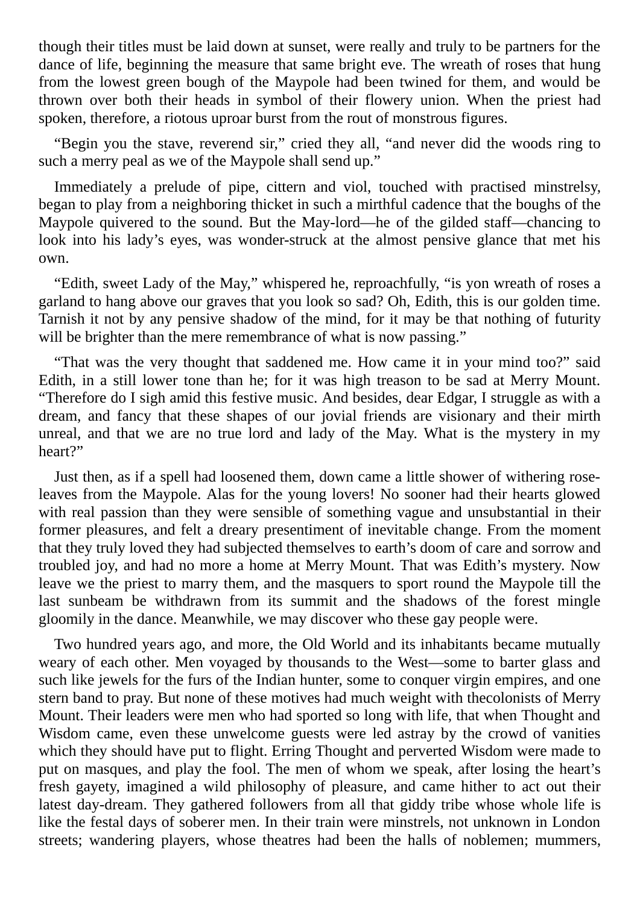though their titles must be laid down at sunset, were really and truly to be partners for the dance of life, beginning the measure that same bright eve. The wreath of roses that hung from the lowest green bough of the Maypole had been twined for them, and would be thrown over both their heads in symbol of their flowery union. When the priest had spoken, therefore, a riotous uproar burst from the rout of monstrous figures.

"Begin you the stave, reverend sir," cried they all, "and never did the woods ring to such a merry peal as we of the Maypole shall send up."

Immediately a prelude of pipe, cittern and viol, touched with practised minstrelsy, began to play from a neighboring thicket in such a mirthful cadence that the boughs of the Maypole quivered to the sound. But the May-lord—he of the gilded staff—chancing to look into his lady's eyes, was wonder-struck at the almost pensive glance that met his own.

"Edith, sweet Lady of the May," whispered he, reproachfully, "is yon wreath of roses a garland to hang above our graves that you look so sad? Oh, Edith, this is our golden time. Tarnish it not by any pensive shadow of the mind, for it may be that nothing of futurity will be brighter than the mere remembrance of what is now passing."

"That was the very thought that saddened me. How came it in your mind too?" said Edith, in a still lower tone than he; for it was high treason to be sad at Merry Mount. "Therefore do I sigh amid this festive music. And besides, dear Edgar, I struggle as with a dream, and fancy that these shapes of our jovial friends are visionary and their mirth unreal, and that we are no true lord and lady of the May. What is the mystery in my heart?"

Just then, as if a spell had loosened them, down came a little shower of withering rose-leaves from the Maypole. Alas for the young lovers! No sooner had their hearts glowed with real passion than they were sensible of something vague and unsubstantial in their former pleasures, and felt a dreary presentiment of inevitable change. From the moment that they truly loved they had subjected themselves to earth's doom of care and sorrow and troubled joy, and had no more a home at Merry Mount. That was Edith's mystery. Now leave we the priest to marry them, and the masquers to sport round the Maypole till the last sunbeam be withdrawn from its summit and the shadows of the forest mingle gloomily in the dance. Meanwhile, we may discover who these gay people were.

Two hundred years ago, and more, the Old World and its inhabitants became mutually weary of each other. Men voyaged by thousands to the West—some to barter glass and such like jewels for the furs of the Indian hunter, some to conquer virgin empires, and one stern band to pray. But none of these motives had much weight with thecolonists of Merry Mount. Their leaders were men who had sported so long with life, that when Thought and Wisdom came, even these unwelcome guests were led astray by the crowd of vanities which they should have put to flight. Erring Thought and perverted Wisdom were made to put on masques, and play the fool. The men of whom we speak, after losing the heart's fresh gayety, imagined a wild philosophy of pleasure, and came hither to act out their latest day-dream. They gathered followers from all that giddy tribe whose whole life is like the festal days of soberer men. In their train were minstrels, not unknown in London streets; wandering players, whose theatres had been the halls of noblemen; mummers,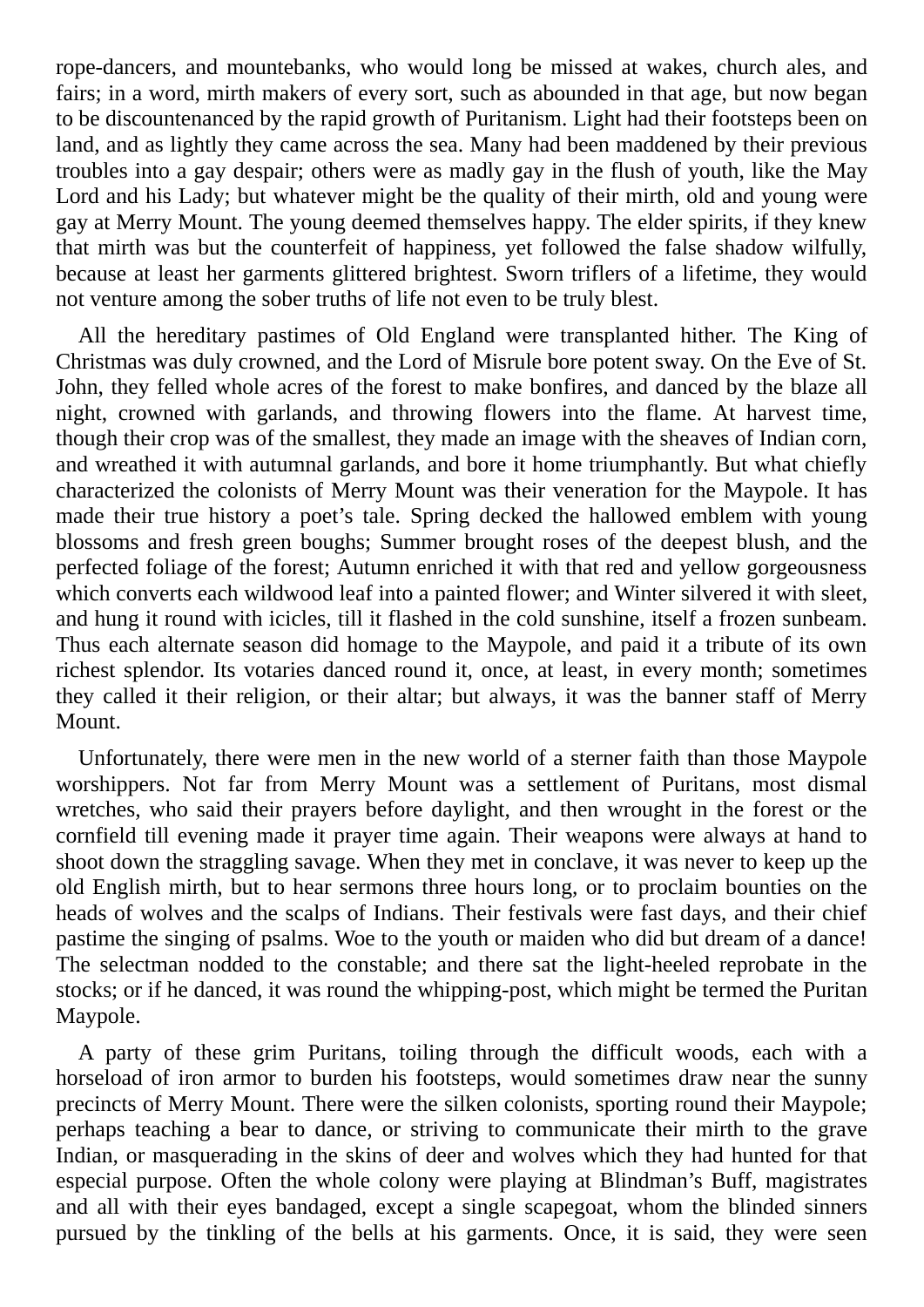rope-dancers, and mountebanks, who would long be missed at wakes, church ales, and fairs; in a word, mirth makers of every sort, such as abounded in that age, but now began to be discountenanced by the rapid growth of Puritanism. Light had their footsteps been on land, and as lightly they came across the sea. Many had been maddened by their previous troubles into a gay despair; others were as madly gay in the flush of youth, like the May Lord and his Lady; but whatever might be the quality of their mirth, old and young were gay at Merry Mount. The young deemed themselves happy. The elder spirits, if they knew that mirth was but the counterfeit of happiness, yet followed the false shadow wilfully, because at least her garments glittered brightest. Sworn triflers of a lifetime, they would not venture among the sober truths of life not even to be truly blest.

All the hereditary pastimes of Old England were transplanted hither. The King of Christmas was duly crowned, and the Lord of Misrule bore potent sway. On the Eve of St. John, they felled whole acres of the forest to make bonfires, and danced by the blaze all night, crowned with garlands, and throwing flowers into the flame. At harvest time, though their crop was of the smallest, they made an image with the sheaves of Indian corn, and wreathed it with autumnal garlands, and bore it home triumphantly. But what chiefly characterized the colonists of Merry Mount was their veneration for the Maypole. It has made their true history a poet's tale. Spring decked the hallowed emblem with young blossoms and fresh green boughs; Summer brought roses of the deepest blush, and the perfected foliage of the forest; Autumn enriched it with that red and yellow gorgeousness which converts each wildwood leaf into a painted flower; and Winter silvered it with sleet, and hung it round with icicles, till it flashed in the cold sunshine, itself a frozen sunbeam. Thus each alternate season did homage to the Maypole, and paid it a tribute of its own richest splendor. Its votaries danced round it, once, at least, in every month; sometimes they called it their religion, or their altar; but always, it was the banner staff of Merry Mount.

Unfortunately, there were men in the new world of a sterner faith than those Maypole worshippers. Not far from Merry Mount was a settlement of Puritans, most dismal wretches, who said their prayers before daylight, and then wrought in the forest or the cornfield till evening made it prayer time again. Their weapons were always at hand to shoot down the straggling savage. When they met in conclave, it was never to keep up the old English mirth, but to hear sermons three hours long, or to proclaim bounties on the heads of wolves and the scalps of Indians. Their festivals were fast days, and their chief pastime the singing of psalms. Woe to the youth or maiden who did but dream of a dance! The selectman nodded to the constable; and there sat the light-heeled reprobate in the stocks; or if he danced, it was round the whipping-post, which might be termed the Puritan Maypole.

A party of these grim Puritans, toiling through the difficult woods, each with a horseload of iron armor to burden his footsteps, would sometimes draw near the sunny precincts of Merry Mount. There were the silken colonists, sporting round their Maypole; perhaps teaching a bear to dance, or striving to communicate their mirth to the grave Indian, or masquerading in the skins of deer and wolves which they had hunted for that especial purpose. Often the whole colony were playing at Blindman's Buff, magistrates and all with their eyes bandaged, except a single scapegoat, whom the blinded sinners pursued by the tinkling of the bells at his garments. Once, it is said, they were seen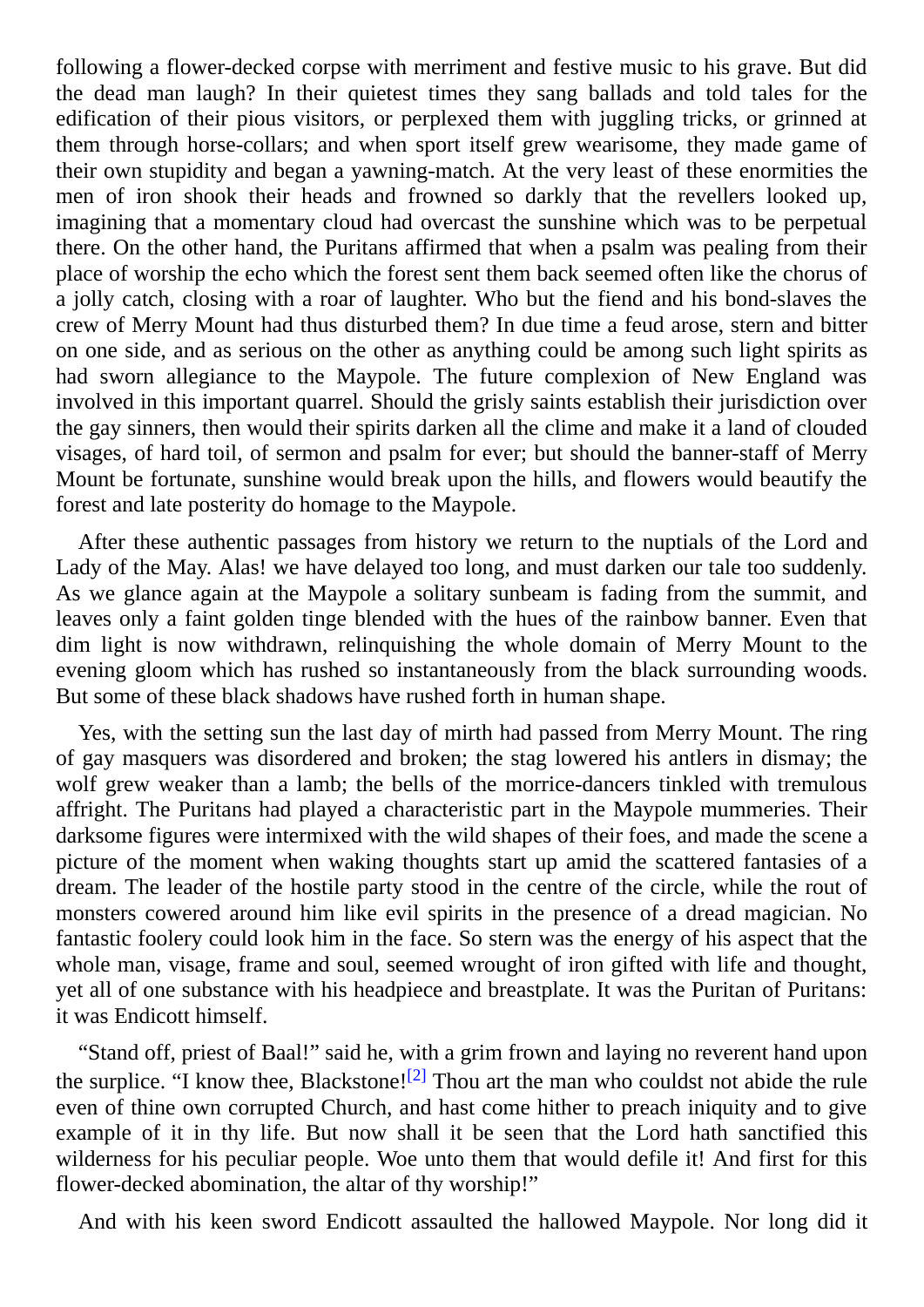following a flower-decked corpse with merriment and festive music to his grave. But did the dead man laugh? In their quietest times they sang ballads and told tales for the edification of their pious visitors, or perplexed them with juggling tricks, or grinned at them through horse-collars; and when sport itself grew wearisome, they made game of their own stupidity and began a yawning-match. At the very least of these enormities the men of iron shook their heads and frowned so darkly that the revellers looked up, imagining that a momentary cloud had overcast the sunshine which was to be perpetual there. On the other hand, the Puritans affirmed that when a psalm was pealing from their place of worship the echo which the forest sent them back seemed often like the chorus of a jolly catch, closing with a roar of laughter. Who but the fiend and his bond-slaves the crew of Merry Mount had thus disturbed them? In due time a feud arose, stern and bitter on one side, and as serious on the other as anything could be among such light spirits as had sworn allegiance to the Maypole. The future complexion of New England was involved in this important quarrel. Should the grisly saints establish their jurisdiction over the gay sinners, then would their spirits darken all the clime and make it a land of clouded visages, of hard toil, of sermon and psalm for ever; but should the banner-staff of Merry Mount be fortunate, sunshine would break upon the hills, and flowers would beautify the forest and late posterity do homage to the Maypole.

After these authentic passages from history we return to the nuptials of the Lord and Lady of the May. Alas! we have delayed too long, and must darken our tale too suddenly. As we glance again at the Maypole a solitary sunbeam is fading from the summit, and leaves only a faint golden tinge blended with the hues of the rainbow banner. Even that dim light is now withdrawn, relinquishing the whole domain of Merry Mount to the evening gloom which has rushed so instantaneously from the black surrounding woods. But some of these black shadows have rushed forth in human shape.

Yes, with the setting sun the last day of mirth had passed from Merry Mount. The ring of gay masquers was disordered and broken; the stag lowered his antlers in dismay; the wolf grew weaker than a lamb; the bells of the morrice-dancers tinkled with tremulous affright. The Puritans had played a characteristic part in the Maypole mummeries. Their darksome figures were intermixed with the wild shapes of their foes, and made the scene a picture of the moment when waking thoughts start up amid the scattered fantasies of a dream. The leader of the hostile party stood in the centre of the circle, while the rout of monsters cowered around him like evil spirits in the presence of a dread magician. No fantastic foolery could look him in the face. So stern was the energy of his aspect that the whole man, visage, frame and soul, seemed wrought of iron gifted with life and thought, yet all of one substance with his headpiece and breastplate. It was the Puritan of Puritans: it was Endicott himself.

"Stand off, priest of Baal!" said he, with a grim frown and laying no reverent hand upon the surplice. "I know thee, Blackstone![2] Thou art the man who couldst not abide the rule even of thine own corrupted Church, and hast come hither to preach iniquity and to give example of it in thy life. But now shall it be seen that the Lord hath sanctified this wilderness for his peculiar people. Woe unto them that would defile it! And first for this flower-decked abomination, the altar of thy worship!"

And with his keen sword Endicott assaulted the hallowed Maypole. Nor long did it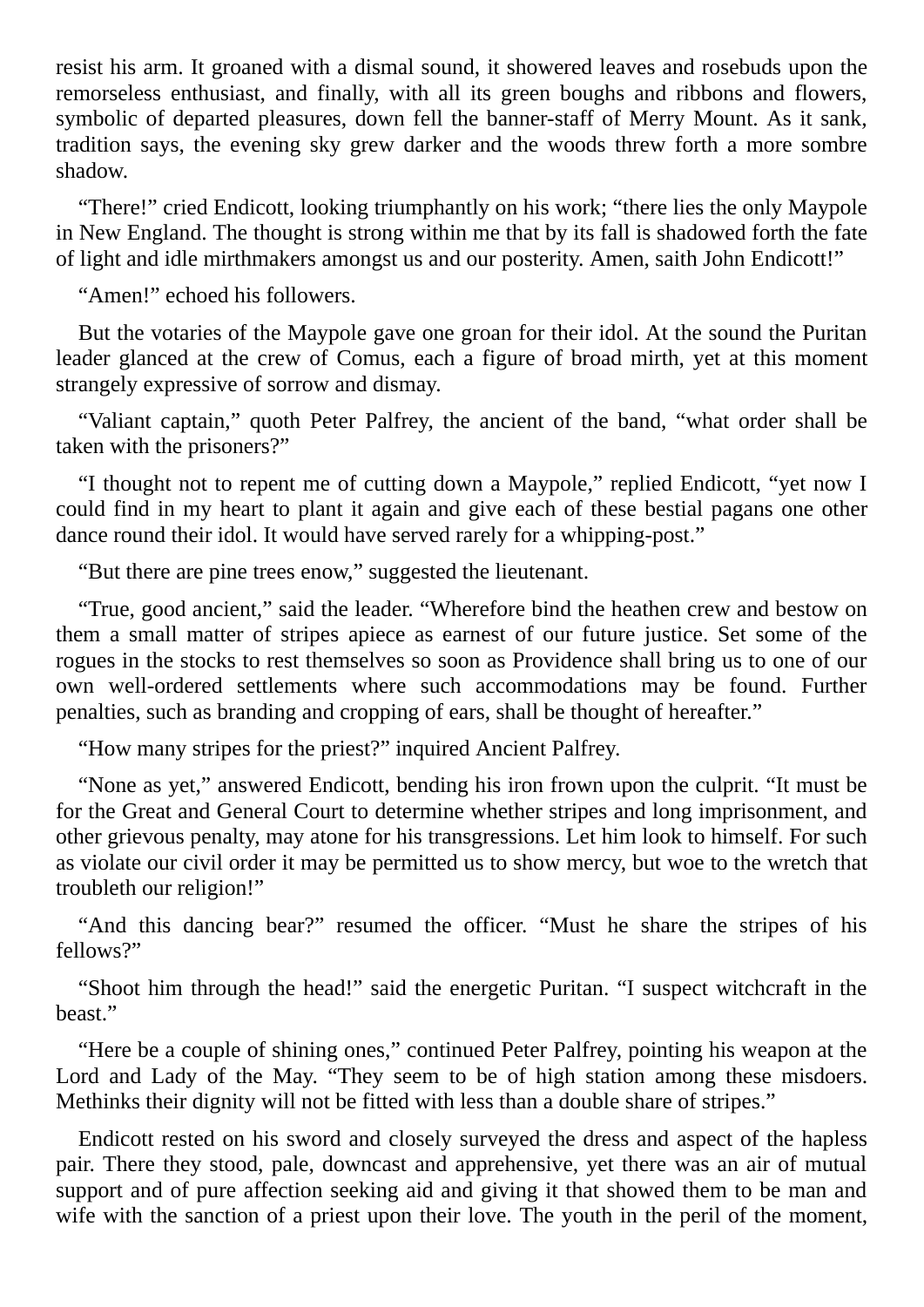resist his arm. It groaned with a dismal sound, it showered leaves and rosebuds upon the remorseless enthusiast, and finally, with all its green boughs and ribbons and flowers, symbolic of departed pleasures, down fell the banner-staff of Merry Mount. As it sank, tradition says, the evening sky grew darker and the woods threw forth a more sombre shadow.

"There!" cried Endicott, looking triumphantly on his work; "there lies the only Maypole in New England. The thought is strong within me that by its fall is shadowed forth the fate of light and idle mirthmakers amongst us and our posterity. Amen, saith John Endicott!"

"Amen!" echoed his followers.

But the votaries of the Maypole gave one groan for their idol. At the sound the Puritan leader glanced at the crew of Comus, each a figure of broad mirth, yet at this moment strangely expressive of sorrow and dismay.

"Valiant captain," quoth Peter Palfrey, the ancient of the band, "what order shall be taken with the prisoners?"

"I thought not to repent me of cutting down a Maypole," replied Endicott, "yet now I could find in my heart to plant it again and give each of these bestial pagans one other dance round their idol. It would have served rarely for a whipping-post."

"But there are pine trees enow," suggested the lieutenant.

"True, good ancient," said the leader. "Wherefore bind the heathen crew and bestow on them a small matter of stripes apiece as earnest of our future justice. Set some of the rogues in the stocks to rest themselves so soon as Providence shall bring us to one of our own well-ordered settlements where such accommodations may be found. Further penalties, such as branding and cropping of ears, shall be thought of hereafter."

"How many stripes for the priest?" inquired Ancient Palfrey.

"None as yet," answered Endicott, bending his iron frown upon the culprit. "It must be for the Great and General Court to determine whether stripes and long imprisonment, and other grievous penalty, may atone for his transgressions. Let him look to himself. For such as violate our civil order it may be permitted us to show mercy, but woe to the wretch that troubleth our religion!"

"And this dancing bear?" resumed the officer. "Must he share the stripes of his fellows?"

"Shoot him through the head!" said the energetic Puritan. "I suspect witchcraft in the beast."

"Here be a couple of shining ones," continued Peter Palfrey, pointing his weapon at the Lord and Lady of the May. "They seem to be of high station among these misdoers. Methinks their dignity will not be fitted with less than a double share of stripes."

Endicott rested on his sword and closely surveyed the dress and aspect of the hapless pair. There they stood, pale, downcast and apprehensive, yet there was an air of mutual support and of pure affection seeking aid and giving it that showed them to be man and wife with the sanction of a priest upon their love. The youth in the peril of the moment,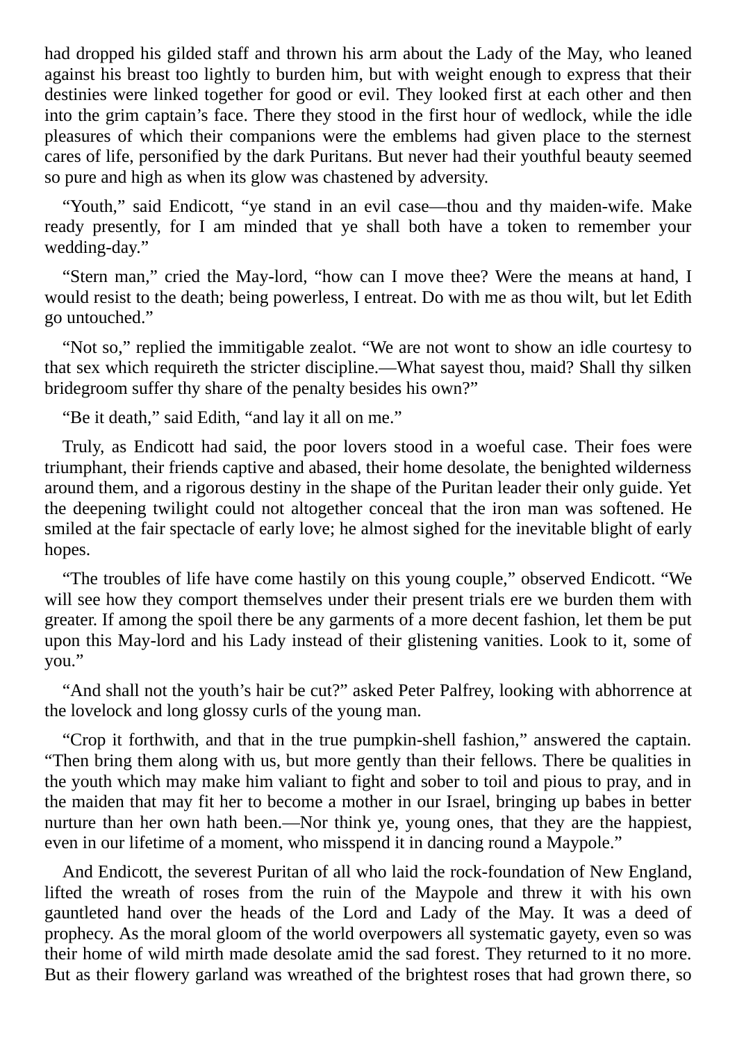had dropped his gilded staff and thrown his arm about the Lady of the May, who leaned against his breast too lightly to burden him, but with weight enough to express that their destinies were linked together for good or evil. They looked first at each other and then into the grim captain's face. There they stood in the first hour of wedlock, while the idle pleasures of which their companions were the emblems had given place to the sternest cares of life, personified by the dark Puritans. But never had their youthful beauty seemed so pure and high as when its glow was chastened by adversity.

"Youth," said Endicott, "ye stand in an evil case—thou and thy maiden-wife. Make ready presently, for I am minded that ye shall both have a token to remember your wedding-day."

"Stern man," cried the May-lord, "how can I move thee? Were the means at hand, I would resist to the death; being powerless, I entreat. Do with me as thou wilt, but let Edith go untouched."

"Not so," replied the immitigable zealot. "We are not wont to show an idle courtesy to that sex which requireth the stricter discipline.—What sayest thou, maid? Shall thy silken bridegroom suffer thy share of the penalty besides his own?"

"Be it death," said Edith, "and lay it all on me."

Truly, as Endicott had said, the poor lovers stood in a woeful case. Their foes were triumphant, their friends captive and abased, their home desolate, the benighted wilderness around them, and a rigorous destiny in the shape of the Puritan leader their only guide. Yet the deepening twilight could not altogether conceal that the iron man was softened. He smiled at the fair spectacle of early love; he almost sighed for the inevitable blight of early hopes.

"The troubles of life have come hastily on this young couple," observed Endicott. "We will see how they comport themselves under their present trials ere we burden them with greater. If among the spoil there be any garments of a more decent fashion, let them be put upon this May-lord and his Lady instead of their glistening vanities. Look to it, some of you."

"And shall not the youth's hair be cut?" asked Peter Palfrey, looking with abhorrence at the lovelock and long glossy curls of the young man.

"Crop it forthwith, and that in the true pumpkin-shell fashion," answered the captain. "Then bring them along with us, but more gently than their fellows. There be qualities in the youth which may make him valiant to fight and sober to toil and pious to pray, and in the maiden that may fit her to become a mother in our Israel, bringing up babes in better nurture than her own hath been.—Nor think ye, young ones, that they are the happiest, even in our lifetime of a moment, who misspend it in dancing round a Maypole."

And Endicott, the severest Puritan of all who laid the rock-foundation of New England, lifted the wreath of roses from the ruin of the Maypole and threw it with his own gauntleted hand over the heads of the Lord and Lady of the May. It was a deed of prophecy. As the moral gloom of the world overpowers all systematic gayety, even so was their home of wild mirth made desolate amid the sad forest. They returned to it no more. But as their flowery garland was wreathed of the brightest roses that had grown there, so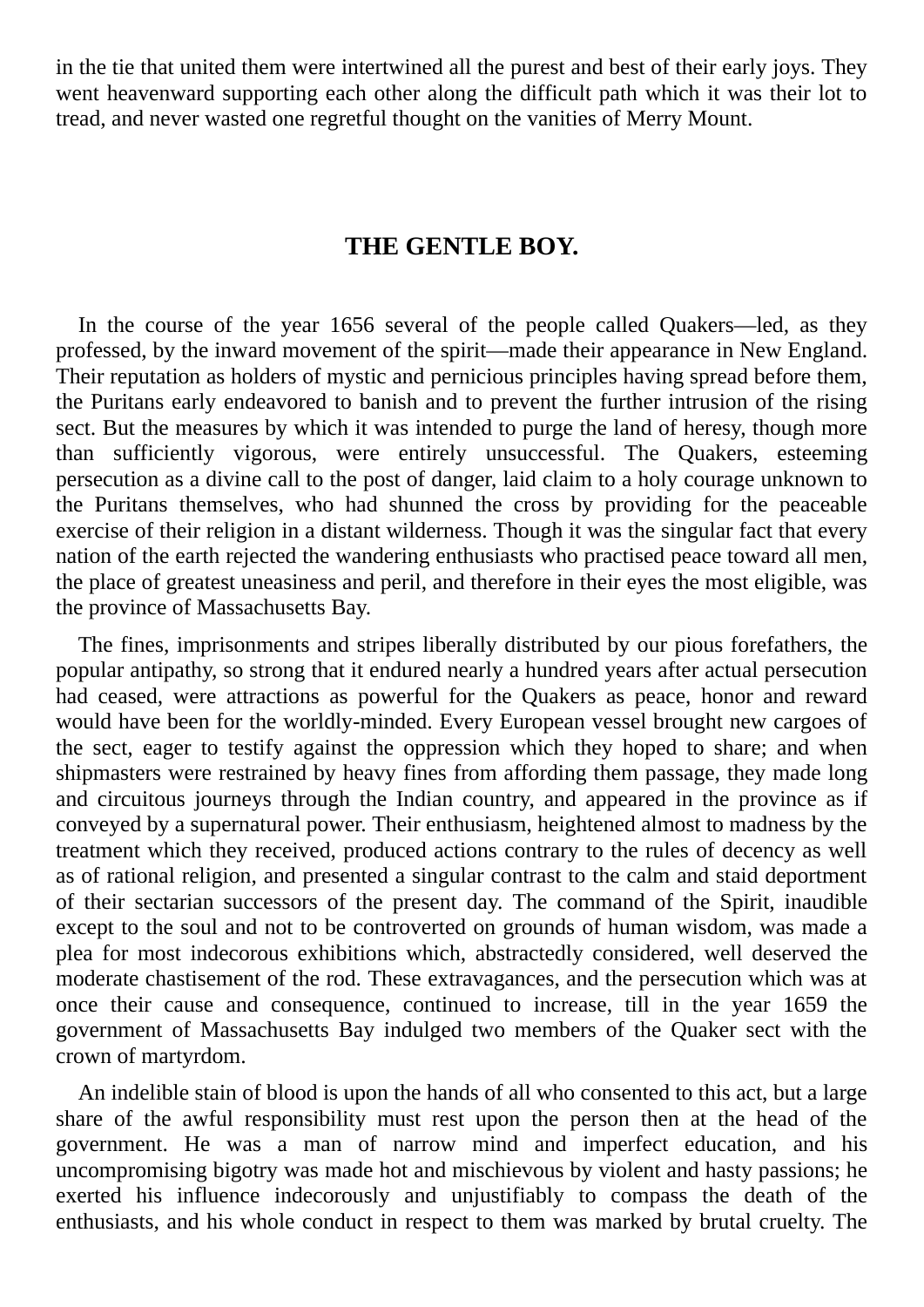in the tie that united them were intertwined all the purest and best of their early joys. They went heavenward supporting each other along the difficult path which it was their lot to tread, and never wasted one regretful thought on the vanities of Merry Mount.

## THE GENTLE BOY.

In the course of the year 1656 several of the people called Quakers—led, as they professed, by the inward movement of the spirit—made their appearance in New England. Their reputation as holders of mystic and pernicious principles having spread before them, the Puritans early endeavored to banish and to prevent the further intrusion of the rising sect. But the measures by which it was intended to purge the land of heresy, though more than sufficiently vigorous, were entirely unsuccessful. The Quakers, esteeming persecution as a divine call to the post of danger, laid claim to a holy courage unknown to the Puritans themselves, who had shunned the cross by providing for the peaceable exercise of their religion in a distant wilderness. Though it was the singular fact that every nation of the earth rejected the wandering enthusiasts who practised peace toward all men, the place of greatest uneasiness and peril, and therefore in their eyes the most eligible, was the province of Massachusetts Bay.

The fines, imprisonments and stripes liberally distributed by our pious forefathers, the popular antipathy, so strong that it endured nearly a hundred years after actual persecution had ceased, were attractions as powerful for the Quakers as peace, honor and reward would have been for the worldly-minded. Every European vessel brought new cargoes of the sect, eager to testify against the oppression which they hoped to share; and when shipmasters were restrained by heavy fines from affording them passage, they made long and circuitous journeys through the Indian country, and appeared in the province as if conveyed by a supernatural power. Their enthusiasm, heightened almost to madness by the treatment which they received, produced actions contrary to the rules of decency as well as of rational religion, and presented a singular contrast to the calm and staid deportment of their sectarian successors of the present day. The command of the Spirit, inaudible except to the soul and not to be controverted on grounds of human wisdom, was made a plea for most indecorous exhibitions which, abstractedly considered, well deserved the moderate chastisement of the rod. These extravagances, and the persecution which was at once their cause and consequence, continued to increase, till in the year 1659 the government of Massachusetts Bay indulged two members of the Quaker sect with the crown of martyrdom.

An indelible stain of blood is upon the hands of all who consented to this act, but a large share of the awful responsibility must rest upon the person then at the head of the government. He was a man of narrow mind and imperfect education, and his uncompromising bigotry was made hot and mischievous by violent and hasty passions; he exerted his influence indecorously and unjustifiably to compass the death of the enthusiasts, and his whole conduct in respect to them was marked by brutal cruelty. The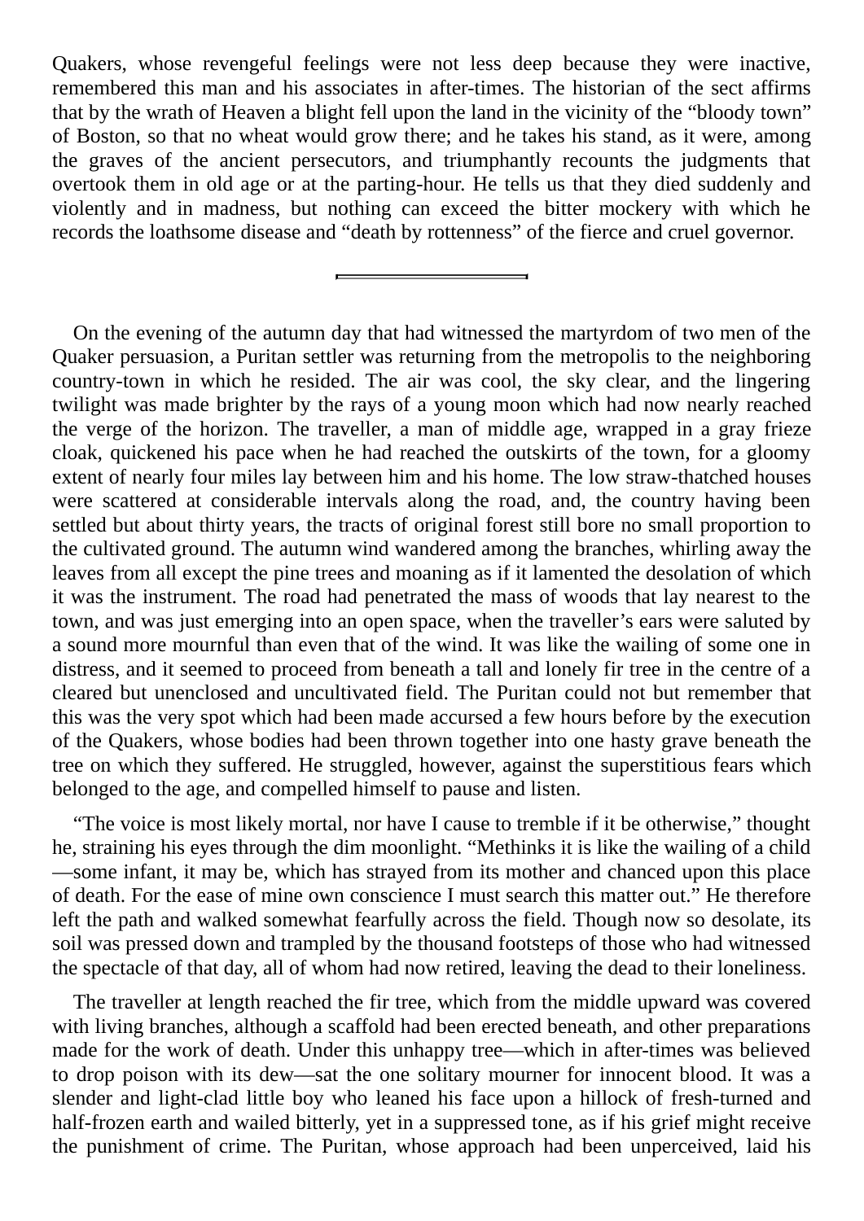Quakers, whose revengeful feelings were not less deep because they were inactive, remembered this man and his associates in after-times. The historian of the sect affirms that by the wrath of Heaven a blight fell upon the land in the vicinity of the "bloody town" of Boston, so that no wheat would grow there; and he takes his stand, as it were, among the graves of the ancient persecutors, and triumphantly recounts the judgments that overtook them in old age or at the parting-hour. He tells us that they died suddenly and violently and in madness, but nothing can exceed the bitter mockery with which he records the loathsome disease and "death by rottenness" of the fierce and cruel governor.

---

On the evening of the autumn day that had witnessed the martyrdom of two men of the Quaker persuasion, a Puritan settler was returning from the metropolis to the neighboring country-town in which he resided. The air was cool, the sky clear, and the lingering twilight was made brighter by the rays of a young moon which had now nearly reached the verge of the horizon. The traveller, a man of middle age, wrapped in a gray frieze cloak, quickened his pace when he had reached the outskirts of the town, for a gloomy extent of nearly four miles lay between him and his home. The low straw-thatched houses were scattered at considerable intervals along the road, and, the country having been settled but about thirty years, the tracts of original forest still bore no small proportion to the cultivated ground. The autumn wind wandered among the branches, whirling away the leaves from all except the pine trees and moaning as if it lamented the desolation of which it was the instrument. The road had penetrated the mass of woods that lay nearest to the town, and was just emerging into an open space, when the traveller's ears were saluted by a sound more mournful than even that of the wind. It was like the wailing of some one in distress, and it seemed to proceed from beneath a tall and lonely fir tree in the centre of a cleared but unenclosed and uncultivated field. The Puritan could not but remember that this was the very spot which had been made accursed a few hours before by the execution of the Quakers, whose bodies had been thrown together into one hasty grave beneath the tree on which they suffered. He struggled, however, against the superstitious fears which belonged to the age, and compelled himself to pause and listen.

"The voice is most likely mortal, nor have I cause to tremble if it be otherwise," thought he, straining his eyes through the dim moonlight. "Methinks it is like the wailing of a child—some infant, it may be, which has strayed from its mother and chanced upon this place of death. For the ease of mine own conscience I must search this matter out." He therefore left the path and walked somewhat fearfully across the field. Though now so desolate, its soil was pressed down and trampled by the thousand footsteps of those who had witnessed the spectacle of that day, all of whom had now retired, leaving the dead to their loneliness.

The traveller at length reached the fir tree, which from the middle upward was covered with living branches, although a scaffold had been erected beneath, and other preparations made for the work of death. Under this unhappy tree—which in after-times was believed to drop poison with its dew—sat the one solitary mourner for innocent blood. It was a slender and light-clad little boy who leaned his face upon a hillock of fresh-turned and half-frozen earth and wailed bitterly, yet in a suppressed tone, as if his grief might receive the punishment of crime. The Puritan, whose approach had been unperceived, laid his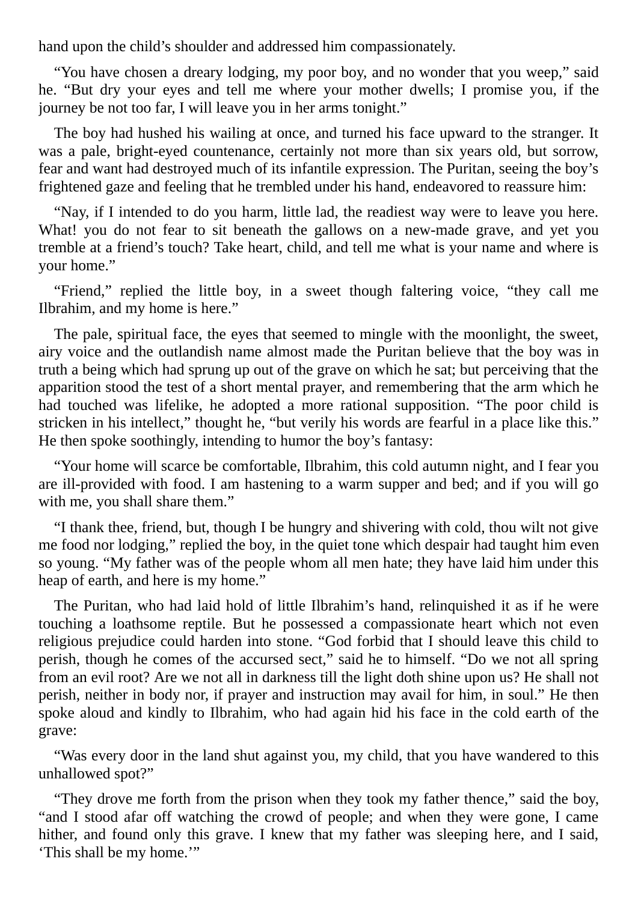hand upon the child's shoulder and addressed him compassionately.

"You have chosen a dreary lodging, my poor boy, and no wonder that you weep," said he. "But dry your eyes and tell me where your mother dwells; I promise you, if the journey be not too far, I will leave you in her arms tonight."

The boy had hushed his wailing at once, and turned his face upward to the stranger. It was a pale, bright-eyed countenance, certainly not more than six years old, but sorrow, fear and want had destroyed much of its infantile expression. The Puritan, seeing the boy's frightened gaze and feeling that he trembled under his hand, endeavored to reassure him:

"Nay, if I intended to do you harm, little lad, the readiest way were to leave you here. What! you do not fear to sit beneath the gallows on a new-made grave, and yet you tremble at a friend's touch? Take heart, child, and tell me what is your name and where is your home."

"Friend," replied the little boy, in a sweet though faltering voice, "they call me Ilbrahim, and my home is here."

The pale, spiritual face, the eyes that seemed to mingle with the moonlight, the sweet, airy voice and the outlandish name almost made the Puritan believe that the boy was in truth a being which had sprung up out of the grave on which he sat; but perceiving that the apparition stood the test of a short mental prayer, and remembering that the arm which he had touched was lifelike, he adopted a more rational supposition. "The poor child is stricken in his intellect," thought he, "but verily his words are fearful in a place like this." He then spoke soothingly, intending to humor the boy's fantasy:

"Your home will scarce be comfortable, Ilbrahim, this cold autumn night, and I fear you are ill-provided with food. I am hastening to a warm supper and bed; and if you will go with me, you shall share them."

"I thank thee, friend, but, though I be hungry and shivering with cold, thou wilt not give me food nor lodging," replied the boy, in the quiet tone which despair had taught him even so young. "My father was of the people whom all men hate; they have laid him under this heap of earth, and here is my home."

The Puritan, who had laid hold of little Ilbrahim's hand, relinquished it as if he were touching a loathsome reptile. But he possessed a compassionate heart which not even religious prejudice could harden into stone. "God forbid that I should leave this child to perish, though he comes of the accursed sect," said he to himself. "Do we not all spring from an evil root? Are we not all in darkness till the light doth shine upon us? He shall not perish, neither in body nor, if prayer and instruction may avail for him, in soul." He then spoke aloud and kindly to Ilbrahim, who had again hid his face in the cold earth of the grave:

"Was every door in the land shut against you, my child, that you have wandered to this unhallowed spot?"

"They drove me forth from the prison when they took my father thence," said the boy, "and I stood afar off watching the crowd of people; and when they were gone, I came hither, and found only this grave. I knew that my father was sleeping here, and I said, 'This shall be my home.'"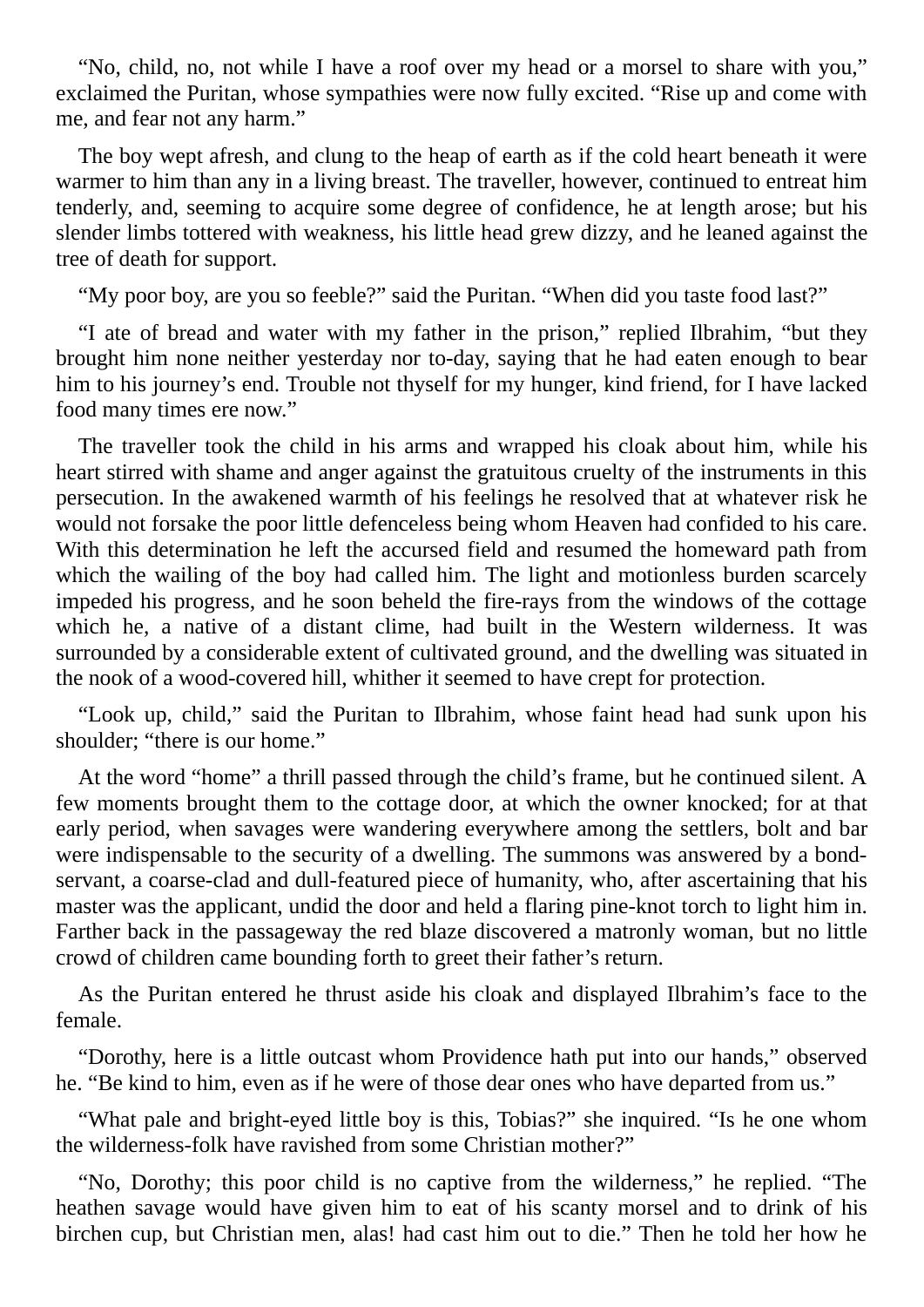"No, child, no, not while I have a roof over my head or a morsel to share with you," exclaimed the Puritan, whose sympathies were now fully excited. "Rise up and come with me, and fear not any harm."

The boy wept afresh, and clung to the heap of earth as if the cold heart beneath it were warmer to him than any in a living breast. The traveller, however, continued to entreat him tenderly, and, seeming to acquire some degree of confidence, he at length arose; but his slender limbs tottered with weakness, his little head grew dizzy, and he leaned against the tree of death for support.

"My poor boy, are you so feeble?" said the Puritan. "When did you taste food last?"

"I ate of bread and water with my father in the prison," replied Ilbrahim, "but they brought him none neither yesterday nor to-day, saying that he had eaten enough to bear him to his journey's end. Trouble not thyself for my hunger, kind friend, for I have lacked food many times ere now."

The traveller took the child in his arms and wrapped his cloak about him, while his heart stirred with shame and anger against the gratuitous cruelty of the instruments in this persecution. In the awakened warmth of his feelings he resolved that at whatever risk he would not forsake the poor little defenceless being whom Heaven had confided to his care. With this determination he left the accursed field and resumed the homeward path from which the wailing of the boy had called him. The light and motionless burden scarcely impeded his progress, and he soon beheld the fire-rays from the windows of the cottage which he, a native of a distant clime, had built in the Western wilderness. It was surrounded by a considerable extent of cultivated ground, and the dwelling was situated in the nook of a wood-covered hill, whither it seemed to have crept for protection.

"Look up, child," said the Puritan to Ilbrahim, whose faint head had sunk upon his shoulder; "there is our home."

At the word "home" a thrill passed through the child's frame, but he continued silent. A few moments brought them to the cottage door, at which the owner knocked; for at that early period, when savages were wandering everywhere among the settlers, bolt and bar were indispensable to the security of a dwelling. The summons was answered by a bond-servant, a coarse-clad and dull-featured piece of humanity, who, after ascertaining that his master was the applicant, undid the door and held a flaring pine-knot torch to light him in. Farther back in the passageway the red blaze discovered a matronly woman, but no little crowd of children came bounding forth to greet their father's return.

As the Puritan entered he thrust aside his cloak and displayed Ilbrahim's face to the female.

"Dorothy, here is a little outcast whom Providence hath put into our hands," observed he. "Be kind to him, even as if he were of those dear ones who have departed from us."

"What pale and bright-eyed little boy is this, Tobias?" she inquired. "Is he one whom the wilderness-folk have ravished from some Christian mother?"

"No, Dorothy; this poor child is no captive from the wilderness," he replied. "The heathen savage would have given him to eat of his scanty morsel and to drink of his birchen cup, but Christian men, alas! had cast him out to die." Then he told her how he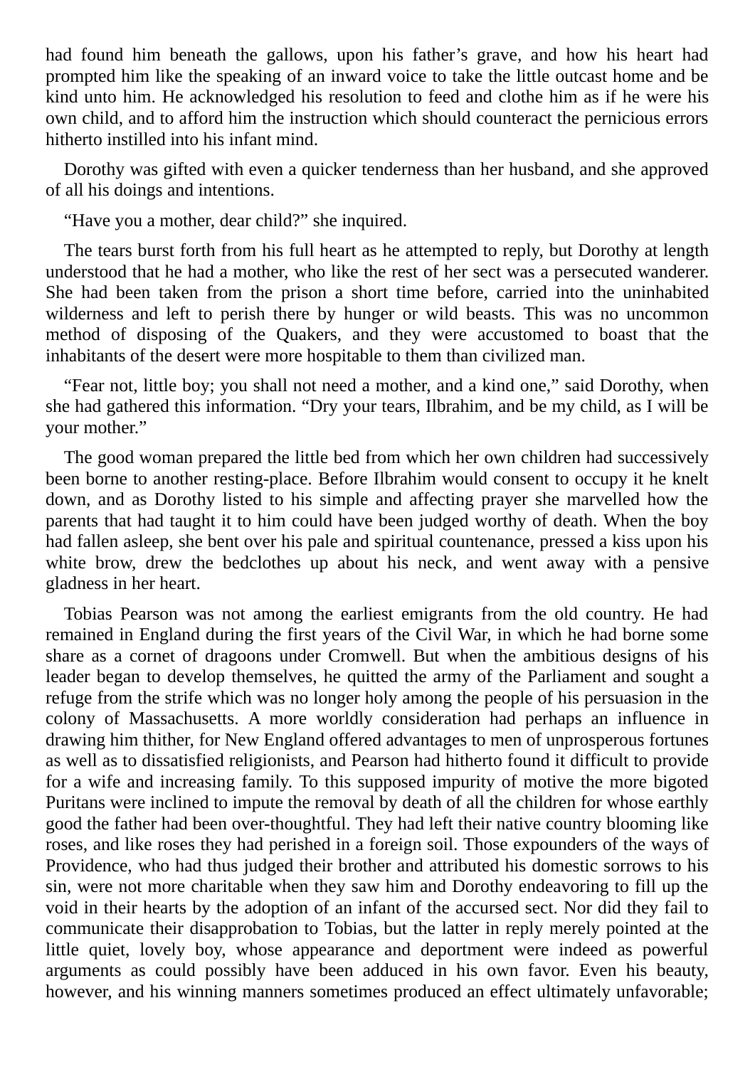had found him beneath the gallows, upon his father's grave, and how his heart had prompted him like the speaking of an inward voice to take the little outcast home and be kind unto him. He acknowledged his resolution to feed and clothe him as if he were his own child, and to afford him the instruction which should counteract the pernicious errors hitherto instilled into his infant mind.

Dorothy was gifted with even a quicker tenderness than her husband, and she approved of all his doings and intentions.

"Have you a mother, dear child?" she inquired.

The tears burst forth from his full heart as he attempted to reply, but Dorothy at length understood that he had a mother, who like the rest of her sect was a persecuted wanderer. She had been taken from the prison a short time before, carried into the uninhabited wilderness and left to perish there by hunger or wild beasts. This was no uncommon method of disposing of the Quakers, and they were accustomed to boast that the inhabitants of the desert were more hospitable to them than civilized man.

"Fear not, little boy; you shall not need a mother, and a kind one," said Dorothy, when she had gathered this information. "Dry your tears, Ilbrahim, and be my child, as I will be your mother."

The good woman prepared the little bed from which her own children had successively been borne to another resting-place. Before Ilbrahim would consent to occupy it he knelt down, and as Dorothy listed to his simple and affecting prayer she marvelled how the parents that had taught it to him could have been judged worthy of death. When the boy had fallen asleep, she bent over his pale and spiritual countenance, pressed a kiss upon his white brow, drew the bedclothes up about his neck, and went away with a pensive gladness in her heart.

Tobias Pearson was not among the earliest emigrants from the old country. He had remained in England during the first years of the Civil War, in which he had borne some share as a cornet of dragoons under Cromwell. But when the ambitious designs of his leader began to develop themselves, he quitted the army of the Parliament and sought a refuge from the strife which was no longer holy among the people of his persuasion in the colony of Massachusetts. A more worldly consideration had perhaps an influence in drawing him thither, for New England offered advantages to men of unprosperous fortunes as well as to dissatisfied religionists, and Pearson had hitherto found it difficult to provide for a wife and increasing family. To this supposed impurity of motive the more bigoted Puritans were inclined to impute the removal by death of all the children for whose earthly good the father had been over-thoughtful. They had left their native country blooming like roses, and like roses they had perished in a foreign soil. Those expounders of the ways of Providence, who had thus judged their brother and attributed his domestic sorrows to his sin, were not more charitable when they saw him and Dorothy endeavoring to fill up the void in their hearts by the adoption of an infant of the accursed sect. Nor did they fail to communicate their disapprobation to Tobias, but the latter in reply merely pointed at the little quiet, lovely boy, whose appearance and deportment were indeed as powerful arguments as could possibly have been adduced in his own favor. Even his beauty, however, and his winning manners sometimes produced an effect ultimately unfavorable;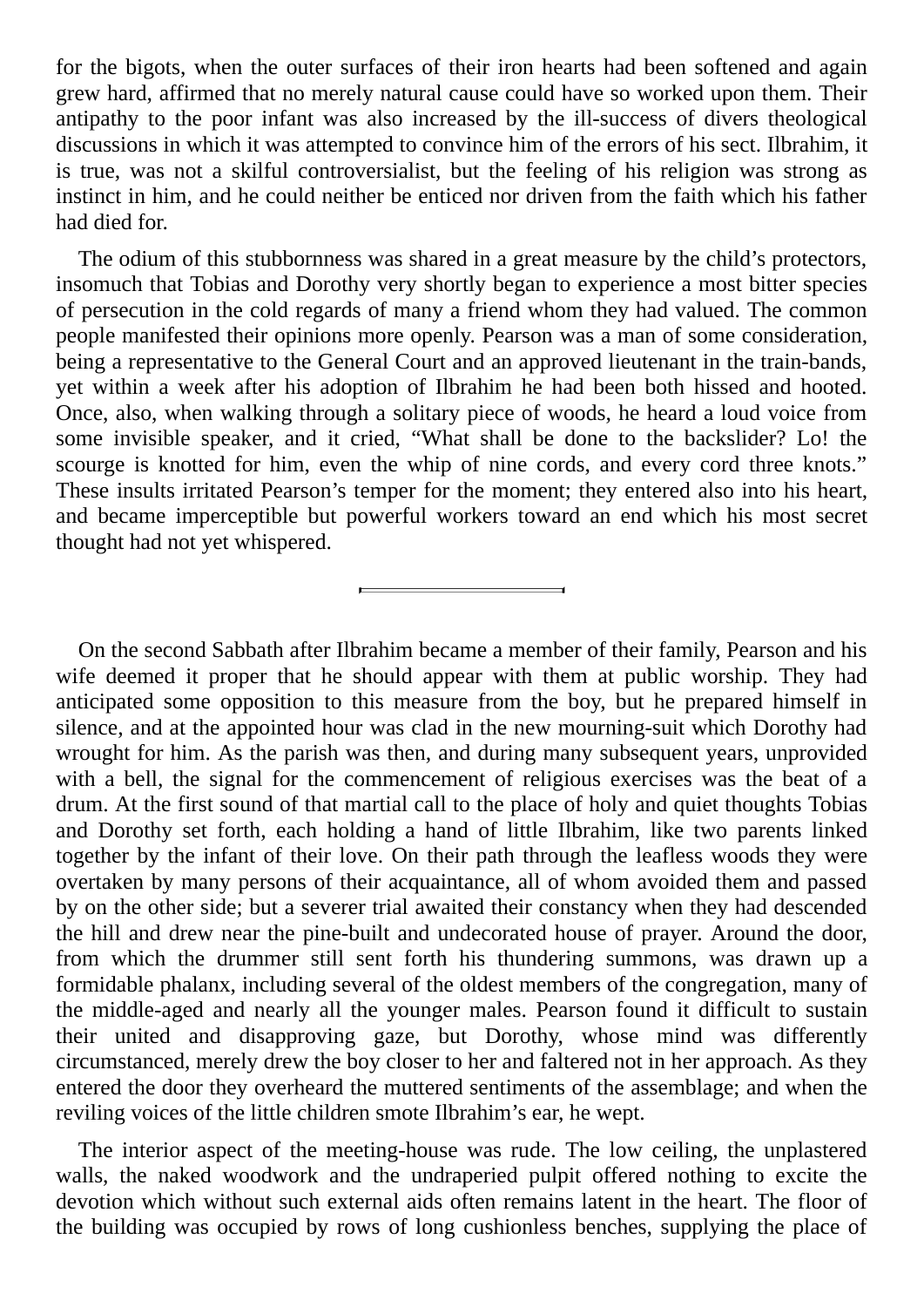for the bigots, when the outer surfaces of their iron hearts had been softened and again grew hard, affirmed that no merely natural cause could have so worked upon them. Their antipathy to the poor infant was also increased by the ill-success of divers theological discussions in which it was attempted to convince him of the errors of his sect. Ilbrahim, it is true, was not a skilful controversialist, but the feeling of his religion was strong as instinct in him, and he could neither be enticed nor driven from the faith which his father had died for.

The odium of this stubbornness was shared in a great measure by the child's protectors, insomuch that Tobias and Dorothy very shortly began to experience a most bitter species of persecution in the cold regards of many a friend whom they had valued. The common people manifested their opinions more openly. Pearson was a man of some consideration, being a representative to the General Court and an approved lieutenant in the train-bands, yet within a week after his adoption of Ilbrahim he had been both hissed and hooted. Once, also, when walking through a solitary piece of woods, he heard a loud voice from some invisible speaker, and it cried, "What shall be done to the backslider? Lo! the scourge is knotted for him, even the whip of nine cords, and every cord three knots." These insults irritated Pearson's temper for the moment; they entered also into his heart, and became imperceptible but powerful workers toward an end which his most secret thought had not yet whispered.

---

On the second Sabbath after Ilbrahim became a member of their family, Pearson and his wife deemed it proper that he should appear with them at public worship. They had anticipated some opposition to this measure from the boy, but he prepared himself in silence, and at the appointed hour was clad in the new mourning-suit which Dorothy had wrought for him. As the parish was then, and during many subsequent years, unprovided with a bell, the signal for the commencement of religious exercises was the beat of a drum. At the first sound of that martial call to the place of holy and quiet thoughts Tobias and Dorothy set forth, each holding a hand of little Ilbrahim, like two parents linked together by the infant of their love. On their path through the leafless woods they were overtaken by many persons of their acquaintance, all of whom avoided them and passed by on the other side; but a severer trial awaited their constancy when they had descended the hill and drew near the pine-built and undecorated house of prayer. Around the door, from which the drummer still sent forth his thundering summons, was drawn up a formidable phalanx, including several of the oldest members of the congregation, many of the middle-aged and nearly all the younger males. Pearson found it difficult to sustain their united and disapproving gaze, but Dorothy, whose mind was differently circumstanced, merely drew the boy closer to her and faltered not in her approach. As they entered the door they overheard the muttered sentiments of the assemblage; and when the reviling voices of the little children smote Ilbrahim's ear, he wept.

The interior aspect of the meeting-house was rude. The low ceiling, the unplastered walls, the naked woodwork and the undraperied pulpit offered nothing to excite the devotion which without such external aids often remains latent in the heart. The floor of the building was occupied by rows of long cushionless benches, supplying the place of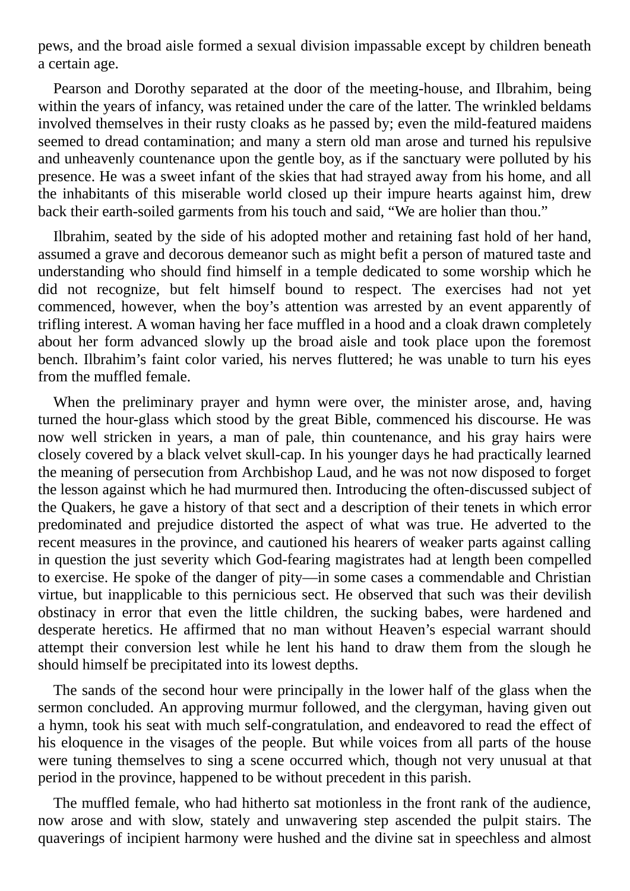pews, and the broad aisle formed a sexual division impassable except by children beneath a certain age.

Pearson and Dorothy separated at the door of the meeting-house, and Ilbrahim, being within the years of infancy, was retained under the care of the latter. The wrinkled beldams involved themselves in their rusty cloaks as he passed by; even the mild-featured maidens seemed to dread contamination; and many a stern old man arose and turned his repulsive and unheavenly countenance upon the gentle boy, as if the sanctuary were polluted by his presence. He was a sweet infant of the skies that had strayed away from his home, and all the inhabitants of this miserable world closed up their impure hearts against him, drew back their earth-soiled garments from his touch and said, “We are holier than thou.”

Ilbrahim, seated by the side of his adopted mother and retaining fast hold of her hand, assumed a grave and decorous demeanor such as might befit a person of matured taste and understanding who should find himself in a temple dedicated to some worship which he did not recognize, but felt himself bound to respect. The exercises had not yet commenced, however, when the boy’s attention was arrested by an event apparently of trifling interest. A woman having her face muffled in a hood and a cloak drawn completely about her form advanced slowly up the broad aisle and took place upon the foremost bench. Ilbrahim’s faint color varied, his nerves fluttered; he was unable to turn his eyes from the muffled female.

When the preliminary prayer and hymn were over, the minister arose, and, having turned the hour-glass which stood by the great Bible, commenced his discourse. He was now well stricken in years, a man of pale, thin countenance, and his gray hairs were closely covered by a black velvet skull-cap. In his younger days he had practically learned the meaning of persecution from Archbishop Laud, and he was not now disposed to forget the lesson against which he had murmured then. Introducing the often-discussed subject of the Quakers, he gave a history of that sect and a description of their tenets in which error predominated and prejudice distorted the aspect of what was true. He adverted to the recent measures in the province, and cautioned his hearers of weaker parts against calling in question the just severity which God-fearing magistrates had at length been compelled to exercise. He spoke of the danger of pity—in some cases a commendable and Christian virtue, but inapplicable to this pernicious sect. He observed that such was their devilish obstinacy in error that even the little children, the sucking babes, were hardened and desperate heretics. He affirmed that no man without Heaven’s especial warrant should attempt their conversion lest while he lent his hand to draw them from the slough he should himself be precipitated into its lowest depths.

The sands of the second hour were principally in the lower half of the glass when the sermon concluded. An approving murmur followed, and the clergyman, having given out a hymn, took his seat with much self-congratulation, and endeavored to read the effect of his eloquence in the visages of the people. But while voices from all parts of the house were tuning themselves to sing a scene occurred which, though not very unusual at that period in the province, happened to be without precedent in this parish.

The muffled female, who had hitherto sat motionless in the front rank of the audience, now arose and with slow, stately and unwavering step ascended the pulpit stairs. The quaverings of incipient harmony were hushed and the divine sat in speechless and almost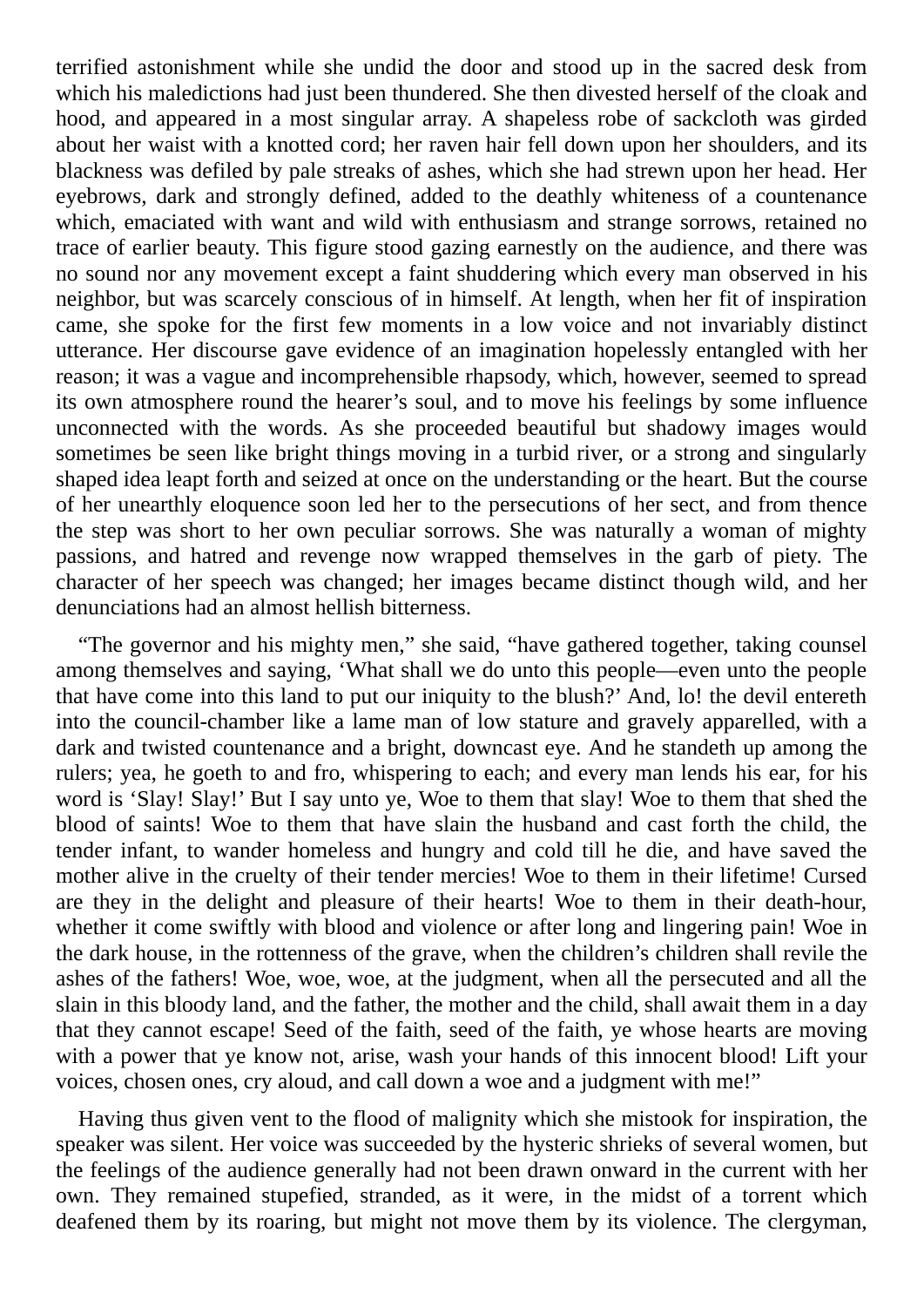terrified astonishment while she undid the door and stood up in the sacred desk from which his maledictions had just been thundered. She then divested herself of the cloak and hood, and appeared in a most singular array. A shapeless robe of sackcloth was girded about her waist with a knotted cord; her raven hair fell down upon her shoulders, and its blackness was defiled by pale streaks of ashes, which she had strewn upon her head. Her eyebrows, dark and strongly defined, added to the deathly whiteness of a countenance which, emaciated with want and wild with enthusiasm and strange sorrows, retained no trace of earlier beauty. This figure stood gazing earnestly on the audience, and there was no sound nor any movement except a faint shuddering which every man observed in his neighbor, but was scarcely conscious of in himself. At length, when her fit of inspiration came, she spoke for the first few moments in a low voice and not invariably distinct utterance. Her discourse gave evidence of an imagination hopelessly entangled with her reason; it was a vague and incomprehensible rhapsody, which, however, seemed to spread its own atmosphere round the hearer's soul, and to move his feelings by some influence unconnected with the words. As she proceeded beautiful but shadowy images would sometimes be seen like bright things moving in a turbid river, or a strong and singularly shaped idea leapt forth and seized at once on the understanding or the heart. But the course of her unearthly eloquence soon led her to the persecutions of her sect, and from thence the step was short to her own peculiar sorrows. She was naturally a woman of mighty passions, and hatred and revenge now wrapped themselves in the garb of piety. The character of her speech was changed; her images became distinct though wild, and her denunciations had an almost hellish bitterness.

"The governor and his mighty men," she said, "have gathered together, taking counsel among themselves and saying, 'What shall we do unto this people—even unto the people that have come into this land to put our iniquity to the blush?' And, lo! the devil entereth into the council-chamber like a lame man of low stature and gravely apparelled, with a dark and twisted countenance and a bright, downcast eye. And he standeth up among the rulers; yea, he goeth to and fro, whispering to each; and every man lends his ear, for his word is 'Slay! Slay!' But I say unto ye, Woe to them that slay! Woe to them that shed the blood of saints! Woe to them that have slain the husband and cast forth the child, the tender infant, to wander homeless and hungry and cold till he die, and have saved the mother alive in the cruelty of their tender mercies! Woe to them in their lifetime! Cursed are they in the delight and pleasure of their hearts! Woe to them in their death-hour, whether it come swiftly with blood and violence or after long and lingering pain! Woe in the dark house, in the rottenness of the grave, when the children's children shall revile the ashes of the fathers! Woe, woe, woe, at the judgment, when all the persecuted and all the slain in this bloody land, and the father, the mother and the child, shall await them in a day that they cannot escape! Seed of the faith, seed of the faith, ye whose hearts are moving with a power that ye know not, arise, wash your hands of this innocent blood! Lift your voices, chosen ones, cry aloud, and call down a woe and a judgment with me!"

Having thus given vent to the flood of malignity which she mistook for inspiration, the speaker was silent. Her voice was succeeded by the hysteric shrieks of several women, but the feelings of the audience generally had not been drawn onward in the current with her own. They remained stupefied, stranded, as it were, in the midst of a torrent which deafened them by its roaring, but might not move them by its violence. The clergyman,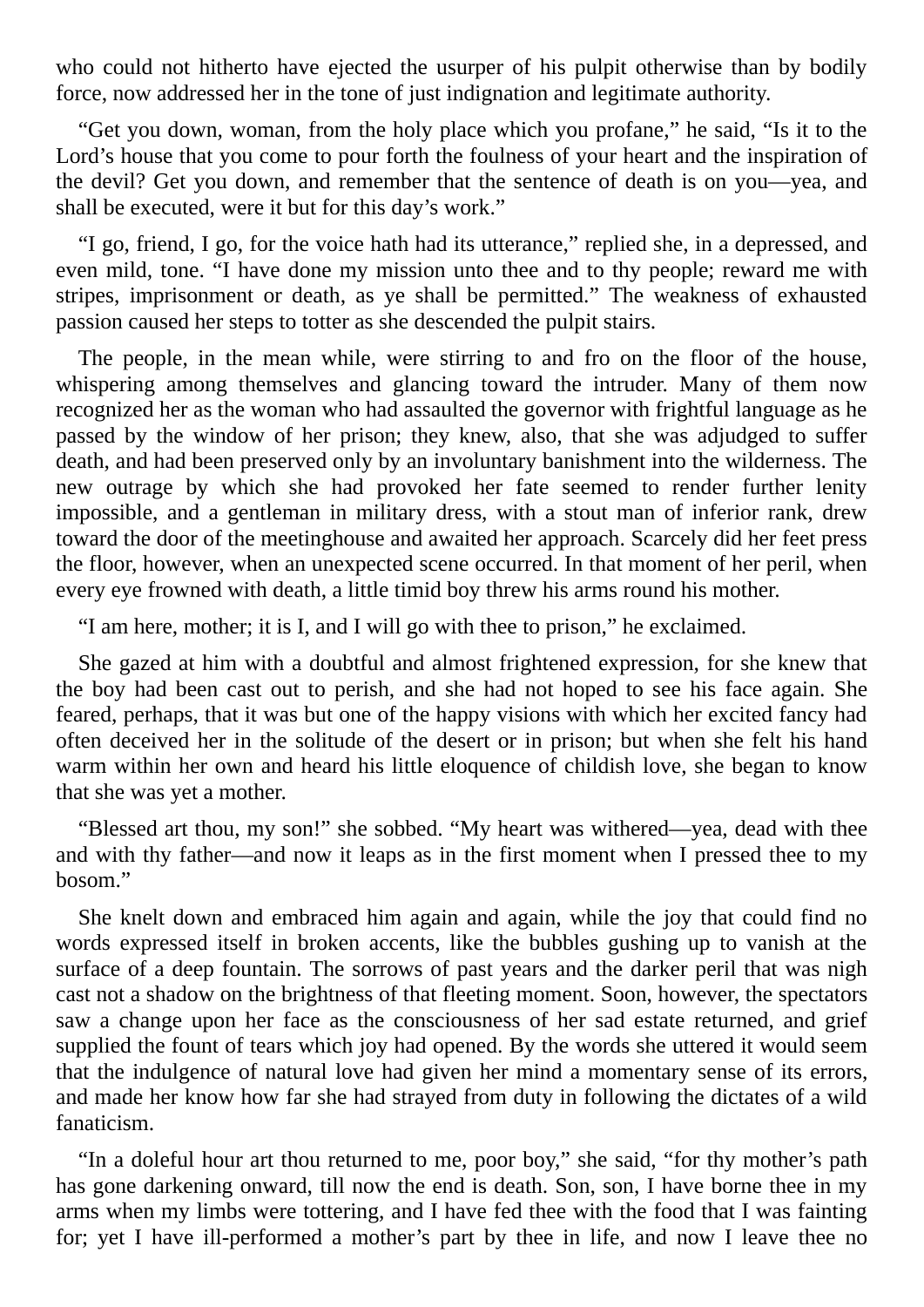who could not hitherto have ejected the usurper of his pulpit otherwise than by bodily force, now addressed her in the tone of just indignation and legitimate authority.

“Get you down, woman, from the holy place which you profane,” he said, “Is it to the Lord’s house that you come to pour forth the foulness of your heart and the inspiration of the devil? Get you down, and remember that the sentence of death is on you—yea, and shall be executed, were it but for this day’s work.”

“I go, friend, I go, for the voice hath had its utterance,” replied she, in a depressed, and even mild, tone. “I have done my mission unto thee and to thy people; reward me with stripes, imprisonment or death, as ye shall be permitted.” The weakness of exhausted passion caused her steps to totter as she descended the pulpit stairs.

The people, in the mean while, were stirring to and fro on the floor of the house, whispering among themselves and glancing toward the intruder. Many of them now recognized her as the woman who had assaulted the governor with frightful language as he passed by the window of her prison; they knew, also, that she was adjudged to suffer death, and had been preserved only by an involuntary banishment into the wilderness. The new outrage by which she had provoked her fate seemed to render further lenity impossible, and a gentleman in military dress, with a stout man of inferior rank, drew toward the door of the meetinghouse and awaited her approach. Scarcely did her feet press the floor, however, when an unexpected scene occurred. In that moment of her peril, when every eye frowned with death, a little timid boy threw his arms round his mother.

“I am here, mother; it is I, and I will go with thee to prison,” he exclaimed.

She gazed at him with a doubtful and almost frightened expression, for she knew that the boy had been cast out to perish, and she had not hoped to see his face again. She feared, perhaps, that it was but one of the happy visions with which her excited fancy had often deceived her in the solitude of the desert or in prison; but when she felt his hand warm within her own and heard his little eloquence of childish love, she began to know that she was yet a mother.

“Blessed art thou, my son!” she sobbed. “My heart was withered—yea, dead with thee and with thy father—and now it leaps as in the first moment when I pressed thee to my bosom.”

She knelt down and embraced him again and again, while the joy that could find no words expressed itself in broken accents, like the bubbles gushing up to vanish at the surface of a deep fountain. The sorrows of past years and the darker peril that was nigh cast not a shadow on the brightness of that fleeting moment. Soon, however, the spectators saw a change upon her face as the consciousness of her sad estate returned, and grief supplied the fount of tears which joy had opened. By the words she uttered it would seem that the indulgence of natural love had given her mind a momentary sense of its errors, and made her know how far she had strayed from duty in following the dictates of a wild fanaticism.

“In a doleful hour art thou returned to me, poor boy,” she said, “for thy mother’s path has gone darkening onward, till now the end is death. Son, son, I have borne thee in my arms when my limbs were tottering, and I have fed thee with the food that I was fainting for; yet I have ill-performed a mother’s part by thee in life, and now I leave thee no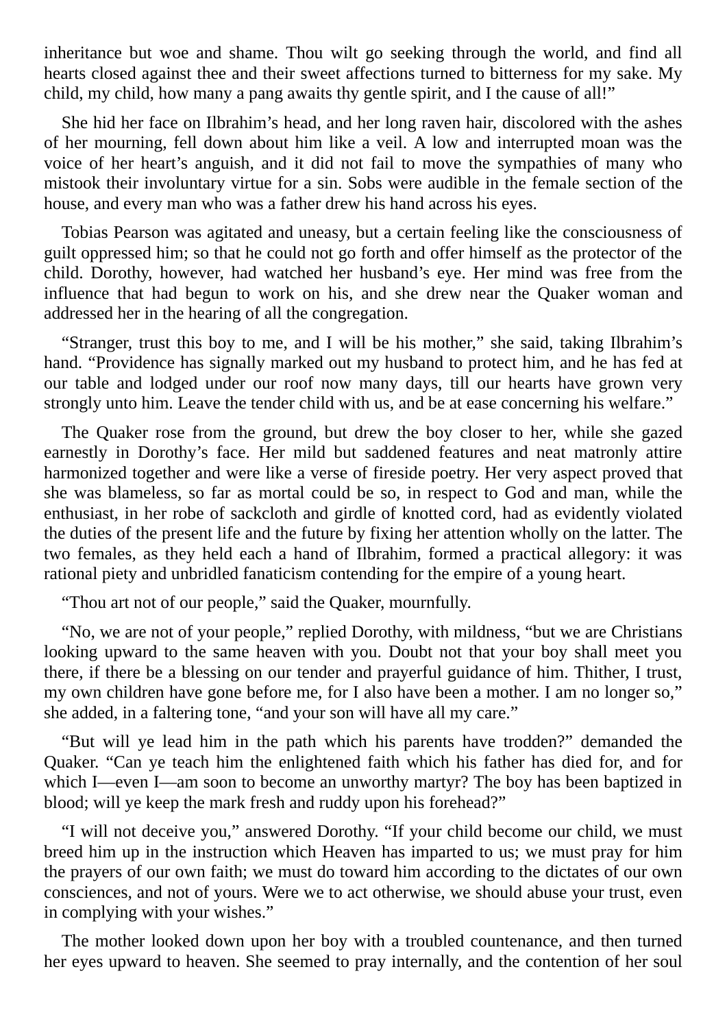inheritance but woe and shame. Thou wilt go seeking through the world, and find all hearts closed against thee and their sweet affections turned to bitterness for my sake. My child, my child, how many a pang awaits thy gentle spirit, and I the cause of all!"

She hid her face on Ilbrahim's head, and her long raven hair, discolored with the ashes of her mourning, fell down about him like a veil. A low and interrupted moan was the voice of her heart's anguish, and it did not fail to move the sympathies of many who mistook their involuntary virtue for a sin. Sobs were audible in the female section of the house, and every man who was a father drew his hand across his eyes.

Tobias Pearson was agitated and uneasy, but a certain feeling like the consciousness of guilt oppressed him; so that he could not go forth and offer himself as the protector of the child. Dorothy, however, had watched her husband's eye. Her mind was free from the influence that had begun to work on his, and she drew near the Quaker woman and addressed her in the hearing of all the congregation.

"Stranger, trust this boy to me, and I will be his mother," she said, taking Ilbrahim's hand. "Providence has signally marked out my husband to protect him, and he has fed at our table and lodged under our roof now many days, till our hearts have grown very strongly unto him. Leave the tender child with us, and be at ease concerning his welfare."

The Quaker rose from the ground, but drew the boy closer to her, while she gazed earnestly in Dorothy's face. Her mild but saddened features and neat matronly attire harmonized together and were like a verse of fireside poetry. Her very aspect proved that she was blameless, so far as mortal could be so, in respect to God and man, while the enthusiast, in her robe of sackcloth and girdle of knotted cord, had as evidently violated the duties of the present life and the future by fixing her attention wholly on the latter. The two females, as they held each a hand of Ilbrahim, formed a practical allegory: it was rational piety and unbridled fanaticism contending for the empire of a young heart.

"Thou art not of our people," said the Quaker, mournfully.

"No, we are not of your people," replied Dorothy, with mildness, "but we are Christians looking upward to the same heaven with you. Doubt not that your boy shall meet you there, if there be a blessing on our tender and prayerful guidance of him. Thither, I trust, my own children have gone before me, for I also have been a mother. I am no longer so," she added, in a faltering tone, "and your son will have all my care."

"But will ye lead him in the path which his parents have trodden?" demanded the Quaker. "Can ye teach him the enlightened faith which his father has died for, and for which I—even I—am soon to become an unworthy martyr? The boy has been baptized in blood; will ye keep the mark fresh and ruddy upon his forehead?"

"I will not deceive you," answered Dorothy. "If your child become our child, we must breed him up in the instruction which Heaven has imparted to us; we must pray for him the prayers of our own faith; we must do toward him according to the dictates of our own consciences, and not of yours. Were we to act otherwise, we should abuse your trust, even in complying with your wishes."

The mother looked down upon her boy with a troubled countenance, and then turned her eyes upward to heaven. She seemed to pray internally, and the contention of her soul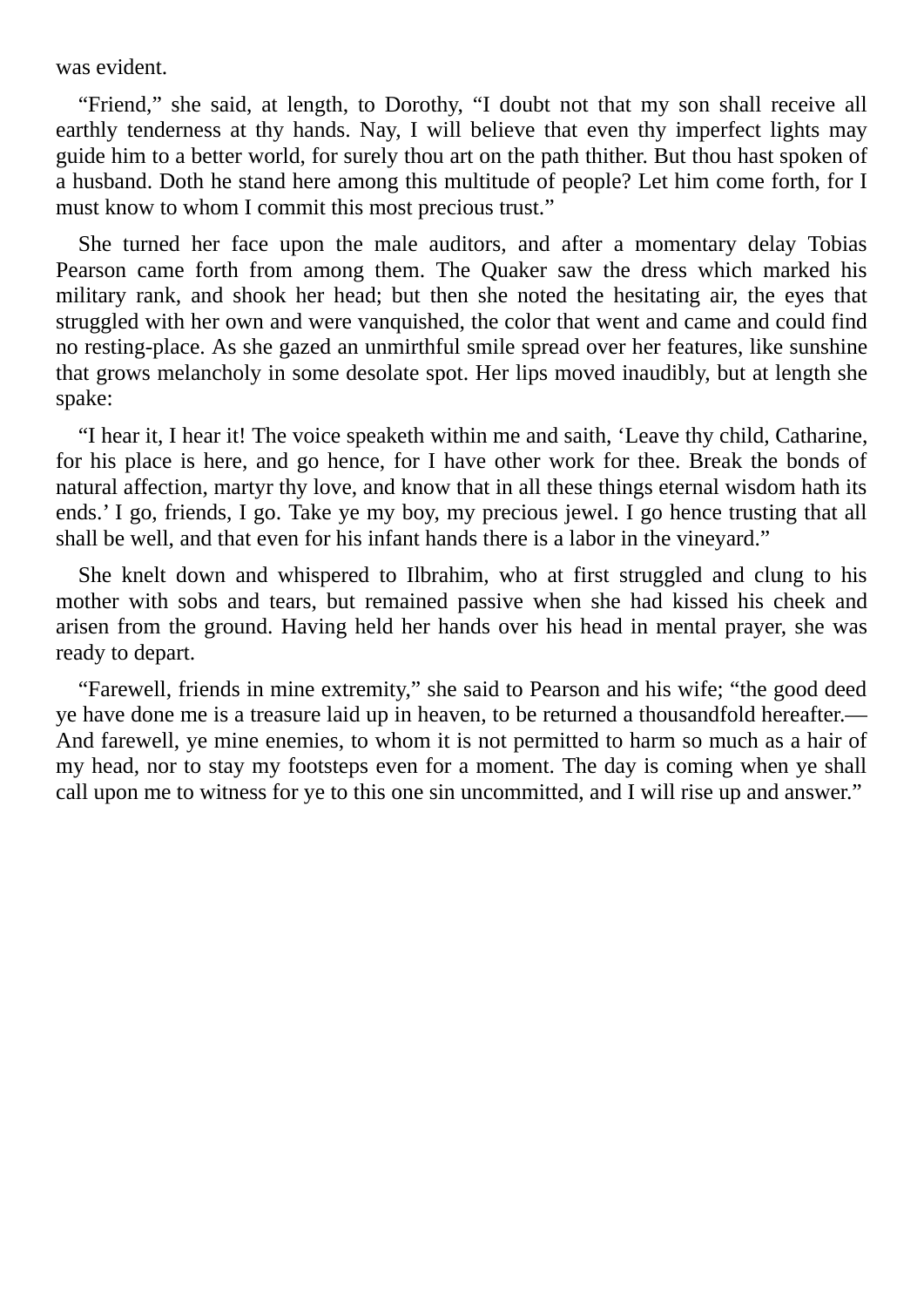was evident.

“Friend,” she said, at length, to Dorothy, “I doubt not that my son shall receive all earthly tenderness at thy hands. Nay, I will believe that even thy imperfect lights may guide him to a better world, for surely thou art on the path thither. But thou hast spoken of a husband. Doth he stand here among this multitude of people? Let him come forth, for I must know to whom I commit this most precious trust.”

She turned her face upon the male auditors, and after a momentary delay Tobias Pearson came forth from among them. The Quaker saw the dress which marked his military rank, and shook her head; but then she noted the hesitating air, the eyes that struggled with her own and were vanquished, the color that went and came and could find no resting-place. As she gazed an unmirthful smile spread over her features, like sunshine that grows melancholy in some desolate spot. Her lips moved inaudibly, but at length she spake:

“I hear it, I hear it! The voice speaketh within me and saith, ‘Leave thy child, Catharine, for his place is here, and go hence, for I have other work for thee. Break the bonds of natural affection, martyr thy love, and know that in all these things eternal wisdom hath its ends.’ I go, friends, I go. Take ye my boy, my precious jewel. I go hence trusting that all shall be well, and that even for his infant hands there is a labor in the vineyard.”

She knelt down and whispered to Ilbrahim, who at first struggled and clung to his mother with sobs and tears, but remained passive when she had kissed his cheek and arisen from the ground. Having held her hands over his head in mental prayer, she was ready to depart.

“Farewell, friends in mine extremity,” she said to Pearson and his wife; “the good deed ye have done me is a treasure laid up in heaven, to be returned a thousandfold hereafter.—And farewell, ye mine enemies, to whom it is not permitted to harm so much as a hair of my head, nor to stay my footsteps even for a moment. The day is coming when ye shall call upon me to witness for ye to this one sin uncommitted, and I will rise up and answer.”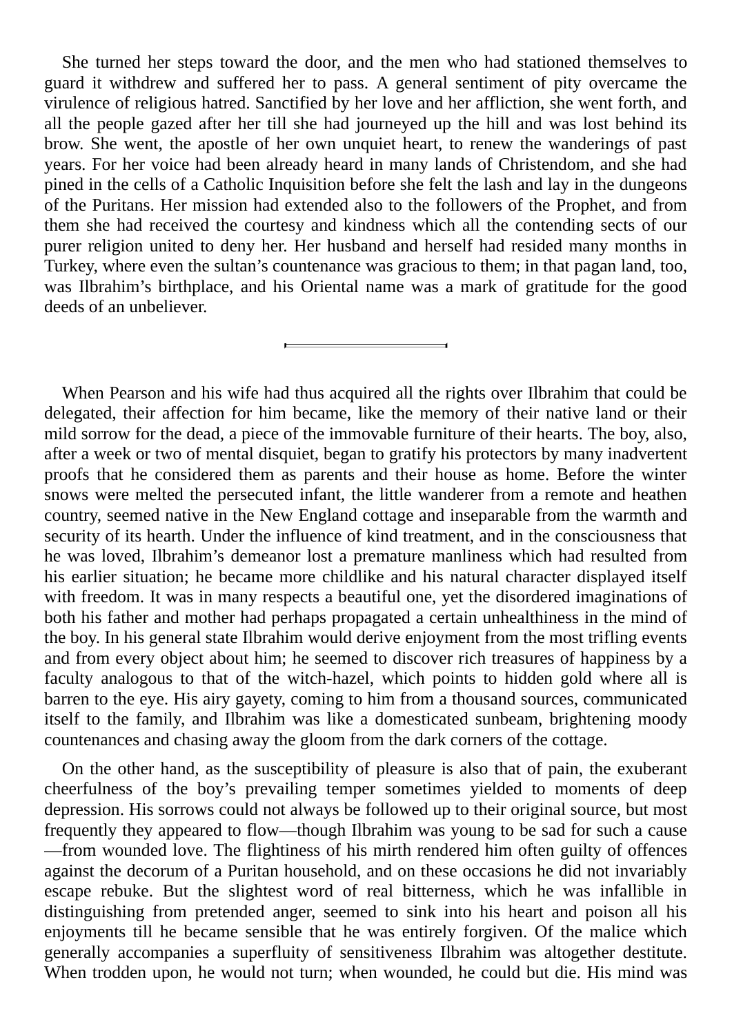She turned her steps toward the door, and the men who had stationed themselves to guard it withdrew and suffered her to pass. A general sentiment of pity overcame the virulence of religious hatred. Sanctified by her love and her affliction, she went forth, and all the people gazed after her till she had journeyed up the hill and was lost behind its brow. She went, the apostle of her own unquiet heart, to renew the wanderings of past years. For her voice had been already heard in many lands of Christendom, and she had pined in the cells of a Catholic Inquisition before she felt the lash and lay in the dungeons of the Puritans. Her mission had extended also to the followers of the Prophet, and from them she had received the courtesy and kindness which all the contending sects of our purer religion united to deny her. Her husband and herself had resided many months in Turkey, where even the sultan's countenance was gracious to them; in that pagan land, too, was Ilbrahim's birthplace, and his Oriental name was a mark of gratitude for the good deeds of an unbeliever.

---

When Pearson and his wife had thus acquired all the rights over Ilbrahim that could be delegated, their affection for him became, like the memory of their native land or their mild sorrow for the dead, a piece of the immovable furniture of their hearts. The boy, also, after a week or two of mental disquiet, began to gratify his protectors by many inadvertent proofs that he considered them as parents and their house as home. Before the winter snows were melted the persecuted infant, the little wanderer from a remote and heathen country, seemed native in the New England cottage and inseparable from the warmth and security of its hearth. Under the influence of kind treatment, and in the consciousness that he was loved, Ilbrahim's demeanor lost a premature manliness which had resulted from his earlier situation; he became more childlike and his natural character displayed itself with freedom. It was in many respects a beautiful one, yet the disordered imaginations of both his father and mother had perhaps propagated a certain unhealthiness in the mind of the boy. In his general state Ilbrahim would derive enjoyment from the most trifling events and from every object about him; he seemed to discover rich treasures of happiness by a faculty analogous to that of the witch-hazel, which points to hidden gold where all is barren to the eye. His airy gayety, coming to him from a thousand sources, communicated itself to the family, and Ilbrahim was like a domesticated sunbeam, brightening moody countenances and chasing away the gloom from the dark corners of the cottage.

On the other hand, as the susceptibility of pleasure is also that of pain, the exuberant cheerfulness of the boy's prevailing temper sometimes yielded to moments of deep depression. His sorrows could not always be followed up to their original source, but most frequently they appeared to flow—though Ilbrahim was young to be sad for such a cause—from wounded love. The flightiness of his mirth rendered him often guilty of offences against the decorum of a Puritan household, and on these occasions he did not invariably escape rebuke. But the slightest word of real bitterness, which he was infallible in distinguishing from pretended anger, seemed to sink into his heart and poison all his enjoyments till he became sensible that he was entirely forgiven. Of the malice which generally accompanies a superfluity of sensitiveness Ilbrahim was altogether destitute. When trodden upon, he would not turn; when wounded, he could but die. His mind was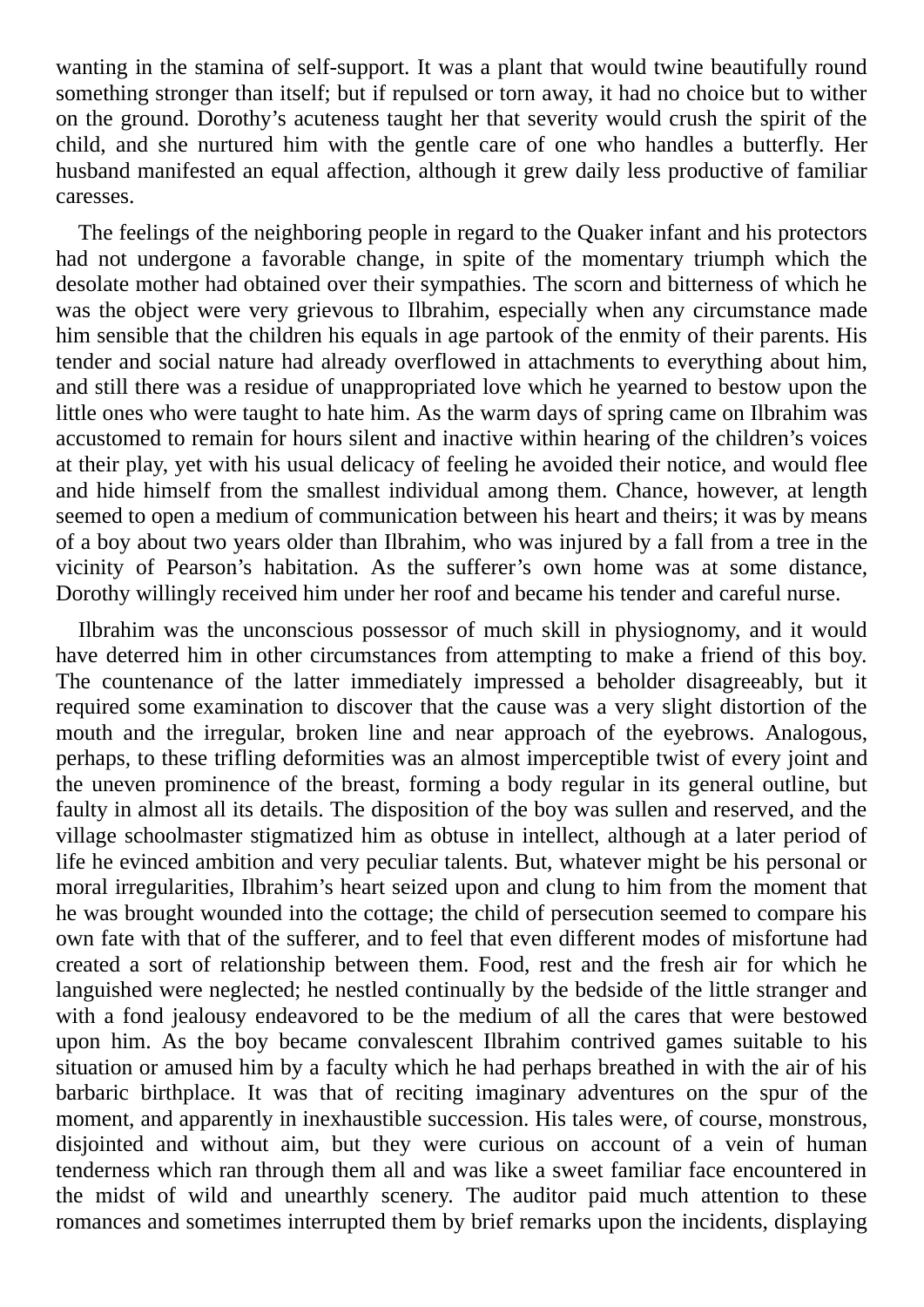wanting in the stamina of self-support. It was a plant that would twine beautifully round something stronger than itself; but if repulsed or torn away, it had no choice but to wither on the ground. Dorothy's acuteness taught her that severity would crush the spirit of the child, and she nurtured him with the gentle care of one who handles a butterfly. Her husband manifested an equal affection, although it grew daily less productive of familiar caresses.

The feelings of the neighboring people in regard to the Quaker infant and his protectors had not undergone a favorable change, in spite of the momentary triumph which the desolate mother had obtained over their sympathies. The scorn and bitterness of which he was the object were very grievous to Ilbrahim, especially when any circumstance made him sensible that the children his equals in age partook of the enmity of their parents. His tender and social nature had already overflowed in attachments to everything about him, and still there was a residue of unappropriated love which he yearned to bestow upon the little ones who were taught to hate him. As the warm days of spring came on Ilbrahim was accustomed to remain for hours silent and inactive within hearing of the children's voices at their play, yet with his usual delicacy of feeling he avoided their notice, and would flee and hide himself from the smallest individual among them. Chance, however, at length seemed to open a medium of communication between his heart and theirs; it was by means of a boy about two years older than Ilbrahim, who was injured by a fall from a tree in the vicinity of Pearson's habitation. As the sufferer's own home was at some distance, Dorothy willingly received him under her roof and became his tender and careful nurse.

Ilbrahim was the unconscious possessor of much skill in physiognomy, and it would have deterred him in other circumstances from attempting to make a friend of this boy. The countenance of the latter immediately impressed a beholder disagreeably, but it required some examination to discover that the cause was a very slight distortion of the mouth and the irregular, broken line and near approach of the eyebrows. Analogous, perhaps, to these trifling deformities was an almost imperceptible twist of every joint and the uneven prominence of the breast, forming a body regular in its general outline, but faulty in almost all its details. The disposition of the boy was sullen and reserved, and the village schoolmaster stigmatized him as obtuse in intellect, although at a later period of life he evinced ambition and very peculiar talents. But, whatever might be his personal or moral irregularities, Ilbrahim's heart seized upon and clung to him from the moment that he was brought wounded into the cottage; the child of persecution seemed to compare his own fate with that of the sufferer, and to feel that even different modes of misfortune had created a sort of relationship between them. Food, rest and the fresh air for which he languished were neglected; he nestled continually by the bedside of the little stranger and with a fond jealousy endeavored to be the medium of all the cares that were bestowed upon him. As the boy became convalescent Ilbrahim contrived games suitable to his situation or amused him by a faculty which he had perhaps breathed in with the air of his barbaric birthplace. It was that of reciting imaginary adventures on the spur of the moment, and apparently in inexhaustible succession. His tales were, of course, monstrous, disjointed and without aim, but they were curious on account of a vein of human tenderness which ran through them all and was like a sweet familiar face encountered in the midst of wild and unearthly scenery. The auditor paid much attention to these romances and sometimes interrupted them by brief remarks upon the incidents, displaying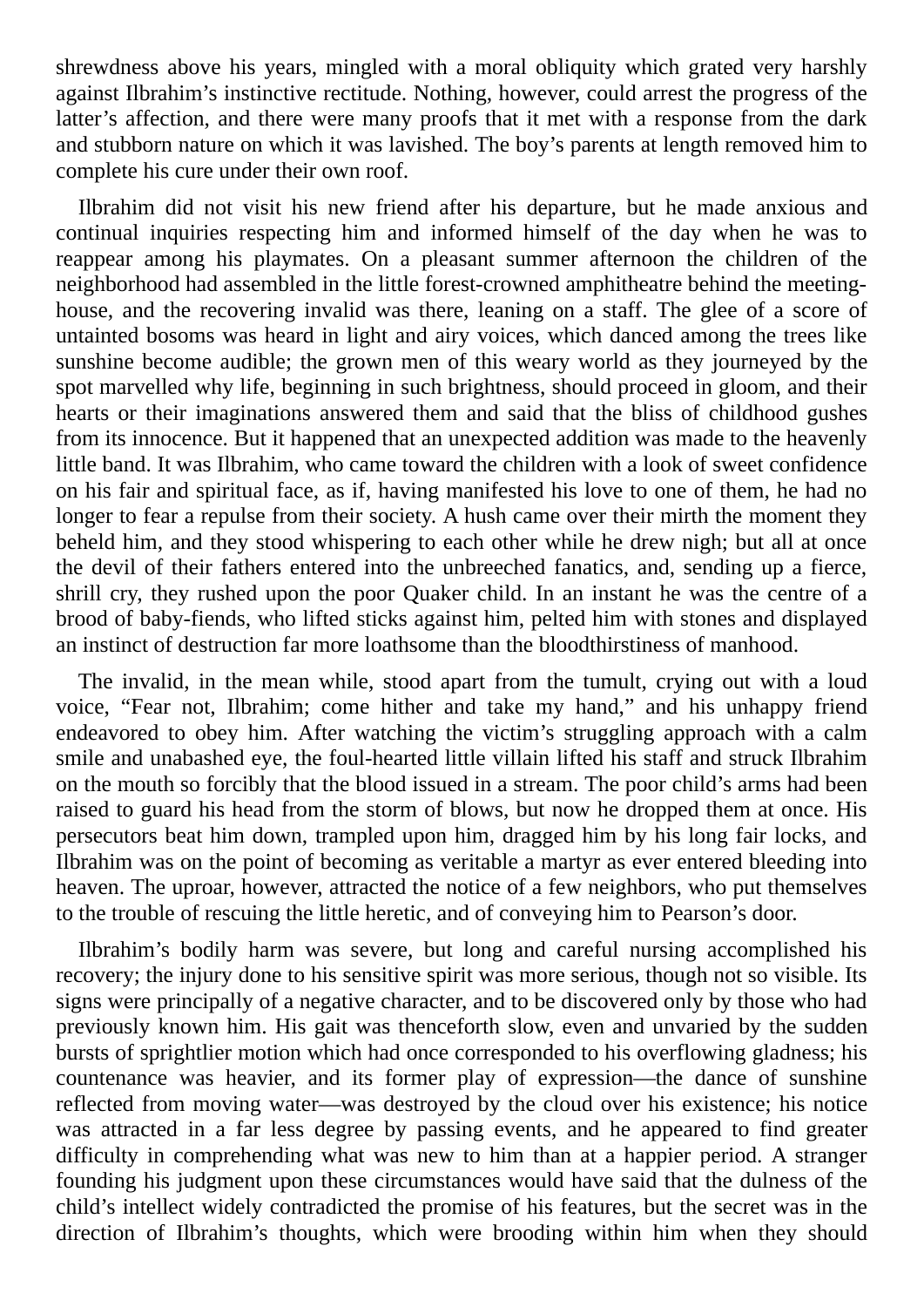shrewdness above his years, mingled with a moral obliquity which grated very harshly against Ilbrahim's instinctive rectitude. Nothing, however, could arrest the progress of the latter's affection, and there were many proofs that it met with a response from the dark and stubborn nature on which it was lavished. The boy's parents at length removed him to complete his cure under their own roof.

Ilbrahim did not visit his new friend after his departure, but he made anxious and continual inquiries respecting him and informed himself of the day when he was to reappear among his playmates. On a pleasant summer afternoon the children of the neighborhood had assembled in the little forest-crowned amphitheatre behind the meeting-house, and the recovering invalid was there, leaning on a staff. The glee of a score of untainted bosoms was heard in light and airy voices, which danced among the trees like sunshine become audible; the grown men of this weary world as they journeyed by the spot marvelled why life, beginning in such brightness, should proceed in gloom, and their hearts or their imaginations answered them and said that the bliss of childhood gushes from its innocence. But it happened that an unexpected addition was made to the heavenly little band. It was Ilbrahim, who came toward the children with a look of sweet confidence on his fair and spiritual face, as if, having manifested his love to one of them, he had no longer to fear a repulse from their society. A hush came over their mirth the moment they beheld him, and they stood whispering to each other while he drew nigh; but all at once the devil of their fathers entered into the unbreeched fanatics, and, sending up a fierce, shrill cry, they rushed upon the poor Quaker child. In an instant he was the centre of a brood of baby-fiends, who lifted sticks against him, pelted him with stones and displayed an instinct of destruction far more loathsome than the bloodthirstiness of manhood.

The invalid, in the mean while, stood apart from the tumult, crying out with a loud voice, "Fear not, Ilbrahim; come hither and take my hand," and his unhappy friend endeavored to obey him. After watching the victim's struggling approach with a calm smile and unabashed eye, the foul-hearted little villain lifted his staff and struck Ilbrahim on the mouth so forcibly that the blood issued in a stream. The poor child's arms had been raised to guard his head from the storm of blows, but now he dropped them at once. His persecutors beat him down, trampled upon him, dragged him by his long fair locks, and Ilbrahim was on the point of becoming as veritable a martyr as ever entered bleeding into heaven. The uproar, however, attracted the notice of a few neighbors, who put themselves to the trouble of rescuing the little heretic, and of conveying him to Pearson's door.

Ilbrahim's bodily harm was severe, but long and careful nursing accomplished his recovery; the injury done to his sensitive spirit was more serious, though not so visible. Its signs were principally of a negative character, and to be discovered only by those who had previously known him. His gait was thenceforth slow, even and unvaried by the sudden bursts of sprightlier motion which had once corresponded to his overflowing gladness; his countenance was heavier, and its former play of expression—the dance of sunshine reflected from moving water—was destroyed by the cloud over his existence; his notice was attracted in a far less degree by passing events, and he appeared to find greater difficulty in comprehending what was new to him than at a happier period. A stranger founding his judgment upon these circumstances would have said that the dulness of the child's intellect widely contradicted the promise of his features, but the secret was in the direction of Ilbrahim's thoughts, which were brooding within him when they should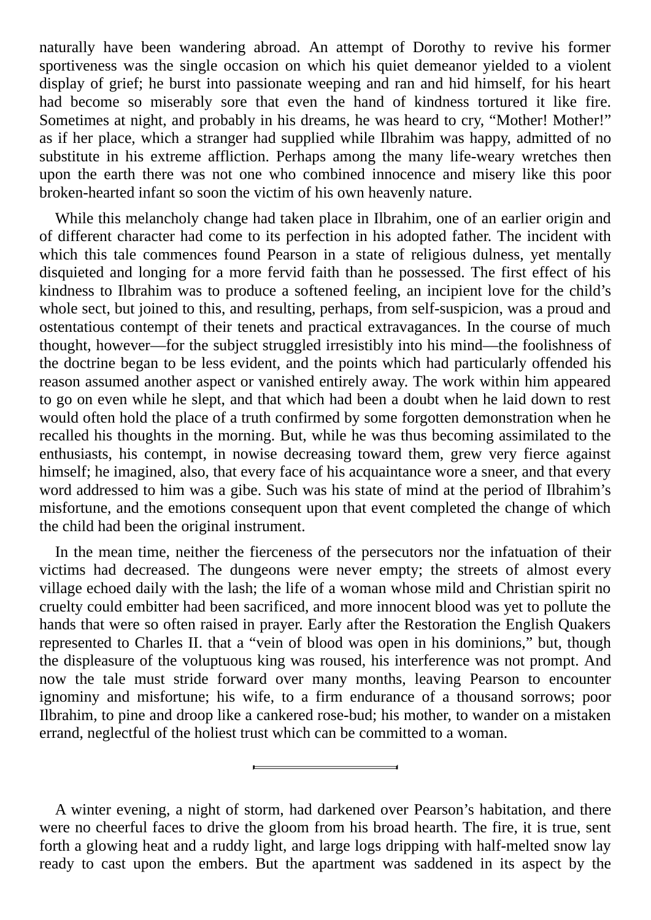naturally have been wandering abroad. An attempt of Dorothy to revive his former sportiveness was the single occasion on which his quiet demeanor yielded to a violent display of grief; he burst into passionate weeping and ran and hid himself, for his heart had become so miserably sore that even the hand of kindness tortured it like fire. Sometimes at night, and probably in his dreams, he was heard to cry, “Mother! Mother!” as if her place, which a stranger had supplied while Ilbrahim was happy, admitted of no substitute in his extreme affliction. Perhaps among the many life-weary wretches then upon the earth there was not one who combined innocence and misery like this poor broken-hearted infant so soon the victim of his own heavenly nature.

While this melancholy change had taken place in Ilbrahim, one of an earlier origin and of different character had come to its perfection in his adopted father. The incident with which this tale commences found Pearson in a state of religious dulness, yet mentally disquieted and longing for a more fervid faith than he possessed. The first effect of his kindness to Ilbrahim was to produce a softened feeling, an incipient love for the child’s whole sect, but joined to this, and resulting, perhaps, from self-suspicion, was a proud and ostentatious contempt of their tenets and practical extravagances. In the course of much thought, however—for the subject struggled irresistibly into his mind—the foolishness of the doctrine began to be less evident, and the points which had particularly offended his reason assumed another aspect or vanished entirely away. The work within him appeared to go on even while he slept, and that which had been a doubt when he laid down to rest would often hold the place of a truth confirmed by some forgotten demonstration when he recalled his thoughts in the morning. But, while he was thus becoming assimilated to the enthusiasts, his contempt, in nowise decreasing toward them, grew very fierce against himself; he imagined, also, that every face of his acquaintance wore a sneer, and that every word addressed to him was a gibe. Such was his state of mind at the period of Ilbrahim’s misfortune, and the emotions consequent upon that event completed the change of which the child had been the original instrument.

In the mean time, neither the fierceness of the persecutors nor the infatuation of their victims had decreased. The dungeons were never empty; the streets of almost every village echoed daily with the lash; the life of a woman whose mild and Christian spirit no cruelty could embitter had been sacrificed, and more innocent blood was yet to pollute the hands that were so often raised in prayer. Early after the Restoration the English Quakers represented to Charles II. that a “vein of blood was open in his dominions,” but, though the displeasure of the voluptuous king was roused, his interference was not prompt. And now the tale must stride forward over many months, leaving Pearson to encounter ignominy and misfortune; his wife, to a firm endurance of a thousand sorrows; poor Ilbrahim, to pine and droop like a cankered rose-bud; his mother, to wander on a mistaken errand, neglectful of the holiest trust which can be committed to a woman.

---

A winter evening, a night of storm, had darkened over Pearson’s habitation, and there were no cheerful faces to drive the gloom from his broad hearth. The fire, it is true, sent forth a glowing heat and a ruddy light, and large logs dripping with half-melted snow lay ready to cast upon the embers. But the apartment was saddened in its aspect by the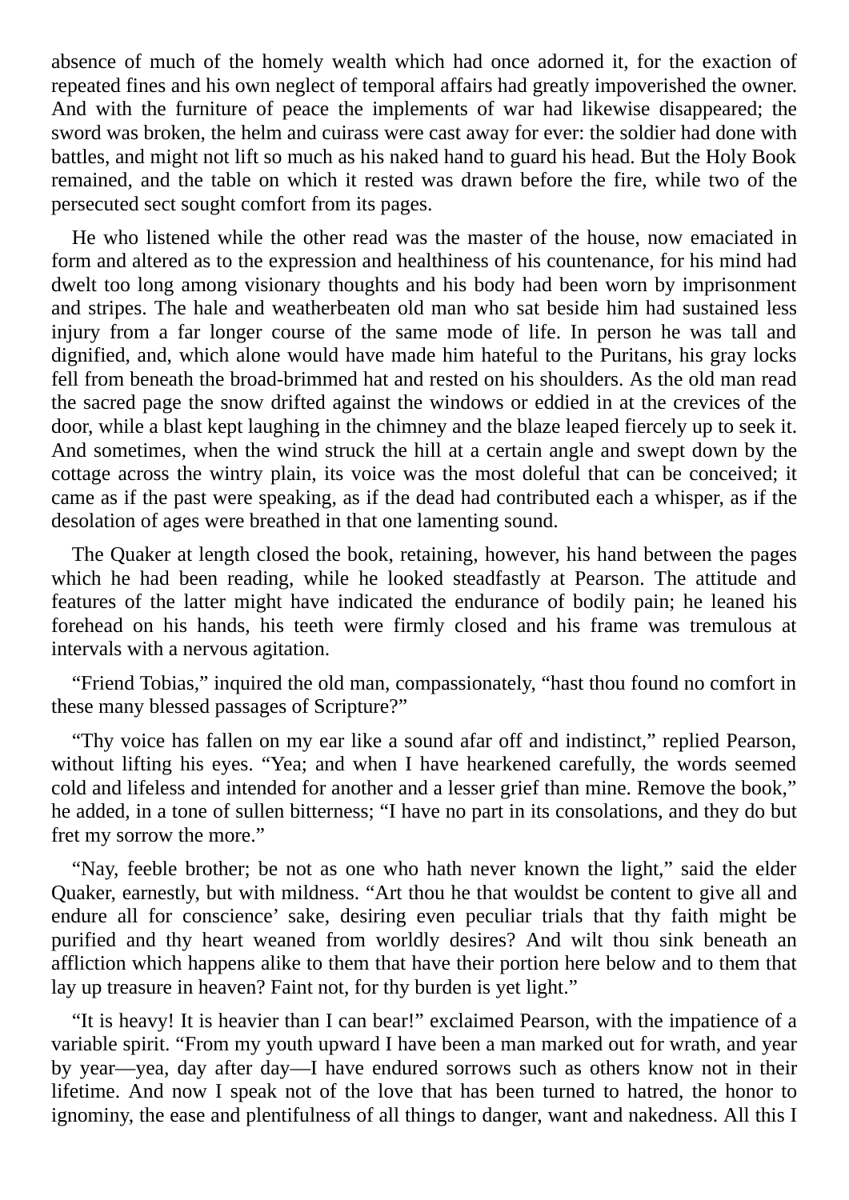absence of much of the homely wealth which had once adorned it, for the exaction of repeated fines and his own neglect of temporal affairs had greatly impoverished the owner. And with the furniture of peace the implements of war had likewise disappeared; the sword was broken, the helm and cuirass were cast away for ever: the soldier had done with battles, and might not lift so much as his naked hand to guard his head. But the Holy Book remained, and the table on which it rested was drawn before the fire, while two of the persecuted sect sought comfort from its pages.

He who listened while the other read was the master of the house, now emaciated in form and altered as to the expression and healthiness of his countenance, for his mind had dwelt too long among visionary thoughts and his body had been worn by imprisonment and stripes. The hale and weatherbeaten old man who sat beside him had sustained less injury from a far longer course of the same mode of life. In person he was tall and dignified, and, which alone would have made him hateful to the Puritans, his gray locks fell from beneath the broad-brimmed hat and rested on his shoulders. As the old man read the sacred page the snow drifted against the windows or eddied in at the crevices of the door, while a blast kept laughing in the chimney and the blaze leaped fiercely up to seek it. And sometimes, when the wind struck the hill at a certain angle and swept down by the cottage across the wintry plain, its voice was the most doleful that can be conceived; it came as if the past were speaking, as if the dead had contributed each a whisper, as if the desolation of ages were breathed in that one lamenting sound.

The Quaker at length closed the book, retaining, however, his hand between the pages which he had been reading, while he looked steadfastly at Pearson. The attitude and features of the latter might have indicated the endurance of bodily pain; he leaned his forehead on his hands, his teeth were firmly closed and his frame was tremulous at intervals with a nervous agitation.

"Friend Tobias," inquired the old man, compassionately, "hast thou found no comfort in these many blessed passages of Scripture?"

"Thy voice has fallen on my ear like a sound afar off and indistinct," replied Pearson, without lifting his eyes. "Yea; and when I have hearkened carefully, the words seemed cold and lifeless and intended for another and a lesser grief than mine. Remove the book," he added, in a tone of sullen bitterness; "I have no part in its consolations, and they do but fret my sorrow the more."

"Nay, feeble brother; be not as one who hath never known the light," said the elder Quaker, earnestly, but with mildness. "Art thou he that wouldst be content to give all and endure all for conscience' sake, desiring even peculiar trials that thy faith might be purified and thy heart weaned from worldly desires? And wilt thou sink beneath an affliction which happens alike to them that have their portion here below and to them that lay up treasure in heaven? Faint not, for thy burden is yet light."

"It is heavy! It is heavier than I can bear!" exclaimed Pearson, with the impatience of a variable spirit. "From my youth upward I have been a man marked out for wrath, and year by year—yea, day after day—I have endured sorrows such as others know not in their lifetime. And now I speak not of the love that has been turned to hatred, the honor to ignominy, the ease and plentifulness of all things to danger, want and nakedness. All this I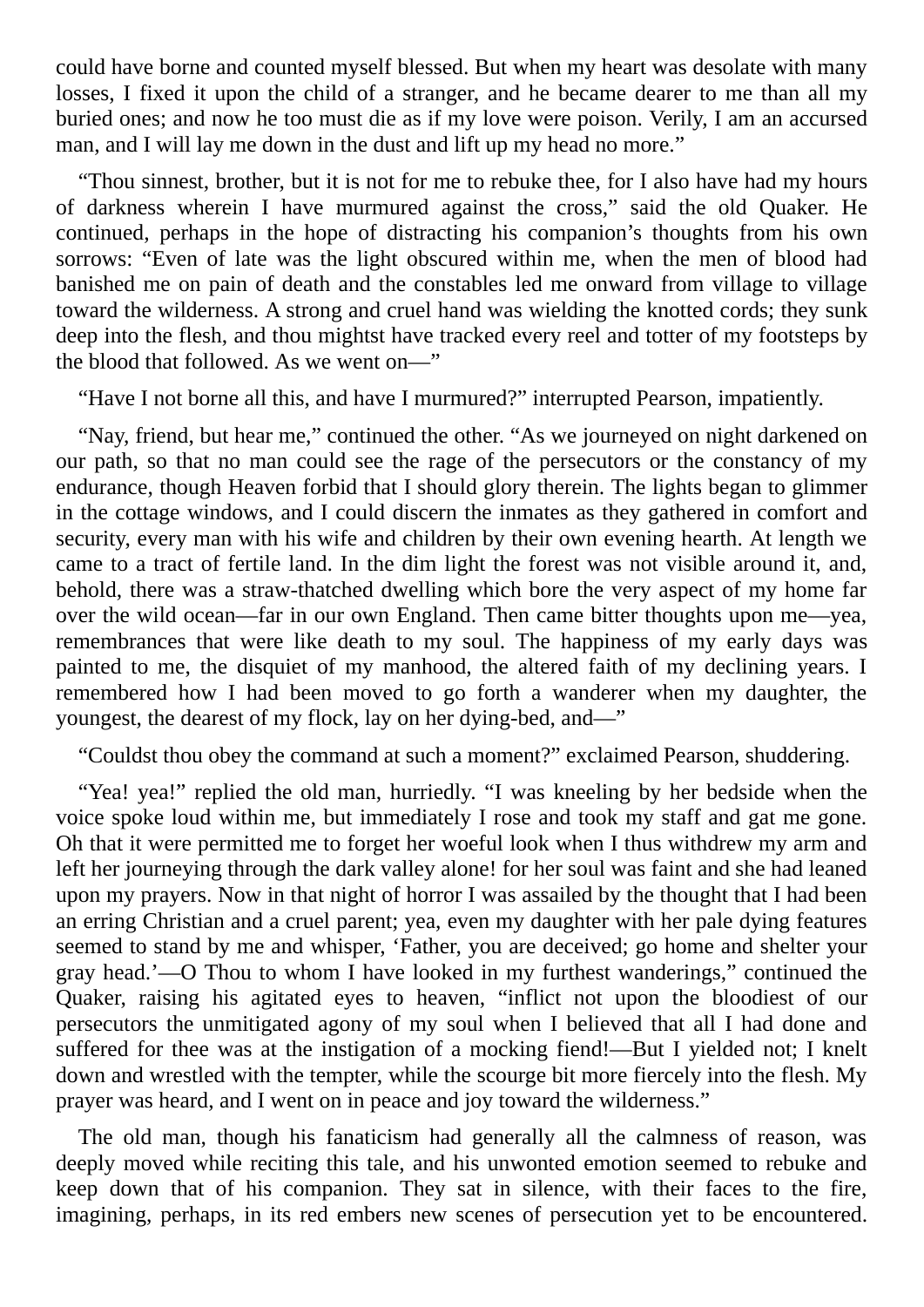could have borne and counted myself blessed. But when my heart was desolate with many losses, I fixed it upon the child of a stranger, and he became dearer to me than all my buried ones; and now he too must die as if my love were poison. Verily, I am an accursed man, and I will lay me down in the dust and lift up my head no more."

"Thou sinnest, brother, but it is not for me to rebuke thee, for I also have had my hours of darkness wherein I have murmured against the cross," said the old Quaker. He continued, perhaps in the hope of distracting his companion's thoughts from his own sorrows: "Even of late was the light obscured within me, when the men of blood had banished me on pain of death and the constables led me onward from village to village toward the wilderness. A strong and cruel hand was wielding the knotted cords; they sunk deep into the flesh, and thou mightst have tracked every reel and totter of my footsteps by the blood that followed. As we went on—"

"Have I not borne all this, and have I murmured?" interrupted Pearson, impatiently.

"Nay, friend, but hear me," continued the other. "As we journeyed on night darkened on our path, so that no man could see the rage of the persecutors or the constancy of my endurance, though Heaven forbid that I should glory therein. The lights began to glimmer in the cottage windows, and I could discern the inmates as they gathered in comfort and security, every man with his wife and children by their own evening hearth. At length we came to a tract of fertile land. In the dim light the forest was not visible around it, and, behold, there was a straw-thatched dwelling which bore the very aspect of my home far over the wild ocean—far in our own England. Then came bitter thoughts upon me—yea, remembrances that were like death to my soul. The happiness of my early days was painted to me, the disquiet of my manhood, the altered faith of my declining years. I remembered how I had been moved to go forth a wanderer when my daughter, the youngest, the dearest of my flock, lay on her dying-bed, and—"

"Couldst thou obey the command at such a moment?" exclaimed Pearson, shuddering.

"Yea! yea!" replied the old man, hurriedly. "I was kneeling by her bedside when the voice spoke loud within me, but immediately I rose and took my staff and gat me gone. Oh that it were permitted me to forget her woeful look when I thus withdrew my arm and left her journeying through the dark valley alone! for her soul was faint and she had leaned upon my prayers. Now in that night of horror I was assailed by the thought that I had been an erring Christian and a cruel parent; yea, even my daughter with her pale dying features seemed to stand by me and whisper, 'Father, you are deceived; go home and shelter your gray head.'—O Thou to whom I have looked in my furthest wanderings," continued the Quaker, raising his agitated eyes to heaven, "inflict not upon the bloodiest of our persecutors the unmitigated agony of my soul when I believed that all I had done and suffered for thee was at the instigation of a mocking fiend!—But I yielded not; I knelt down and wrestled with the tempter, while the scourge bit more fiercely into the flesh. My prayer was heard, and I went on in peace and joy toward the wilderness."

The old man, though his fanaticism had generally all the calmness of reason, was deeply moved while reciting this tale, and his unwonted emotion seemed to rebuke and keep down that of his companion. They sat in silence, with their faces to the fire, imagining, perhaps, in its red embers new scenes of persecution yet to be encountered.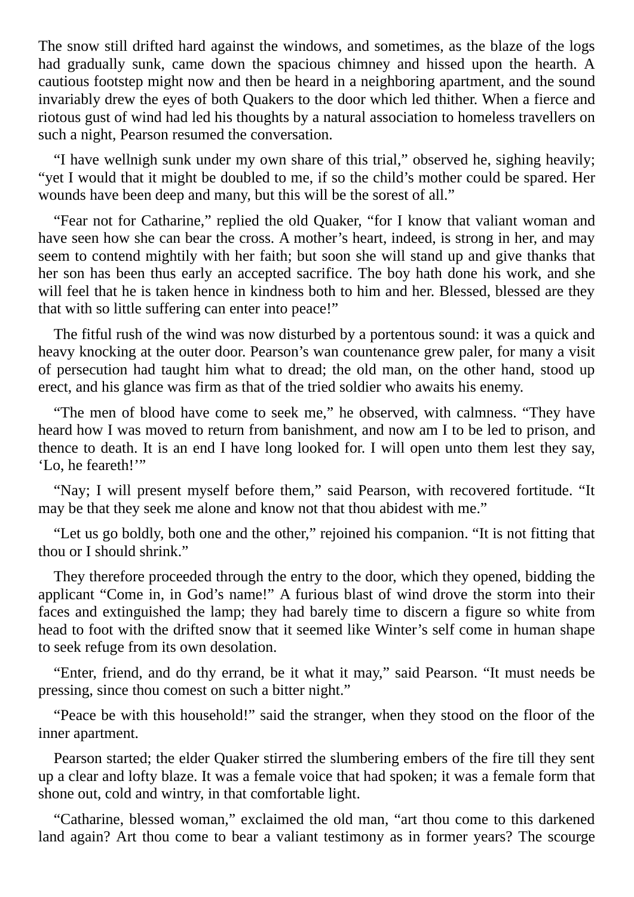The snow still drifted hard against the windows, and sometimes, as the blaze of the logs had gradually sunk, came down the spacious chimney and hissed upon the hearth. A cautious footstep might now and then be heard in a neighboring apartment, and the sound invariably drew the eyes of both Quakers to the door which led thither. When a fierce and riotous gust of wind had led his thoughts by a natural association to homeless travellers on such a night, Pearson resumed the conversation.

"I have wellnigh sunk under my own share of this trial," observed he, sighing heavily; "yet I would that it might be doubled to me, if so the child's mother could be spared. Her wounds have been deep and many, but this will be the sorest of all."

"Fear not for Catharine," replied the old Quaker, "for I know that valiant woman and have seen how she can bear the cross. A mother's heart, indeed, is strong in her, and may seem to contend mightily with her faith; but soon she will stand up and give thanks that her son has been thus early an accepted sacrifice. The boy hath done his work, and she will feel that he is taken hence in kindness both to him and her. Blessed, blessed are they that with so little suffering can enter into peace!"

The fitful rush of the wind was now disturbed by a portentous sound: it was a quick and heavy knocking at the outer door. Pearson's wan countenance grew paler, for many a visit of persecution had taught him what to dread; the old man, on the other hand, stood up erect, and his glance was firm as that of the tried soldier who awaits his enemy.

"The men of blood have come to seek me," he observed, with calmness. "They have heard how I was moved to return from banishment, and now am I to be led to prison, and thence to death. It is an end I have long looked for. I will open unto them lest they say, 'Lo, he feareth!'"

"Nay; I will present myself before them," said Pearson, with recovered fortitude. "It may be that they seek me alone and know not that thou abidest with me."

"Let us go boldly, both one and the other," rejoined his companion. "It is not fitting that thou or I should shrink."

They therefore proceeded through the entry to the door, which they opened, bidding the applicant "Come in, in God's name!" A furious blast of wind drove the storm into their faces and extinguished the lamp; they had barely time to discern a figure so white from head to foot with the drifted snow that it seemed like Winter's self come in human shape to seek refuge from its own desolation.

"Enter, friend, and do thy errand, be it what it may," said Pearson. "It must needs be pressing, since thou comest on such a bitter night."

"Peace be with this household!" said the stranger, when they stood on the floor of the inner apartment.

Pearson started; the elder Quaker stirred the slumbering embers of the fire till they sent up a clear and lofty blaze. It was a female voice that had spoken; it was a female form that shone out, cold and wintry, in that comfortable light.

"Catharine, blessed woman," exclaimed the old man, "art thou come to this darkened land again? Art thou come to bear a valiant testimony as in former years? The scourge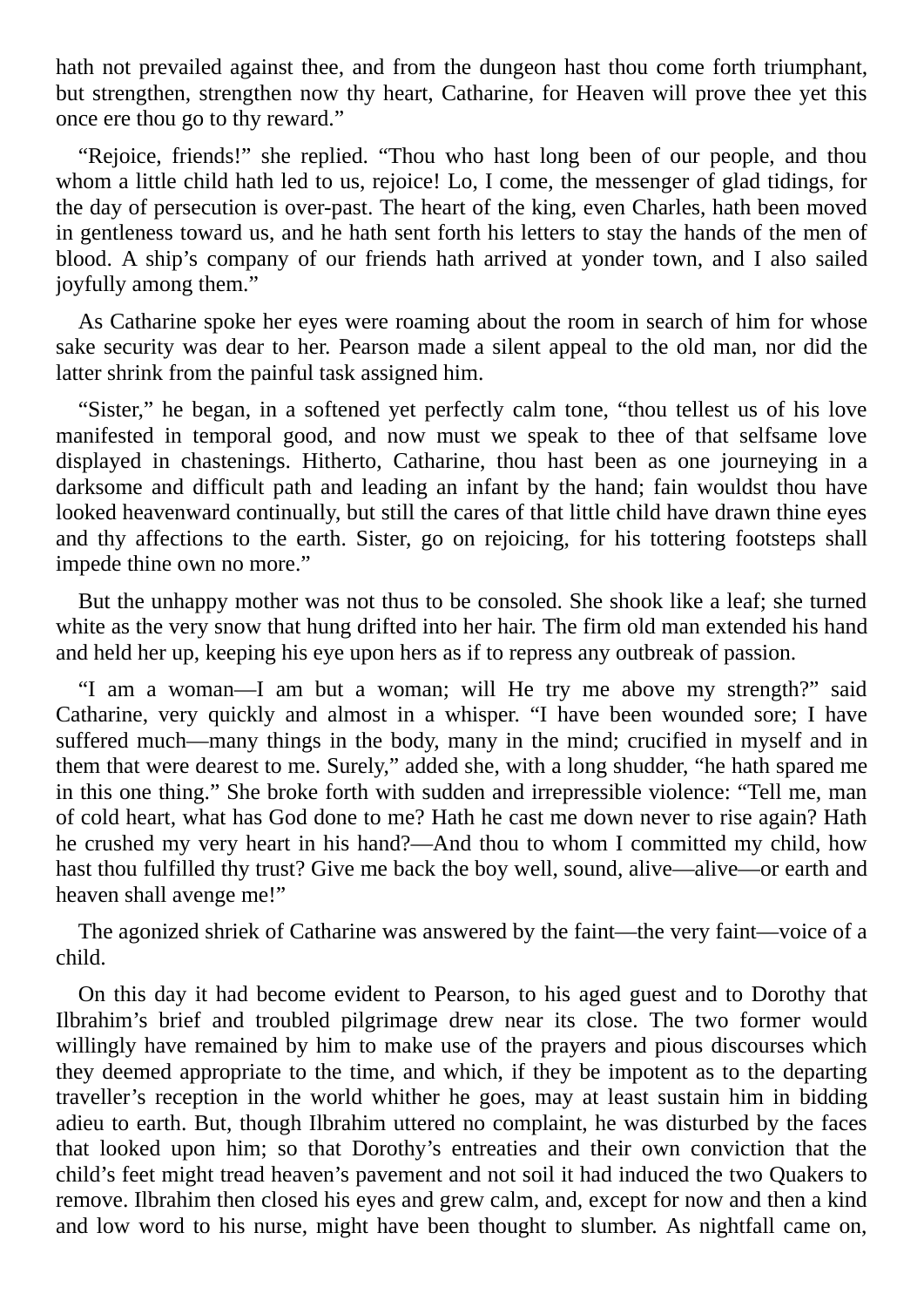hath not prevailed against thee, and from the dungeon hast thou come forth triumphant, but strengthen, strengthen now thy heart, Catharine, for Heaven will prove thee yet this once ere thou go to thy reward."

"Rejoice, friends!" she replied. "Thou who hast long been of our people, and thou whom a little child hath led to us, rejoice! Lo, I come, the messenger of glad tidings, for the day of persecution is over-past. The heart of the king, even Charles, hath been moved in gentleness toward us, and he hath sent forth his letters to stay the hands of the men of blood. A ship's company of our friends hath arrived at yonder town, and I also sailed joyfully among them."

As Catharine spoke her eyes were roaming about the room in search of him for whose sake security was dear to her. Pearson made a silent appeal to the old man, nor did the latter shrink from the painful task assigned him.

"Sister," he began, in a softened yet perfectly calm tone, "thou tellest us of his love manifested in temporal good, and now must we speak to thee of that selfsame love displayed in chastenings. Hitherto, Catharine, thou hast been as one journeying in a darksome and difficult path and leading an infant by the hand; fain wouldst thou have looked heavenward continually, but still the cares of that little child have drawn thine eyes and thy affections to the earth. Sister, go on rejoicing, for his tottering footsteps shall impede thine own no more."

But the unhappy mother was not thus to be consoled. She shook like a leaf; she turned white as the very snow that hung drifted into her hair. The firm old man extended his hand and held her up, keeping his eye upon hers as if to repress any outbreak of passion.

"I am a woman—I am but a woman; will He try me above my strength?" said Catharine, very quickly and almost in a whisper. "I have been wounded sore; I have suffered much—many things in the body, many in the mind; crucified in myself and in them that were dearest to me. Surely," added she, with a long shudder, "he hath spared me in this one thing." She broke forth with sudden and irrepressible violence: "Tell me, man of cold heart, what has God done to me? Hath he cast me down never to rise again? Hath he crushed my very heart in his hand?—And thou to whom I committed my child, how hast thou fulfilled thy trust? Give me back the boy well, sound, alive—alive—or earth and heaven shall avenge me!"

The agonized shriek of Catharine was answered by the faint—the very faint—voice of a child.

On this day it had become evident to Pearson, to his aged guest and to Dorothy that Ilbrahim's brief and troubled pilgrimage drew near its close. The two former would willingly have remained by him to make use of the prayers and pious discourses which they deemed appropriate to the time, and which, if they be impotent as to the departing traveller's reception in the world whither he goes, may at least sustain him in bidding adieu to earth. But, though Ilbrahim uttered no complaint, he was disturbed by the faces that looked upon him; so that Dorothy's entreaties and their own conviction that the child's feet might tread heaven's pavement and not soil it had induced the two Quakers to remove. Ilbrahim then closed his eyes and grew calm, and, except for now and then a kind and low word to his nurse, might have been thought to slumber. As nightfall came on,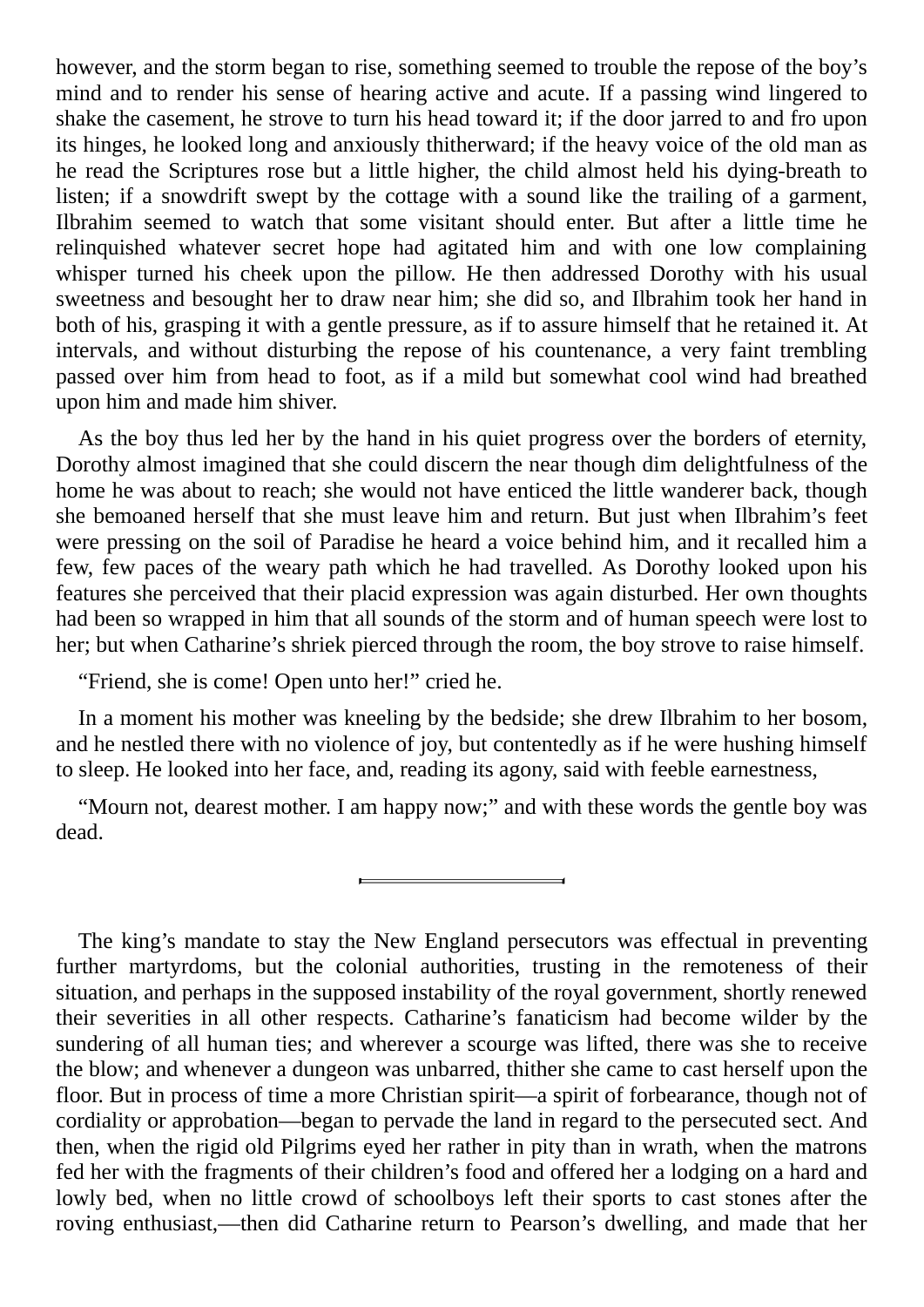however, and the storm began to rise, something seemed to trouble the repose of the boy's mind and to render his sense of hearing active and acute. If a passing wind lingered to shake the casement, he strove to turn his head toward it; if the door jarred to and fro upon its hinges, he looked long and anxiously thitherward; if the heavy voice of the old man as he read the Scriptures rose but a little higher, the child almost held his dying-breath to listen; if a snowdrift swept by the cottage with a sound like the trailing of a garment, Ilbrahim seemed to watch that some visitant should enter. But after a little time he relinquished whatever secret hope had agitated him and with one low complaining whisper turned his cheek upon the pillow. He then addressed Dorothy with his usual sweetness and besought her to draw near him; she did so, and Ilbrahim took her hand in both of his, grasping it with a gentle pressure, as if to assure himself that he retained it. At intervals, and without disturbing the repose of his countenance, a very faint trembling passed over him from head to foot, as if a mild but somewhat cool wind had breathed upon him and made him shiver.

As the boy thus led her by the hand in his quiet progress over the borders of eternity, Dorothy almost imagined that she could discern the near though dim delightfulness of the home he was about to reach; she would not have enticed the little wanderer back, though she bemoaned herself that she must leave him and return. But just when Ilbrahim's feet were pressing on the soil of Paradise he heard a voice behind him, and it recalled him a few, few paces of the weary path which he had travelled. As Dorothy looked upon his features she perceived that their placid expression was again disturbed. Her own thoughts had been so wrapped in him that all sounds of the storm and of human speech were lost to her; but when Catharine's shriek pierced through the room, the boy strove to raise himself.

"Friend, she is come! Open unto her!" cried he.

In a moment his mother was kneeling by the bedside; she drew Ilbrahim to her bosom, and he nestled there with no violence of joy, but contentedly as if he were hushing himself to sleep. He looked into her face, and, reading its agony, said with feeble earnestness,

"Mourn not, dearest mother. I am happy now;" and with these words the gentle boy was dead.

---

The king's mandate to stay the New England persecutors was effectual in preventing further martyrdoms, but the colonial authorities, trusting in the remoteness of their situation, and perhaps in the supposed instability of the royal government, shortly renewed their severities in all other respects. Catharine's fanaticism had become wilder by the sundering of all human ties; and wherever a scourge was lifted, there was she to receive the blow; and whenever a dungeon was unbarred, thither she came to cast herself upon the floor. But in process of time a more Christian spirit—a spirit of forbearance, though not of cordiality or approbation—began to pervade the land in regard to the persecuted sect. And then, when the rigid old Pilgrims eyed her rather in pity than in wrath, when the matrons fed her with the fragments of their children's food and offered her a lodging on a hard and lowly bed, when no little crowd of schoolboys left their sports to cast stones after the roving enthusiast,—then did Catharine return to Pearson's dwelling, and made that her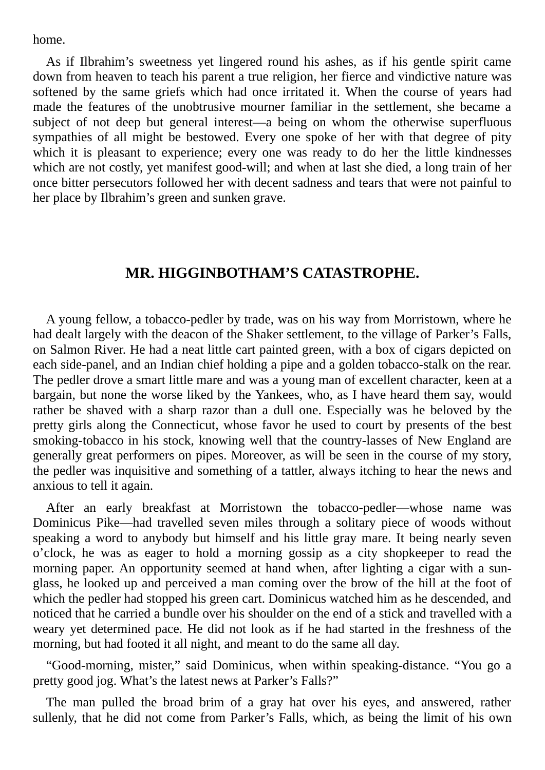home.

As if Ilbrahim’s sweetness yet lingered round his ashes, as if his gentle spirit came down from heaven to teach his parent a true religion, her fierce and vindictive nature was softened by the same griefs which had once irritated it. When the course of years had made the features of the unobtrusive mourner familiar in the settlement, she became a subject of not deep but general interest—a being on whom the otherwise superfluous sympathies of all might be bestowed. Every one spoke of her with that degree of pity which it is pleasant to experience; every one was ready to do her the little kindnesses which are not costly, yet manifest good-will; and when at last she died, a long train of her once bitter persecutors followed her with decent sadness and tears that were not painful to her place by Ilbrahim’s green and sunken grave.

## MR. HIGGINBOTHAM’S CATASTROPHE.

A young fellow, a tobacco-pedler by trade, was on his way from Morristown, where he had dealt largely with the deacon of the Shaker settlement, to the village of Parker’s Falls, on Salmon River. He had a neat little cart painted green, with a box of cigars depicted on each side-panel, and an Indian chief holding a pipe and a golden tobacco-stalk on the rear. The pedler drove a smart little mare and was a young man of excellent character, keen at a bargain, but none the worse liked by the Yankees, who, as I have heard them say, would rather be shaved with a sharp razor than a dull one. Especially was he beloved by the pretty girls along the Connecticut, whose favor he used to court by presents of the best smoking-tobacco in his stock, knowing well that the country-lasses of New England are generally great performers on pipes. Moreover, as will be seen in the course of my story, the pedler was inquisitive and something of a tattler, always itching to hear the news and anxious to tell it again.

After an early breakfast at Morristown the tobacco-pedler—whose name was Dominicus Pike—had travelled seven miles through a solitary piece of woods without speaking a word to anybody but himself and his little gray mare. It being nearly seven o’clock, he was as eager to hold a morning gossip as a city shopkeeper to read the morning paper. An opportunity seemed at hand when, after lighting a cigar with a sun-glass, he looked up and perceived a man coming over the brow of the hill at the foot of which the pedler had stopped his green cart. Dominicus watched him as he descended, and noticed that he carried a bundle over his shoulder on the end of a stick and travelled with a weary yet determined pace. He did not look as if he had started in the freshness of the morning, but had footed it all night, and meant to do the same all day.

“Good-morning, mister,” said Dominicus, when within speaking-distance. “You go a pretty good jog. What’s the latest news at Parker’s Falls?”

The man pulled the broad brim of a gray hat over his eyes, and answered, rather sullenly, that he did not come from Parker’s Falls, which, as being the limit of his own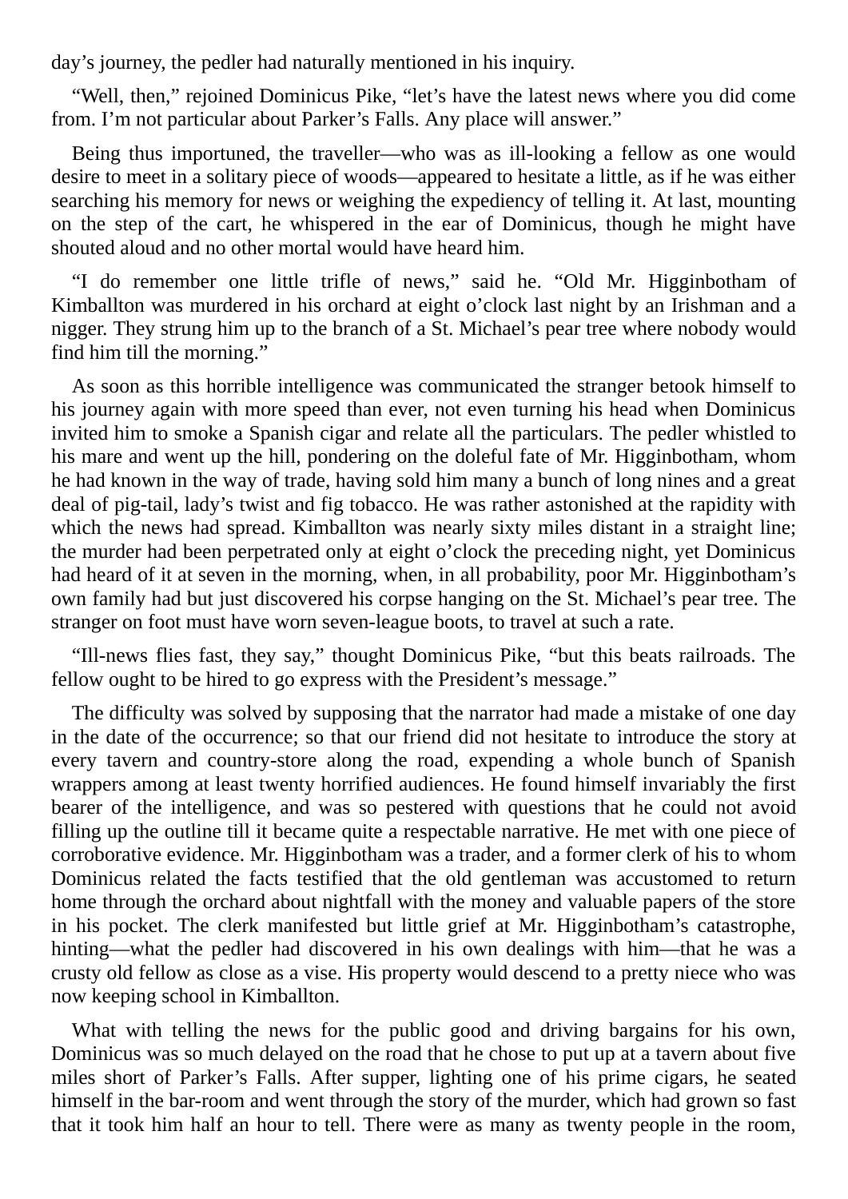day's journey, the pedler had naturally mentioned in his inquiry.

"Well, then," rejoined Dominicus Pike, "let's have the latest news where you did come from. I'm not particular about Parker's Falls. Any place will answer."

Being thus importuned, the traveller—who was as ill-looking a fellow as one would desire to meet in a solitary piece of woods—appeared to hesitate a little, as if he was either searching his memory for news or weighing the expediency of telling it. At last, mounting on the step of the cart, he whispered in the ear of Dominicus, though he might have shouted aloud and no other mortal would have heard him.

"I do remember one little trifle of news," said he. "Old Mr. Higginbotham of Kimballton was murdered in his orchard at eight o'clock last night by an Irishman and a nigger. They strung him up to the branch of a St. Michael's pear tree where nobody would find him till the morning."

As soon as this horrible intelligence was communicated the stranger betook himself to his journey again with more speed than ever, not even turning his head when Dominicus invited him to smoke a Spanish cigar and relate all the particulars. The pedler whistled to his mare and went up the hill, pondering on the doleful fate of Mr. Higginbotham, whom he had known in the way of trade, having sold him many a bunch of long nines and a great deal of pig-tail, lady's twist and fig tobacco. He was rather astonished at the rapidity with which the news had spread. Kimballton was nearly sixty miles distant in a straight line; the murder had been perpetrated only at eight o'clock the preceding night, yet Dominicus had heard of it at seven in the morning, when, in all probability, poor Mr. Higginbotham's own family had but just discovered his corpse hanging on the St. Michael's pear tree. The stranger on foot must have worn seven-league boots, to travel at such a rate.

"Ill-news flies fast, they say," thought Dominicus Pike, "but this beats railroads. The fellow ought to be hired to go express with the President's message."

The difficulty was solved by supposing that the narrator had made a mistake of one day in the date of the occurrence; so that our friend did not hesitate to introduce the story at every tavern and country-store along the road, expending a whole bunch of Spanish wrappers among at least twenty horrified audiences. He found himself invariably the first bearer of the intelligence, and was so pestered with questions that he could not avoid filling up the outline till it became quite a respectable narrative. He met with one piece of corroborative evidence. Mr. Higginbotham was a trader, and a former clerk of his to whom Dominicus related the facts testified that the old gentleman was accustomed to return home through the orchard about nightfall with the money and valuable papers of the store in his pocket. The clerk manifested but little grief at Mr. Higginbotham's catastrophe, hinting—what the pedler had discovered in his own dealings with him—that he was a crusty old fellow as close as a vise. His property would descend to a pretty niece who was now keeping school in Kimballton.

What with telling the news for the public good and driving bargains for his own, Dominicus was so much delayed on the road that he chose to put up at a tavern about five miles short of Parker's Falls. After supper, lighting one of his prime cigars, he seated himself in the bar-room and went through the story of the murder, which had grown so fast that it took him half an hour to tell. There were as many as twenty people in the room,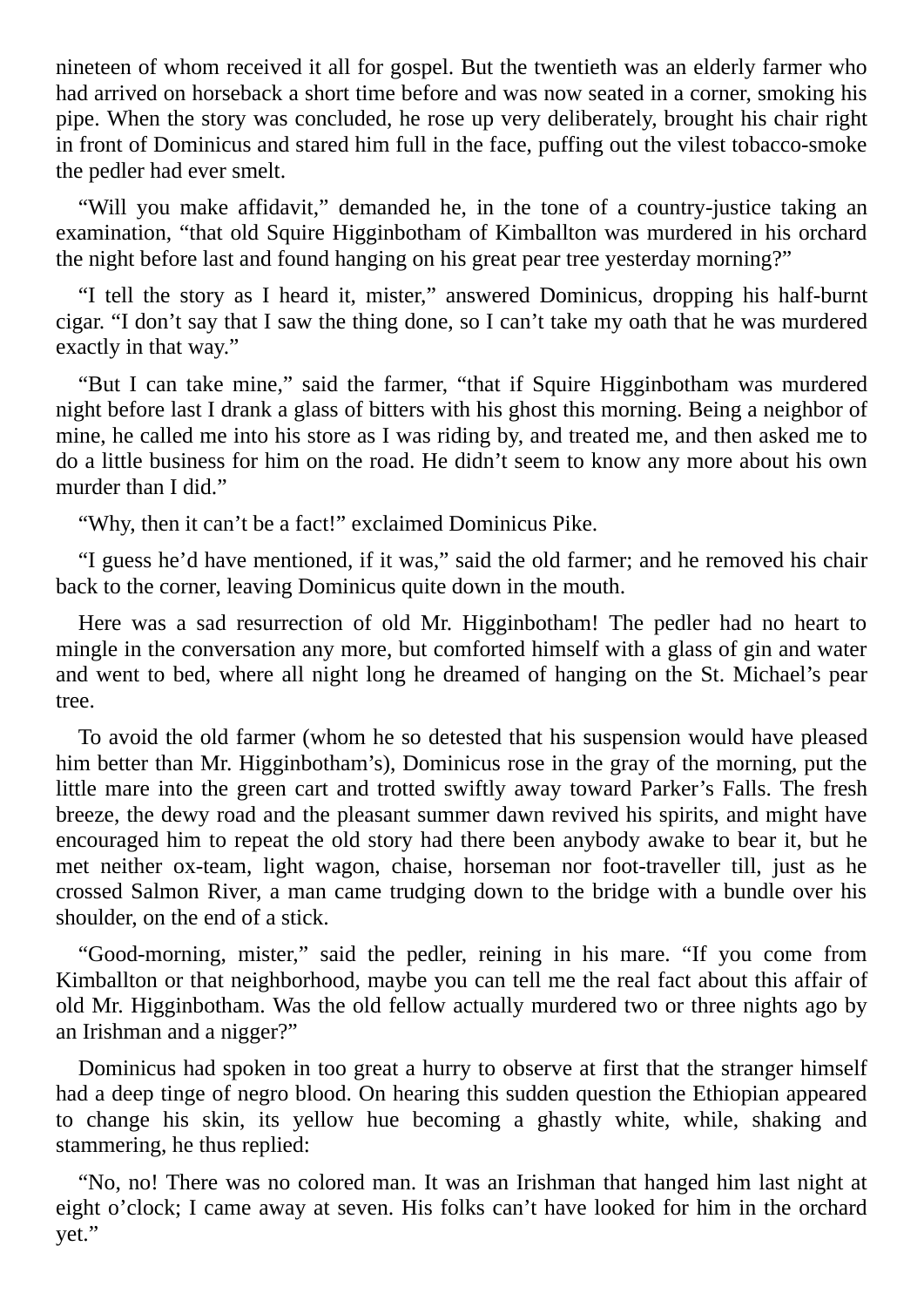nineteen of whom received it all for gospel. But the twentieth was an elderly farmer who had arrived on horseback a short time before and was now seated in a corner, smoking his pipe. When the story was concluded, he rose up very deliberately, brought his chair right in front of Dominicus and stared him full in the face, puffing out the vilest tobacco-smoke the pedler had ever smelt.

"Will you make affidavit," demanded he, in the tone of a country-justice taking an examination, "that old Squire Higginbotham of Kimballton was murdered in his orchard the night before last and found hanging on his great pear tree yesterday morning?"

"I tell the story as I heard it, mister," answered Dominicus, dropping his half-burnt cigar. "I don't say that I saw the thing done, so I can't take my oath that he was murdered exactly in that way."

"But I can take mine," said the farmer, "that if Squire Higginbotham was murdered night before last I drank a glass of bitters with his ghost this morning. Being a neighbor of mine, he called me into his store as I was riding by, and treated me, and then asked me to do a little business for him on the road. He didn't seem to know any more about his own murder than I did."

"Why, then it can't be a fact!" exclaimed Dominicus Pike.

"I guess he'd have mentioned, if it was," said the old farmer; and he removed his chair back to the corner, leaving Dominicus quite down in the mouth.

Here was a sad resurrection of old Mr. Higginbotham! The pedler had no heart to mingle in the conversation any more, but comforted himself with a glass of gin and water and went to bed, where all night long he dreamed of hanging on the St. Michael's pear tree.

To avoid the old farmer (whom he so detested that his suspension would have pleased him better than Mr. Higginbotham's), Dominicus rose in the gray of the morning, put the little mare into the green cart and trotted swiftly away toward Parker's Falls. The fresh breeze, the dewy road and the pleasant summer dawn revived his spirits, and might have encouraged him to repeat the old story had there been anybody awake to bear it, but he met neither ox-team, light wagon, chaise, horseman nor foot-traveller till, just as he crossed Salmon River, a man came trudging down to the bridge with a bundle over his shoulder, on the end of a stick.

"Good-morning, mister," said the pedler, reining in his mare. "If you come from Kimballton or that neighborhood, maybe you can tell me the real fact about this affair of old Mr. Higginbotham. Was the old fellow actually murdered two or three nights ago by an Irishman and a nigger?"

Dominicus had spoken in too great a hurry to observe at first that the stranger himself had a deep tinge of negro blood. On hearing this sudden question the Ethiopian appeared to change his skin, its yellow hue becoming a ghastly white, while, shaking and stammering, he thus replied:

"No, no! There was no colored man. It was an Irishman that hanged him last night at eight o'clock; I came away at seven. His folks can't have looked for him in the orchard yet."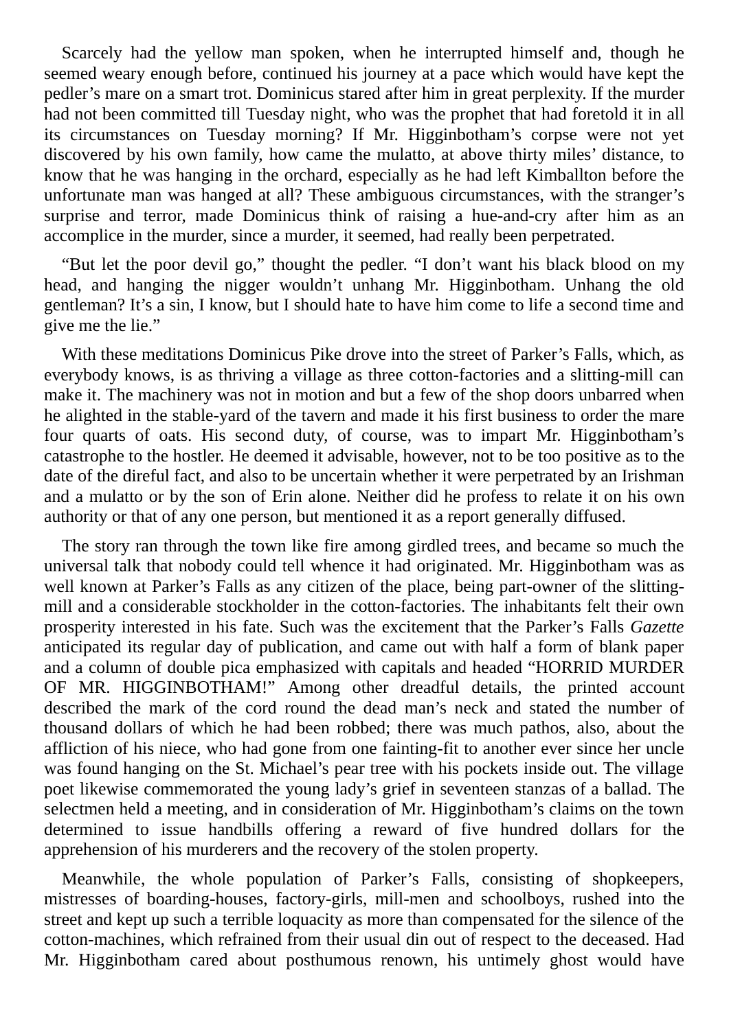Scarcely had the yellow man spoken, when he interrupted himself and, though he seemed weary enough before, continued his journey at a pace which would have kept the pedler's mare on a smart trot. Dominicus stared after him in great perplexity. If the murder had not been committed till Tuesday night, who was the prophet that had foretold it in all its circumstances on Tuesday morning? If Mr. Higginbotham's corpse were not yet discovered by his own family, how came the mulatto, at above thirty miles' distance, to know that he was hanging in the orchard, especially as he had left Kimballton before the unfortunate man was hanged at all? These ambiguous circumstances, with the stranger's surprise and terror, made Dominicus think of raising a hue-and-cry after him as an accomplice in the murder, since a murder, it seemed, had really been perpetrated.

"But let the poor devil go," thought the pedler. "I don't want his black blood on my head, and hanging the nigger wouldn't unhang Mr. Higginbotham. Unhang the old gentleman? It's a sin, I know, but I should hate to have him come to life a second time and give me the lie."

With these meditations Dominicus Pike drove into the street of Parker's Falls, which, as everybody knows, is as thriving a village as three cotton-factories and a slitting-mill can make it. The machinery was not in motion and but a few of the shop doors unbarred when he alighted in the stable-yard of the tavern and made it his first business to order the mare four quarts of oats. His second duty, of course, was to impart Mr. Higginbotham's catastrophe to the hostler. He deemed it advisable, however, not to be too positive as to the date of the direful fact, and also to be uncertain whether it were perpetrated by an Irishman and a mulatto or by the son of Erin alone. Neither did he profess to relate it on his own authority or that of any one person, but mentioned it as a report generally diffused.

The story ran through the town like fire among girdled trees, and became so much the universal talk that nobody could tell whence it had originated. Mr. Higginbotham was as well known at Parker's Falls as any citizen of the place, being part-owner of the slitting-mill and a considerable stockholder in the cotton-factories. The inhabitants felt their own prosperity interested in his fate. Such was the excitement that the Parker's Falls *Gazette* anticipated its regular day of publication, and came out with half a form of blank paper and a column of double pica emphasized with capitals and headed "HORRID MURDER OF MR. HIGGINBOTHAM!" Among other dreadful details, the printed account described the mark of the cord round the dead man's neck and stated the number of thousand dollars of which he had been robbed; there was much pathos, also, about the affliction of his niece, who had gone from one fainting-fit to another ever since her uncle was found hanging on the St. Michael's pear tree with his pockets inside out. The village poet likewise commemorated the young lady's grief in seventeen stanzas of a ballad. The selectmen held a meeting, and in consideration of Mr. Higginbotham's claims on the town determined to issue handbills offering a reward of five hundred dollars for the apprehension of his murderers and the recovery of the stolen property.

Meanwhile, the whole population of Parker's Falls, consisting of shopkeepers, mistresses of boarding-houses, factory-girls, mill-men and schoolboys, rushed into the street and kept up such a terrible loquacity as more than compensated for the silence of the cotton-machines, which refrained from their usual din out of respect to the deceased. Had Mr. Higginbotham cared about posthumous renown, his untimely ghost would have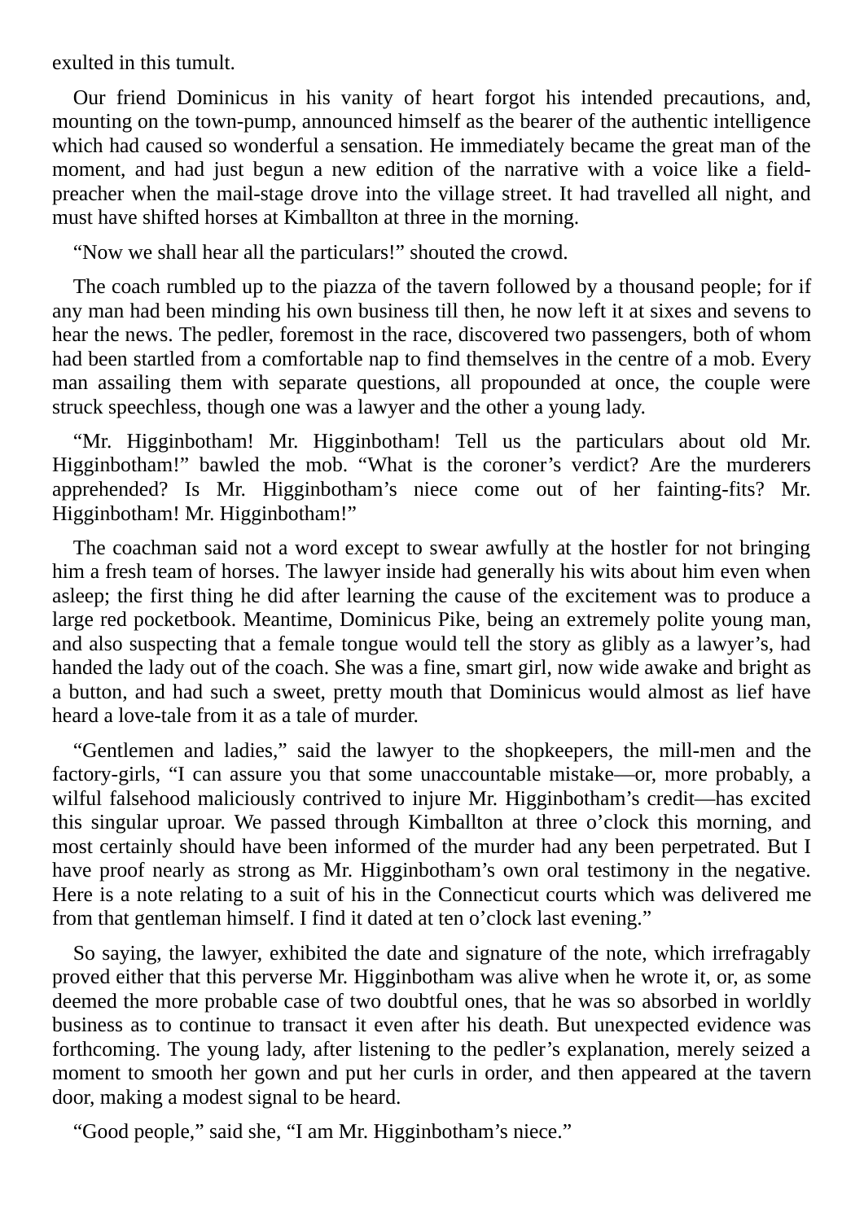exulted in this tumult.

Our friend Dominicus in his vanity of heart forgot his intended precautions, and, mounting on the town-pump, announced himself as the bearer of the authentic intelligence which had caused so wonderful a sensation. He immediately became the great man of the moment, and had just begun a new edition of the narrative with a voice like a field-preacher when the mail-stage drove into the village street. It had travelled all night, and must have shifted horses at Kimballton at three in the morning.

“Now we shall hear all the particulars!” shouted the crowd.

The coach rumbled up to the piazza of the tavern followed by a thousand people; for if any man had been minding his own business till then, he now left it at sixes and sevens to hear the news. The pedler, foremost in the race, discovered two passengers, both of whom had been startled from a comfortable nap to find themselves in the centre of a mob. Every man assailing them with separate questions, all propounded at once, the couple were struck speechless, though one was a lawyer and the other a young lady.

“Mr. Higginbotham! Mr. Higginbotham! Tell us the particulars about old Mr. Higginbotham!” bawled the mob. “What is the coroner’s verdict? Are the murderers apprehended? Is Mr. Higginbotham’s niece come out of her fainting-fits? Mr. Higginbotham! Mr. Higginbotham!”

The coachman said not a word except to swear awfully at the hostler for not bringing him a fresh team of horses. The lawyer inside had generally his wits about him even when asleep; the first thing he did after learning the cause of the excitement was to produce a large red pocketbook. Meantime, Dominicus Pike, being an extremely polite young man, and also suspecting that a female tongue would tell the story as glibly as a lawyer’s, had handed the lady out of the coach. She was a fine, smart girl, now wide awake and bright as a button, and had such a sweet, pretty mouth that Dominicus would almost as lief have heard a love-tale from it as a tale of murder.

“Gentlemen and ladies,” said the lawyer to the shopkeepers, the mill-men and the factory-girls, “I can assure you that some unaccountable mistake—or, more probably, a wilful falsehood maliciously contrived to injure Mr. Higginbotham’s credit—has excited this singular uproar. We passed through Kimballton at three o’clock this morning, and most certainly should have been informed of the murder had any been perpetrated. But I have proof nearly as strong as Mr. Higginbotham’s own oral testimony in the negative. Here is a note relating to a suit of his in the Connecticut courts which was delivered me from that gentleman himself. I find it dated at ten o’clock last evening.”

So saying, the lawyer, exhibited the date and signature of the note, which irrefragably proved either that this perverse Mr. Higginbotham was alive when he wrote it, or, as some deemed the more probable case of two doubtful ones, that he was so absorbed in worldly business as to continue to transact it even after his death. But unexpected evidence was forthcoming. The young lady, after listening to the pedler’s explanation, merely seized a moment to smooth her gown and put her curls in order, and then appeared at the tavern door, making a modest signal to be heard.

“Good people,” said she, “I am Mr. Higginbotham’s niece.”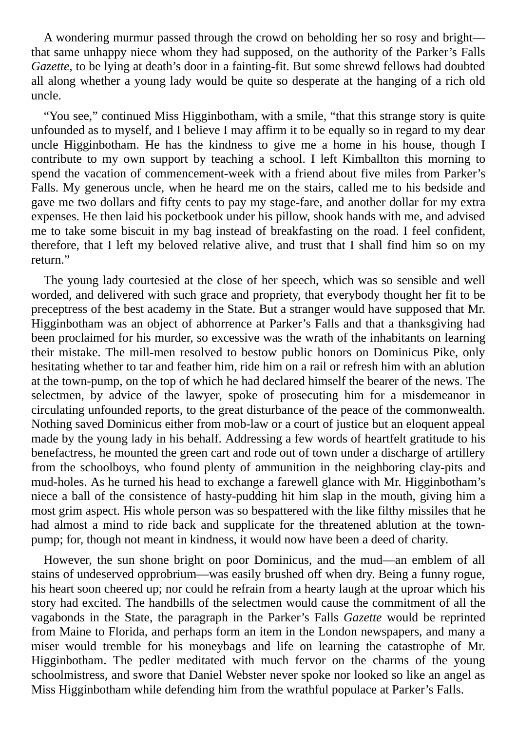A wondering murmur passed through the crowd on beholding her so rosy and bright—that same unhappy niece whom they had supposed, on the authority of the Parker's Falls *Gazette*, to be lying at death's door in a fainting-fit. But some shrewd fellows had doubted all along whether a young lady would be quite so desperate at the hanging of a rich old uncle.

"You see," continued Miss Higginbotham, with a smile, "that this strange story is quite unfounded as to myself, and I believe I may affirm it to be equally so in regard to my dear uncle Higginbotham. He has the kindness to give me a home in his house, though I contribute to my own support by teaching a school. I left Kimballton this morning to spend the vacation of commencement-week with a friend about five miles from Parker's Falls. My generous uncle, when he heard me on the stairs, called me to his bedside and gave me two dollars and fifty cents to pay my stage-fare, and another dollar for my extra expenses. He then laid his pocketbook under his pillow, shook hands with me, and advised me to take some biscuit in my bag instead of breakfasting on the road. I feel confident, therefore, that I left my beloved relative alive, and trust that I shall find him so on my return."

The young lady courtesied at the close of her speech, which was so sensible and well worded, and delivered with such grace and propriety, that everybody thought her fit to be preceptress of the best academy in the State. But a stranger would have supposed that Mr. Higginbotham was an object of abhorrence at Parker's Falls and that a thanksgiving had been proclaimed for his murder, so excessive was the wrath of the inhabitants on learning their mistake. The mill-men resolved to bestow public honors on Dominicus Pike, only hesitating whether to tar and feather him, ride him on a rail or refresh him with an ablution at the town-pump, on the top of which he had declared himself the bearer of the news. The selectmen, by advice of the lawyer, spoke of prosecuting him for a misdemeanor in circulating unfounded reports, to the great disturbance of the peace of the commonwealth. Nothing saved Dominicus either from mob-law or a court of justice but an eloquent appeal made by the young lady in his behalf. Addressing a few words of heartfelt gratitude to his benefactress, he mounted the green cart and rode out of town under a discharge of artillery from the schoolboys, who found plenty of ammunition in the neighboring clay-pits and mud-holes. As he turned his head to exchange a farewell glance with Mr. Higginbotham's niece a ball of the consistence of hasty-pudding hit him slap in the mouth, giving him a most grim aspect. His whole person was so bespattered with the like filthy missiles that he had almost a mind to ride back and supplicate for the threatened ablution at the town-pump; for, though not meant in kindness, it would now have been a deed of charity.

However, the sun shone bright on poor Dominicus, and the mud—an emblem of all stains of undeserved opprobrium—was easily brushed off when dry. Being a funny rogue, his heart soon cheered up; nor could he refrain from a hearty laugh at the uproar which his story had excited. The handbills of the selectmen would cause the commitment of all the vagabonds in the State, the paragraph in the Parker's Falls *Gazette* would be reprinted from Maine to Florida, and perhaps form an item in the London newspapers, and many a miser would tremble for his moneybags and life on learning the catastrophe of Mr. Higginbotham. The pedler meditated with much fervor on the charms of the young schoolmistress, and swore that Daniel Webster never spoke nor looked so like an angel as Miss Higginbotham while defending him from the wrathful populace at Parker's Falls.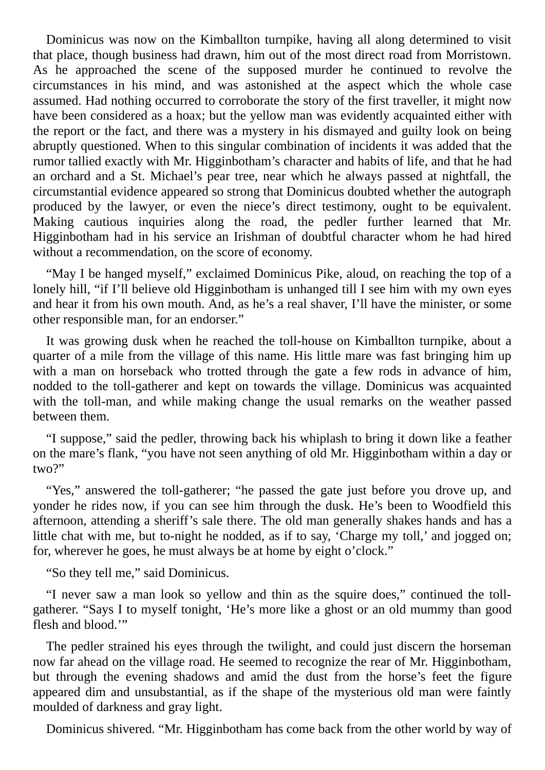Dominicus was now on the Kimballton turnpike, having all along determined to visit that place, though business had drawn, him out of the most direct road from Morristown. As he approached the scene of the supposed murder he continued to revolve the circumstances in his mind, and was astonished at the aspect which the whole case assumed. Had nothing occurred to corroborate the story of the first traveller, it might now have been considered as a hoax; but the yellow man was evidently acquainted either with the report or the fact, and there was a mystery in his dismayed and guilty look on being abruptly questioned. When to this singular combination of incidents it was added that the rumor tallied exactly with Mr. Higginbotham's character and habits of life, and that he had an orchard and a St. Michael's pear tree, near which he always passed at nightfall, the circumstantial evidence appeared so strong that Dominicus doubted whether the autograph produced by the lawyer, or even the niece's direct testimony, ought to be equivalent. Making cautious inquiries along the road, the pedler further learned that Mr. Higginbotham had in his service an Irishman of doubtful character whom he had hired without a recommendation, on the score of economy.

"May I be hanged myself," exclaimed Dominicus Pike, aloud, on reaching the top of a lonely hill, "if I'll believe old Higginbotham is unhanged till I see him with my own eyes and hear it from his own mouth. And, as he's a real shaver, I'll have the minister, or some other responsible man, for an endorser."

It was growing dusk when he reached the toll-house on Kimballton turnpike, about a quarter of a mile from the village of this name. His little mare was fast bringing him up with a man on horseback who trotted through the gate a few rods in advance of him, nodded to the toll-gatherer and kept on towards the village. Dominicus was acquainted with the toll-man, and while making change the usual remarks on the weather passed between them.

"I suppose," said the pedler, throwing back his whiplash to bring it down like a feather on the mare's flank, "you have not seen anything of old Mr. Higginbotham within a day or two?"

"Yes," answered the toll-gatherer; "he passed the gate just before you drove up, and yonder he rides now, if you can see him through the dusk. He's been to Woodfield this afternoon, attending a sheriff's sale there. The old man generally shakes hands and has a little chat with me, but to-night he nodded, as if to say, 'Charge my toll,' and jogged on; for, wherever he goes, he must always be at home by eight o'clock."

"So they tell me," said Dominicus.

"I never saw a man look so yellow and thin as the squire does," continued the toll-gatherer. "Says I to myself tonight, 'He's more like a ghost or an old mummy than good flesh and blood.'"

The pedler strained his eyes through the twilight, and could just discern the horseman now far ahead on the village road. He seemed to recognize the rear of Mr. Higginbotham, but through the evening shadows and amid the dust from the horse's feet the figure appeared dim and unsubstantial, as if the shape of the mysterious old man were faintly moulded of darkness and gray light.

Dominicus shivered. "Mr. Higginbotham has come back from the other world by way of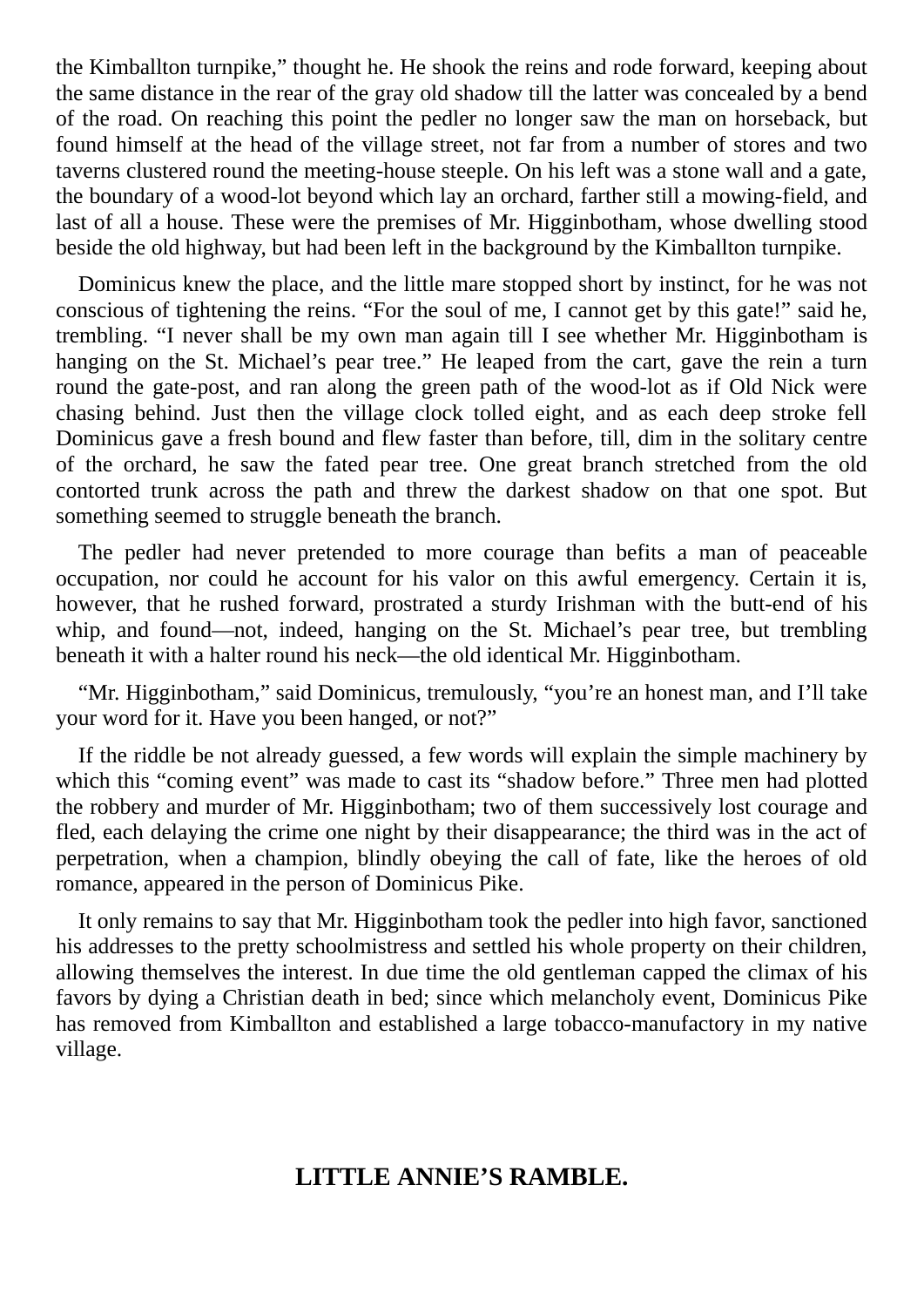the Kimballton turnpike," thought he. He shook the reins and rode forward, keeping about the same distance in the rear of the gray old shadow till the latter was concealed by a bend of the road. On reaching this point the pedler no longer saw the man on horseback, but found himself at the head of the village street, not far from a number of stores and two taverns clustered round the meeting-house steeple. On his left was a stone wall and a gate, the boundary of a wood-lot beyond which lay an orchard, farther still a mowing-field, and last of all a house. These were the premises of Mr. Higginbotham, whose dwelling stood beside the old highway, but had been left in the background by the Kimballton turnpike.

Dominicus knew the place, and the little mare stopped short by instinct, for he was not conscious of tightening the reins. "For the soul of me, I cannot get by this gate!" said he, trembling. "I never shall be my own man again till I see whether Mr. Higginbotham is hanging on the St. Michael's pear tree." He leaped from the cart, gave the rein a turn round the gate-post, and ran along the green path of the wood-lot as if Old Nick were chasing behind. Just then the village clock tolled eight, and as each deep stroke fell Dominicus gave a fresh bound and flew faster than before, till, dim in the solitary centre of the orchard, he saw the fated pear tree. One great branch stretched from the old contorted trunk across the path and threw the darkest shadow on that one spot. But something seemed to struggle beneath the branch.

The pedler had never pretended to more courage than befits a man of peaceable occupation, nor could he account for his valor on this awful emergency. Certain it is, however, that he rushed forward, prostrated a sturdy Irishman with the butt-end of his whip, and found—not, indeed, hanging on the St. Michael's pear tree, but trembling beneath it with a halter round his neck—the old identical Mr. Higginbotham.

"Mr. Higginbotham," said Dominicus, tremulously, "you're an honest man, and I'll take your word for it. Have you been hanged, or not?"

If the riddle be not already guessed, a few words will explain the simple machinery by which this "coming event" was made to cast its "shadow before." Three men had plotted the robbery and murder of Mr. Higginbotham; two of them successively lost courage and fled, each delaying the crime one night by their disappearance; the third was in the act of perpetration, when a champion, blindly obeying the call of fate, like the heroes of old romance, appeared in the person of Dominicus Pike.

It only remains to say that Mr. Higginbotham took the pedler into high favor, sanctioned his addresses to the pretty schoolmistress and settled his whole property on their children, allowing themselves the interest. In due time the old gentleman capped the climax of his favors by dying a Christian death in bed; since which melancholy event, Dominicus Pike has removed from Kimballton and established a large tobacco-manufactory in my native village.

## LITTLE ANNIE'S RAMBLE.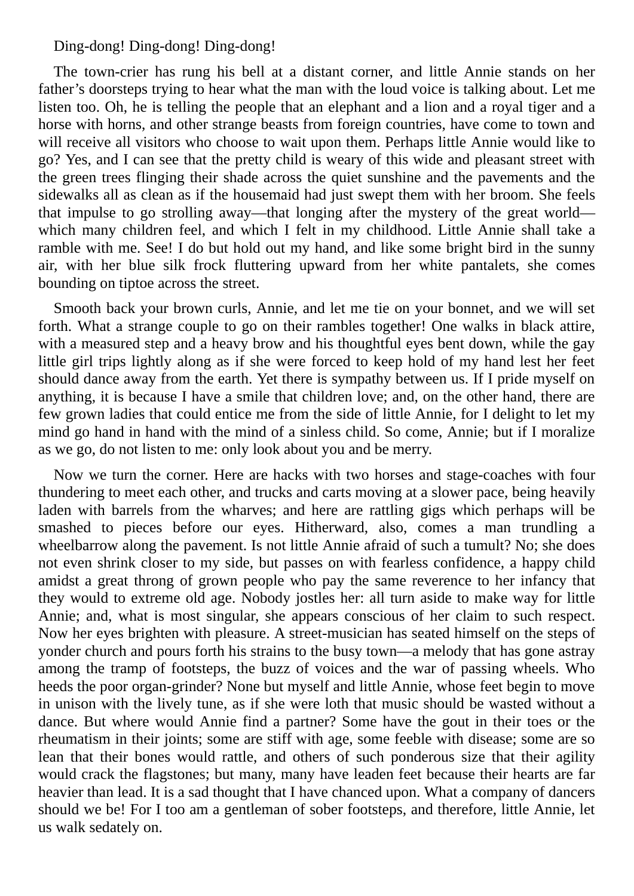Ding-dong! Ding-dong! Ding-dong!

The town-crier has rung his bell at a distant corner, and little Annie stands on her father's doorsteps trying to hear what the man with the loud voice is talking about. Let me listen too. Oh, he is telling the people that an elephant and a lion and a royal tiger and a horse with horns, and other strange beasts from foreign countries, have come to town and will receive all visitors who choose to wait upon them. Perhaps little Annie would like to go? Yes, and I can see that the pretty child is weary of this wide and pleasant street with the green trees flinging their shade across the quiet sunshine and the pavements and the sidewalks all as clean as if the housemaid had just swept them with her broom. She feels that impulse to go strolling away—that longing after the mystery of the great world—which many children feel, and which I felt in my childhood. Little Annie shall take a ramble with me. See! I do but hold out my hand, and like some bright bird in the sunny air, with her blue silk frock fluttering upward from her white pantalets, she comes bounding on tiptoe across the street.

Smooth back your brown curls, Annie, and let me tie on your bonnet, and we will set forth. What a strange couple to go on their rambles together! One walks in black attire, with a measured step and a heavy brow and his thoughtful eyes bent down, while the gay little girl trips lightly along as if she were forced to keep hold of my hand lest her feet should dance away from the earth. Yet there is sympathy between us. If I pride myself on anything, it is because I have a smile that children love; and, on the other hand, there are few grown ladies that could entice me from the side of little Annie, for I delight to let my mind go hand in hand with the mind of a sinless child. So come, Annie; but if I moralize as we go, do not listen to me: only look about you and be merry.

Now we turn the corner. Here are hacks with two horses and stage-coaches with four thundering to meet each other, and trucks and carts moving at a slower pace, being heavily laden with barrels from the wharves; and here are rattling gigs which perhaps will be smashed to pieces before our eyes. Hitherward, also, comes a man trundling a wheelbarrow along the pavement. Is not little Annie afraid of such a tumult? No; she does not even shrink closer to my side, but passes on with fearless confidence, a happy child amidst a great throng of grown people who pay the same reverence to her infancy that they would to extreme old age. Nobody jostles her: all turn aside to make way for little Annie; and, what is most singular, she appears conscious of her claim to such respect. Now her eyes brighten with pleasure. A street-musician has seated himself on the steps of yonder church and pours forth his strains to the busy town—a melody that has gone astray among the tramp of footsteps, the buzz of voices and the war of passing wheels. Who heeds the poor organ-grinder? None but myself and little Annie, whose feet begin to move in unison with the lively tune, as if she were loth that music should be wasted without a dance. But where would Annie find a partner? Some have the gout in their toes or the rheumatism in their joints; some are stiff with age, some feeble with disease; some are so lean that their bones would rattle, and others of such ponderous size that their agility would crack the flagstones; but many, many have leaden feet because their hearts are far heavier than lead. It is a sad thought that I have chanced upon. What a company of dancers should we be! For I too am a gentleman of sober footsteps, and therefore, little Annie, let us walk sedately on.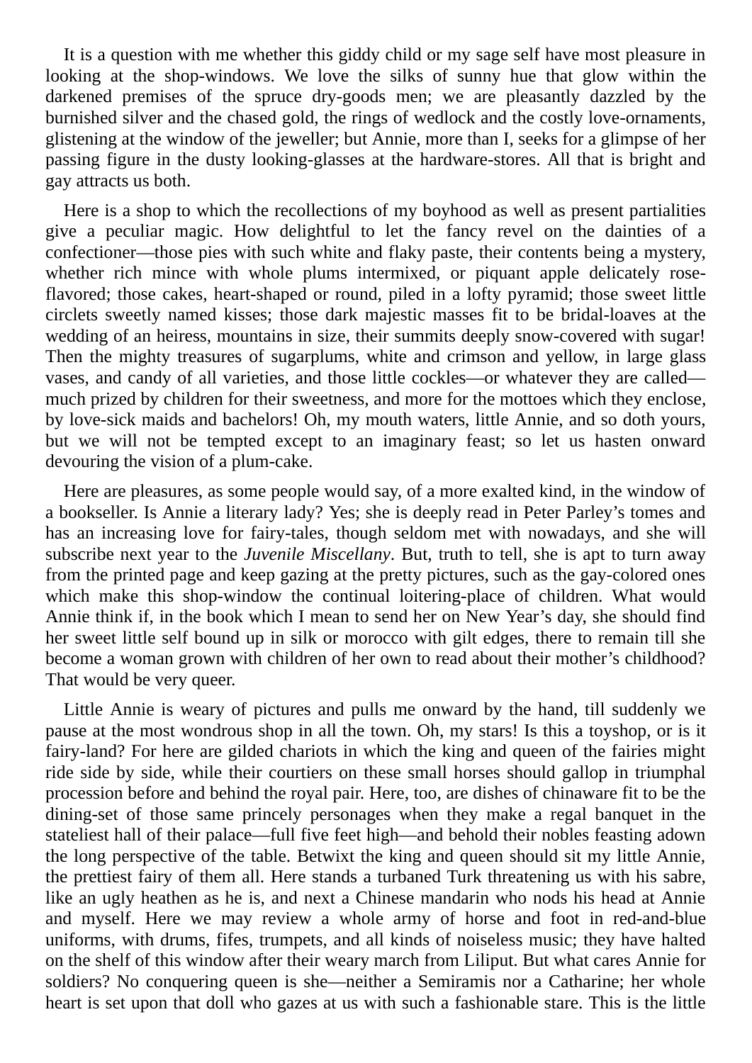It is a question with me whether this giddy child or my sage self have most pleasure in looking at the shop-windows. We love the silks of sunny hue that glow within the darkened premises of the spruce dry-goods men; we are pleasantly dazzled by the burnished silver and the chased gold, the rings of wedlock and the costly love-ornaments, glistening at the window of the jeweller; but Annie, more than I, seeks for a glimpse of her passing figure in the dusty looking-glasses at the hardware-stores. All that is bright and gay attracts us both.

Here is a shop to which the recollections of my boyhood as well as present partialities give a peculiar magic. How delightful to let the fancy revel on the dainties of a confectioner—those pies with such white and flaky paste, their contents being a mystery, whether rich mince with whole plums intermixed, or piquant apple delicately rose-flavored; those cakes, heart-shaped or round, piled in a lofty pyramid; those sweet little circlets sweetly named kisses; those dark majestic masses fit to be bridal-loaves at the wedding of an heiress, mountains in size, their summits deeply snow-covered with sugar! Then the mighty treasures of sugarplums, white and crimson and yellow, in large glass vases, and candy of all varieties, and those little cockles—or whatever they are called—much prized by children for their sweetness, and more for the mottoes which they enclose, by love-sick maids and bachelors! Oh, my mouth waters, little Annie, and so doth yours, but we will not be tempted except to an imaginary feast; so let us hasten onward devouring the vision of a plum-cake.

Here are pleasures, as some people would say, of a more exalted kind, in the window of a bookseller. Is Annie a literary lady? Yes; she is deeply read in Peter Parley's tomes and has an increasing love for fairy-tales, though seldom met with nowadays, and she will subscribe next year to the *Juvenile Miscellany*. But, truth to tell, she is apt to turn away from the printed page and keep gazing at the pretty pictures, such as the gay-colored ones which make this shop-window the continual loitering-place of children. What would Annie think if, in the book which I mean to send her on New Year's day, she should find her sweet little self bound up in silk or morocco with gilt edges, there to remain till she become a woman grown with children of her own to read about their mother's childhood? That would be very queer.

Little Annie is weary of pictures and pulls me onward by the hand, till suddenly we pause at the most wondrous shop in all the town. Oh, my stars! Is this a toyshop, or is it fairy-land? For here are gilded chariots in which the king and queen of the fairies might ride side by side, while their courtiers on these small horses should gallop in triumphal procession before and behind the royal pair. Here, too, are dishes of chinaware fit to be the dining-set of those same princely personages when they make a regal banquet in the stateliest hall of their palace—full five feet high—and behold their nobles feasting adown the long perspective of the table. Betwixt the king and queen should sit my little Annie, the prettiest fairy of them all. Here stands a turbaned Turk threatening us with his sabre, like an ugly heathen as he is, and next a Chinese mandarin who nods his head at Annie and myself. Here we may review a whole army of horse and foot in red-and-blue uniforms, with drums, fifes, trumpets, and all kinds of noiseless music; they have halted on the shelf of this window after their weary march from Liliput. But what cares Annie for soldiers? No conquering queen is she—neither a Semiramis nor a Catharine; her whole heart is set upon that doll who gazes at us with such a fashionable stare. This is the little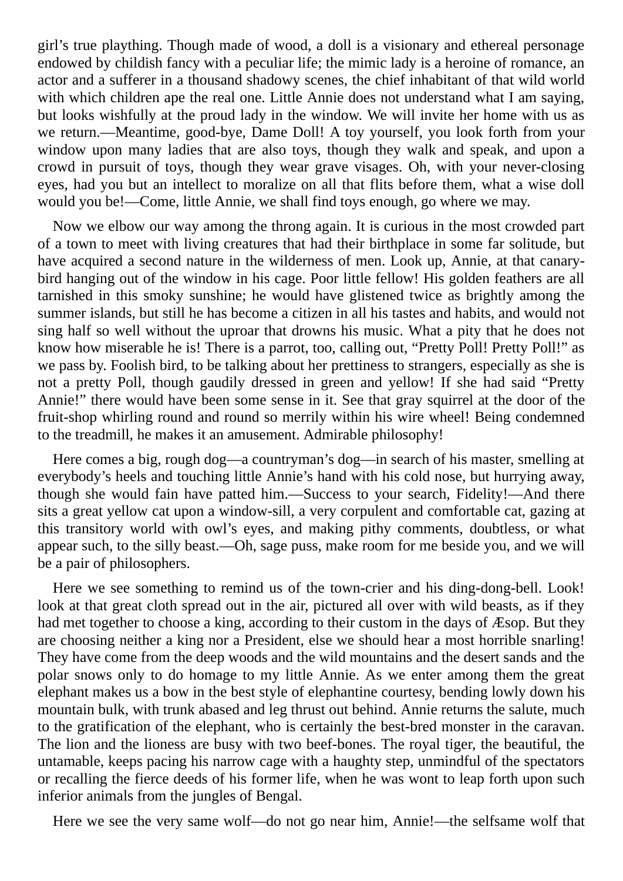girl's true plaything. Though made of wood, a doll is a visionary and ethereal personage endowed by childish fancy with a peculiar life; the mimic lady is a heroine of romance, an actor and a sufferer in a thousand shadowy scenes, the chief inhabitant of that wild world with which children ape the real one. Little Annie does not understand what I am saying, but looks wishfully at the proud lady in the window. We will invite her home with us as we return.—Meantime, good-bye, Dame Doll! A toy yourself, you look forth from your window upon many ladies that are also toys, though they walk and speak, and upon a crowd in pursuit of toys, though they wear grave visages. Oh, with your never-closing eyes, had you but an intellect to moralize on all that flits before them, what a wise doll would you be!—Come, little Annie, we shall find toys enough, go where we may.

Now we elbow our way among the throng again. It is curious in the most crowded part of a town to meet with living creatures that had their birthplace in some far solitude, but have acquired a second nature in the wilderness of men. Look up, Annie, at that canary-bird hanging out of the window in his cage. Poor little fellow! His golden feathers are all tarnished in this smoky sunshine; he would have glistened twice as brightly among the summer islands, but still he has become a citizen in all his tastes and habits, and would not sing half so well without the uproar that drowns his music. What a pity that he does not know how miserable he is! There is a parrot, too, calling out, "Pretty Poll! Pretty Poll!" as we pass by. Foolish bird, to be talking about her prettiness to strangers, especially as she is not a pretty Poll, though gaudily dressed in green and yellow! If she had said "Pretty Annie!" there would have been some sense in it. See that gray squirrel at the door of the fruit-shop whirling round and round so merrily within his wire wheel! Being condemned to the treadmill, he makes it an amusement. Admirable philosophy!

Here comes a big, rough dog—a countryman's dog—in search of his master, smelling at everybody's heels and touching little Annie's hand with his cold nose, but hurrying away, though she would fain have patted him.—Success to your search, Fidelity!—And there sits a great yellow cat upon a window-sill, a very corpulent and comfortable cat, gazing at this transitory world with owl's eyes, and making pithy comments, doubtless, or what appear such, to the silly beast.—Oh, sage puss, make room for me beside you, and we will be a pair of philosophers.

Here we see something to remind us of the town-crier and his ding-dong-bell. Look! look at that great cloth spread out in the air, pictured all over with wild beasts, as if they had met together to choose a king, according to their custom in the days of Æsop. But they are choosing neither a king nor a President, else we should hear a most horrible snarling! They have come from the deep woods and the wild mountains and the desert sands and the polar snows only to do homage to my little Annie. As we enter among them the great elephant makes us a bow in the best style of elephantine courtesy, bending lowly down his mountain bulk, with trunk abased and leg thrust out behind. Annie returns the salute, much to the gratification of the elephant, who is certainly the best-bred monster in the caravan. The lion and the lioness are busy with two beef-bones. The royal tiger, the beautiful, the untamable, keeps pacing his narrow cage with a haughty step, unmindful of the spectators or recalling the fierce deeds of his former life, when he was wont to leap forth upon such inferior animals from the jungles of Bengal.

Here we see the very same wolf—do not go near him, Annie!—the selfsame wolf that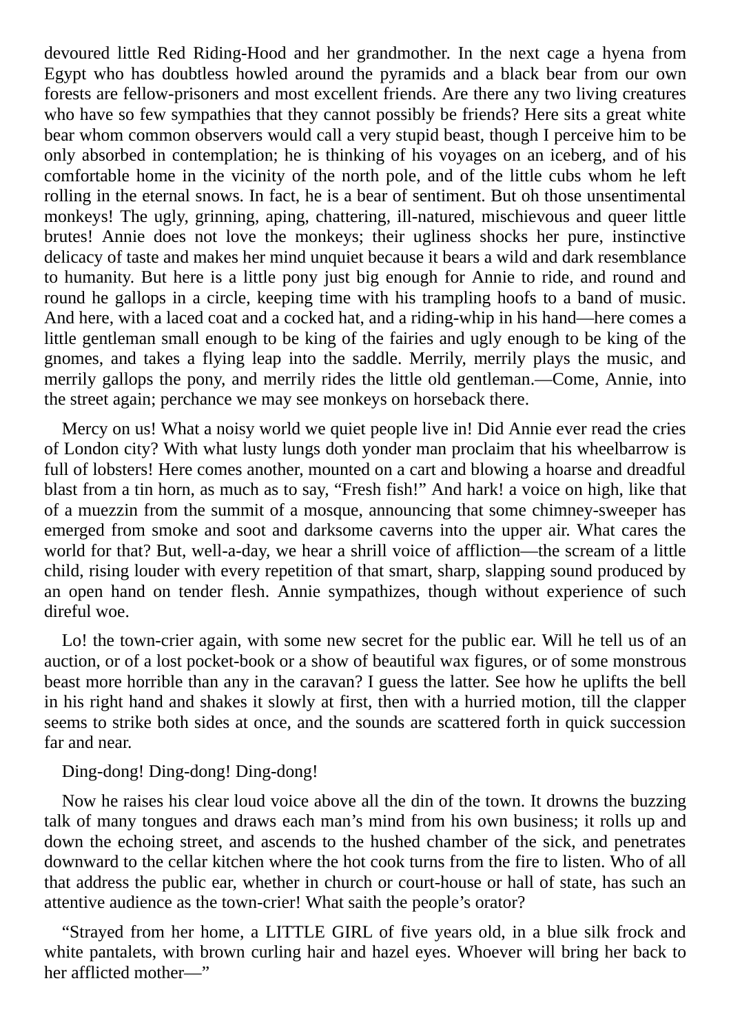devoured little Red Riding-Hood and her grandmother. In the next cage a hyena from Egypt who has doubtless howled around the pyramids and a black bear from our own forests are fellow-prisoners and most excellent friends. Are there any two living creatures who have so few sympathies that they cannot possibly be friends? Here sits a great white bear whom common observers would call a very stupid beast, though I perceive him to be only absorbed in contemplation; he is thinking of his voyages on an iceberg, and of his comfortable home in the vicinity of the north pole, and of the little cubs whom he left rolling in the eternal snows. In fact, he is a bear of sentiment. But oh those unsentimental monkeys! The ugly, grinning, aping, chattering, ill-natured, mischievous and queer little brutes! Annie does not love the monkeys; their ugliness shocks her pure, instinctive delicacy of taste and makes her mind unquiet because it bears a wild and dark resemblance to humanity. But here is a little pony just big enough for Annie to ride, and round and round he gallops in a circle, keeping time with his trampling hoofs to a band of music. And here, with a laced coat and a cocked hat, and a riding-whip in his hand—here comes a little gentleman small enough to be king of the fairies and ugly enough to be king of the gnomes, and takes a flying leap into the saddle. Merrily, merrily plays the music, and merrily gallops the pony, and merrily rides the little old gentleman.—Come, Annie, into the street again; perchance we may see monkeys on horseback there.

Mercy on us! What a noisy world we quiet people live in! Did Annie ever read the cries of London city? With what lusty lungs doth yonder man proclaim that his wheelbarrow is full of lobsters! Here comes another, mounted on a cart and blowing a hoarse and dreadful blast from a tin horn, as much as to say, "Fresh fish!" And hark! a voice on high, like that of a muezzin from the summit of a mosque, announcing that some chimney-sweeper has emerged from smoke and soot and darksome caverns into the upper air. What cares the world for that? But, well-a-day, we hear a shrill voice of affliction—the scream of a little child, rising louder with every repetition of that smart, sharp, slapping sound produced by an open hand on tender flesh. Annie sympathizes, though without experience of such direful woe.

Lo! the town-crier again, with some new secret for the public ear. Will he tell us of an auction, or of a lost pocket-book or a show of beautiful wax figures, or of some monstrous beast more horrible than any in the caravan? I guess the latter. See how he uplifts the bell in his right hand and shakes it slowly at first, then with a hurried motion, till the clapper seems to strike both sides at once, and the sounds are scattered forth in quick succession far and near.

Ding-dong! Ding-dong! Ding-dong!

Now he raises his clear loud voice above all the din of the town. It drowns the buzzing talk of many tongues and draws each man's mind from his own business; it rolls up and down the echoing street, and ascends to the hushed chamber of the sick, and penetrates downward to the cellar kitchen where the hot cook turns from the fire to listen. Who of all that address the public ear, whether in church or court-house or hall of state, has such an attentive audience as the town-crier! What saith the people's orator?

"Strayed from her home, a LITTLE GIRL of five years old, in a blue silk frock and white pantalets, with brown curling hair and hazel eyes. Whoever will bring her back to her afflicted mother—"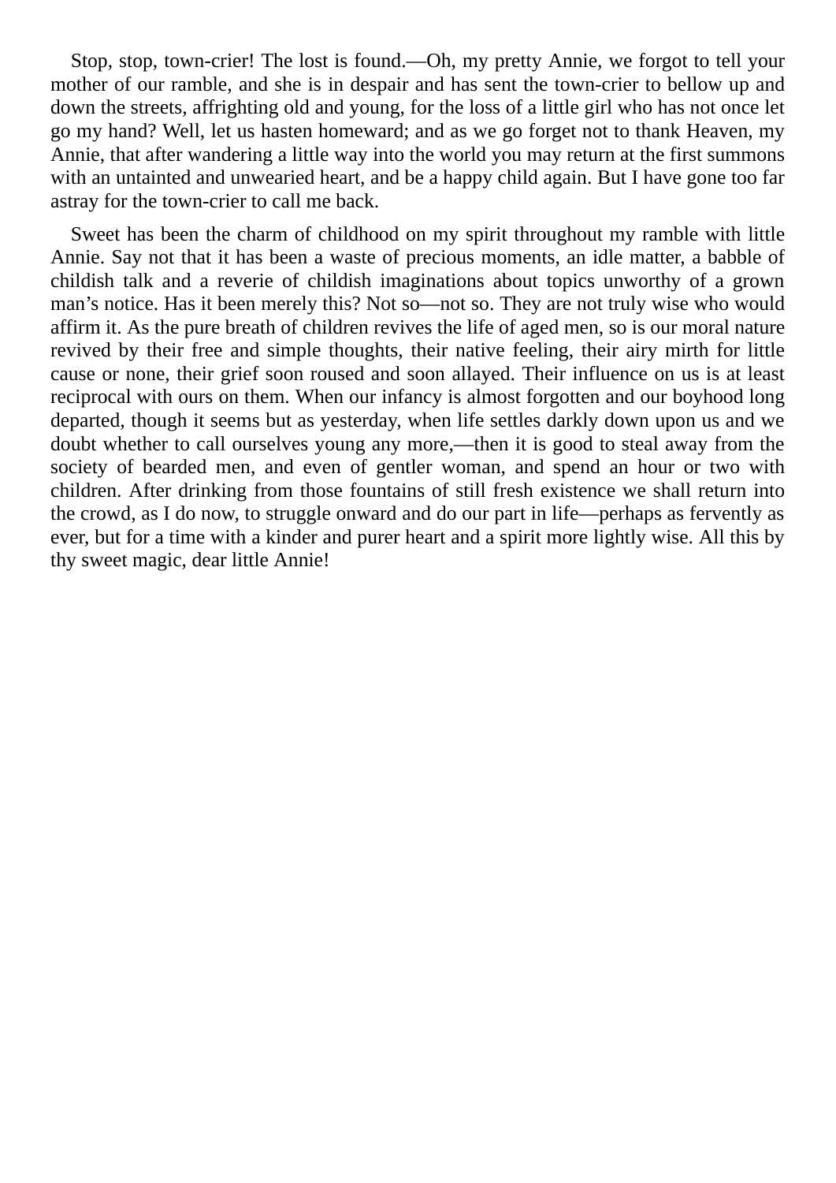Stop, stop, town-crier! The lost is found.—Oh, my pretty Annie, we forgot to tell your mother of our ramble, and she is in despair and has sent the town-crier to bellow up and down the streets, affrighting old and young, for the loss of a little girl who has not once let go my hand? Well, let us hasten homeward; and as we go forget not to thank Heaven, my Annie, that after wandering a little way into the world you may return at the first summons with an untainted and unwearied heart, and be a happy child again. But I have gone too far astray for the town-crier to call me back.

Sweet has been the charm of childhood on my spirit throughout my ramble with little Annie. Say not that it has been a waste of precious moments, an idle matter, a babble of childish talk and a reverie of childish imaginations about topics unworthy of a grown man's notice. Has it been merely this? Not so—not so. They are not truly wise who would affirm it. As the pure breath of children revives the life of aged men, so is our moral nature revived by their free and simple thoughts, their native feeling, their airy mirth for little cause or none, their grief soon roused and soon allayed. Their influence on us is at least reciprocal with ours on them. When our infancy is almost forgotten and our boyhood long departed, though it seems but as yesterday, when life settles darkly down upon us and we doubt whether to call ourselves young any more,—then it is good to steal away from the society of bearded men, and even of gentler woman, and spend an hour or two with children. After drinking from those fountains of still fresh existence we shall return into the crowd, as I do now, to struggle onward and do our part in life—perhaps as fervently as ever, but for a time with a kinder and purer heart and a spirit more lightly wise. All this by thy sweet magic, dear little Annie!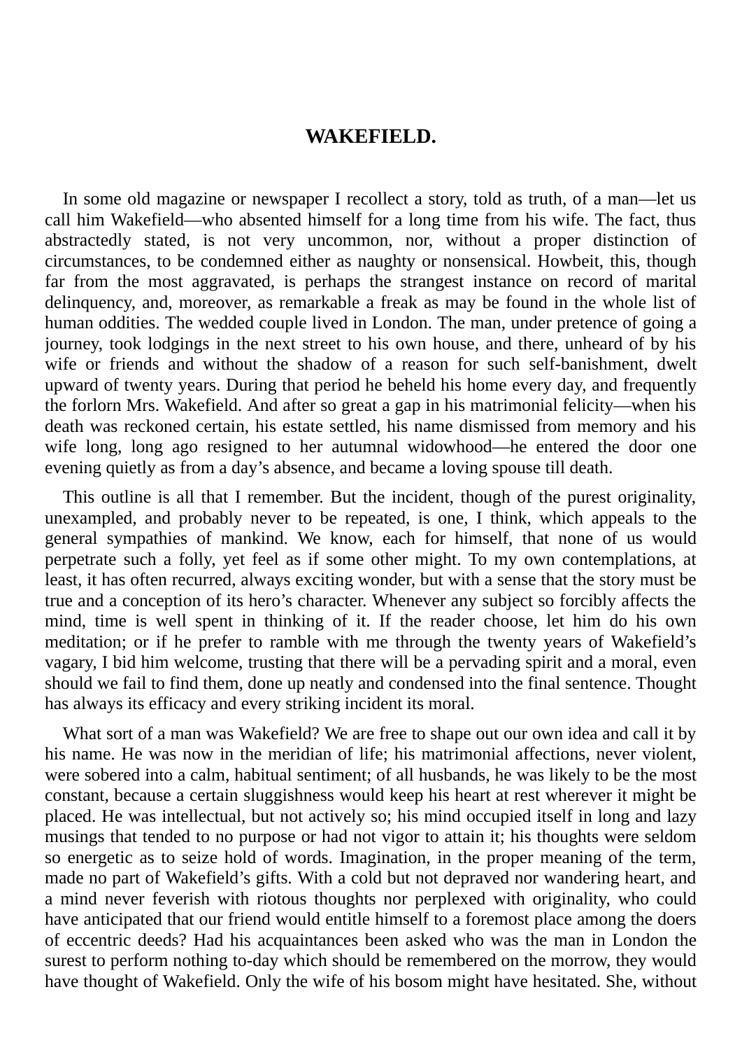# WAKEFIELD.

In some old magazine or newspaper I recollect a story, told as truth, of a man—let us call him Wakefield—who absented himself for a long time from his wife. The fact, thus abstractedly stated, is not very uncommon, nor, without a proper distinction of circumstances, to be condemned either as naughty or nonsensical. Howbeit, this, though far from the most aggravated, is perhaps the strangest instance on record of marital delinquency, and, moreover, as remarkable a freak as may be found in the whole list of human oddities. The wedded couple lived in London. The man, under pretence of going a journey, took lodgings in the next street to his own house, and there, unheard of by his wife or friends and without the shadow of a reason for such self-banishment, dwelt upward of twenty years. During that period he beheld his home every day, and frequently the forlorn Mrs. Wakefield. And after so great a gap in his matrimonial felicity—when his death was reckoned certain, his estate settled, his name dismissed from memory and his wife long, long ago resigned to her autumnal widowhood—he entered the door one evening quietly as from a day's absence, and became a loving spouse till death.

This outline is all that I remember. But the incident, though of the purest originality, unexampled, and probably never to be repeated, is one, I think, which appeals to the general sympathies of mankind. We know, each for himself, that none of us would perpetrate such a folly, yet feel as if some other might. To my own contemplations, at least, it has often recurred, always exciting wonder, but with a sense that the story must be true and a conception of its hero's character. Whenever any subject so forcibly affects the mind, time is well spent in thinking of it. If the reader choose, let him do his own meditation; or if he prefer to ramble with me through the twenty years of Wakefield's vagary, I bid him welcome, trusting that there will be a pervading spirit and a moral, even should we fail to find them, done up neatly and condensed into the final sentence. Thought has always its efficacy and every striking incident its moral.

What sort of a man was Wakefield? We are free to shape out our own idea and call it by his name. He was now in the meridian of life; his matrimonial affections, never violent, were sobered into a calm, habitual sentiment; of all husbands, he was likely to be the most constant, because a certain sluggishness would keep his heart at rest wherever it might be placed. He was intellectual, but not actively so; his mind occupied itself in long and lazy musings that tended to no purpose or had not vigor to attain it; his thoughts were seldom so energetic as to seize hold of words. Imagination, in the proper meaning of the term, made no part of Wakefield's gifts. With a cold but not depraved nor wandering heart, and a mind never feverish with riotous thoughts nor perplexed with originality, who could have anticipated that our friend would entitle himself to a foremost place among the doers of eccentric deeds? Had his acquaintances been asked who was the man in London the surest to perform nothing to-day which should be remembered on the morrow, they would have thought of Wakefield. Only the wife of his bosom might have hesitated. She, without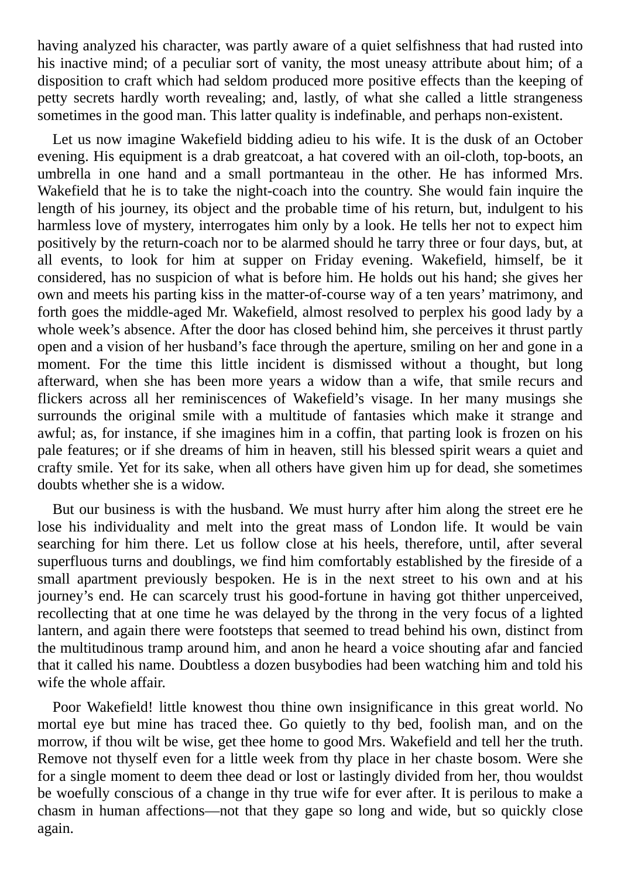having analyzed his character, was partly aware of a quiet selfishness that had rusted into his inactive mind; of a peculiar sort of vanity, the most uneasy attribute about him; of a disposition to craft which had seldom produced more positive effects than the keeping of petty secrets hardly worth revealing; and, lastly, of what she called a little strangeness sometimes in the good man. This latter quality is indefinable, and perhaps non-existent.

Let us now imagine Wakefield bidding adieu to his wife. It is the dusk of an October evening. His equipment is a drab greatcoat, a hat covered with an oil-cloth, top-boots, an umbrella in one hand and a small portmanteau in the other. He has informed Mrs. Wakefield that he is to take the night-coach into the country. She would fain inquire the length of his journey, its object and the probable time of his return, but, indulgent to his harmless love of mystery, interrogates him only by a look. He tells her not to expect him positively by the return-coach nor to be alarmed should he tarry three or four days, but, at all events, to look for him at supper on Friday evening. Wakefield, himself, be it considered, has no suspicion of what is before him. He holds out his hand; she gives her own and meets his parting kiss in the matter-of-course way of a ten years' matrimony, and forth goes the middle-aged Mr. Wakefield, almost resolved to perplex his good lady by a whole week's absence. After the door has closed behind him, she perceives it thrust partly open and a vision of her husband's face through the aperture, smiling on her and gone in a moment. For the time this little incident is dismissed without a thought, but long afterward, when she has been more years a widow than a wife, that smile recurs and flickers across all her reminiscences of Wakefield's visage. In her many musings she surrounds the original smile with a multitude of fantasies which make it strange and awful; as, for instance, if she imagines him in a coffin, that parting look is frozen on his pale features; or if she dreams of him in heaven, still his blessed spirit wears a quiet and crafty smile. Yet for its sake, when all others have given him up for dead, she sometimes doubts whether she is a widow.

But our business is with the husband. We must hurry after him along the street ere he lose his individuality and melt into the great mass of London life. It would be vain searching for him there. Let us follow close at his heels, therefore, until, after several superfluous turns and doublings, we find him comfortably established by the fireside of a small apartment previously bespoken. He is in the next street to his own and at his journey's end. He can scarcely trust his good-fortune in having got thither unperceived, recollecting that at one time he was delayed by the throng in the very focus of a lighted lantern, and again there were footsteps that seemed to tread behind his own, distinct from the multitudinous tramp around him, and anon he heard a voice shouting afar and fancied that it called his name. Doubtless a dozen busybodies had been watching him and told his wife the whole affair.

Poor Wakefield! little knowest thou thine own insignificance in this great world. No mortal eye but mine has traced thee. Go quietly to thy bed, foolish man, and on the morrow, if thou wilt be wise, get thee home to good Mrs. Wakefield and tell her the truth. Remove not thyself even for a little week from thy place in her chaste bosom. Were she for a single moment to deem thee dead or lost or lastingly divided from her, thou wouldst be woefully conscious of a change in thy true wife for ever after. It is perilous to make a chasm in human affections—not that they gape so long and wide, but so quickly close again.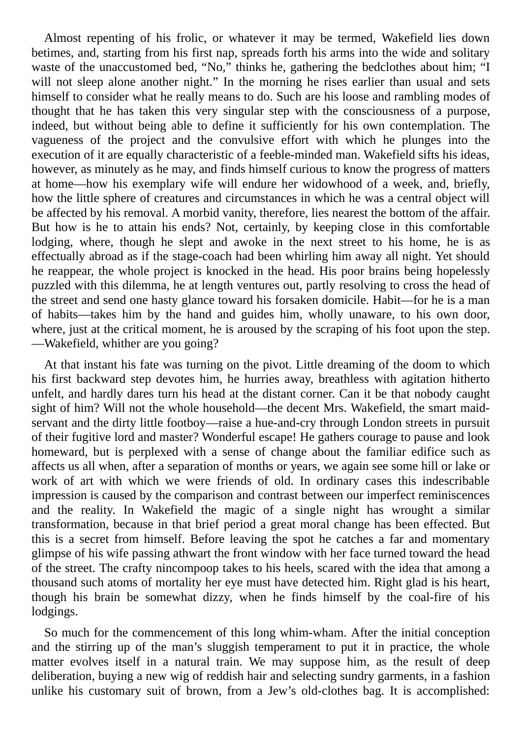Almost repenting of his frolic, or whatever it may be termed, Wakefield lies down betimes, and, starting from his first nap, spreads forth his arms into the wide and solitary waste of the unaccustomed bed, “No,” thinks he, gathering the bedclothes about him; “I will not sleep alone another night.” In the morning he rises earlier than usual and sets himself to consider what he really means to do. Such are his loose and rambling modes of thought that he has taken this very singular step with the consciousness of a purpose, indeed, but without being able to define it sufficiently for his own contemplation. The vagueness of the project and the convulsive effort with which he plunges into the execution of it are equally characteristic of a feeble-minded man. Wakefield sifts his ideas, however, as minutely as he may, and finds himself curious to know the progress of matters at home—how his exemplary wife will endure her widowhood of a week, and, briefly, how the little sphere of creatures and circumstances in which he was a central object will be affected by his removal. A morbid vanity, therefore, lies nearest the bottom of the affair. But how is he to attain his ends? Not, certainly, by keeping close in this comfortable lodging, where, though he slept and awoke in the next street to his home, he is as effectually abroad as if the stage-coach had been whirling him away all night. Yet should he reappear, the whole project is knocked in the head. His poor brains being hopelessly puzzled with this dilemma, he at length ventures out, partly resolving to cross the head of the street and send one hasty glance toward his forsaken domicile. Habit—for he is a man of habits—takes him by the hand and guides him, wholly unaware, to his own door, where, just at the critical moment, he is aroused by the scraping of his foot upon the step. —Wakefield, whither are you going?

At that instant his fate was turning on the pivot. Little dreaming of the doom to which his first backward step devotes him, he hurries away, breathless with agitation hitherto unfelt, and hardly dares turn his head at the distant corner. Can it be that nobody caught sight of him? Will not the whole household—the decent Mrs. Wakefield, the smart maid-servant and the dirty little footboy—raise a hue-and-cry through London streets in pursuit of their fugitive lord and master? Wonderful escape! He gathers courage to pause and look homeward, but is perplexed with a sense of change about the familiar edifice such as affects us all when, after a separation of months or years, we again see some hill or lake or work of art with which we were friends of old. In ordinary cases this indescribable impression is caused by the comparison and contrast between our imperfect reminiscences and the reality. In Wakefield the magic of a single night has wrought a similar transformation, because in that brief period a great moral change has been effected. But this is a secret from himself. Before leaving the spot he catches a far and momentary glimpse of his wife passing athwart the front window with her face turned toward the head of the street. The crafty nincompoop takes to his heels, scared with the idea that among a thousand such atoms of mortality her eye must have detected him. Right glad is his heart, though his brain be somewhat dizzy, when he finds himself by the coal-fire of his lodgings.

So much for the commencement of this long whim-wham. After the initial conception and the stirring up of the man’s sluggish temperament to put it in practice, the whole matter evolves itself in a natural train. We may suppose him, as the result of deep deliberation, buying a new wig of reddish hair and selecting sundry garments, in a fashion unlike his customary suit of brown, from a Jew’s old-clothes bag. It is accomplished: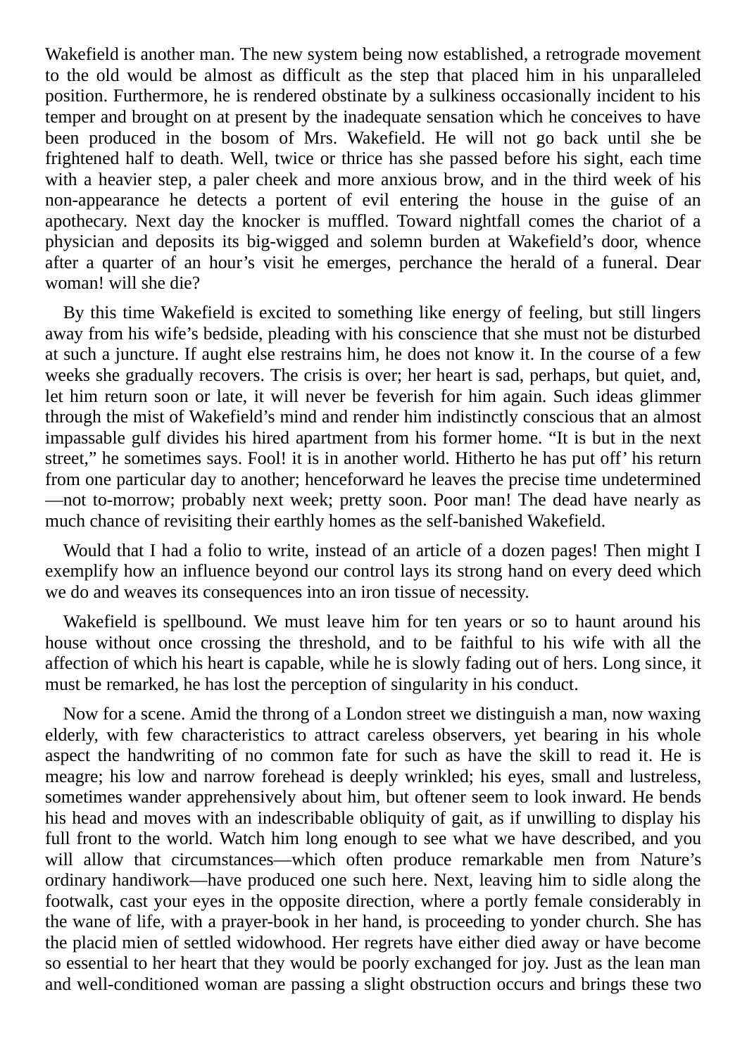Wakefield is another man. The new system being now established, a retrograde movement to the old would be almost as difficult as the step that placed him in his unparalleled position. Furthermore, he is rendered obstinate by a sulkiness occasionally incident to his temper and brought on at present by the inadequate sensation which he conceives to have been produced in the bosom of Mrs. Wakefield. He will not go back until she be frightened half to death. Well, twice or thrice has she passed before his sight, each time with a heavier step, a paler cheek and more anxious brow, and in the third week of his non-appearance he detects a portent of evil entering the house in the guise of an apothecary. Next day the knocker is muffled. Toward nightfall comes the chariot of a physician and deposits its big-wigged and solemn burden at Wakefield's door, whence after a quarter of an hour's visit he emerges, perchance the herald of a funeral. Dear woman! will she die?

By this time Wakefield is excited to something like energy of feeling, but still lingers away from his wife's bedside, pleading with his conscience that she must not be disturbed at such a juncture. If aught else restrains him, he does not know it. In the course of a few weeks she gradually recovers. The crisis is over; her heart is sad, perhaps, but quiet, and, let him return soon or late, it will never be feverish for him again. Such ideas glimmer through the mist of Wakefield's mind and render him indistinctly conscious that an almost impassable gulf divides his hired apartment from his former home. "It is but in the next street," he sometimes says. Fool! it is in another world. Hitherto he has put off' his return from one particular day to another; henceforward he leaves the precise time undetermined —not to-morrow; probably next week; pretty soon. Poor man! The dead have nearly as much chance of revisiting their earthly homes as the self-banished Wakefield.

Would that I had a folio to write, instead of an article of a dozen pages! Then might I exemplify how an influence beyond our control lays its strong hand on every deed which we do and weaves its consequences into an iron tissue of necessity.

Wakefield is spellbound. We must leave him for ten years or so to haunt around his house without once crossing the threshold, and to be faithful to his wife with all the affection of which his heart is capable, while he is slowly fading out of hers. Long since, it must be remarked, he has lost the perception of singularity in his conduct.

Now for a scene. Amid the throng of a London street we distinguish a man, now waxing elderly, with few characteristics to attract careless observers, yet bearing in his whole aspect the handwriting of no common fate for such as have the skill to read it. He is meagre; his low and narrow forehead is deeply wrinkled; his eyes, small and lustreless, sometimes wander apprehensively about him, but oftener seem to look inward. He bends his head and moves with an indescribable obliquity of gait, as if unwilling to display his full front to the world. Watch him long enough to see what we have described, and you will allow that circumstances—which often produce remarkable men from Nature's ordinary handiwork—have produced one such here. Next, leaving him to sidle along the footwalk, cast your eyes in the opposite direction, where a portly female considerably in the wane of life, with a prayer-book in her hand, is proceeding to yonder church. She has the placid mien of settled widowhood. Her regrets have either died away or have become so essential to her heart that they would be poorly exchanged for joy. Just as the lean man and well-conditioned woman are passing a slight obstruction occurs and brings these two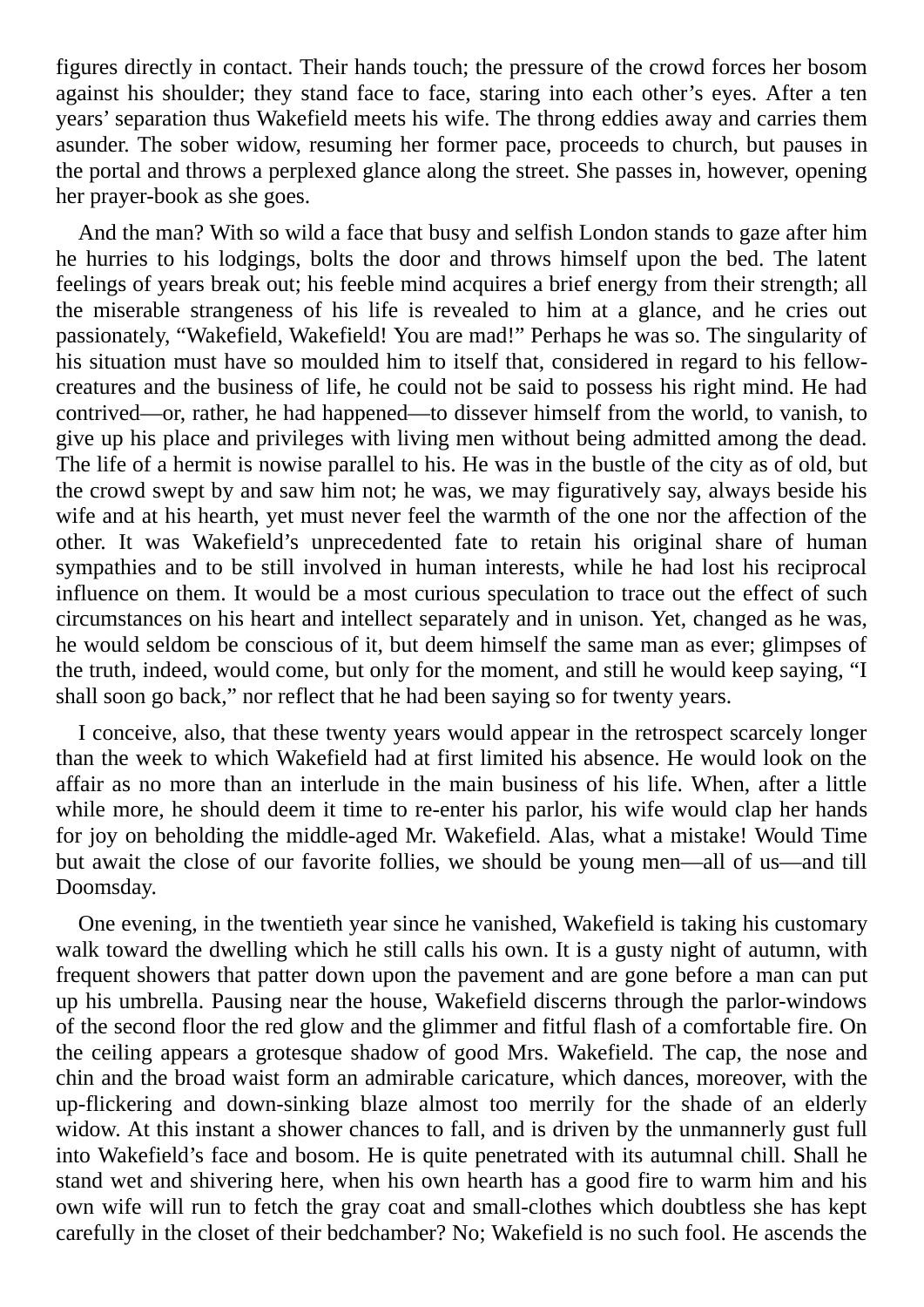figures directly in contact. Their hands touch; the pressure of the crowd forces her bosom against his shoulder; they stand face to face, staring into each other's eyes. After a ten years' separation thus Wakefield meets his wife. The throng eddies away and carries them asunder. The sober widow, resuming her former pace, proceeds to church, but pauses in the portal and throws a perplexed glance along the street. She passes in, however, opening her prayer-book as she goes.

And the man? With so wild a face that busy and selfish London stands to gaze after him he hurries to his lodgings, bolts the door and throws himself upon the bed. The latent feelings of years break out; his feeble mind acquires a brief energy from their strength; all the miserable strangeness of his life is revealed to him at a glance, and he cries out passionately, "Wakefield, Wakefield! You are mad!" Perhaps he was so. The singularity of his situation must have so moulded him to itself that, considered in regard to his fellow-creatures and the business of life, he could not be said to possess his right mind. He had contrived—or, rather, he had happened—to dissever himself from the world, to vanish, to give up his place and privileges with living men without being admitted among the dead. The life of a hermit is nowise parallel to his. He was in the bustle of the city as of old, but the crowd swept by and saw him not; he was, we may figuratively say, always beside his wife and at his hearth, yet must never feel the warmth of the one nor the affection of the other. It was Wakefield's unprecedented fate to retain his original share of human sympathies and to be still involved in human interests, while he had lost his reciprocal influence on them. It would be a most curious speculation to trace out the effect of such circumstances on his heart and intellect separately and in unison. Yet, changed as he was, he would seldom be conscious of it, but deem himself the same man as ever; glimpses of the truth, indeed, would come, but only for the moment, and still he would keep saying, "I shall soon go back," nor reflect that he had been saying so for twenty years.

I conceive, also, that these twenty years would appear in the retrospect scarcely longer than the week to which Wakefield had at first limited his absence. He would look on the affair as no more than an interlude in the main business of his life. When, after a little while more, he should deem it time to re-enter his parlor, his wife would clap her hands for joy on beholding the middle-aged Mr. Wakefield. Alas, what a mistake! Would Time but await the close of our favorite follies, we should be young men—all of us—and till Doomsday.

One evening, in the twentieth year since he vanished, Wakefield is taking his customary walk toward the dwelling which he still calls his own. It is a gusty night of autumn, with frequent showers that patter down upon the pavement and are gone before a man can put up his umbrella. Pausing near the house, Wakefield discerns through the parlor-windows of the second floor the red glow and the glimmer and fitful flash of a comfortable fire. On the ceiling appears a grotesque shadow of good Mrs. Wakefield. The cap, the nose and chin and the broad waist form an admirable caricature, which dances, moreover, with the up-flickering and down-sinking blaze almost too merrily for the shade of an elderly widow. At this instant a shower chances to fall, and is driven by the unmannerly gust full into Wakefield's face and bosom. He is quite penetrated with its autumnal chill. Shall he stand wet and shivering here, when his own hearth has a good fire to warm him and his own wife will run to fetch the gray coat and small-clothes which doubtless she has kept carefully in the closet of their bedchamber? No; Wakefield is no such fool. He ascends the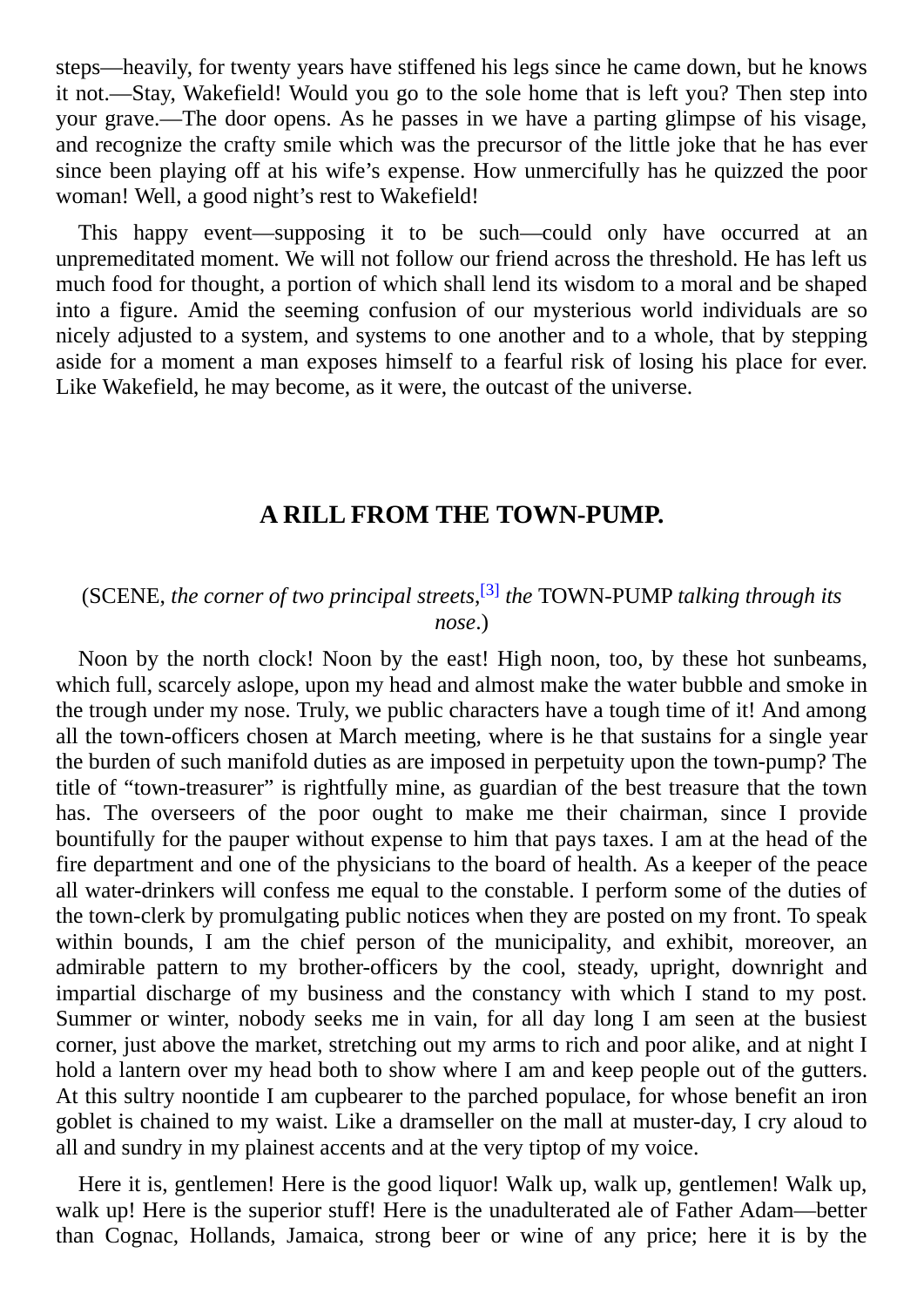steps—heavily, for twenty years have stiffened his legs since he came down, but he knows it not.—Stay, Wakefield! Would you go to the sole home that is left you? Then step into your grave.—The door opens. As he passes in we have a parting glimpse of his visage, and recognize the crafty smile which was the precursor of the little joke that he has ever since been playing off at his wife's expense. How unmercifully has he quizzed the poor woman! Well, a good night's rest to Wakefield!

This happy event—supposing it to be such—could only have occurred at an unpremeditated moment. We will not follow our friend across the threshold. He has left us much food for thought, a portion of which shall lend its wisdom to a moral and be shaped into a figure. Amid the seeming confusion of our mysterious world individuals are so nicely adjusted to a system, and systems to one another and to a whole, that by stepping aside for a moment a man exposes himself to a fearful risk of losing his place for ever. Like Wakefield, he may become, as it were, the outcast of the universe.

## A RILL FROM THE TOWN-PUMP.

(SCENE, *the corner of two principal streets,*[3] *the* TOWN-PUMP *talking through its nose*.)

Noon by the north clock! Noon by the east! High noon, too, by these hot sunbeams, which full, scarcely aslope, upon my head and almost make the water bubble and smoke in the trough under my nose. Truly, we public characters have a tough time of it! And among all the town-officers chosen at March meeting, where is he that sustains for a single year the burden of such manifold duties as are imposed in perpetuity upon the town-pump? The title of "town-treasurer" is rightfully mine, as guardian of the best treasure that the town has. The overseers of the poor ought to make me their chairman, since I provide bountifully for the pauper without expense to him that pays taxes. I am at the head of the fire department and one of the physicians to the board of health. As a keeper of the peace all water-drinkers will confess me equal to the constable. I perform some of the duties of the town-clerk by promulgating public notices when they are posted on my front. To speak within bounds, I am the chief person of the municipality, and exhibit, moreover, an admirable pattern to my brother-officers by the cool, steady, upright, downright and impartial discharge of my business and the constancy with which I stand to my post. Summer or winter, nobody seeks me in vain, for all day long I am seen at the busiest corner, just above the market, stretching out my arms to rich and poor alike, and at night I hold a lantern over my head both to show where I am and keep people out of the gutters. At this sultry noontide I am cupbearer to the parched populace, for whose benefit an iron goblet is chained to my waist. Like a dramseller on the mall at muster-day, I cry aloud to all and sundry in my plainest accents and at the very tiptop of my voice.

Here it is, gentlemen! Here is the good liquor! Walk up, walk up, gentlemen! Walk up, walk up! Here is the superior stuff! Here is the unadulterated ale of Father Adam—better than Cognac, Hollands, Jamaica, strong beer or wine of any price; here it is by the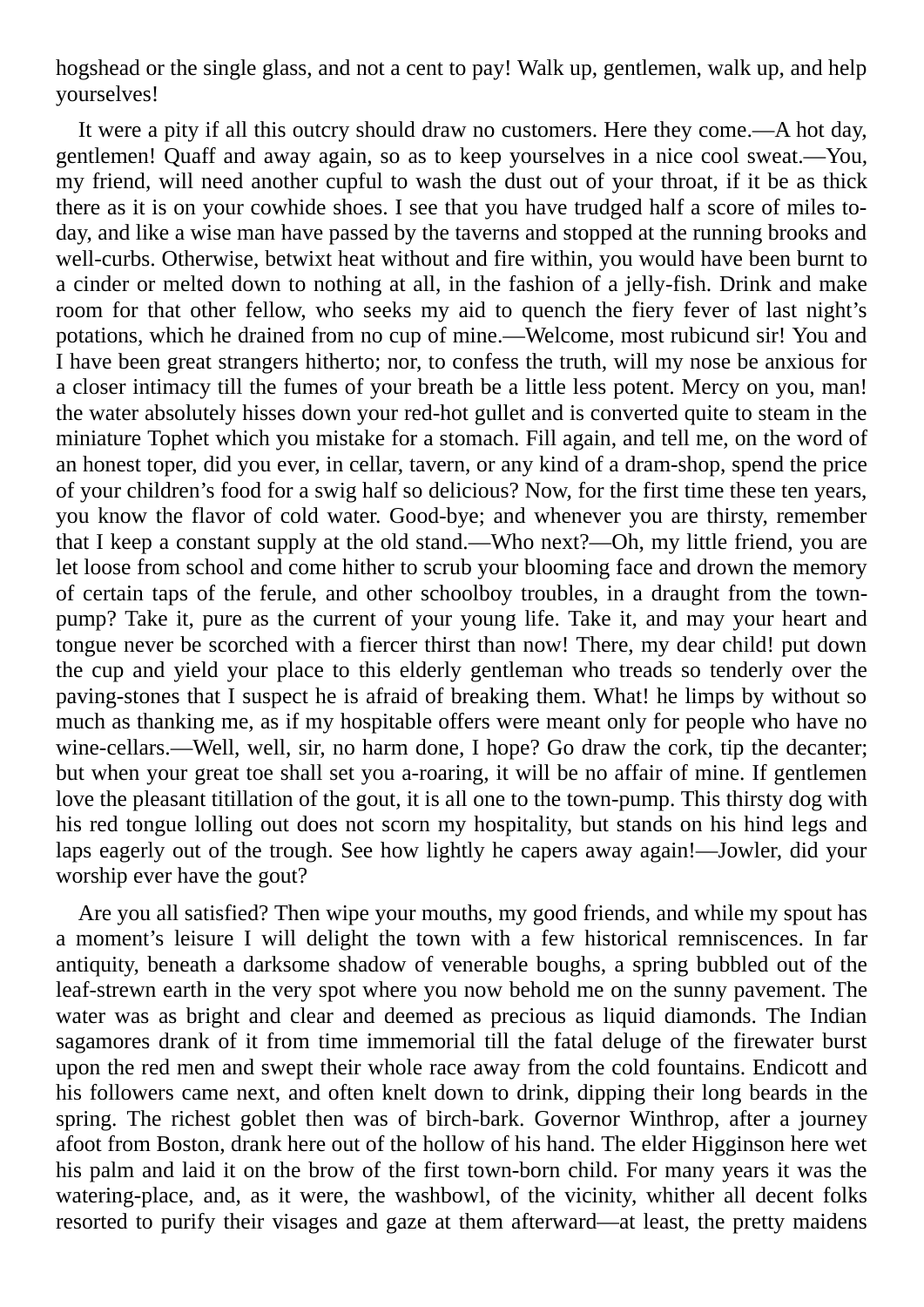hogshead or the single glass, and not a cent to pay! Walk up, gentlemen, walk up, and help yourselves!

It were a pity if all this outcry should draw no customers. Here they come.—A hot day, gentlemen! Quaff and away again, so as to keep yourselves in a nice cool sweat.—You, my friend, will need another cupful to wash the dust out of your throat, if it be as thick there as it is on your cowhide shoes. I see that you have trudged half a score of miles to-day, and like a wise man have passed by the taverns and stopped at the running brooks and well-curbs. Otherwise, betwixt heat without and fire within, you would have been burnt to a cinder or melted down to nothing at all, in the fashion of a jelly-fish. Drink and make room for that other fellow, who seeks my aid to quench the fiery fever of last night's potations, which he drained from no cup of mine.—Welcome, most rubicund sir! You and I have been great strangers hitherto; nor, to confess the truth, will my nose be anxious for a closer intimacy till the fumes of your breath be a little less potent. Mercy on you, man! the water absolutely hisses down your red-hot gullet and is converted quite to steam in the miniature Tophet which you mistake for a stomach. Fill again, and tell me, on the word of an honest toper, did you ever, in cellar, tavern, or any kind of a dram-shop, spend the price of your children's food for a swig half so delicious? Now, for the first time these ten years, you know the flavor of cold water. Good-bye; and whenever you are thirsty, remember that I keep a constant supply at the old stand.—Who next?—Oh, my little friend, you are let loose from school and come hither to scrub your blooming face and drown the memory of certain taps of the ferule, and other schoolboy troubles, in a draught from the town-pump? Take it, pure as the current of your young life. Take it, and may your heart and tongue never be scorched with a fiercer thirst than now! There, my dear child! put down the cup and yield your place to this elderly gentleman who treads so tenderly over the paving-stones that I suspect he is afraid of breaking them. What! he limps by without so much as thanking me, as if my hospitable offers were meant only for people who have no wine-cellars.—Well, well, sir, no harm done, I hope? Go draw the cork, tip the decanter; but when your great toe shall set you a-roaring, it will be no affair of mine. If gentlemen love the pleasant titillation of the gout, it is all one to the town-pump. This thirsty dog with his red tongue lolling out does not scorn my hospitality, but stands on his hind legs and laps eagerly out of the trough. See how lightly he capers away again!—Jowler, did your worship ever have the gout?

Are you all satisfied? Then wipe your mouths, my good friends, and while my spout has a moment's leisure I will delight the town with a few historical remniscences. In far antiquity, beneath a darksome shadow of venerable boughs, a spring bubbled out of the leaf-strewn earth in the very spot where you now behold me on the sunny pavement. The water was as bright and clear and deemed as precious as liquid diamonds. The Indian sagamores drank of it from time immemorial till the fatal deluge of the firewater burst upon the red men and swept their whole race away from the cold fountains. Endicott and his followers came next, and often knelt down to drink, dipping their long beards in the spring. The richest goblet then was of birch-bark. Governor Winthrop, after a journey afoot from Boston, drank here out of the hollow of his hand. The elder Higginson here wet his palm and laid it on the brow of the first town-born child. For many years it was the watering-place, and, as it were, the washbowl, of the vicinity, whither all decent folks resorted to purify their visages and gaze at them afterward—at least, the pretty maidens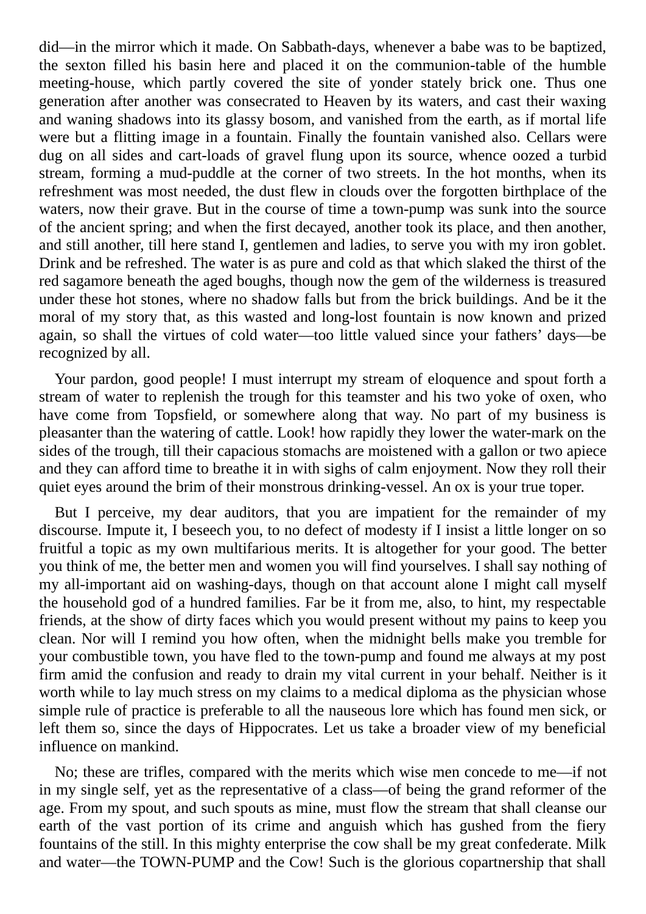did—in the mirror which it made. On Sabbath-days, whenever a babe was to be baptized, the sexton filled his basin here and placed it on the communion-table of the humble meeting-house, which partly covered the site of yonder stately brick one. Thus one generation after another was consecrated to Heaven by its waters, and cast their waxing and waning shadows into its glassy bosom, and vanished from the earth, as if mortal life were but a flitting image in a fountain. Finally the fountain vanished also. Cellars were dug on all sides and cart-loads of gravel flung upon its source, whence oozed a turbid stream, forming a mud-puddle at the corner of two streets. In the hot months, when its refreshment was most needed, the dust flew in clouds over the forgotten birthplace of the waters, now their grave. But in the course of time a town-pump was sunk into the source of the ancient spring; and when the first decayed, another took its place, and then another, and still another, till here stand I, gentlemen and ladies, to serve you with my iron goblet. Drink and be refreshed. The water is as pure and cold as that which slaked the thirst of the red sagamore beneath the aged boughs, though now the gem of the wilderness is treasured under these hot stones, where no shadow falls but from the brick buildings. And be it the moral of my story that, as this wasted and long-lost fountain is now known and prized again, so shall the virtues of cold water—too little valued since your fathers' days—be recognized by all.

Your pardon, good people! I must interrupt my stream of eloquence and spout forth a stream of water to replenish the trough for this teamster and his two yoke of oxen, who have come from Topsfield, or somewhere along that way. No part of my business is pleasanter than the watering of cattle. Look! how rapidly they lower the water-mark on the sides of the trough, till their capacious stomachs are moistened with a gallon or two apiece and they can afford time to breathe it in with sighs of calm enjoyment. Now they roll their quiet eyes around the brim of their monstrous drinking-vessel. An ox is your true toper.

But I perceive, my dear auditors, that you are impatient for the remainder of my discourse. Impute it, I beseech you, to no defect of modesty if I insist a little longer on so fruitful a topic as my own multifarious merits. It is altogether for your good. The better you think of me, the better men and women you will find yourselves. I shall say nothing of my all-important aid on washing-days, though on that account alone I might call myself the household god of a hundred families. Far be it from me, also, to hint, my respectable friends, at the show of dirty faces which you would present without my pains to keep you clean. Nor will I remind you how often, when the midnight bells make you tremble for your combustible town, you have fled to the town-pump and found me always at my post firm amid the confusion and ready to drain my vital current in your behalf. Neither is it worth while to lay much stress on my claims to a medical diploma as the physician whose simple rule of practice is preferable to all the nauseous lore which has found men sick, or left them so, since the days of Hippocrates. Let us take a broader view of my beneficial influence on mankind.

No; these are trifles, compared with the merits which wise men concede to me—if not in my single self, yet as the representative of a class—of being the grand reformer of the age. From my spout, and such spouts as mine, must flow the stream that shall cleanse our earth of the vast portion of its crime and anguish which has gushed from the fiery fountains of the still. In this mighty enterprise the cow shall be my great confederate. Milk and water—the TOWN-PUMP and the Cow! Such is the glorious copartnership that shall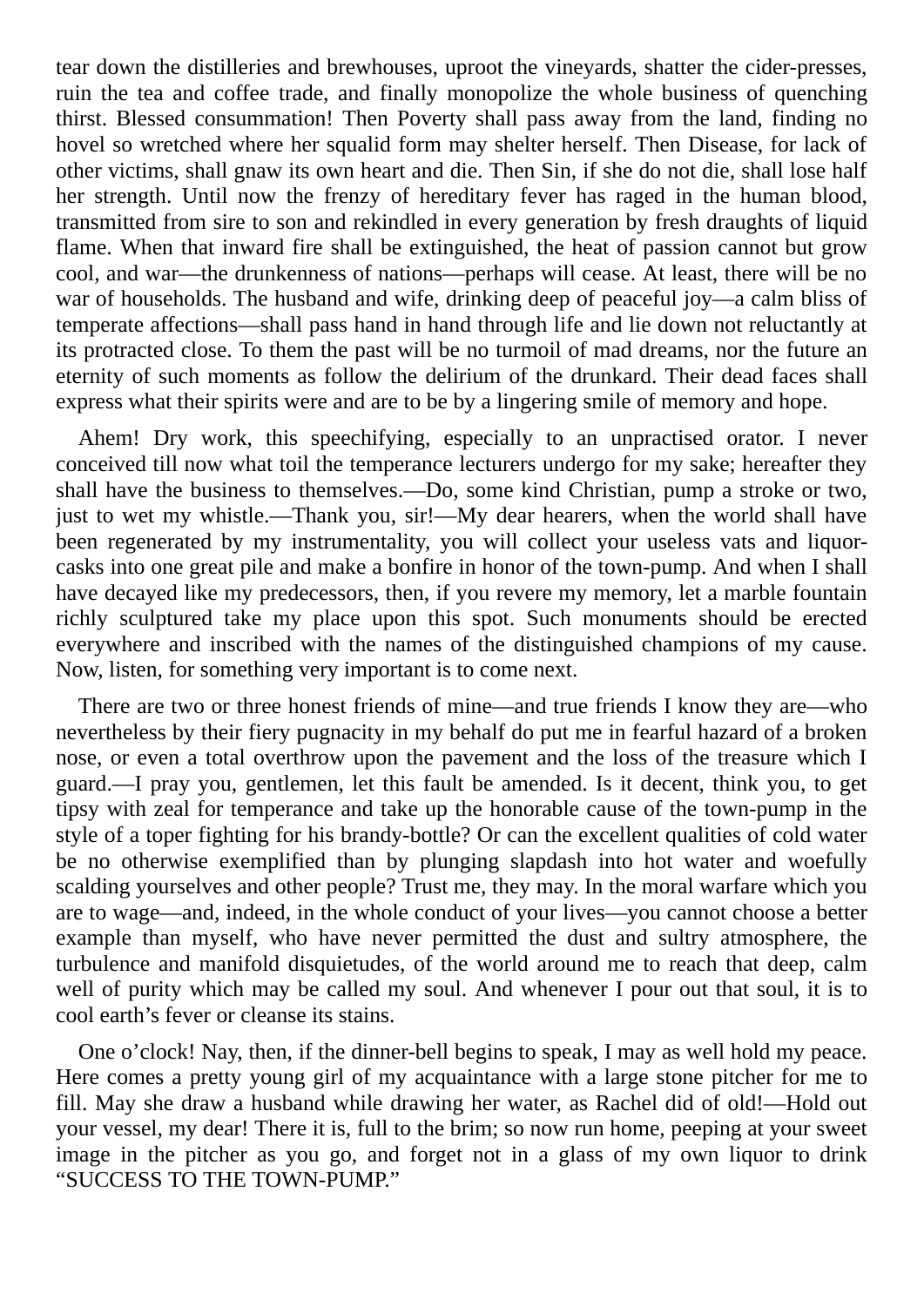tear down the distilleries and brewhouses, uproot the vineyards, shatter the cider-presses, ruin the tea and coffee trade, and finally monopolize the whole business of quenching thirst. Blessed consummation! Then Poverty shall pass away from the land, finding no hovel so wretched where her squalid form may shelter herself. Then Disease, for lack of other victims, shall gnaw its own heart and die. Then Sin, if she do not die, shall lose half her strength. Until now the frenzy of hereditary fever has raged in the human blood, transmitted from sire to son and rekindled in every generation by fresh draughts of liquid flame. When that inward fire shall be extinguished, the heat of passion cannot but grow cool, and war—the drunkenness of nations—perhaps will cease. At least, there will be no war of households. The husband and wife, drinking deep of peaceful joy—a calm bliss of temperate affections—shall pass hand in hand through life and lie down not reluctantly at its protracted close. To them the past will be no turmoil of mad dreams, nor the future an eternity of such moments as follow the delirium of the drunkard. Their dead faces shall express what their spirits were and are to be by a lingering smile of memory and hope.

Ahem! Dry work, this speechifying, especially to an unpractised orator. I never conceived till now what toil the temperance lecturers undergo for my sake; hereafter they shall have the business to themselves.—Do, some kind Christian, pump a stroke or two, just to wet my whistle.—Thank you, sir!—My dear hearers, when the world shall have been regenerated by my instrumentality, you will collect your useless vats and liquor-casks into one great pile and make a bonfire in honor of the town-pump. And when I shall have decayed like my predecessors, then, if you revere my memory, let a marble fountain richly sculptured take my place upon this spot. Such monuments should be erected everywhere and inscribed with the names of the distinguished champions of my cause. Now, listen, for something very important is to come next.

There are two or three honest friends of mine—and true friends I know they are—who nevertheless by their fiery pugnacity in my behalf do put me in fearful hazard of a broken nose, or even a total overthrow upon the pavement and the loss of the treasure which I guard.—I pray you, gentlemen, let this fault be amended. Is it decent, think you, to get tipsy with zeal for temperance and take up the honorable cause of the town-pump in the style of a toper fighting for his brandy-bottle? Or can the excellent qualities of cold water be no otherwise exemplified than by plunging slapdash into hot water and woefully scalding yourselves and other people? Trust me, they may. In the moral warfare which you are to wage—and, indeed, in the whole conduct of your lives—you cannot choose a better example than myself, who have never permitted the dust and sultry atmosphere, the turbulence and manifold disquietudes, of the world around me to reach that deep, calm well of purity which may be called my soul. And whenever I pour out that soul, it is to cool earth's fever or cleanse its stains.

One o'clock! Nay, then, if the dinner-bell begins to speak, I may as well hold my peace. Here comes a pretty young girl of my acquaintance with a large stone pitcher for me to fill. May she draw a husband while drawing her water, as Rachel did of old!—Hold out your vessel, my dear! There it is, full to the brim; so now run home, peeping at your sweet image in the pitcher as you go, and forget not in a glass of my own liquor to drink "SUCCESS TO THE TOWN-PUMP."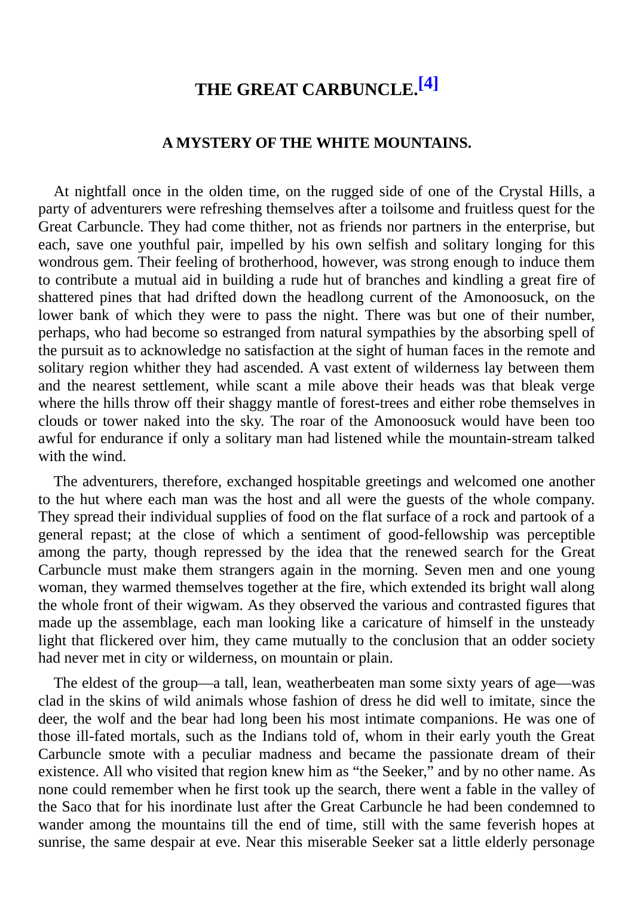# THE GREAT CARBUNCLE.[4]

### A MYSTERY OF THE WHITE MOUNTAINS.

At nightfall once in the olden time, on the rugged side of one of the Crystal Hills, a party of adventurers were refreshing themselves after a toilsome and fruitless quest for the Great Carbuncle. They had come thither, not as friends nor partners in the enterprise, but each, save one youthful pair, impelled by his own selfish and solitary longing for this wondrous gem. Their feeling of brotherhood, however, was strong enough to induce them to contribute a mutual aid in building a rude hut of branches and kindling a great fire of shattered pines that had drifted down the headlong current of the Amonoosuck, on the lower bank of which they were to pass the night. There was but one of their number, perhaps, who had become so estranged from natural sympathies by the absorbing spell of the pursuit as to acknowledge no satisfaction at the sight of human faces in the remote and solitary region whither they had ascended. A vast extent of wilderness lay between them and the nearest settlement, while scant a mile above their heads was that bleak verge where the hills throw off their shaggy mantle of forest-trees and either robe themselves in clouds or tower naked into the sky. The roar of the Amonoosuck would have been too awful for endurance if only a solitary man had listened while the mountain-stream talked with the wind.

The adventurers, therefore, exchanged hospitable greetings and welcomed one another to the hut where each man was the host and all were the guests of the whole company. They spread their individual supplies of food on the flat surface of a rock and partook of a general repast; at the close of which a sentiment of good-fellowship was perceptible among the party, though repressed by the idea that the renewed search for the Great Carbuncle must make them strangers again in the morning. Seven men and one young woman, they warmed themselves together at the fire, which extended its bright wall along the whole front of their wigwam. As they observed the various and contrasted figures that made up the assemblage, each man looking like a caricature of himself in the unsteady light that flickered over him, they came mutually to the conclusion that an odder society had never met in city or wilderness, on mountain or plain.

The eldest of the group—a tall, lean, weatherbeaten man some sixty years of age—was clad in the skins of wild animals whose fashion of dress he did well to imitate, since the deer, the wolf and the bear had long been his most intimate companions. He was one of those ill-fated mortals, such as the Indians told of, whom in their early youth the Great Carbuncle smote with a peculiar madness and became the passionate dream of their existence. All who visited that region knew him as "the Seeker," and by no other name. As none could remember when he first took up the search, there went a fable in the valley of the Saco that for his inordinate lust after the Great Carbuncle he had been condemned to wander among the mountains till the end of time, still with the same feverish hopes at sunrise, the same despair at eve. Near this miserable Seeker sat a little elderly personage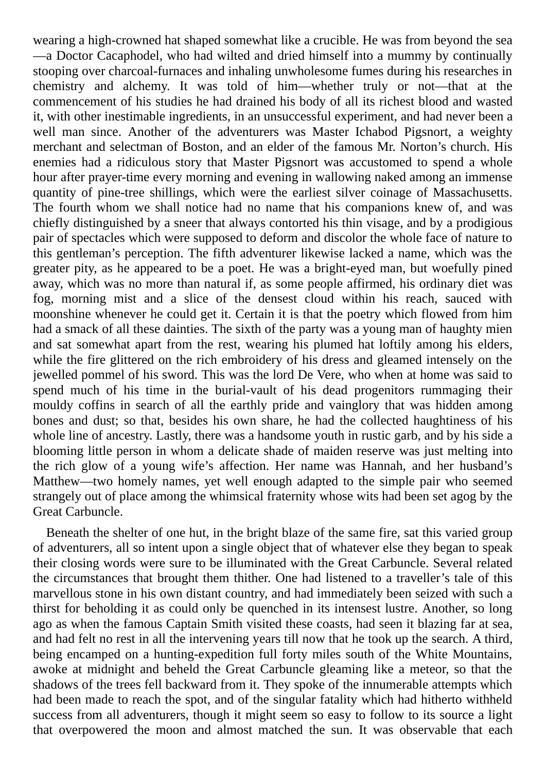wearing a high-crowned hat shaped somewhat like a crucible. He was from beyond the sea—a Doctor Cacaphodel, who had wilted and dried himself into a mummy by continually stooping over charcoal-furnaces and inhaling unwholesome fumes during his researches in chemistry and alchemy. It was told of him—whether truly or not—that at the commencement of his studies he had drained his body of all its richest blood and wasted it, with other inestimable ingredients, in an unsuccessful experiment, and had never been a well man since. Another of the adventurers was Master Ichabod Pigsnort, a weighty merchant and selectman of Boston, and an elder of the famous Mr. Norton's church. His enemies had a ridiculous story that Master Pigsnort was accustomed to spend a whole hour after prayer-time every morning and evening in wallowing naked among an immense quantity of pine-tree shillings, which were the earliest silver coinage of Massachusetts. The fourth whom we shall notice had no name that his companions knew of, and was chiefly distinguished by a sneer that always contorted his thin visage, and by a prodigious pair of spectacles which were supposed to deform and discolor the whole face of nature to this gentleman's perception. The fifth adventurer likewise lacked a name, which was the greater pity, as he appeared to be a poet. He was a bright-eyed man, but woefully pined away, which was no more than natural if, as some people affirmed, his ordinary diet was fog, morning mist and a slice of the densest cloud within his reach, sauced with moonshine whenever he could get it. Certain it is that the poetry which flowed from him had a smack of all these dainties. The sixth of the party was a young man of haughty mien and sat somewhat apart from the rest, wearing his plumed hat loftily among his elders, while the fire glittered on the rich embroidery of his dress and gleamed intensely on the jewelled pommel of his sword. This was the lord De Vere, who when at home was said to spend much of his time in the burial-vault of his dead progenitors rummaging their mouldy coffins in search of all the earthly pride and vainglory that was hidden among bones and dust; so that, besides his own share, he had the collected haughtiness of his whole line of ancestry. Lastly, there was a handsome youth in rustic garb, and by his side a blooming little person in whom a delicate shade of maiden reserve was just melting into the rich glow of a young wife's affection. Her name was Hannah, and her husband's Matthew—two homely names, yet well enough adapted to the simple pair who seemed strangely out of place among the whimsical fraternity whose wits had been set agog by the Great Carbuncle.

Beneath the shelter of one hut, in the bright blaze of the same fire, sat this varied group of adventurers, all so intent upon a single object that of whatever else they began to speak their closing words were sure to be illuminated with the Great Carbuncle. Several related the circumstances that brought them thither. One had listened to a traveller's tale of this marvellous stone in his own distant country, and had immediately been seized with such a thirst for beholding it as could only be quenched in its intensest lustre. Another, so long ago as when the famous Captain Smith visited these coasts, had seen it blazing far at sea, and had felt no rest in all the intervening years till now that he took up the search. A third, being encamped on a hunting-expedition full forty miles south of the White Mountains, awoke at midnight and beheld the Great Carbuncle gleaming like a meteor, so that the shadows of the trees fell backward from it. They spoke of the innumerable attempts which had been made to reach the spot, and of the singular fatality which had hitherto withheld success from all adventurers, though it might seem so easy to follow to its source a light that overpowered the moon and almost matched the sun. It was observable that each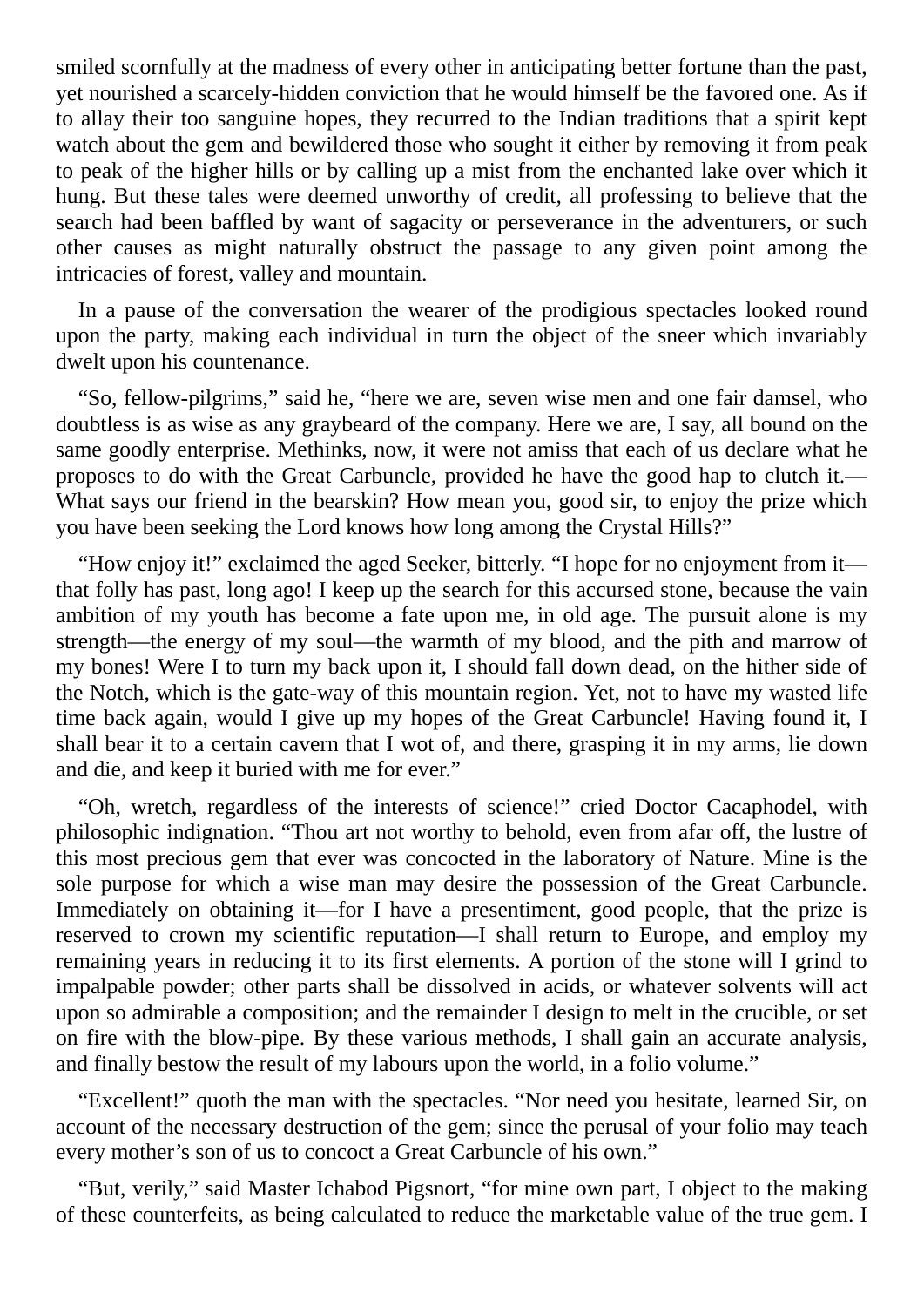smiled scornfully at the madness of every other in anticipating better fortune than the past, yet nourished a scarcely-hidden conviction that he would himself be the favored one. As if to allay their too sanguine hopes, they recurred to the Indian traditions that a spirit kept watch about the gem and bewildered those who sought it either by removing it from peak to peak of the higher hills or by calling up a mist from the enchanted lake over which it hung. But these tales were deemed unworthy of credit, all professing to believe that the search had been baffled by want of sagacity or perseverance in the adventurers, or such other causes as might naturally obstruct the passage to any given point among the intricacies of forest, valley and mountain.

In a pause of the conversation the wearer of the prodigious spectacles looked round upon the party, making each individual in turn the object of the sneer which invariably dwelt upon his countenance.

"So, fellow-pilgrims," said he, "here we are, seven wise men and one fair damsel, who doubtless is as wise as any graybeard of the company. Here we are, I say, all bound on the same goodly enterprise. Methinks, now, it were not amiss that each of us declare what he proposes to do with the Great Carbuncle, provided he have the good hap to clutch it.—What says our friend in the bearskin? How mean you, good sir, to enjoy the prize which you have been seeking the Lord knows how long among the Crystal Hills?"

"How enjoy it!" exclaimed the aged Seeker, bitterly. "I hope for no enjoyment from it—that folly has past, long ago! I keep up the search for this accursed stone, because the vain ambition of my youth has become a fate upon me, in old age. The pursuit alone is my strength—the energy of my soul—the warmth of my blood, and the pith and marrow of my bones! Were I to turn my back upon it, I should fall down dead, on the hither side of the Notch, which is the gate-way of this mountain region. Yet, not to have my wasted life time back again, would I give up my hopes of the Great Carbuncle! Having found it, I shall bear it to a certain cavern that I wot of, and there, grasping it in my arms, lie down and die, and keep it buried with me for ever."

"Oh, wretch, regardless of the interests of science!" cried Doctor Cacaphodel, with philosophic indignation. "Thou art not worthy to behold, even from afar off, the lustre of this most precious gem that ever was concocted in the laboratory of Nature. Mine is the sole purpose for which a wise man may desire the possession of the Great Carbuncle. Immediately on obtaining it—for I have a presentiment, good people, that the prize is reserved to crown my scientific reputation—I shall return to Europe, and employ my remaining years in reducing it to its first elements. A portion of the stone will I grind to impalpable powder; other parts shall be dissolved in acids, or whatever solvents will act upon so admirable a composition; and the remainder I design to melt in the crucible, or set on fire with the blow-pipe. By these various methods, I shall gain an accurate analysis, and finally bestow the result of my labours upon the world, in a folio volume."

"Excellent!" quoth the man with the spectacles. "Nor need you hesitate, learned Sir, on account of the necessary destruction of the gem; since the perusal of your folio may teach every mother's son of us to concoct a Great Carbuncle of his own."

"But, verily," said Master Ichabod Pigsnort, "for mine own part, I object to the making of these counterfeits, as being calculated to reduce the marketable value of the true gem. I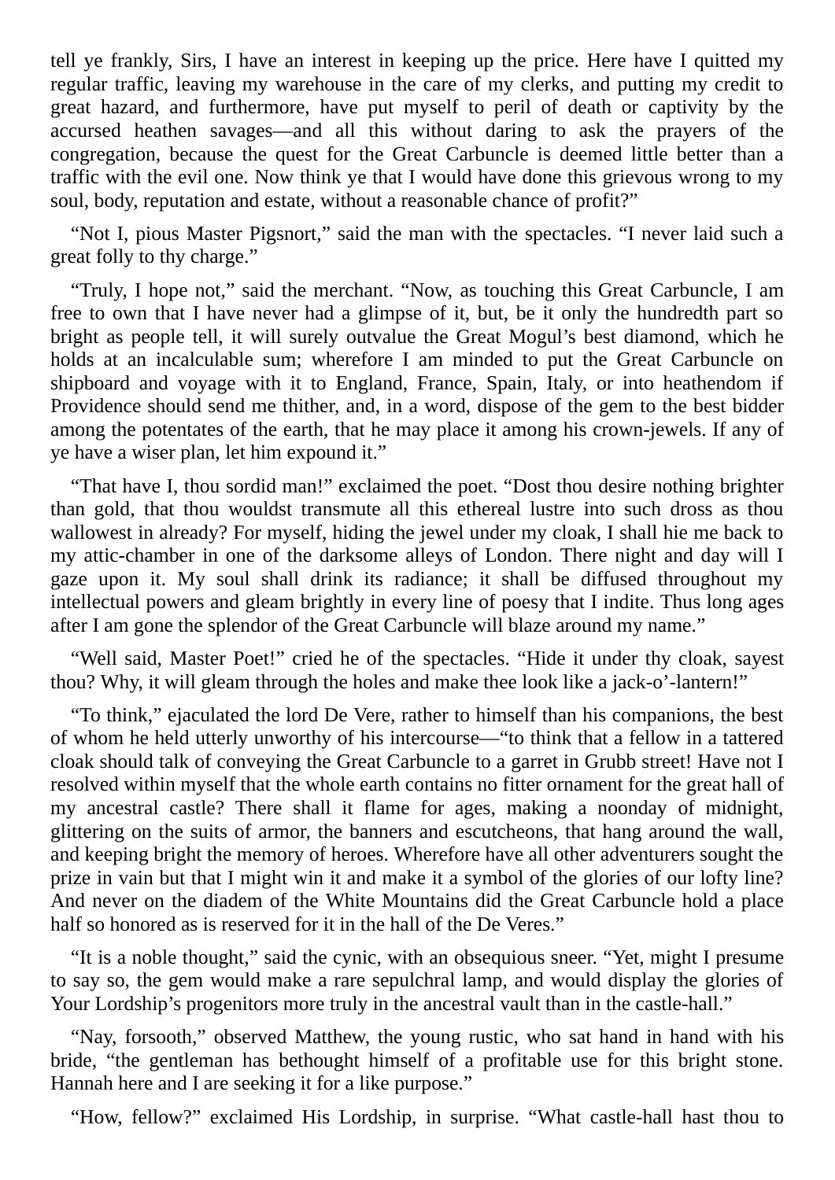tell ye frankly, Sirs, I have an interest in keeping up the price. Here have I quitted my regular traffic, leaving my warehouse in the care of my clerks, and putting my credit to great hazard, and furthermore, have put myself to peril of death or captivity by the accursed heathen savages—and all this without daring to ask the prayers of the congregation, because the quest for the Great Carbuncle is deemed little better than a traffic with the evil one. Now think ye that I would have done this grievous wrong to my soul, body, reputation and estate, without a reasonable chance of profit?"

"Not I, pious Master Pigsnort," said the man with the spectacles. "I never laid such a great folly to thy charge."

"Truly, I hope not," said the merchant. "Now, as touching this Great Carbuncle, I am free to own that I have never had a glimpse of it, but, be it only the hundredth part so bright as people tell, it will surely outvalue the Great Mogul's best diamond, which he holds at an incalculable sum; wherefore I am minded to put the Great Carbuncle on shipboard and voyage with it to England, France, Spain, Italy, or into heathendom if Providence should send me thither, and, in a word, dispose of the gem to the best bidder among the potentates of the earth, that he may place it among his crown-jewels. If any of ye have a wiser plan, let him expound it."

"That have I, thou sordid man!" exclaimed the poet. "Dost thou desire nothing brighter than gold, that thou wouldst transmute all this ethereal lustre into such dross as thou wallowest in already? For myself, hiding the jewel under my cloak, I shall hie me back to my attic-chamber in one of the darksome alleys of London. There night and day will I gaze upon it. My soul shall drink its radiance; it shall be diffused throughout my intellectual powers and gleam brightly in every line of poesy that I indite. Thus long ages after I am gone the splendor of the Great Carbuncle will blaze around my name."

"Well said, Master Poet!" cried he of the spectacles. "Hide it under thy cloak, sayest thou? Why, it will gleam through the holes and make thee look like a jack-o'-lantern!"

"To think," ejaculated the lord De Vere, rather to himself than his companions, the best of whom he held utterly unworthy of his intercourse—"to think that a fellow in a tattered cloak should talk of conveying the Great Carbuncle to a garret in Grubb street! Have not I resolved within myself that the whole earth contains no fitter ornament for the great hall of my ancestral castle? There shall it flame for ages, making a noonday of midnight, glittering on the suits of armor, the banners and escutcheons, that hang around the wall, and keeping bright the memory of heroes. Wherefore have all other adventurers sought the prize in vain but that I might win it and make it a symbol of the glories of our lofty line? And never on the diadem of the White Mountains did the Great Carbuncle hold a place half so honored as is reserved for it in the hall of the De Veres."

"It is a noble thought," said the cynic, with an obsequious sneer. "Yet, might I presume to say so, the gem would make a rare sepulchral lamp, and would display the glories of Your Lordship's progenitors more truly in the ancestral vault than in the castle-hall."

"Nay, forsooth," observed Matthew, the young rustic, who sat hand in hand with his bride, "the gentleman has bethought himself of a profitable use for this bright stone. Hannah here and I are seeking it for a like purpose."

"How, fellow?" exclaimed His Lordship, in surprise. "What castle-hall hast thou to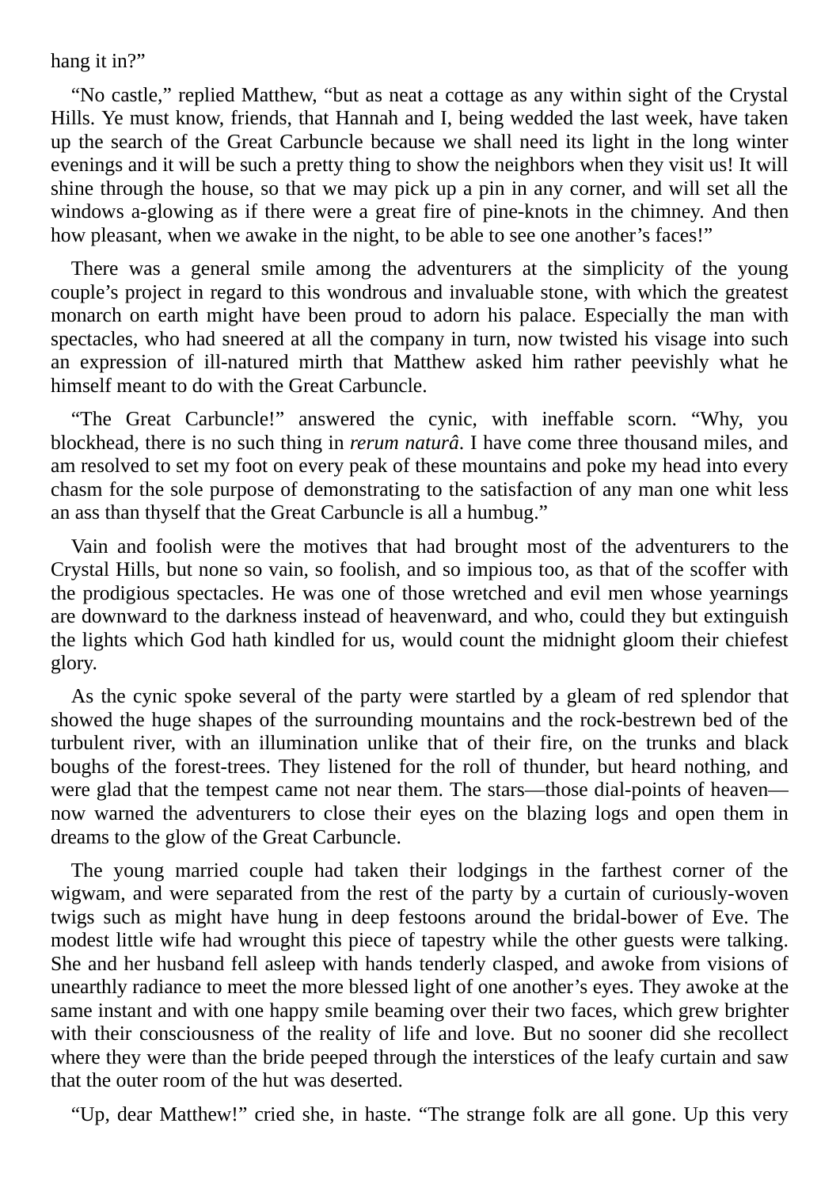hang it in?"

"No castle," replied Matthew, "but as neat a cottage as any within sight of the Crystal Hills. Ye must know, friends, that Hannah and I, being wedded the last week, have taken up the search of the Great Carbuncle because we shall need its light in the long winter evenings and it will be such a pretty thing to show the neighbors when they visit us! It will shine through the house, so that we may pick up a pin in any corner, and will set all the windows a-glowing as if there were a great fire of pine-knots in the chimney. And then how pleasant, when we awake in the night, to be able to see one another's faces!"

There was a general smile among the adventurers at the simplicity of the young couple's project in regard to this wondrous and invaluable stone, with which the greatest monarch on earth might have been proud to adorn his palace. Especially the man with spectacles, who had sneered at all the company in turn, now twisted his visage into such an expression of ill-natured mirth that Matthew asked him rather peevishly what he himself meant to do with the Great Carbuncle.

"The Great Carbuncle!" answered the cynic, with ineffable scorn. "Why, you blockhead, there is no such thing in *rerum naturâ*. I have come three thousand miles, and am resolved to set my foot on every peak of these mountains and poke my head into every chasm for the sole purpose of demonstrating to the satisfaction of any man one whit less an ass than thyself that the Great Carbuncle is all a humbug."

Vain and foolish were the motives that had brought most of the adventurers to the Crystal Hills, but none so vain, so foolish, and so impious too, as that of the scoffer with the prodigious spectacles. He was one of those wretched and evil men whose yearnings are downward to the darkness instead of heavenward, and who, could they but extinguish the lights which God hath kindled for us, would count the midnight gloom their chiefest glory.

As the cynic spoke several of the party were startled by a gleam of red splendor that showed the huge shapes of the surrounding mountains and the rock-bestrewn bed of the turbulent river, with an illumination unlike that of their fire, on the trunks and black boughs of the forest-trees. They listened for the roll of thunder, but heard nothing, and were glad that the tempest came not near them. The stars—those dial-points of heaven—now warned the adventurers to close their eyes on the blazing logs and open them in dreams to the glow of the Great Carbuncle.

The young married couple had taken their lodgings in the farthest corner of the wigwam, and were separated from the rest of the party by a curtain of curiously-woven twigs such as might have hung in deep festoons around the bridal-bower of Eve. The modest little wife had wrought this piece of tapestry while the other guests were talking. She and her husband fell asleep with hands tenderly clasped, and awoke from visions of unearthly radiance to meet the more blessed light of one another's eyes. They awoke at the same instant and with one happy smile beaming over their two faces, which grew brighter with their consciousness of the reality of life and love. But no sooner did she recollect where they were than the bride peeped through the interstices of the leafy curtain and saw that the outer room of the hut was deserted.

"Up, dear Matthew!" cried she, in haste. "The strange folk are all gone. Up this very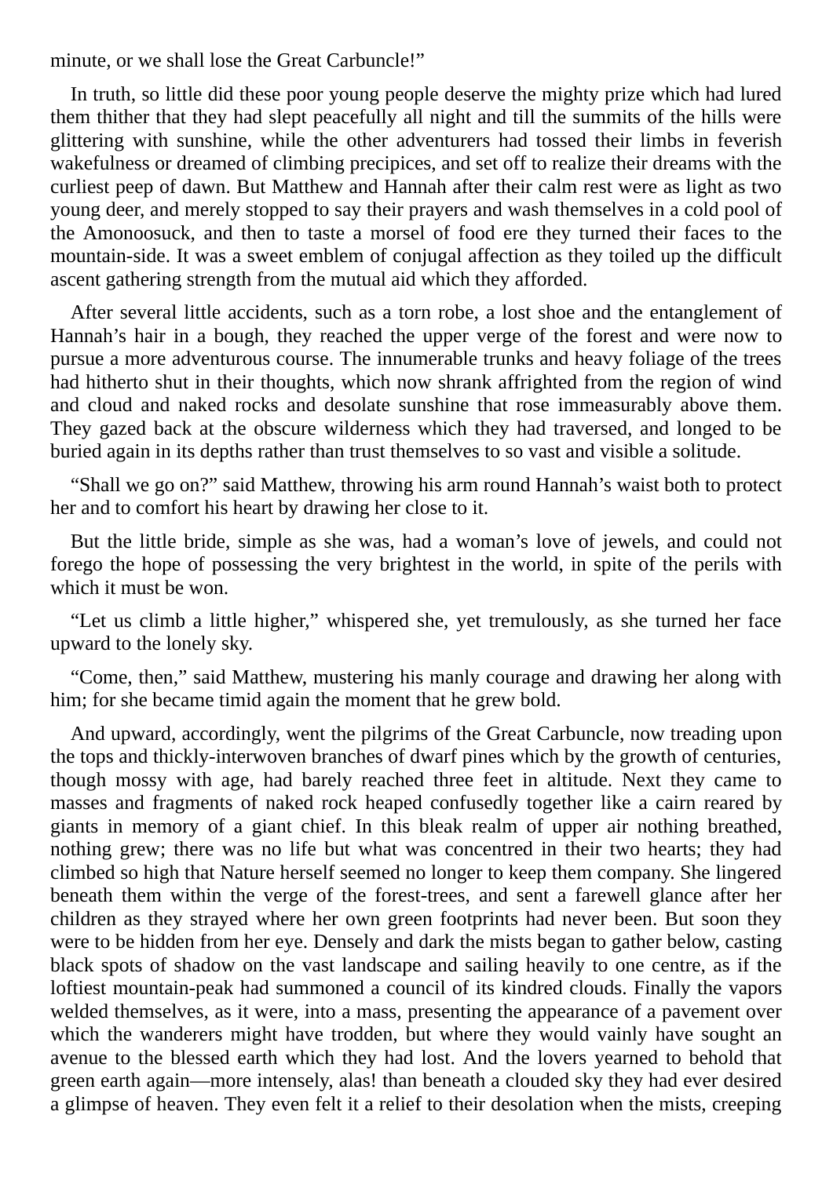minute, or we shall lose the Great Carbuncle!”

In truth, so little did these poor young people deserve the mighty prize which had lured them thither that they had slept peacefully all night and till the summits of the hills were glittering with sunshine, while the other adventurers had tossed their limbs in feverish wakefulness or dreamed of climbing precipices, and set off to realize their dreams with the curliest peep of dawn. But Matthew and Hannah after their calm rest were as light as two young deer, and merely stopped to say their prayers and wash themselves in a cold pool of the Amonoosuck, and then to taste a morsel of food ere they turned their faces to the mountain-side. It was a sweet emblem of conjugal affection as they toiled up the difficult ascent gathering strength from the mutual aid which they afforded.

After several little accidents, such as a torn robe, a lost shoe and the entanglement of Hannah’s hair in a bough, they reached the upper verge of the forest and were now to pursue a more adventurous course. The innumerable trunks and heavy foliage of the trees had hitherto shut in their thoughts, which now shrank affrighted from the region of wind and cloud and naked rocks and desolate sunshine that rose immeasurably above them. They gazed back at the obscure wilderness which they had traversed, and longed to be buried again in its depths rather than trust themselves to so vast and visible a solitude.

“Shall we go on?” said Matthew, throwing his arm round Hannah’s waist both to protect her and to comfort his heart by drawing her close to it.

But the little bride, simple as she was, had a woman’s love of jewels, and could not forego the hope of possessing the very brightest in the world, in spite of the perils with which it must be won.

“Let us climb a little higher,” whispered she, yet tremulously, as she turned her face upward to the lonely sky.

“Come, then,” said Matthew, mustering his manly courage and drawing her along with him; for she became timid again the moment that he grew bold.

And upward, accordingly, went the pilgrims of the Great Carbuncle, now treading upon the tops and thickly-interwoven branches of dwarf pines which by the growth of centuries, though mossy with age, had barely reached three feet in altitude. Next they came to masses and fragments of naked rock heaped confusedly together like a cairn reared by giants in memory of a giant chief. In this bleak realm of upper air nothing breathed, nothing grew; there was no life but what was concentred in their two hearts; they had climbed so high that Nature herself seemed no longer to keep them company. She lingered beneath them within the verge of the forest-trees, and sent a farewell glance after her children as they strayed where her own green footprints had never been. But soon they were to be hidden from her eye. Densely and dark the mists began to gather below, casting black spots of shadow on the vast landscape and sailing heavily to one centre, as if the loftiest mountain-peak had summoned a council of its kindred clouds. Finally the vapors welded themselves, as it were, into a mass, presenting the appearance of a pavement over which the wanderers might have trodden, but where they would vainly have sought an avenue to the blessed earth which they had lost. And the lovers yearned to behold that green earth again—more intensely, alas! than beneath a clouded sky they had ever desired a glimpse of heaven. They even felt it a relief to their desolation when the mists, creeping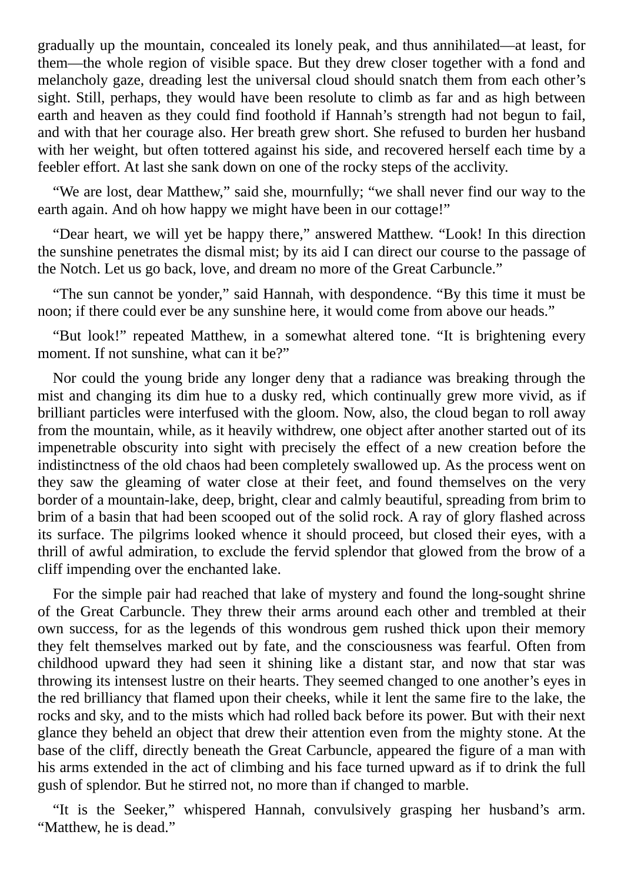gradually up the mountain, concealed its lonely peak, and thus annihilated—at least, for them—the whole region of visible space. But they drew closer together with a fond and melancholy gaze, dreading lest the universal cloud should snatch them from each other's sight. Still, perhaps, they would have been resolute to climb as far and as high between earth and heaven as they could find foothold if Hannah's strength had not begun to fail, and with that her courage also. Her breath grew short. She refused to burden her husband with her weight, but often tottered against his side, and recovered herself each time by a feebler effort. At last she sank down on one of the rocky steps of the acclivity.

"We are lost, dear Matthew," said she, mournfully; "we shall never find our way to the earth again. And oh how happy we might have been in our cottage!"

"Dear heart, we will yet be happy there," answered Matthew. "Look! In this direction the sunshine penetrates the dismal mist; by its aid I can direct our course to the passage of the Notch. Let us go back, love, and dream no more of the Great Carbuncle."

"The sun cannot be yonder," said Hannah, with despondence. "By this time it must be noon; if there could ever be any sunshine here, it would come from above our heads."

"But look!" repeated Matthew, in a somewhat altered tone. "It is brightening every moment. If not sunshine, what can it be?"

Nor could the young bride any longer deny that a radiance was breaking through the mist and changing its dim hue to a dusky red, which continually grew more vivid, as if brilliant particles were interfused with the gloom. Now, also, the cloud began to roll away from the mountain, while, as it heavily withdrew, one object after another started out of its impenetrable obscurity into sight with precisely the effect of a new creation before the indistinctness of the old chaos had been completely swallowed up. As the process went on they saw the gleaming of water close at their feet, and found themselves on the very border of a mountain-lake, deep, bright, clear and calmly beautiful, spreading from brim to brim of a basin that had been scooped out of the solid rock. A ray of glory flashed across its surface. The pilgrims looked whence it should proceed, but closed their eyes, with a thrill of awful admiration, to exclude the fervid splendor that glowed from the brow of a cliff impending over the enchanted lake.

For the simple pair had reached that lake of mystery and found the long-sought shrine of the Great Carbuncle. They threw their arms around each other and trembled at their own success, for as the legends of this wondrous gem rushed thick upon their memory they felt themselves marked out by fate, and the consciousness was fearful. Often from childhood upward they had seen it shining like a distant star, and now that star was throwing its intensest lustre on their hearts. They seemed changed to one another's eyes in the red brilliancy that flamed upon their cheeks, while it lent the same fire to the lake, the rocks and sky, and to the mists which had rolled back before its power. But with their next glance they beheld an object that drew their attention even from the mighty stone. At the base of the cliff, directly beneath the Great Carbuncle, appeared the figure of a man with his arms extended in the act of climbing and his face turned upward as if to drink the full gush of splendor. But he stirred not, no more than if changed to marble.

"It is the Seeker," whispered Hannah, convulsively grasping her husband's arm. "Matthew, he is dead."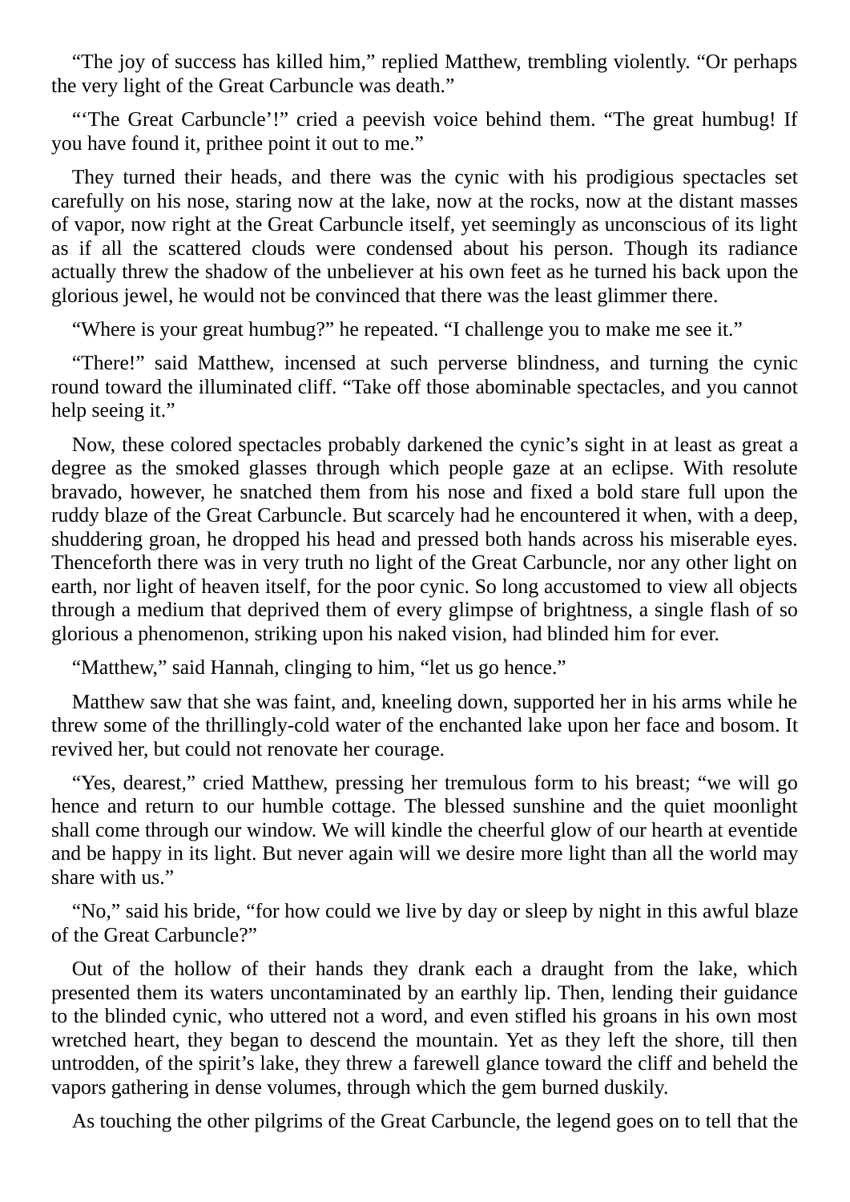"The joy of success has killed him," replied Matthew, trembling violently. "Or perhaps the very light of the Great Carbuncle was death."

"'The Great Carbuncle'!" cried a peevish voice behind them. "The great humbug! If you have found it, prithee point it out to me."

They turned their heads, and there was the cynic with his prodigious spectacles set carefully on his nose, staring now at the lake, now at the rocks, now at the distant masses of vapor, now right at the Great Carbuncle itself, yet seemingly as unconscious of its light as if all the scattered clouds were condensed about his person. Though its radiance actually threw the shadow of the unbeliever at his own feet as he turned his back upon the glorious jewel, he would not be convinced that there was the least glimmer there.

"Where is your great humbug?" he repeated. "I challenge you to make me see it."

"There!" said Matthew, incensed at such perverse blindness, and turning the cynic round toward the illuminated cliff. "Take off those abominable spectacles, and you cannot help seeing it."

Now, these colored spectacles probably darkened the cynic's sight in at least as great a degree as the smoked glasses through which people gaze at an eclipse. With resolute bravado, however, he snatched them from his nose and fixed a bold stare full upon the ruddy blaze of the Great Carbuncle. But scarcely had he encountered it when, with a deep, shuddering groan, he dropped his head and pressed both hands across his miserable eyes. Thenceforth there was in very truth no light of the Great Carbuncle, nor any other light on earth, nor light of heaven itself, for the poor cynic. So long accustomed to view all objects through a medium that deprived them of every glimpse of brightness, a single flash of so glorious a phenomenon, striking upon his naked vision, had blinded him for ever.

"Matthew," said Hannah, clinging to him, "let us go hence."

Matthew saw that she was faint, and, kneeling down, supported her in his arms while he threw some of the thrillingly-cold water of the enchanted lake upon her face and bosom. It revived her, but could not renovate her courage.

"Yes, dearest," cried Matthew, pressing her tremulous form to his breast; "we will go hence and return to our humble cottage. The blessed sunshine and the quiet moonlight shall come through our window. We will kindle the cheerful glow of our hearth at eventide and be happy in its light. But never again will we desire more light than all the world may share with us."

"No," said his bride, "for how could we live by day or sleep by night in this awful blaze of the Great Carbuncle?"

Out of the hollow of their hands they drank each a draught from the lake, which presented them its waters uncontaminated by an earthly lip. Then, lending their guidance to the blinded cynic, who uttered not a word, and even stifled his groans in his own most wretched heart, they began to descend the mountain. Yet as they left the shore, till then untrodden, of the spirit's lake, they threw a farewell glance toward the cliff and beheld the vapors gathering in dense volumes, through which the gem burned duskily.

As touching the other pilgrims of the Great Carbuncle, the legend goes on to tell that the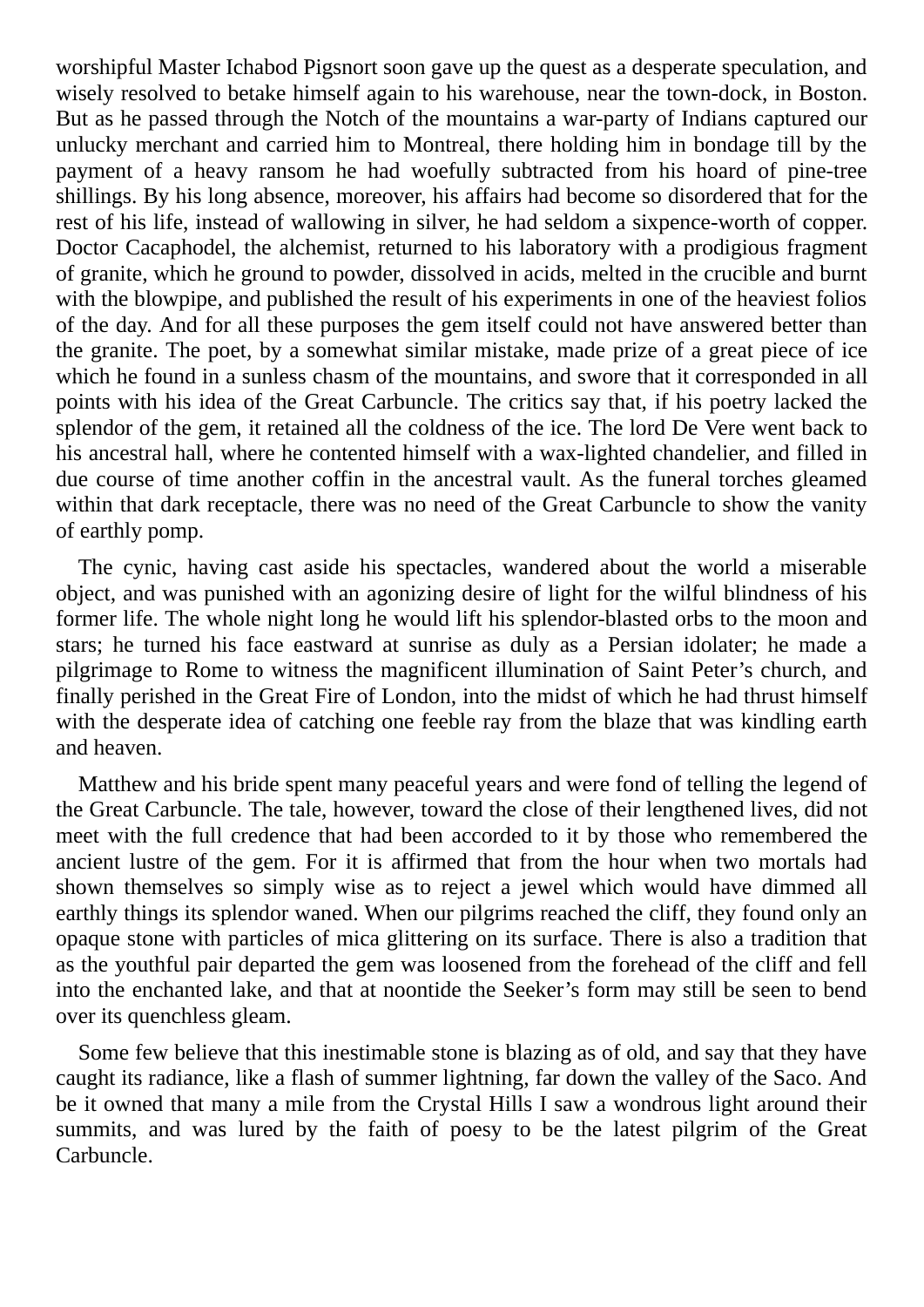worshipful Master Ichabod Pigsnort soon gave up the quest as a desperate speculation, and wisely resolved to betake himself again to his warehouse, near the town-dock, in Boston. But as he passed through the Notch of the mountains a war-party of Indians captured our unlucky merchant and carried him to Montreal, there holding him in bondage till by the payment of a heavy ransom he had woefully subtracted from his hoard of pine-tree shillings. By his long absence, moreover, his affairs had become so disordered that for the rest of his life, instead of wallowing in silver, he had seldom a sixpence-worth of copper. Doctor Cacaphodel, the alchemist, returned to his laboratory with a prodigious fragment of granite, which he ground to powder, dissolved in acids, melted in the crucible and burnt with the blowpipe, and published the result of his experiments in one of the heaviest folios of the day. And for all these purposes the gem itself could not have answered better than the granite. The poet, by a somewhat similar mistake, made prize of a great piece of ice which he found in a sunless chasm of the mountains, and swore that it corresponded in all points with his idea of the Great Carbuncle. The critics say that, if his poetry lacked the splendor of the gem, it retained all the coldness of the ice. The lord De Vere went back to his ancestral hall, where he contented himself with a wax-lighted chandelier, and filled in due course of time another coffin in the ancestral vault. As the funeral torches gleamed within that dark receptacle, there was no need of the Great Carbuncle to show the vanity of earthly pomp.

The cynic, having cast aside his spectacles, wandered about the world a miserable object, and was punished with an agonizing desire of light for the wilful blindness of his former life. The whole night long he would lift his splendor-blasted orbs to the moon and stars; he turned his face eastward at sunrise as duly as a Persian idolater; he made a pilgrimage to Rome to witness the magnificent illumination of Saint Peter's church, and finally perished in the Great Fire of London, into the midst of which he had thrust himself with the desperate idea of catching one feeble ray from the blaze that was kindling earth and heaven.

Matthew and his bride spent many peaceful years and were fond of telling the legend of the Great Carbuncle. The tale, however, toward the close of their lengthened lives, did not meet with the full credence that had been accorded to it by those who remembered the ancient lustre of the gem. For it is affirmed that from the hour when two mortals had shown themselves so simply wise as to reject a jewel which would have dimmed all earthly things its splendor waned. When our pilgrims reached the cliff, they found only an opaque stone with particles of mica glittering on its surface. There is also a tradition that as the youthful pair departed the gem was loosened from the forehead of the cliff and fell into the enchanted lake, and that at noontide the Seeker's form may still be seen to bend over its quenchless gleam.

Some few believe that this inestimable stone is blazing as of old, and say that they have caught its radiance, like a flash of summer lightning, far down the valley of the Saco. And be it owned that many a mile from the Crystal Hills I saw a wondrous light around their summits, and was lured by the faith of poesy to be the latest pilgrim of the Great Carbuncle.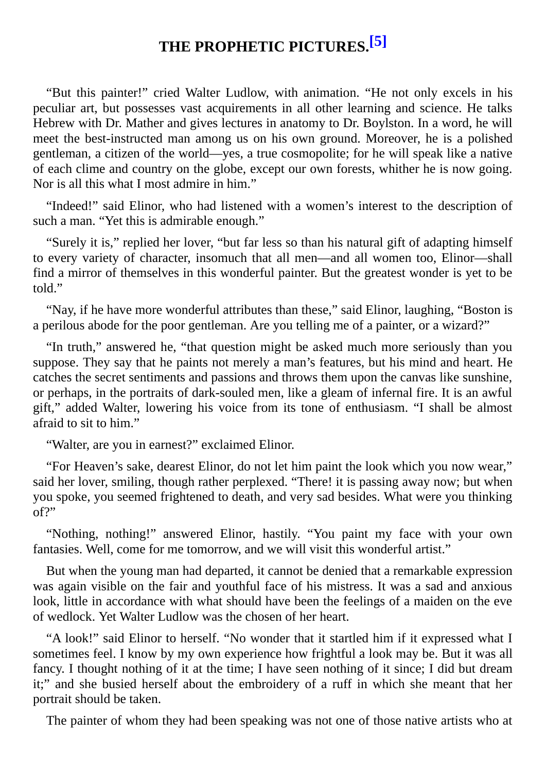# THE PROPHETIC PICTURES.[5]

“But this painter!” cried Walter Ludlow, with animation. “He not only excels in his peculiar art, but possesses vast acquirements in all other learning and science. He talks Hebrew with Dr. Mather and gives lectures in anatomy to Dr. Boylston. In a word, he will meet the best-instructed man among us on his own ground. Moreover, he is a polished gentleman, a citizen of the world—yes, a true cosmopolite; for he will speak like a native of each clime and country on the globe, except our own forests, whither he is now going. Nor is all this what I most admire in him.”

“Indeed!” said Elinor, who had listened with a women’s interest to the description of such a man. “Yet this is admirable enough.”

“Surely it is,” replied her lover, “but far less so than his natural gift of adapting himself to every variety of character, insomuch that all men—and all women too, Elinor—shall find a mirror of themselves in this wonderful painter. But the greatest wonder is yet to be told.”

“Nay, if he have more wonderful attributes than these,” said Elinor, laughing, “Boston is a perilous abode for the poor gentleman. Are you telling me of a painter, or a wizard?”

“In truth,” answered he, “that question might be asked much more seriously than you suppose. They say that he paints not merely a man’s features, but his mind and heart. He catches the secret sentiments and passions and throws them upon the canvas like sunshine, or perhaps, in the portraits of dark-souled men, like a gleam of infernal fire. It is an awful gift,” added Walter, lowering his voice from its tone of enthusiasm. “I shall be almost afraid to sit to him.”

“Walter, are you in earnest?” exclaimed Elinor.

“For Heaven’s sake, dearest Elinor, do not let him paint the look which you now wear,” said her lover, smiling, though rather perplexed. “There! it is passing away now; but when you spoke, you seemed frightened to death, and very sad besides. What were you thinking of?”

“Nothing, nothing!” answered Elinor, hastily. “You paint my face with your own fantasies. Well, come for me tomorrow, and we will visit this wonderful artist.”

But when the young man had departed, it cannot be denied that a remarkable expression was again visible on the fair and youthful face of his mistress. It was a sad and anxious look, little in accordance with what should have been the feelings of a maiden on the eve of wedlock. Yet Walter Ludlow was the chosen of her heart.

“A look!” said Elinor to herself. “No wonder that it startled him if it expressed what I sometimes feel. I know by my own experience how frightful a look may be. But it was all fancy. I thought nothing of it at the time; I have seen nothing of it since; I did but dream it;” and she busied herself about the embroidery of a ruff in which she meant that her portrait should be taken.

The painter of whom they had been speaking was not one of those native artists who at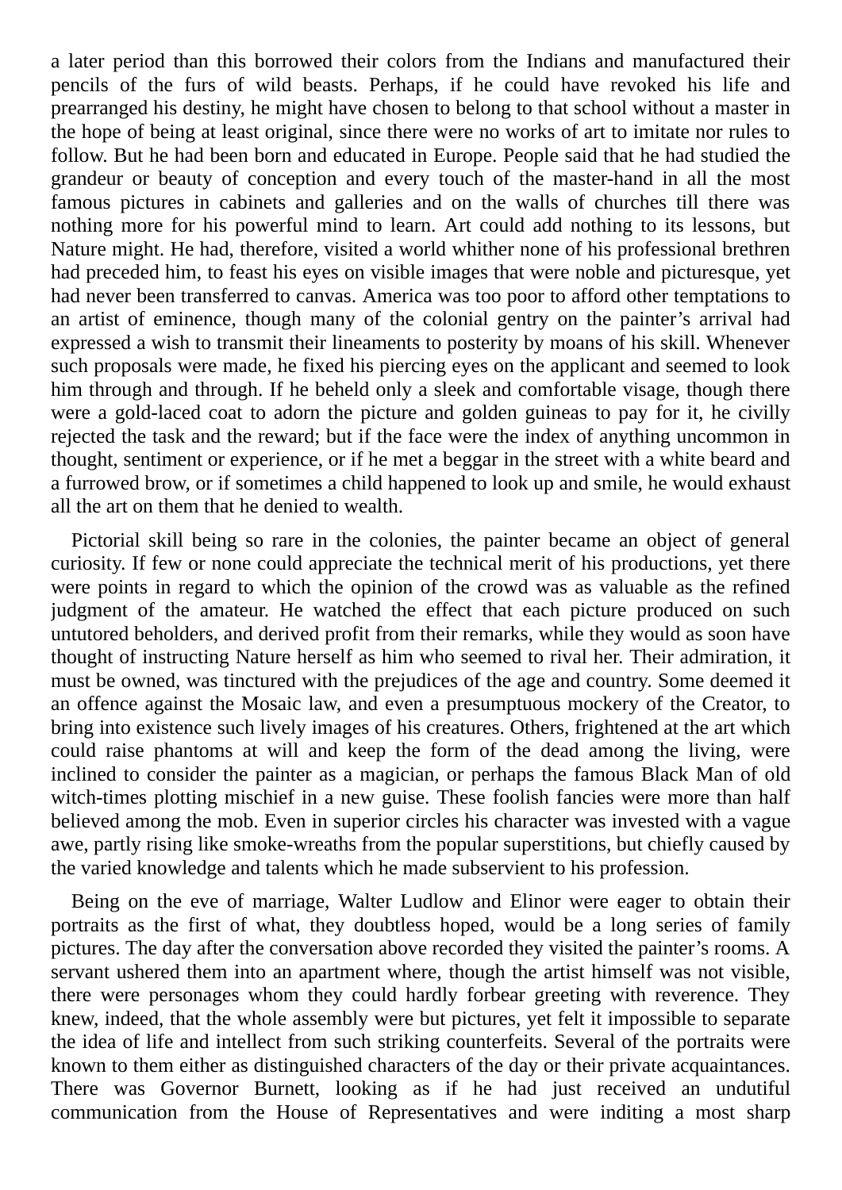a later period than this borrowed their colors from the Indians and manufactured their pencils of the furs of wild beasts. Perhaps, if he could have revoked his life and prearranged his destiny, he might have chosen to belong to that school without a master in the hope of being at least original, since there were no works of art to imitate nor rules to follow. But he had been born and educated in Europe. People said that he had studied the grandeur or beauty of conception and every touch of the master-hand in all the most famous pictures in cabinets and galleries and on the walls of churches till there was nothing more for his powerful mind to learn. Art could add nothing to its lessons, but Nature might. He had, therefore, visited a world whither none of his professional brethren had preceded him, to feast his eyes on visible images that were noble and picturesque, yet had never been transferred to canvas. America was too poor to afford other temptations to an artist of eminence, though many of the colonial gentry on the painter's arrival had expressed a wish to transmit their lineaments to posterity by moans of his skill. Whenever such proposals were made, he fixed his piercing eyes on the applicant and seemed to look him through and through. If he beheld only a sleek and comfortable visage, though there were a gold-laced coat to adorn the picture and golden guineas to pay for it, he civilly rejected the task and the reward; but if the face were the index of anything uncommon in thought, sentiment or experience, or if he met a beggar in the street with a white beard and a furrowed brow, or if sometimes a child happened to look up and smile, he would exhaust all the art on them that he denied to wealth.

Pictorial skill being so rare in the colonies, the painter became an object of general curiosity. If few or none could appreciate the technical merit of his productions, yet there were points in regard to which the opinion of the crowd was as valuable as the refined judgment of the amateur. He watched the effect that each picture produced on such untutored beholders, and derived profit from their remarks, while they would as soon have thought of instructing Nature herself as him who seemed to rival her. Their admiration, it must be owned, was tinctured with the prejudices of the age and country. Some deemed it an offence against the Mosaic law, and even a presumptuous mockery of the Creator, to bring into existence such lively images of his creatures. Others, frightened at the art which could raise phantoms at will and keep the form of the dead among the living, were inclined to consider the painter as a magician, or perhaps the famous Black Man of old witch-times plotting mischief in a new guise. These foolish fancies were more than half believed among the mob. Even in superior circles his character was invested with a vague awe, partly rising like smoke-wreaths from the popular superstitions, but chiefly caused by the varied knowledge and talents which he made subservient to his profession.

Being on the eve of marriage, Walter Ludlow and Elinor were eager to obtain their portraits as the first of what, they doubtless hoped, would be a long series of family pictures. The day after the conversation above recorded they visited the painter's rooms. A servant ushered them into an apartment where, though the artist himself was not visible, there were personages whom they could hardly forbear greeting with reverence. They knew, indeed, that the whole assembly were but pictures, yet felt it impossible to separate the idea of life and intellect from such striking counterfeits. Several of the portraits were known to them either as distinguished characters of the day or their private acquaintances. There was Governor Burnett, looking as if he had just received an undutiful communication from the House of Representatives and were inditing a most sharp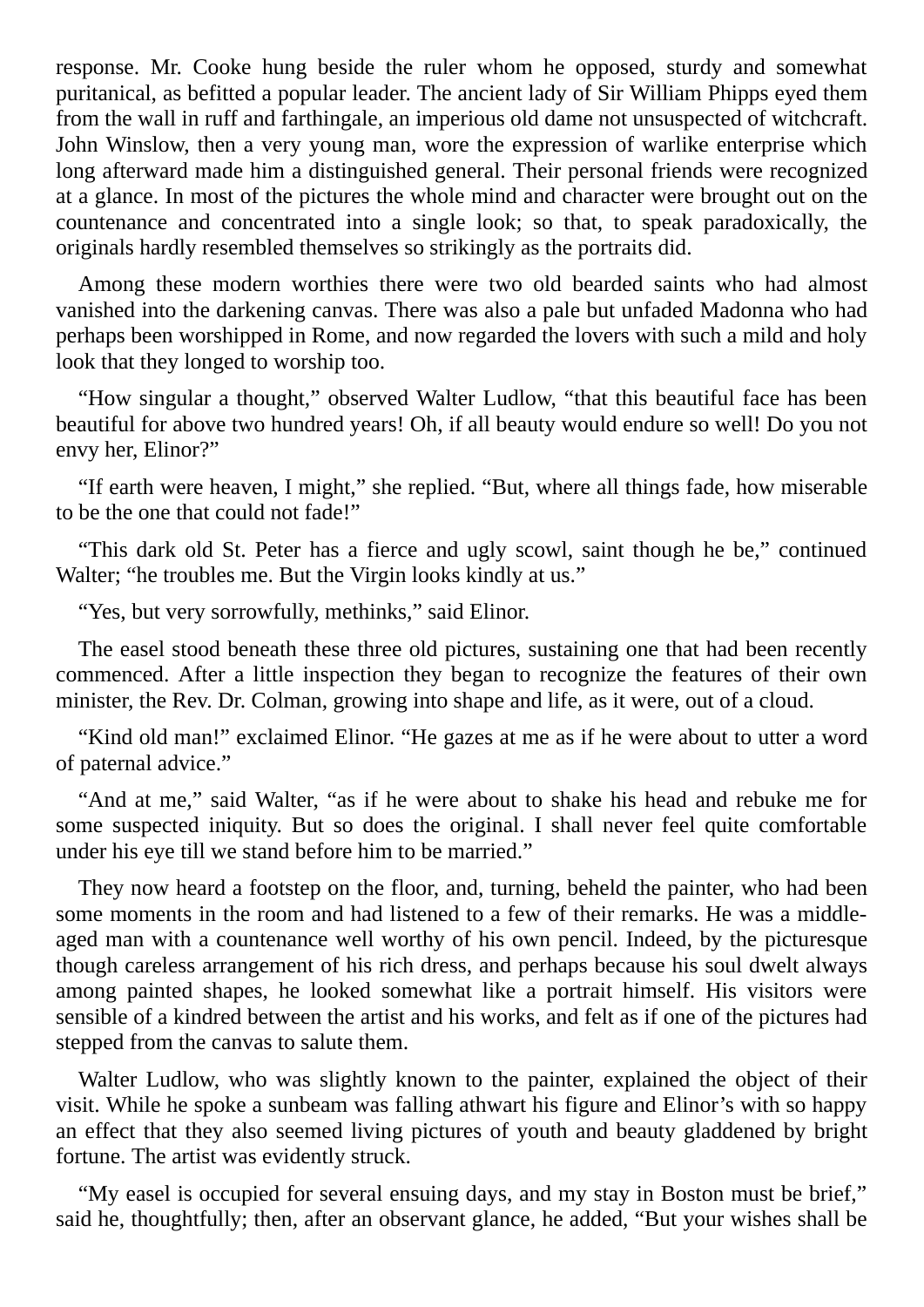response. Mr. Cooke hung beside the ruler whom he opposed, sturdy and somewhat puritanical, as befitted a popular leader. The ancient lady of Sir William Phipps eyed them from the wall in ruff and farthingale, an imperious old dame not unsuspected of witchcraft. John Winslow, then a very young man, wore the expression of warlike enterprise which long afterward made him a distinguished general. Their personal friends were recognized at a glance. In most of the pictures the whole mind and character were brought out on the countenance and concentrated into a single look; so that, to speak paradoxically, the originals hardly resembled themselves so strikingly as the portraits did.

Among these modern worthies there were two old bearded saints who had almost vanished into the darkening canvas. There was also a pale but unfaded Madonna who had perhaps been worshipped in Rome, and now regarded the lovers with such a mild and holy look that they longed to worship too.

"How singular a thought," observed Walter Ludlow, "that this beautiful face has been beautiful for above two hundred years! Oh, if all beauty would endure so well! Do you not envy her, Elinor?"

"If earth were heaven, I might," she replied. "But, where all things fade, how miserable to be the one that could not fade!"

"This dark old St. Peter has a fierce and ugly scowl, saint though he be," continued Walter; "he troubles me. But the Virgin looks kindly at us."

"Yes, but very sorrowfully, methinks," said Elinor.

The easel stood beneath these three old pictures, sustaining one that had been recently commenced. After a little inspection they began to recognize the features of their own minister, the Rev. Dr. Colman, growing into shape and life, as it were, out of a cloud.

"Kind old man!" exclaimed Elinor. "He gazes at me as if he were about to utter a word of paternal advice."

"And at me," said Walter, "as if he were about to shake his head and rebuke me for some suspected iniquity. But so does the original. I shall never feel quite comfortable under his eye till we stand before him to be married."

They now heard a footstep on the floor, and, turning, beheld the painter, who had been some moments in the room and had listened to a few of their remarks. He was a middle-aged man with a countenance well worthy of his own pencil. Indeed, by the picturesque though careless arrangement of his rich dress, and perhaps because his soul dwelt always among painted shapes, he looked somewhat like a portrait himself. His visitors were sensible of a kindred between the artist and his works, and felt as if one of the pictures had stepped from the canvas to salute them.

Walter Ludlow, who was slightly known to the painter, explained the object of their visit. While he spoke a sunbeam was falling athwart his figure and Elinor's with so happy an effect that they also seemed living pictures of youth and beauty gladdened by bright fortune. The artist was evidently struck.

"My easel is occupied for several ensuing days, and my stay in Boston must be brief," said he, thoughtfully; then, after an observant glance, he added, "But your wishes shall be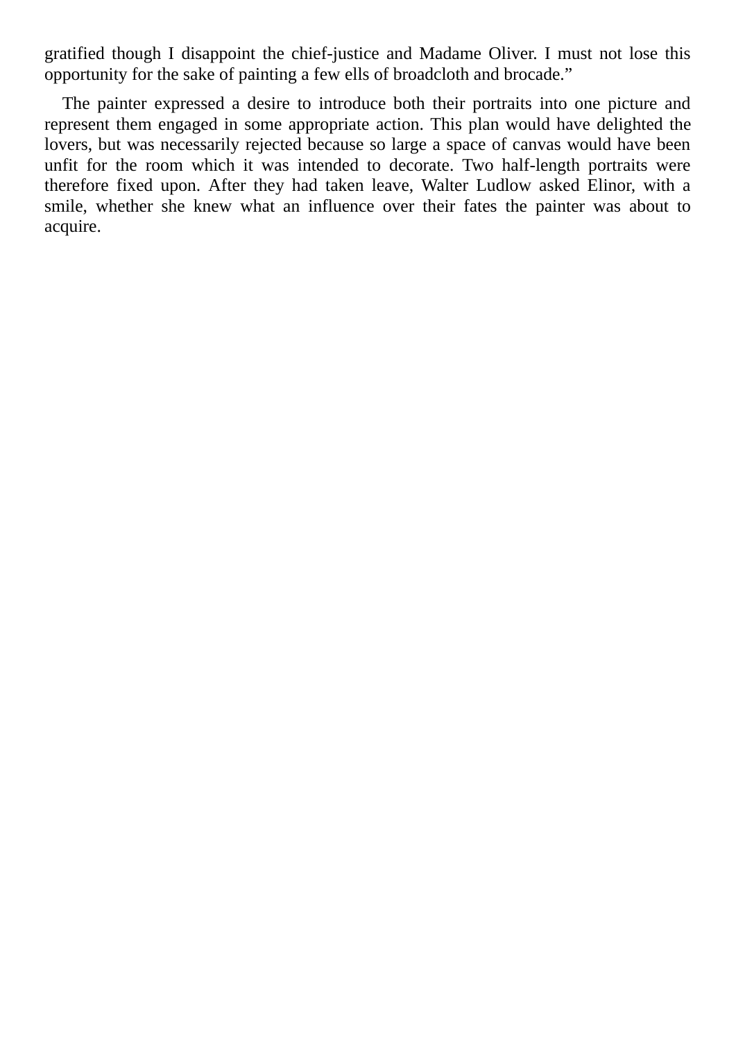gratified though I disappoint the chief-justice and Madame Oliver. I must not lose this opportunity for the sake of painting a few ells of broadcloth and brocade."

The painter expressed a desire to introduce both their portraits into one picture and represent them engaged in some appropriate action. This plan would have delighted the lovers, but was necessarily rejected because so large a space of canvas would have been unfit for the room which it was intended to decorate. Two half-length portraits were therefore fixed upon. After they had taken leave, Walter Ludlow asked Elinor, with a smile, whether she knew what an influence over their fates the painter was about to acquire.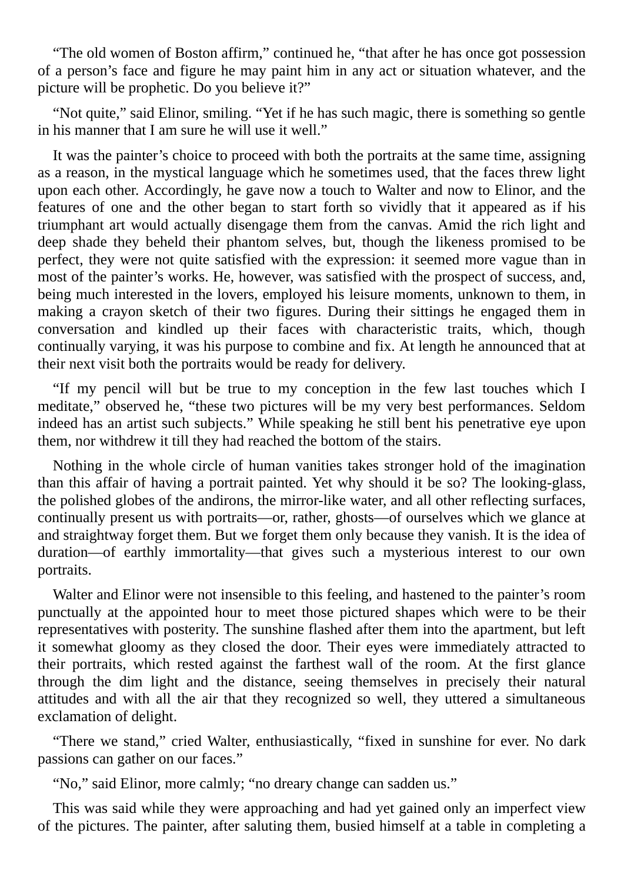"The old women of Boston affirm," continued he, "that after he has once got possession of a person's face and figure he may paint him in any act or situation whatever, and the picture will be prophetic. Do you believe it?"

"Not quite," said Elinor, smiling. "Yet if he has such magic, there is something so gentle in his manner that I am sure he will use it well."

It was the painter's choice to proceed with both the portraits at the same time, assigning as a reason, in the mystical language which he sometimes used, that the faces threw light upon each other. Accordingly, he gave now a touch to Walter and now to Elinor, and the features of one and the other began to start forth so vividly that it appeared as if his triumphant art would actually disengage them from the canvas. Amid the rich light and deep shade they beheld their phantom selves, but, though the likeness promised to be perfect, they were not quite satisfied with the expression: it seemed more vague than in most of the painter's works. He, however, was satisfied with the prospect of success, and, being much interested in the lovers, employed his leisure moments, unknown to them, in making a crayon sketch of their two figures. During their sittings he engaged them in conversation and kindled up their faces with characteristic traits, which, though continually varying, it was his purpose to combine and fix. At length he announced that at their next visit both the portraits would be ready for delivery.

"If my pencil will but be true to my conception in the few last touches which I meditate," observed he, "these two pictures will be my very best performances. Seldom indeed has an artist such subjects." While speaking he still bent his penetrative eye upon them, nor withdrew it till they had reached the bottom of the stairs.

Nothing in the whole circle of human vanities takes stronger hold of the imagination than this affair of having a portrait painted. Yet why should it be so? The looking-glass, the polished globes of the andirons, the mirror-like water, and all other reflecting surfaces, continually present us with portraits—or, rather, ghosts—of ourselves which we glance at and straightway forget them. But we forget them only because they vanish. It is the idea of duration—of earthly immortality—that gives such a mysterious interest to our own portraits.

Walter and Elinor were not insensible to this feeling, and hastened to the painter's room punctually at the appointed hour to meet those pictured shapes which were to be their representatives with posterity. The sunshine flashed after them into the apartment, but left it somewhat gloomy as they closed the door. Their eyes were immediately attracted to their portraits, which rested against the farthest wall of the room. At the first glance through the dim light and the distance, seeing themselves in precisely their natural attitudes and with all the air that they recognized so well, they uttered a simultaneous exclamation of delight.

"There we stand," cried Walter, enthusiastically, "fixed in sunshine for ever. No dark passions can gather on our faces."

"No," said Elinor, more calmly; "no dreary change can sadden us."

This was said while they were approaching and had yet gained only an imperfect view of the pictures. The painter, after saluting them, busied himself at a table in completing a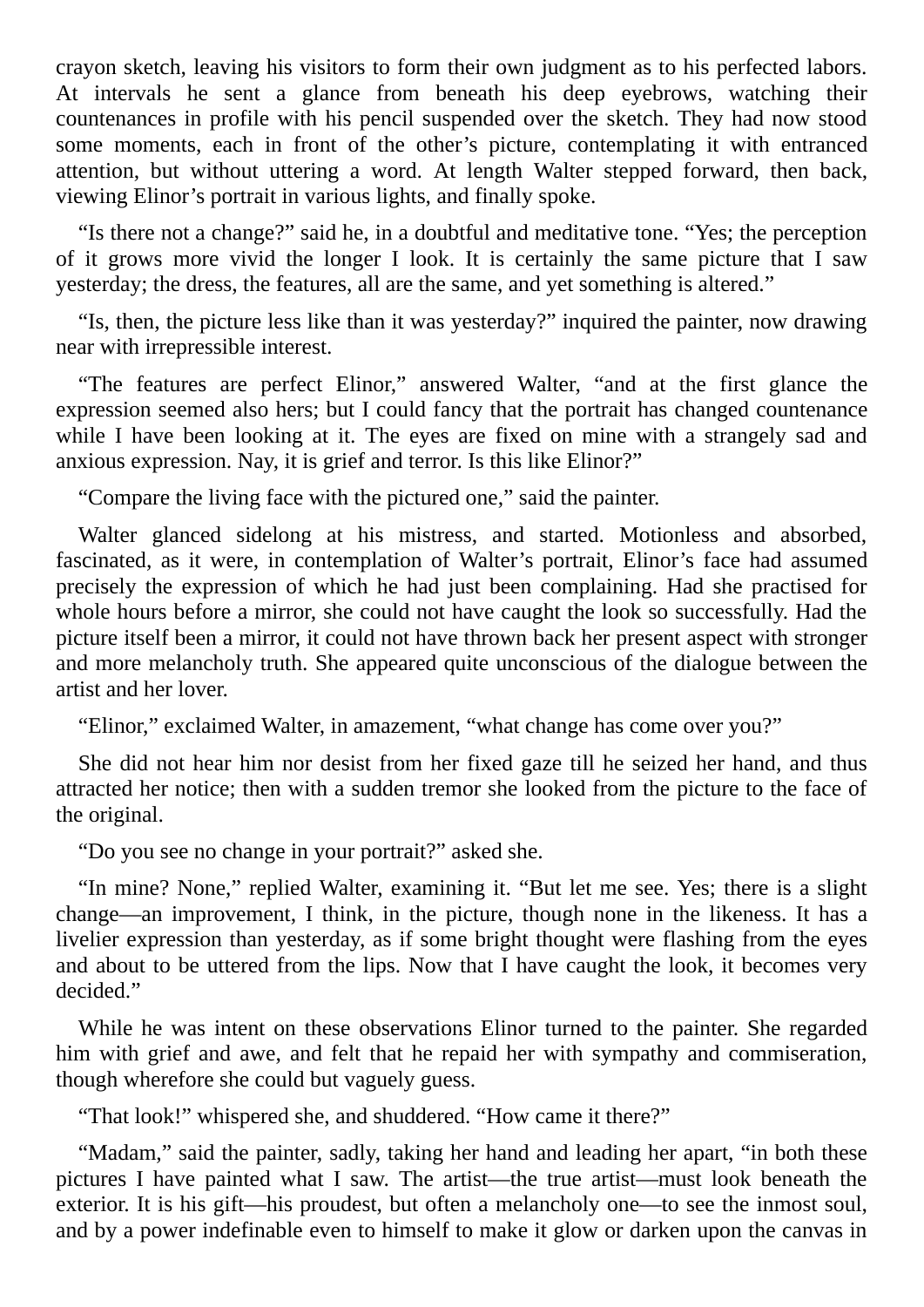crayon sketch, leaving his visitors to form their own judgment as to his perfected labors. At intervals he sent a glance from beneath his deep eyebrows, watching their countenances in profile with his pencil suspended over the sketch. They had now stood some moments, each in front of the other's picture, contemplating it with entranced attention, but without uttering a word. At length Walter stepped forward, then back, viewing Elinor's portrait in various lights, and finally spoke.

"Is there not a change?" said he, in a doubtful and meditative tone. "Yes; the perception of it grows more vivid the longer I look. It is certainly the same picture that I saw yesterday; the dress, the features, all are the same, and yet something is altered."

"Is, then, the picture less like than it was yesterday?" inquired the painter, now drawing near with irrepressible interest.

"The features are perfect Elinor," answered Walter, "and at the first glance the expression seemed also hers; but I could fancy that the portrait has changed countenance while I have been looking at it. The eyes are fixed on mine with a strangely sad and anxious expression. Nay, it is grief and terror. Is this like Elinor?"

"Compare the living face with the pictured one," said the painter.

Walter glanced sidelong at his mistress, and started. Motionless and absorbed, fascinated, as it were, in contemplation of Walter's portrait, Elinor's face had assumed precisely the expression of which he had just been complaining. Had she practised for whole hours before a mirror, she could not have caught the look so successfully. Had the picture itself been a mirror, it could not have thrown back her present aspect with stronger and more melancholy truth. She appeared quite unconscious of the dialogue between the artist and her lover.

"Elinor," exclaimed Walter, in amazement, "what change has come over you?"

She did not hear him nor desist from her fixed gaze till he seized her hand, and thus attracted her notice; then with a sudden tremor she looked from the picture to the face of the original.

"Do you see no change in your portrait?" asked she.

"In mine? None," replied Walter, examining it. "But let me see. Yes; there is a slight change—an improvement, I think, in the picture, though none in the likeness. It has a livelier expression than yesterday, as if some bright thought were flashing from the eyes and about to be uttered from the lips. Now that I have caught the look, it becomes very decided."

While he was intent on these observations Elinor turned to the painter. She regarded him with grief and awe, and felt that he repaid her with sympathy and commiseration, though wherefore she could but vaguely guess.

"That look!" whispered she, and shuddered. "How came it there?"

"Madam," said the painter, sadly, taking her hand and leading her apart, "in both these pictures I have painted what I saw. The artist—the true artist—must look beneath the exterior. It is his gift—his proudest, but often a melancholy one—to see the inmost soul, and by a power indefinable even to himself to make it glow or darken upon the canvas in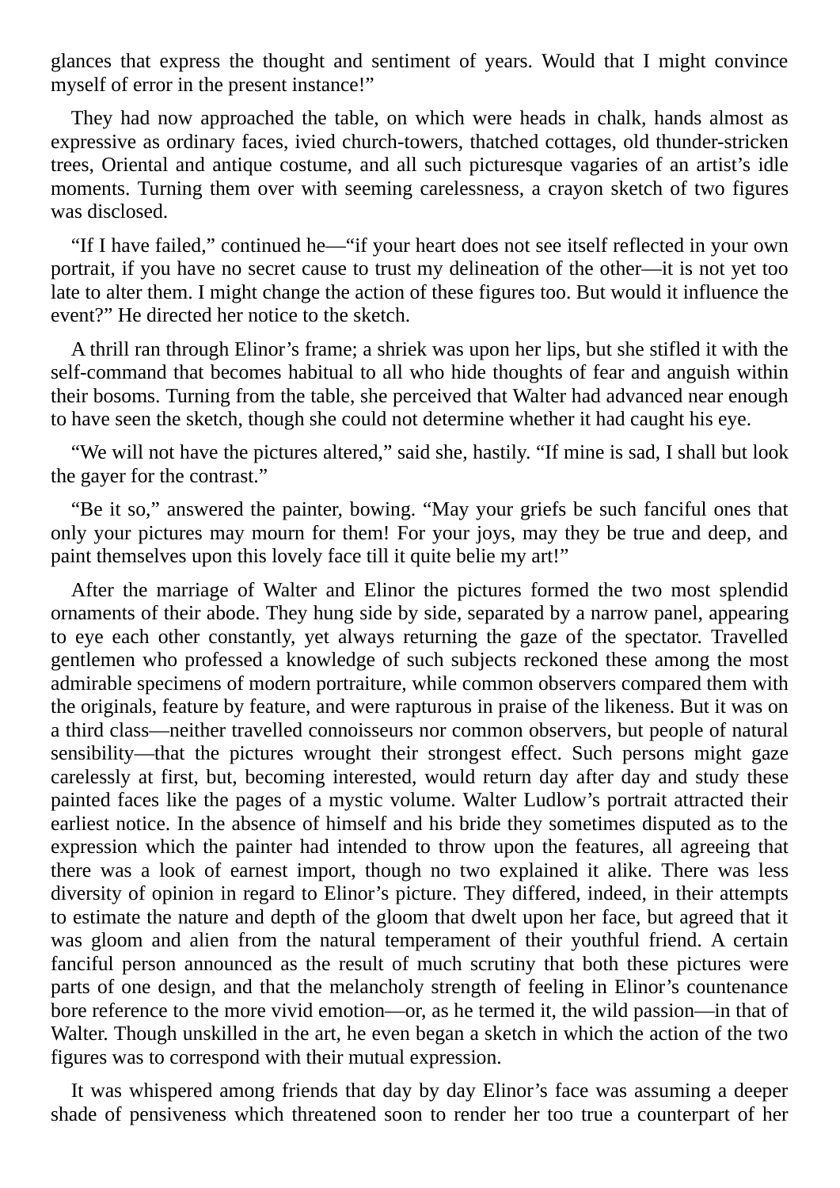glances that express the thought and sentiment of years. Would that I might convince myself of error in the present instance!"

They had now approached the table, on which were heads in chalk, hands almost as expressive as ordinary faces, ivied church-towers, thatched cottages, old thunder-stricken trees, Oriental and antique costume, and all such picturesque vagaries of an artist's idle moments. Turning them over with seeming carelessness, a crayon sketch of two figures was disclosed.

"If I have failed," continued he—"if your heart does not see itself reflected in your own portrait, if you have no secret cause to trust my delineation of the other—it is not yet too late to alter them. I might change the action of these figures too. But would it influence the event?" He directed her notice to the sketch.

A thrill ran through Elinor's frame; a shriek was upon her lips, but she stifled it with the self-command that becomes habitual to all who hide thoughts of fear and anguish within their bosoms. Turning from the table, she perceived that Walter had advanced near enough to have seen the sketch, though she could not determine whether it had caught his eye.

"We will not have the pictures altered," said she, hastily. "If mine is sad, I shall but look the gayer for the contrast."

"Be it so," answered the painter, bowing. "May your griefs be such fanciful ones that only your pictures may mourn for them! For your joys, may they be true and deep, and paint themselves upon this lovely face till it quite belie my art!"

After the marriage of Walter and Elinor the pictures formed the two most splendid ornaments of their abode. They hung side by side, separated by a narrow panel, appearing to eye each other constantly, yet always returning the gaze of the spectator. Travelled gentlemen who professed a knowledge of such subjects reckoned these among the most admirable specimens of modern portraiture, while common observers compared them with the originals, feature by feature, and were rapturous in praise of the likeness. But it was on a third class—neither travelled connoisseurs nor common observers, but people of natural sensibility—that the pictures wrought their strongest effect. Such persons might gaze carelessly at first, but, becoming interested, would return day after day and study these painted faces like the pages of a mystic volume. Walter Ludlow's portrait attracted their earliest notice. In the absence of himself and his bride they sometimes disputed as to the expression which the painter had intended to throw upon the features, all agreeing that there was a look of earnest import, though no two explained it alike. There was less diversity of opinion in regard to Elinor's picture. They differed, indeed, in their attempts to estimate the nature and depth of the gloom that dwelt upon her face, but agreed that it was gloom and alien from the natural temperament of their youthful friend. A certain fanciful person announced as the result of much scrutiny that both these pictures were parts of one design, and that the melancholy strength of feeling in Elinor's countenance bore reference to the more vivid emotion—or, as he termed it, the wild passion—in that of Walter. Though unskilled in the art, he even began a sketch in which the action of the two figures was to correspond with their mutual expression.

It was whispered among friends that day by day Elinor's face was assuming a deeper shade of pensiveness which threatened soon to render her too true a counterpart of her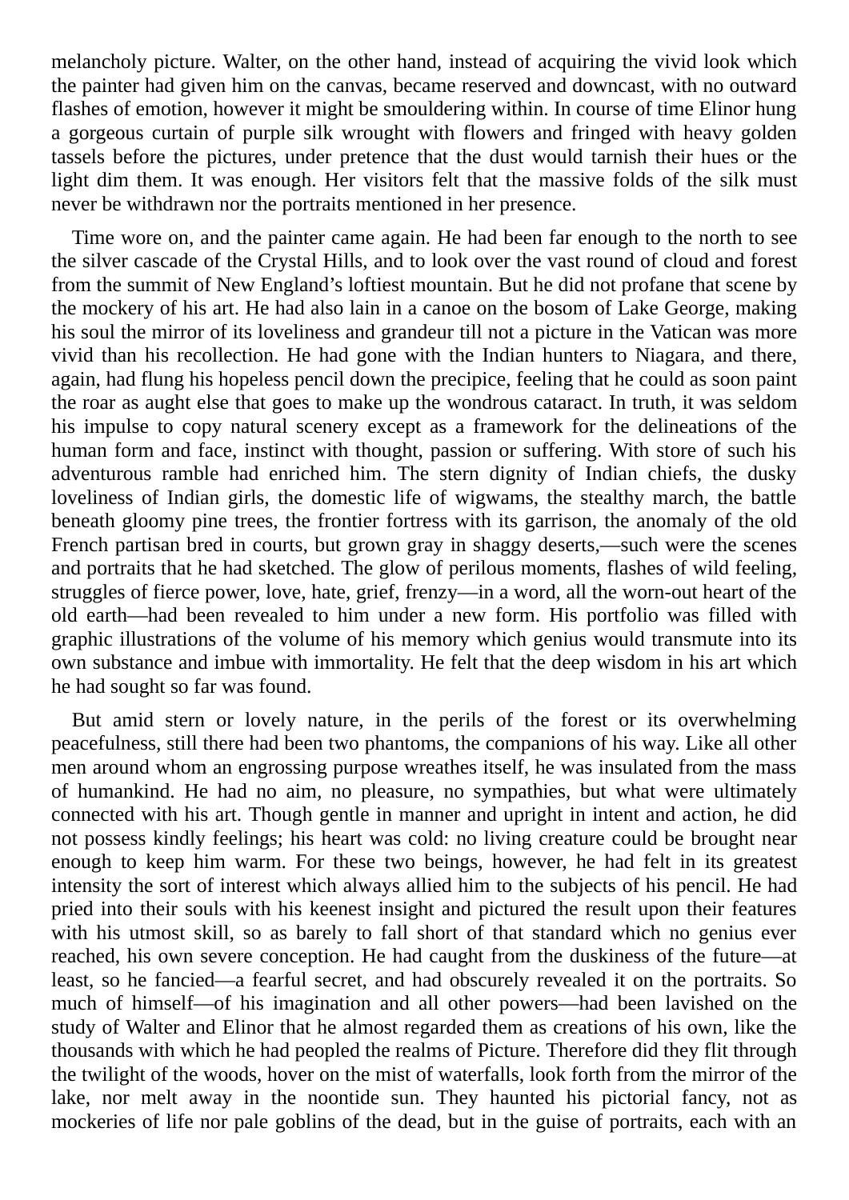melancholy picture. Walter, on the other hand, instead of acquiring the vivid look which the painter had given him on the canvas, became reserved and downcast, with no outward flashes of emotion, however it might be smouldering within. In course of time Elinor hung a gorgeous curtain of purple silk wrought with flowers and fringed with heavy golden tassels before the pictures, under pretence that the dust would tarnish their hues or the light dim them. It was enough. Her visitors felt that the massive folds of the silk must never be withdrawn nor the portraits mentioned in her presence.

Time wore on, and the painter came again. He had been far enough to the north to see the silver cascade of the Crystal Hills, and to look over the vast round of cloud and forest from the summit of New England's loftiest mountain. But he did not profane that scene by the mockery of his art. He had also lain in a canoe on the bosom of Lake George, making his soul the mirror of its loveliness and grandeur till not a picture in the Vatican was more vivid than his recollection. He had gone with the Indian hunters to Niagara, and there, again, had flung his hopeless pencil down the precipice, feeling that he could as soon paint the roar as aught else that goes to make up the wondrous cataract. In truth, it was seldom his impulse to copy natural scenery except as a framework for the delineations of the human form and face, instinct with thought, passion or suffering. With store of such his adventurous ramble had enriched him. The stern dignity of Indian chiefs, the dusky loveliness of Indian girls, the domestic life of wigwams, the stealthy march, the battle beneath gloomy pine trees, the frontier fortress with its garrison, the anomaly of the old French partisan bred in courts, but grown gray in shaggy deserts,—such were the scenes and portraits that he had sketched. The glow of perilous moments, flashes of wild feeling, struggles of fierce power, love, hate, grief, frenzy—in a word, all the worn-out heart of the old earth—had been revealed to him under a new form. His portfolio was filled with graphic illustrations of the volume of his memory which genius would transmute into its own substance and imbue with immortality. He felt that the deep wisdom in his art which he had sought so far was found.

But amid stern or lovely nature, in the perils of the forest or its overwhelming peacefulness, still there had been two phantoms, the companions of his way. Like all other men around whom an engrossing purpose wreathes itself, he was insulated from the mass of humankind. He had no aim, no pleasure, no sympathies, but what were ultimately connected with his art. Though gentle in manner and upright in intent and action, he did not possess kindly feelings; his heart was cold: no living creature could be brought near enough to keep him warm. For these two beings, however, he had felt in its greatest intensity the sort of interest which always allied him to the subjects of his pencil. He had pried into their souls with his keenest insight and pictured the result upon their features with his utmost skill, so as barely to fall short of that standard which no genius ever reached, his own severe conception. He had caught from the duskiness of the future—at least, so he fancied—a fearful secret, and had obscurely revealed it on the portraits. So much of himself—of his imagination and all other powers—had been lavished on the study of Walter and Elinor that he almost regarded them as creations of his own, like the thousands with which he had peopled the realms of Picture. Therefore did they flit through the twilight of the woods, hover on the mist of waterfalls, look forth from the mirror of the lake, nor melt away in the noontide sun. They haunted his pictorial fancy, not as mockeries of life nor pale goblins of the dead, but in the guise of portraits, each with an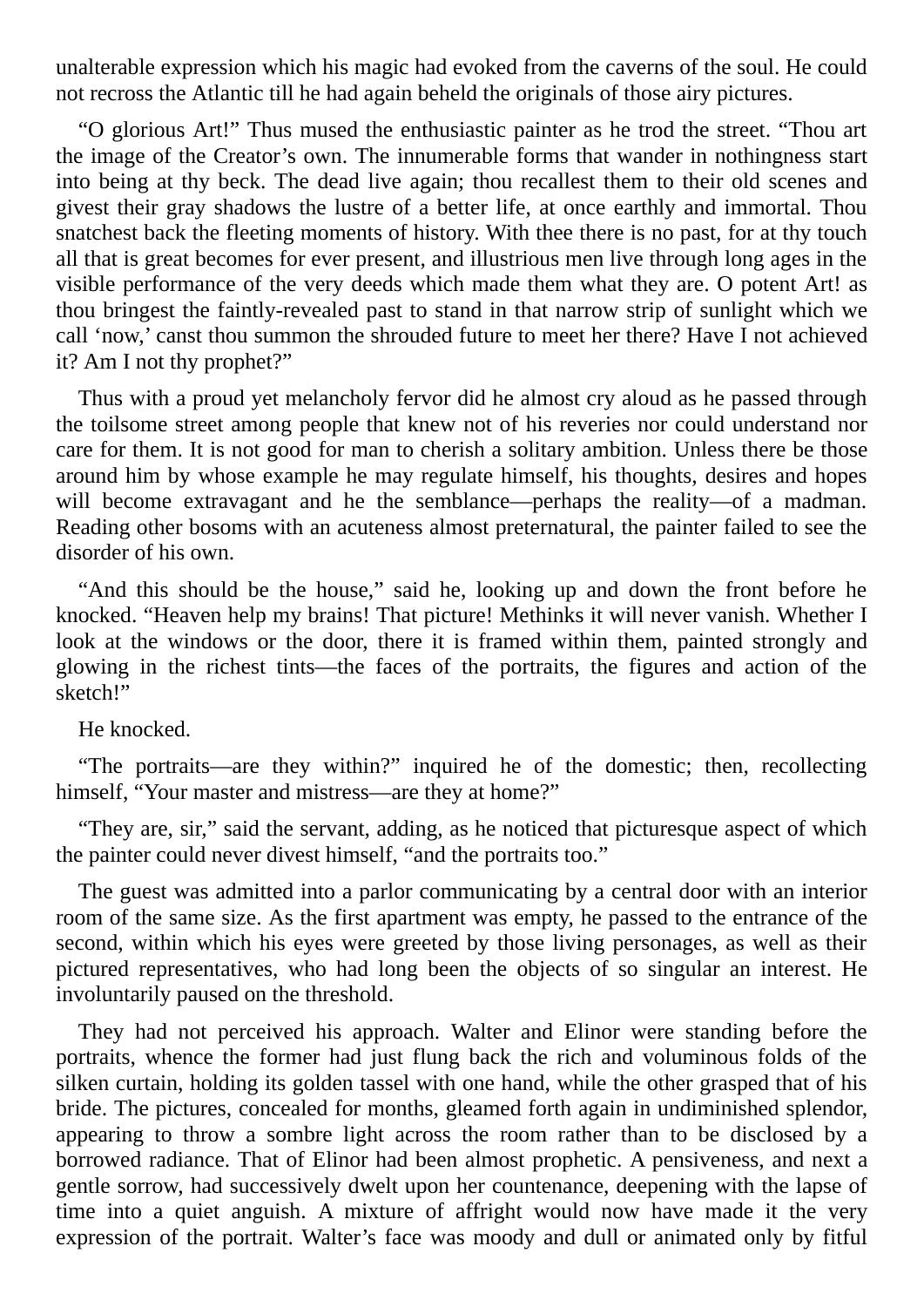unalterable expression which his magic had evoked from the caverns of the soul. He could not recross the Atlantic till he had again beheld the originals of those airy pictures.

"O glorious Art!" Thus mused the enthusiastic painter as he trod the street. "Thou art the image of the Creator's own. The innumerable forms that wander in nothingness start into being at thy beck. The dead live again; thou recallest them to their old scenes and givest their gray shadows the lustre of a better life, at once earthly and immortal. Thou snatchest back the fleeting moments of history. With thee there is no past, for at thy touch all that is great becomes for ever present, and illustrious men live through long ages in the visible performance of the very deeds which made them what they are. O potent Art! as thou bringest the faintly-revealed past to stand in that narrow strip of sunlight which we call 'now,' canst thou summon the shrouded future to meet her there? Have I not achieved it? Am I not thy prophet?"

Thus with a proud yet melancholy fervor did he almost cry aloud as he passed through the toilsome street among people that knew not of his reveries nor could understand nor care for them. It is not good for man to cherish a solitary ambition. Unless there be those around him by whose example he may regulate himself, his thoughts, desires and hopes will become extravagant and he the semblance—perhaps the reality—of a madman. Reading other bosoms with an acuteness almost preternatural, the painter failed to see the disorder of his own.

"And this should be the house," said he, looking up and down the front before he knocked. "Heaven help my brains! That picture! Methinks it will never vanish. Whether I look at the windows or the door, there it is framed within them, painted strongly and glowing in the richest tints—the faces of the portraits, the figures and action of the sketch!"

He knocked.

"The portraits—are they within?" inquired he of the domestic; then, recollecting himself, "Your master and mistress—are they at home?"

"They are, sir," said the servant, adding, as he noticed that picturesque aspect of which the painter could never divest himself, "and the portraits too."

The guest was admitted into a parlor communicating by a central door with an interior room of the same size. As the first apartment was empty, he passed to the entrance of the second, within which his eyes were greeted by those living personages, as well as their pictured representatives, who had long been the objects of so singular an interest. He involuntarily paused on the threshold.

They had not perceived his approach. Walter and Elinor were standing before the portraits, whence the former had just flung back the rich and voluminous folds of the silken curtain, holding its golden tassel with one hand, while the other grasped that of his bride. The pictures, concealed for months, gleamed forth again in undiminished splendor, appearing to throw a sombre light across the room rather than to be disclosed by a borrowed radiance. That of Elinor had been almost prophetic. A pensiveness, and next a gentle sorrow, had successively dwelt upon her countenance, deepening with the lapse of time into a quiet anguish. A mixture of affright would now have made it the very expression of the portrait. Walter's face was moody and dull or animated only by fitful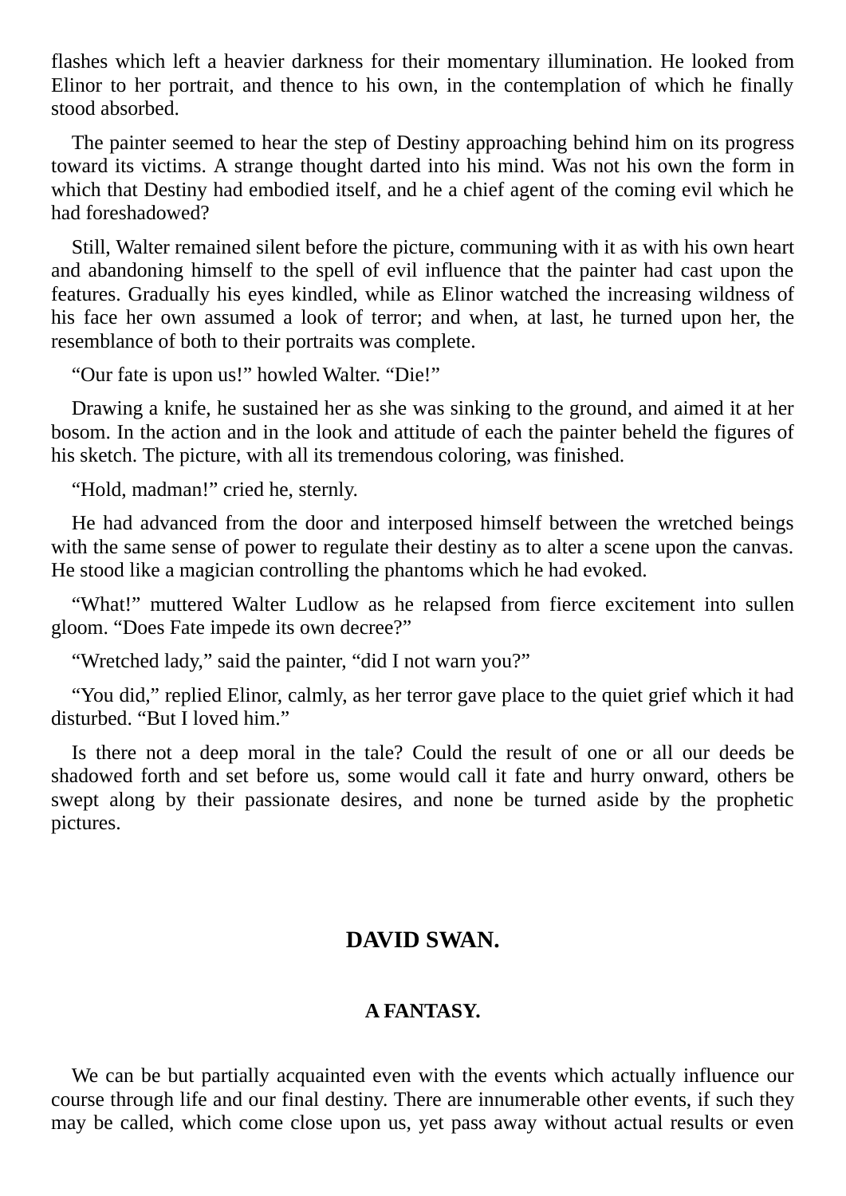flashes which left a heavier darkness for their momentary illumination. He looked from Elinor to her portrait, and thence to his own, in the contemplation of which he finally stood absorbed.

The painter seemed to hear the step of Destiny approaching behind him on its progress toward its victims. A strange thought darted into his mind. Was not his own the form in which that Destiny had embodied itself, and he a chief agent of the coming evil which he had foreshadowed?

Still, Walter remained silent before the picture, communing with it as with his own heart and abandoning himself to the spell of evil influence that the painter had cast upon the features. Gradually his eyes kindled, while as Elinor watched the increasing wildness of his face her own assumed a look of terror; and when, at last, he turned upon her, the resemblance of both to their portraits was complete.

"Our fate is upon us!" howled Walter. "Die!"

Drawing a knife, he sustained her as she was sinking to the ground, and aimed it at her bosom. In the action and in the look and attitude of each the painter beheld the figures of his sketch. The picture, with all its tremendous coloring, was finished.

"Hold, madman!" cried he, sternly.

He had advanced from the door and interposed himself between the wretched beings with the same sense of power to regulate their destiny as to alter a scene upon the canvas. He stood like a magician controlling the phantoms which he had evoked.

"What!" muttered Walter Ludlow as he relapsed from fierce excitement into sullen gloom. "Does Fate impede its own decree?"

"Wretched lady," said the painter, "did I not warn you?"

"You did," replied Elinor, calmly, as her terror gave place to the quiet grief which it had disturbed. "But I loved him."

Is there not a deep moral in the tale? Could the result of one or all our deeds be shadowed forth and set before us, some would call it fate and hurry onward, others be swept along by their passionate desires, and none be turned aside by the prophetic pictures.

## DAVID SWAN.

### A FANTASY.

We can be but partially acquainted even with the events which actually influence our course through life and our final destiny. There are innumerable other events, if such they may be called, which come close upon us, yet pass away without actual results or even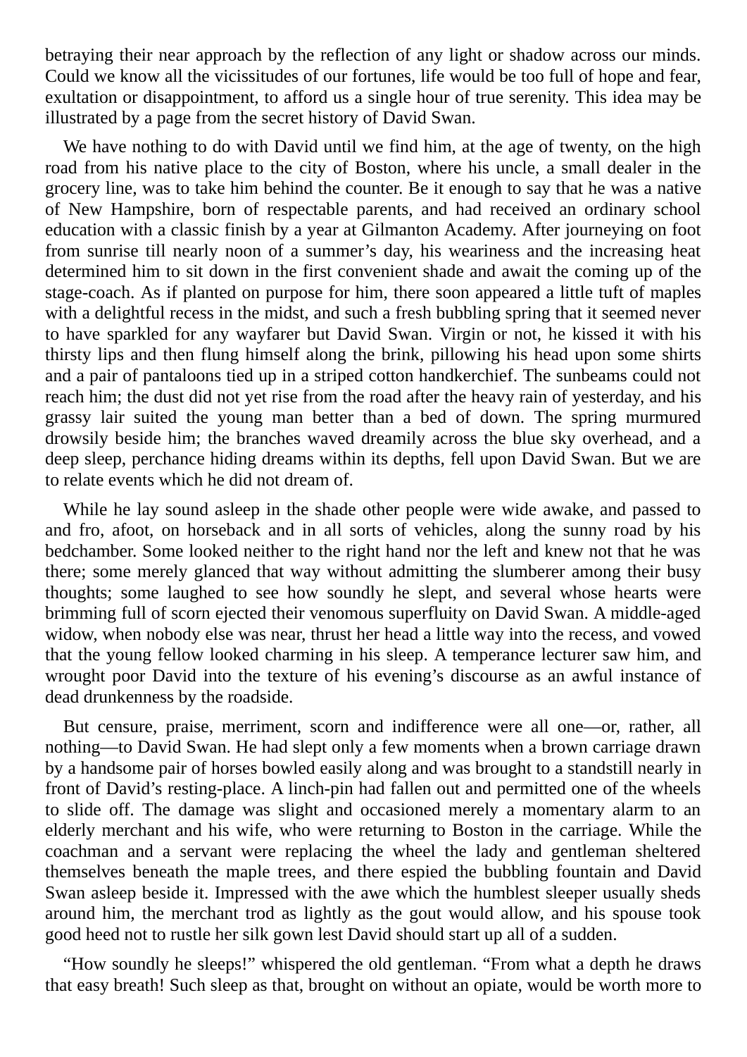betraying their near approach by the reflection of any light or shadow across our minds. Could we know all the vicissitudes of our fortunes, life would be too full of hope and fear, exultation or disappointment, to afford us a single hour of true serenity. This idea may be illustrated by a page from the secret history of David Swan.

We have nothing to do with David until we find him, at the age of twenty, on the high road from his native place to the city of Boston, where his uncle, a small dealer in the grocery line, was to take him behind the counter. Be it enough to say that he was a native of New Hampshire, born of respectable parents, and had received an ordinary school education with a classic finish by a year at Gilmanton Academy. After journeying on foot from sunrise till nearly noon of a summer's day, his weariness and the increasing heat determined him to sit down in the first convenient shade and await the coming up of the stage-coach. As if planted on purpose for him, there soon appeared a little tuft of maples with a delightful recess in the midst, and such a fresh bubbling spring that it seemed never to have sparkled for any wayfarer but David Swan. Virgin or not, he kissed it with his thirsty lips and then flung himself along the brink, pillowing his head upon some shirts and a pair of pantaloons tied up in a striped cotton handkerchief. The sunbeams could not reach him; the dust did not yet rise from the road after the heavy rain of yesterday, and his grassy lair suited the young man better than a bed of down. The spring murmured drowsily beside him; the branches waved dreamily across the blue sky overhead, and a deep sleep, perchance hiding dreams within its depths, fell upon David Swan. But we are to relate events which he did not dream of.

While he lay sound asleep in the shade other people were wide awake, and passed to and fro, afoot, on horseback and in all sorts of vehicles, along the sunny road by his bedchamber. Some looked neither to the right hand nor the left and knew not that he was there; some merely glanced that way without admitting the slumberer among their busy thoughts; some laughed to see how soundly he slept, and several whose hearts were brimming full of scorn ejected their venomous superfluity on David Swan. A middle-aged widow, when nobody else was near, thrust her head a little way into the recess, and vowed that the young fellow looked charming in his sleep. A temperance lecturer saw him, and wrought poor David into the texture of his evening's discourse as an awful instance of dead drunkenness by the roadside.

But censure, praise, merriment, scorn and indifference were all one—or, rather, all nothing—to David Swan. He had slept only a few moments when a brown carriage drawn by a handsome pair of horses bowled easily along and was brought to a standstill nearly in front of David's resting-place. A linch-pin had fallen out and permitted one of the wheels to slide off. The damage was slight and occasioned merely a momentary alarm to an elderly merchant and his wife, who were returning to Boston in the carriage. While the coachman and a servant were replacing the wheel the lady and gentleman sheltered themselves beneath the maple trees, and there espied the bubbling fountain and David Swan asleep beside it. Impressed with the awe which the humblest sleeper usually sheds around him, the merchant trod as lightly as the gout would allow, and his spouse took good heed not to rustle her silk gown lest David should start up all of a sudden.

"How soundly he sleeps!" whispered the old gentleman. "From what a depth he draws that easy breath! Such sleep as that, brought on without an opiate, would be worth more to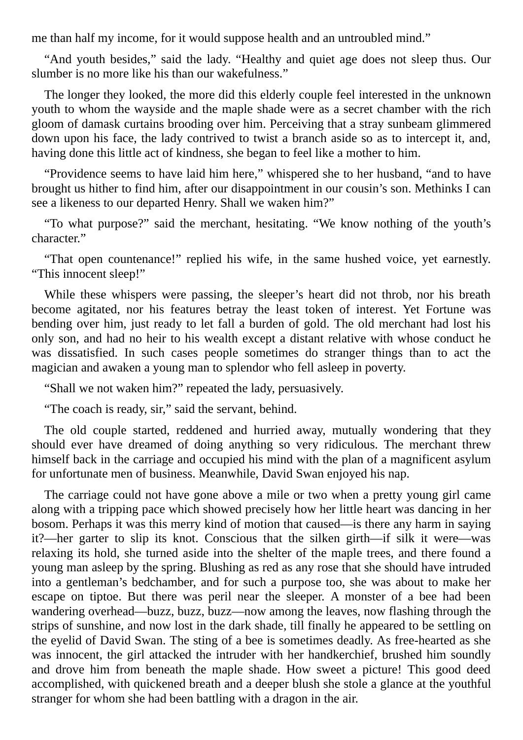me than half my income, for it would suppose health and an untroubled mind."

"And youth besides," said the lady. "Healthy and quiet age does not sleep thus. Our slumber is no more like his than our wakefulness."

The longer they looked, the more did this elderly couple feel interested in the unknown youth to whom the wayside and the maple shade were as a secret chamber with the rich gloom of damask curtains brooding over him. Perceiving that a stray sunbeam glimmered down upon his face, the lady contrived to twist a branch aside so as to intercept it, and, having done this little act of kindness, she began to feel like a mother to him.

"Providence seems to have laid him here," whispered she to her husband, "and to have brought us hither to find him, after our disappointment in our cousin's son. Methinks I can see a likeness to our departed Henry. Shall we waken him?"

"To what purpose?" said the merchant, hesitating. "We know nothing of the youth's character."

"That open countenance!" replied his wife, in the same hushed voice, yet earnestly. "This innocent sleep!"

While these whispers were passing, the sleeper's heart did not throb, nor his breath become agitated, nor his features betray the least token of interest. Yet Fortune was bending over him, just ready to let fall a burden of gold. The old merchant had lost his only son, and had no heir to his wealth except a distant relative with whose conduct he was dissatisfied. In such cases people sometimes do stranger things than to act the magician and awaken a young man to splendor who fell asleep in poverty.

"Shall we not waken him?" repeated the lady, persuasively.

"The coach is ready, sir," said the servant, behind.

The old couple started, reddened and hurried away, mutually wondering that they should ever have dreamed of doing anything so very ridiculous. The merchant threw himself back in the carriage and occupied his mind with the plan of a magnificent asylum for unfortunate men of business. Meanwhile, David Swan enjoyed his nap.

The carriage could not have gone above a mile or two when a pretty young girl came along with a tripping pace which showed precisely how her little heart was dancing in her bosom. Perhaps it was this merry kind of motion that caused—is there any harm in saying it?—her garter to slip its knot. Conscious that the silken girth—if silk it were—was relaxing its hold, she turned aside into the shelter of the maple trees, and there found a young man asleep by the spring. Blushing as red as any rose that she should have intruded into a gentleman's bedchamber, and for such a purpose too, she was about to make her escape on tiptoe. But there was peril near the sleeper. A monster of a bee had been wandering overhead—buzz, buzz, buzz—now among the leaves, now flashing through the strips of sunshine, and now lost in the dark shade, till finally he appeared to be settling on the eyelid of David Swan. The sting of a bee is sometimes deadly. As free-hearted as she was innocent, the girl attacked the intruder with her handkerchief, brushed him soundly and drove him from beneath the maple shade. How sweet a picture! This good deed accomplished, with quickened breath and a deeper blush she stole a glance at the youthful stranger for whom she had been battling with a dragon in the air.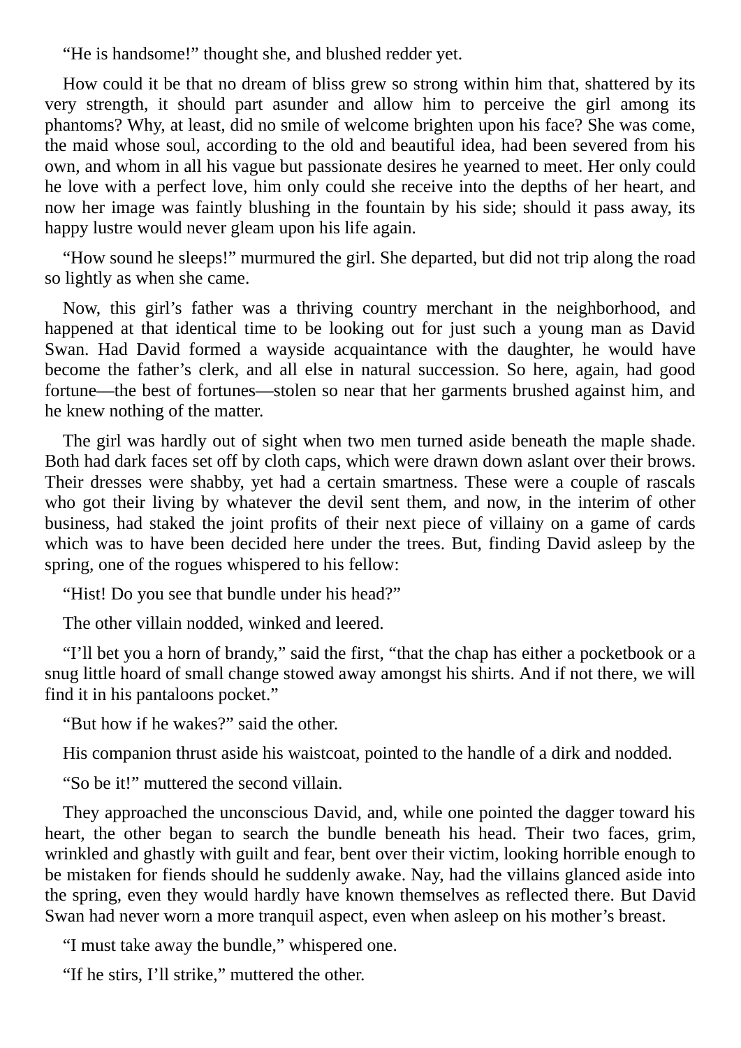"He is handsome!" thought she, and blushed redder yet.

How could it be that no dream of bliss grew so strong within him that, shattered by its very strength, it should part asunder and allow him to perceive the girl among its phantoms? Why, at least, did no smile of welcome brighten upon his face? She was come, the maid whose soul, according to the old and beautiful idea, had been severed from his own, and whom in all his vague but passionate desires he yearned to meet. Her only could he love with a perfect love, him only could she receive into the depths of her heart, and now her image was faintly blushing in the fountain by his side; should it pass away, its happy lustre would never gleam upon his life again.

"How sound he sleeps!" murmured the girl. She departed, but did not trip along the road so lightly as when she came.

Now, this girl's father was a thriving country merchant in the neighborhood, and happened at that identical time to be looking out for just such a young man as David Swan. Had David formed a wayside acquaintance with the daughter, he would have become the father's clerk, and all else in natural succession. So here, again, had good fortune—the best of fortunes—stolen so near that her garments brushed against him, and he knew nothing of the matter.

The girl was hardly out of sight when two men turned aside beneath the maple shade. Both had dark faces set off by cloth caps, which were drawn down aslant over their brows. Their dresses were shabby, yet had a certain smartness. These were a couple of rascals who got their living by whatever the devil sent them, and now, in the interim of other business, had staked the joint profits of their next piece of villainy on a game of cards which was to have been decided here under the trees. But, finding David asleep by the spring, one of the rogues whispered to his fellow:

"Hist! Do you see that bundle under his head?"

The other villain nodded, winked and leered.

"I'll bet you a horn of brandy," said the first, "that the chap has either a pocketbook or a snug little hoard of small change stowed away amongst his shirts. And if not there, we will find it in his pantaloons pocket."

"But how if he wakes?" said the other.

His companion thrust aside his waistcoat, pointed to the handle of a dirk and nodded.

"So be it!" muttered the second villain.

They approached the unconscious David, and, while one pointed the dagger toward his heart, the other began to search the bundle beneath his head. Their two faces, grim, wrinkled and ghastly with guilt and fear, bent over their victim, looking horrible enough to be mistaken for fiends should he suddenly awake. Nay, had the villains glanced aside into the spring, even they would hardly have known themselves as reflected there. But David Swan had never worn a more tranquil aspect, even when asleep on his mother's breast.

"I must take away the bundle," whispered one.

"If he stirs, I'll strike," muttered the other.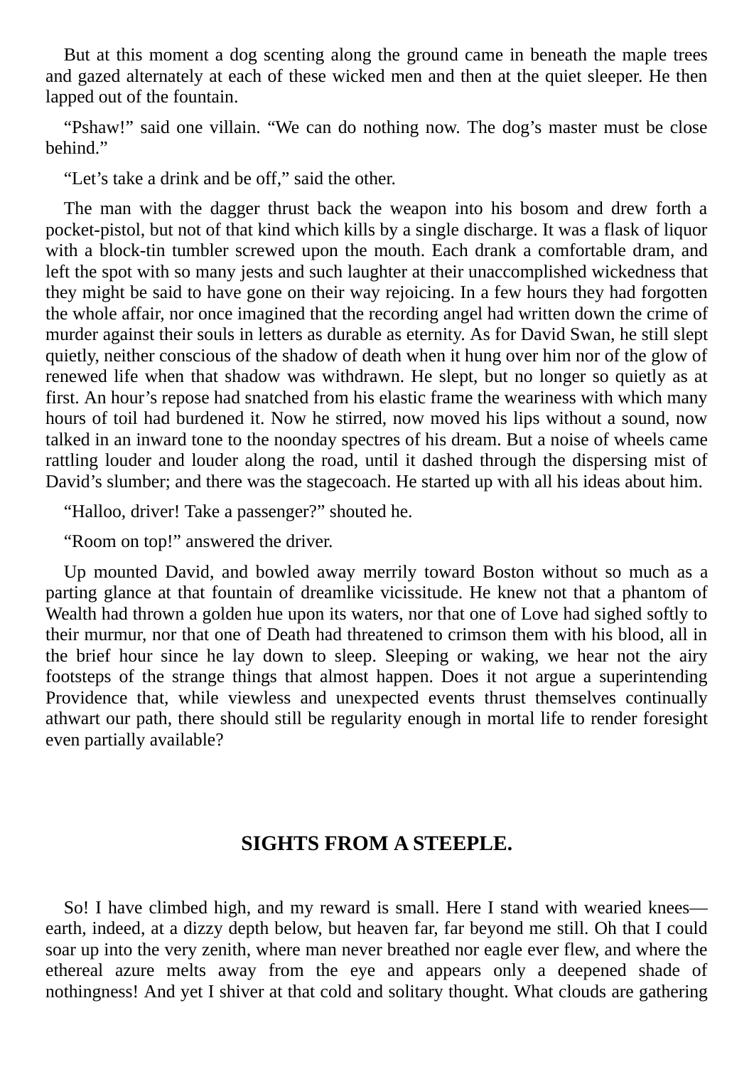But at this moment a dog scenting along the ground came in beneath the maple trees and gazed alternately at each of these wicked men and then at the quiet sleeper. He then lapped out of the fountain.

“Pshaw!” said one villain. “We can do nothing now. The dog’s master must be close behind.”

“Let’s take a drink and be off,” said the other.

The man with the dagger thrust back the weapon into his bosom and drew forth a pocket-pistol, but not of that kind which kills by a single discharge. It was a flask of liquor with a block-tin tumbler screwed upon the mouth. Each drank a comfortable dram, and left the spot with so many jests and such laughter at their unaccomplished wickedness that they might be said to have gone on their way rejoicing. In a few hours they had forgotten the whole affair, nor once imagined that the recording angel had written down the crime of murder against their souls in letters as durable as eternity. As for David Swan, he still slept quietly, neither conscious of the shadow of death when it hung over him nor of the glow of renewed life when that shadow was withdrawn. He slept, but no longer so quietly as at first. An hour’s repose had snatched from his elastic frame the weariness with which many hours of toil had burdened it. Now he stirred, now moved his lips without a sound, now talked in an inward tone to the noonday spectres of his dream. But a noise of wheels came rattling louder and louder along the road, until it dashed through the dispersing mist of David’s slumber; and there was the stagecoach. He started up with all his ideas about him.

“Halloo, driver! Take a passenger?” shouted he.

“Room on top!” answered the driver.

Up mounted David, and bowled away merrily toward Boston without so much as a parting glance at that fountain of dreamlike vicissitude. He knew not that a phantom of Wealth had thrown a golden hue upon its waters, nor that one of Love had sighed softly to their murmur, nor that one of Death had threatened to crimson them with his blood, all in the brief hour since he lay down to sleep. Sleeping or waking, we hear not the airy footsteps of the strange things that almost happen. Does it not argue a superintending Providence that, while viewless and unexpected events thrust themselves continually athwart our path, there should still be regularity enough in mortal life to render foresight even partially available?

## SIGHTS FROM A STEEPLE.

So! I have climbed high, and my reward is small. Here I stand with wearied knees—earth, indeed, at a dizzy depth below, but heaven far, far beyond me still. Oh that I could soar up into the very zenith, where man never breathed nor eagle ever flew, and where the ethereal azure melts away from the eye and appears only a deepened shade of nothingness! And yet I shiver at that cold and solitary thought. What clouds are gathering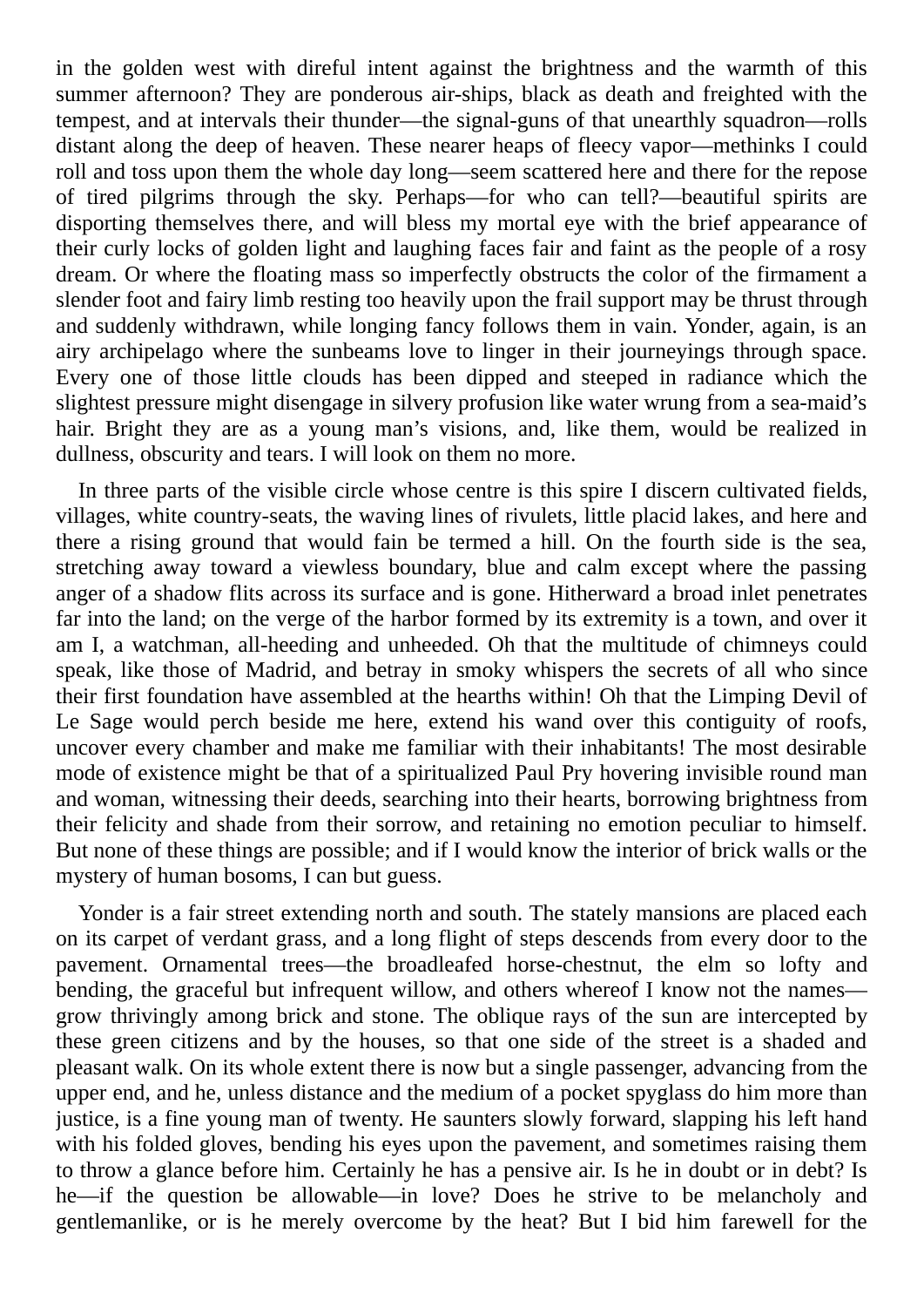in the golden west with direful intent against the brightness and the warmth of this summer afternoon? They are ponderous air-ships, black as death and freighted with the tempest, and at intervals their thunder—the signal-guns of that unearthly squadron—rolls distant along the deep of heaven. These nearer heaps of fleecy vapor—methinks I could roll and toss upon them the whole day long—seem scattered here and there for the repose of tired pilgrims through the sky. Perhaps—for who can tell?—beautiful spirits are disporting themselves there, and will bless my mortal eye with the brief appearance of their curly locks of golden light and laughing faces fair and faint as the people of a rosy dream. Or where the floating mass so imperfectly obstructs the color of the firmament a slender foot and fairy limb resting too heavily upon the frail support may be thrust through and suddenly withdrawn, while longing fancy follows them in vain. Yonder, again, is an airy archipelago where the sunbeams love to linger in their journeyings through space. Every one of those little clouds has been dipped and steeped in radiance which the slightest pressure might disengage in silvery profusion like water wrung from a sea-maid's hair. Bright they are as a young man's visions, and, like them, would be realized in dullness, obscurity and tears. I will look on them no more.

In three parts of the visible circle whose centre is this spire I discern cultivated fields, villages, white country-seats, the waving lines of rivulets, little placid lakes, and here and there a rising ground that would fain be termed a hill. On the fourth side is the sea, stretching away toward a viewless boundary, blue and calm except where the passing anger of a shadow flits across its surface and is gone. Hitherward a broad inlet penetrates far into the land; on the verge of the harbor formed by its extremity is a town, and over it am I, a watchman, all-heeding and unheeded. Oh that the multitude of chimneys could speak, like those of Madrid, and betray in smoky whispers the secrets of all who since their first foundation have assembled at the hearths within! Oh that the Limping Devil of Le Sage would perch beside me here, extend his wand over this contiguity of roofs, uncover every chamber and make me familiar with their inhabitants! The most desirable mode of existence might be that of a spiritualized Paul Pry hovering invisible round man and woman, witnessing their deeds, searching into their hearts, borrowing brightness from their felicity and shade from their sorrow, and retaining no emotion peculiar to himself. But none of these things are possible; and if I would know the interior of brick walls or the mystery of human bosoms, I can but guess.

Yonder is a fair street extending north and south. The stately mansions are placed each on its carpet of verdant grass, and a long flight of steps descends from every door to the pavement. Ornamental trees—the broadleafed horse-chestnut, the elm so lofty and bending, the graceful but infrequent willow, and others whereof I know not the names—grow thrivingly among brick and stone. The oblique rays of the sun are intercepted by these green citizens and by the houses, so that one side of the street is a shaded and pleasant walk. On its whole extent there is now but a single passenger, advancing from the upper end, and he, unless distance and the medium of a pocket spyglass do him more than justice, is a fine young man of twenty. He saunters slowly forward, slapping his left hand with his folded gloves, bending his eyes upon the pavement, and sometimes raising them to throw a glance before him. Certainly he has a pensive air. Is he in doubt or in debt? Is he—if the question be allowable—in love? Does he strive to be melancholy and gentlemanlike, or is he merely overcome by the heat? But I bid him farewell for the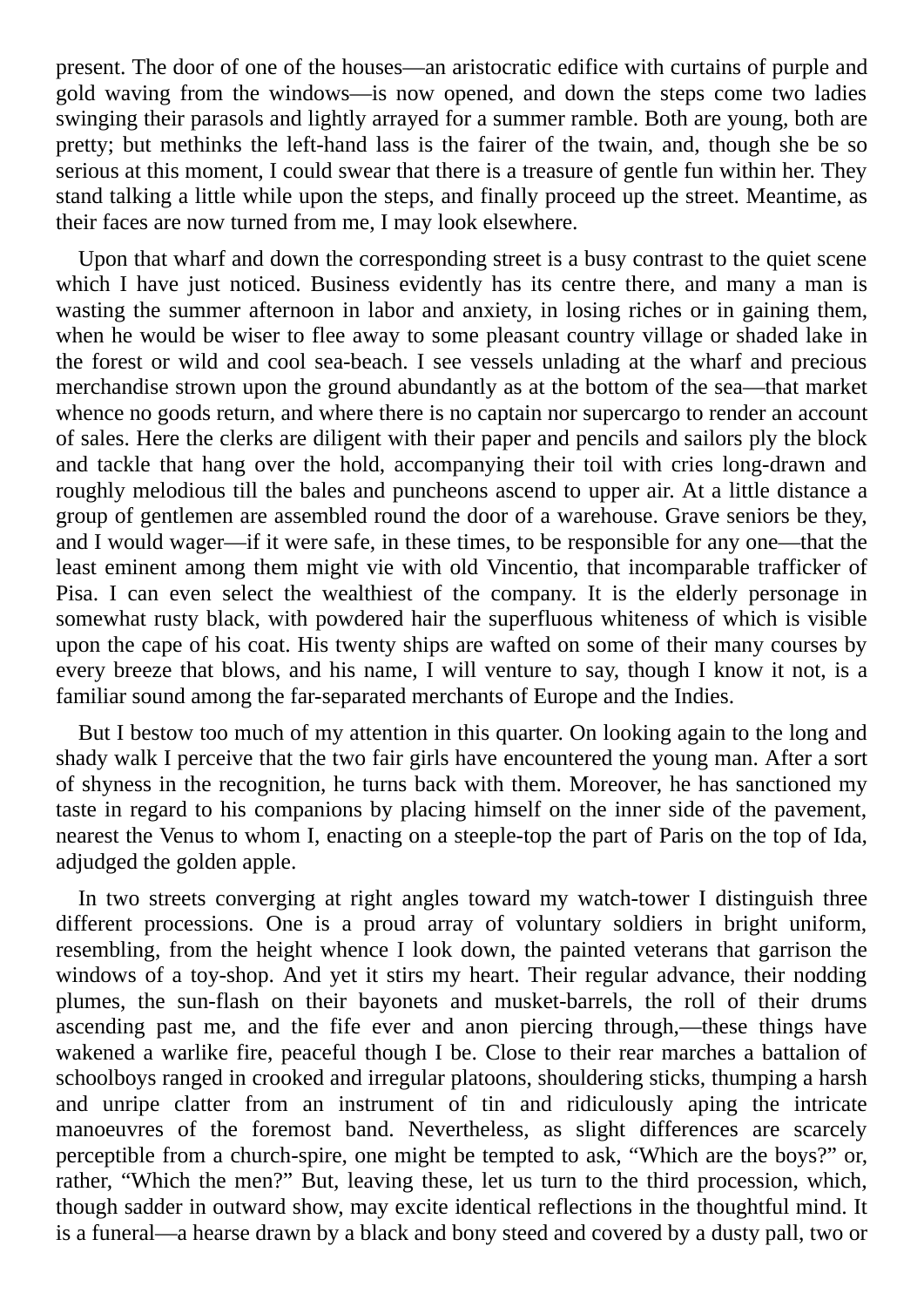present. The door of one of the houses—an aristocratic edifice with curtains of purple and gold waving from the windows—is now opened, and down the steps come two ladies swinging their parasols and lightly arrayed for a summer ramble. Both are young, both are pretty; but methinks the left-hand lass is the fairer of the twain, and, though she be so serious at this moment, I could swear that there is a treasure of gentle fun within her. They stand talking a little while upon the steps, and finally proceed up the street. Meantime, as their faces are now turned from me, I may look elsewhere.

Upon that wharf and down the corresponding street is a busy contrast to the quiet scene which I have just noticed. Business evidently has its centre there, and many a man is wasting the summer afternoon in labor and anxiety, in losing riches or in gaining them, when he would be wiser to flee away to some pleasant country village or shaded lake in the forest or wild and cool sea-beach. I see vessels unlading at the wharf and precious merchandise strown upon the ground abundantly as at the bottom of the sea—that market whence no goods return, and where there is no captain nor supercargo to render an account of sales. Here the clerks are diligent with their paper and pencils and sailors ply the block and tackle that hang over the hold, accompanying their toil with cries long-drawn and roughly melodious till the bales and puncheons ascend to upper air. At a little distance a group of gentlemen are assembled round the door of a warehouse. Grave seniors be they, and I would wager—if it were safe, in these times, to be responsible for any one—that the least eminent among them might vie with old Vincentio, that incomparable trafficker of Pisa. I can even select the wealthiest of the company. It is the elderly personage in somewhat rusty black, with powdered hair the superfluous whiteness of which is visible upon the cape of his coat. His twenty ships are wafted on some of their many courses by every breeze that blows, and his name, I will venture to say, though I know it not, is a familiar sound among the far-separated merchants of Europe and the Indies.

But I bestow too much of my attention in this quarter. On looking again to the long and shady walk I perceive that the two fair girls have encountered the young man. After a sort of shyness in the recognition, he turns back with them. Moreover, he has sanctioned my taste in regard to his companions by placing himself on the inner side of the pavement, nearest the Venus to whom I, enacting on a steeple-top the part of Paris on the top of Ida, adjudged the golden apple.

In two streets converging at right angles toward my watch-tower I distinguish three different processions. One is a proud array of voluntary soldiers in bright uniform, resembling, from the height whence I look down, the painted veterans that garrison the windows of a toy-shop. And yet it stirs my heart. Their regular advance, their nodding plumes, the sun-flash on their bayonets and musket-barrels, the roll of their drums ascending past me, and the fife ever and anon piercing through,—these things have wakened a warlike fire, peaceful though I be. Close to their rear marches a battalion of schoolboys ranged in crooked and irregular platoons, shouldering sticks, thumping a harsh and unripe clatter from an instrument of tin and ridiculously aping the intricate manoeuvres of the foremost band. Nevertheless, as slight differences are scarcely perceptible from a church-spire, one might be tempted to ask, “Which are the boys?” or, rather, “Which the men?” But, leaving these, let us turn to the third procession, which, though sadder in outward show, may excite identical reflections in the thoughtful mind. It is a funeral—a hearse drawn by a black and bony steed and covered by a dusty pall, two or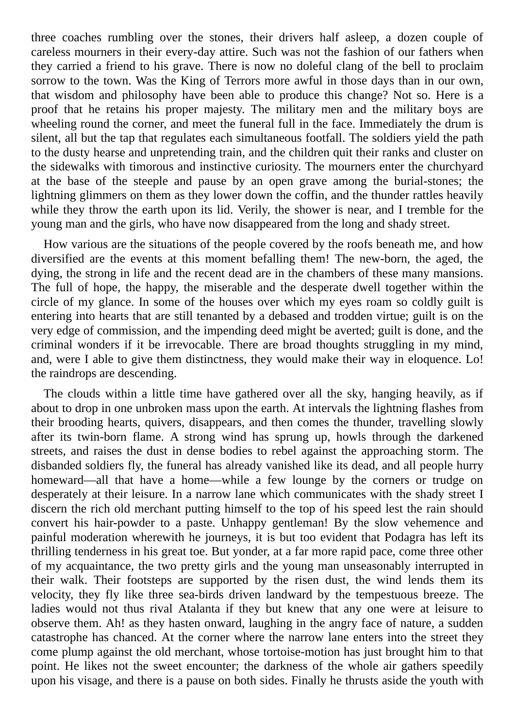three coaches rumbling over the stones, their drivers half asleep, a dozen couple of careless mourners in their every-day attire. Such was not the fashion of our fathers when they carried a friend to his grave. There is now no doleful clang of the bell to proclaim sorrow to the town. Was the King of Terrors more awful in those days than in our own, that wisdom and philosophy have been able to produce this change? Not so. Here is a proof that he retains his proper majesty. The military men and the military boys are wheeling round the corner, and meet the funeral full in the face. Immediately the drum is silent, all but the tap that regulates each simultaneous footfall. The soldiers yield the path to the dusty hearse and unpretending train, and the children quit their ranks and cluster on the sidewalks with timorous and instinctive curiosity. The mourners enter the churchyard at the base of the steeple and pause by an open grave among the burial-stones; the lightning glimmers on them as they lower down the coffin, and the thunder rattles heavily while they throw the earth upon its lid. Verily, the shower is near, and I tremble for the young man and the girls, who have now disappeared from the long and shady street.

How various are the situations of the people covered by the roofs beneath me, and how diversified are the events at this moment befalling them! The new-born, the aged, the dying, the strong in life and the recent dead are in the chambers of these many mansions. The full of hope, the happy, the miserable and the desperate dwell together within the circle of my glance. In some of the houses over which my eyes roam so coldly guilt is entering into hearts that are still tenanted by a debased and trodden virtue; guilt is on the very edge of commission, and the impending deed might be averted; guilt is done, and the criminal wonders if it be irrevocable. There are broad thoughts struggling in my mind, and, were I able to give them distinctness, they would make their way in eloquence. Lo! the raindrops are descending.

The clouds within a little time have gathered over all the sky, hanging heavily, as if about to drop in one unbroken mass upon the earth. At intervals the lightning flashes from their brooding hearts, quivers, disappears, and then comes the thunder, travelling slowly after its twin-born flame. A strong wind has sprung up, howls through the darkened streets, and raises the dust in dense bodies to rebel against the approaching storm. The disbanded soldiers fly, the funeral has already vanished like its dead, and all people hurry homeward—all that have a home—while a few lounge by the corners or trudge on desperately at their leisure. In a narrow lane which communicates with the shady street I discern the rich old merchant putting himself to the top of his speed lest the rain should convert his hair-powder to a paste. Unhappy gentleman! By the slow vehemence and painful moderation wherewith he journeys, it is but too evident that Podagra has left its thrilling tenderness in his great toe. But yonder, at a far more rapid pace, come three other of my acquaintance, the two pretty girls and the young man unseasonably interrupted in their walk. Their footsteps are supported by the risen dust, the wind lends them its velocity, they fly like three sea-birds driven landward by the tempestuous breeze. The ladies would not thus rival Atalanta if they but knew that any one were at leisure to observe them. Ah! as they hasten onward, laughing in the angry face of nature, a sudden catastrophe has chanced. At the corner where the narrow lane enters into the street they come plump against the old merchant, whose tortoise-motion has just brought him to that point. He likes not the sweet encounter; the darkness of the whole air gathers speedily upon his visage, and there is a pause on both sides. Finally he thrusts aside the youth with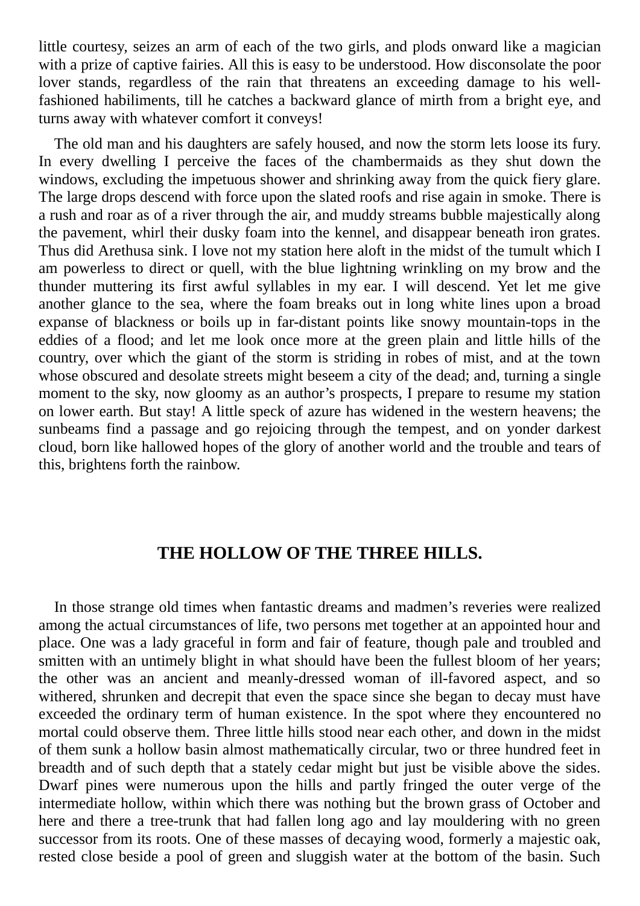little courtesy, seizes an arm of each of the two girls, and plods onward like a magician with a prize of captive fairies. All this is easy to be understood. How disconsolate the poor lover stands, regardless of the rain that threatens an exceeding damage to his well-fashioned habiliments, till he catches a backward glance of mirth from a bright eye, and turns away with whatever comfort it conveys!

The old man and his daughters are safely housed, and now the storm lets loose its fury. In every dwelling I perceive the faces of the chambermaids as they shut down the windows, excluding the impetuous shower and shrinking away from the quick fiery glare. The large drops descend with force upon the slated roofs and rise again in smoke. There is a rush and roar as of a river through the air, and muddy streams bubble majestically along the pavement, whirl their dusky foam into the kennel, and disappear beneath iron grates. Thus did Arethusa sink. I love not my station here aloft in the midst of the tumult which I am powerless to direct or quell, with the blue lightning wrinkling on my brow and the thunder muttering its first awful syllables in my ear. I will descend. Yet let me give another glance to the sea, where the foam breaks out in long white lines upon a broad expanse of blackness or boils up in far-distant points like snowy mountain-tops in the eddies of a flood; and let me look once more at the green plain and little hills of the country, over which the giant of the storm is striding in robes of mist, and at the town whose obscured and desolate streets might beseem a city of the dead; and, turning a single moment to the sky, now gloomy as an author's prospects, I prepare to resume my station on lower earth. But stay! A little speck of azure has widened in the western heavens; the sunbeams find a passage and go rejoicing through the tempest, and on yonder darkest cloud, born like hallowed hopes of the glory of another world and the trouble and tears of this, brightens forth the rainbow.

## THE HOLLOW OF THE THREE HILLS.

In those strange old times when fantastic dreams and madmen's reveries were realized among the actual circumstances of life, two persons met together at an appointed hour and place. One was a lady graceful in form and fair of feature, though pale and troubled and smitten with an untimely blight in what should have been the fullest bloom of her years; the other was an ancient and meanly-dressed woman of ill-favored aspect, and so withered, shrunken and decrepit that even the space since she began to decay must have exceeded the ordinary term of human existence. In the spot where they encountered no mortal could observe them. Three little hills stood near each other, and down in the midst of them sunk a hollow basin almost mathematically circular, two or three hundred feet in breadth and of such depth that a stately cedar might but just be visible above the sides. Dwarf pines were numerous upon the hills and partly fringed the outer verge of the intermediate hollow, within which there was nothing but the brown grass of October and here and there a tree-trunk that had fallen long ago and lay mouldering with no green successor from its roots. One of these masses of decaying wood, formerly a majestic oak, rested close beside a pool of green and sluggish water at the bottom of the basin. Such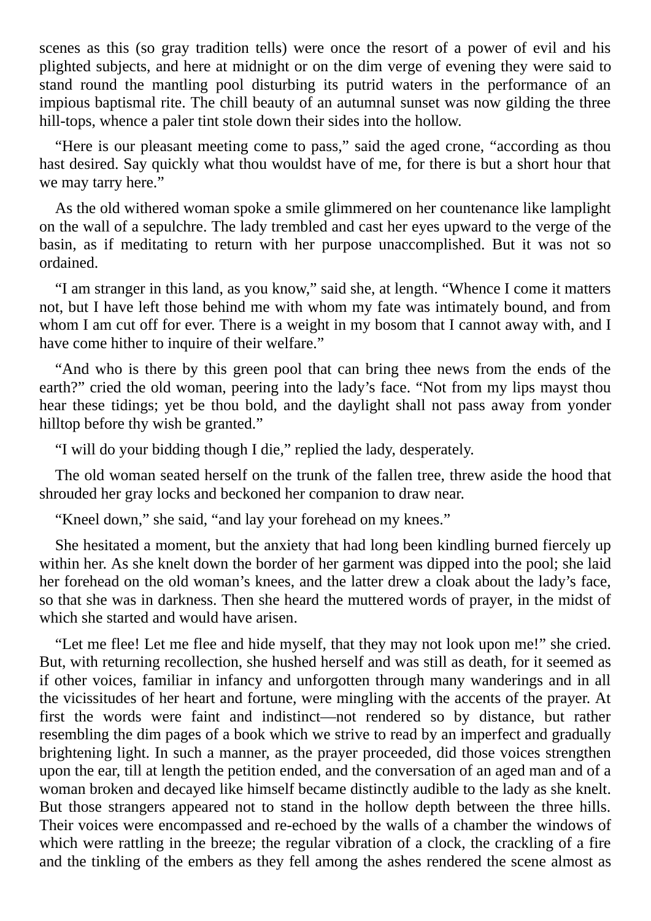scenes as this (so gray tradition tells) were once the resort of a power of evil and his plighted subjects, and here at midnight or on the dim verge of evening they were said to stand round the mantling pool disturbing its putrid waters in the performance of an impious baptismal rite. The chill beauty of an autumnal sunset was now gilding the three hill-tops, whence a paler tint stole down their sides into the hollow.

“Here is our pleasant meeting come to pass,” said the aged crone, “according as thou hast desired. Say quickly what thou wouldst have of me, for there is but a short hour that we may tarry here.”

As the old withered woman spoke a smile glimmered on her countenance like lamplight on the wall of a sepulchre. The lady trembled and cast her eyes upward to the verge of the basin, as if meditating to return with her purpose unaccomplished. But it was not so ordained.

“I am stranger in this land, as you know,” said she, at length. “Whence I come it matters not, but I have left those behind me with whom my fate was intimately bound, and from whom I am cut off for ever. There is a weight in my bosom that I cannot away with, and I have come hither to inquire of their welfare.”

“And who is there by this green pool that can bring thee news from the ends of the earth?” cried the old woman, peering into the lady’s face. “Not from my lips mayst thou hear these tidings; yet be thou bold, and the daylight shall not pass away from yonder hilltop before thy wish be granted.”

“I will do your bidding though I die,” replied the lady, desperately.

The old woman seated herself on the trunk of the fallen tree, threw aside the hood that shrouded her gray locks and beckoned her companion to draw near.

“Kneel down,” she said, “and lay your forehead on my knees.”

She hesitated a moment, but the anxiety that had long been kindling burned fiercely up within her. As she knelt down the border of her garment was dipped into the pool; she laid her forehead on the old woman’s knees, and the latter drew a cloak about the lady’s face, so that she was in darkness. Then she heard the muttered words of prayer, in the midst of which she started and would have arisen.

“Let me flee! Let me flee and hide myself, that they may not look upon me!” she cried. But, with returning recollection, she hushed herself and was still as death, for it seemed as if other voices, familiar in infancy and unforgotten through many wanderings and in all the vicissitudes of her heart and fortune, were mingling with the accents of the prayer. At first the words were faint and indistinct—not rendered so by distance, but rather resembling the dim pages of a book which we strive to read by an imperfect and gradually brightening light. In such a manner, as the prayer proceeded, did those voices strengthen upon the ear, till at length the petition ended, and the conversation of an aged man and of a woman broken and decayed like himself became distinctly audible to the lady as she knelt. But those strangers appeared not to stand in the hollow depth between the three hills. Their voices were encompassed and re-echoed by the walls of a chamber the windows of which were rattling in the breeze; the regular vibration of a clock, the crackling of a fire and the tinkling of the embers as they fell among the ashes rendered the scene almost as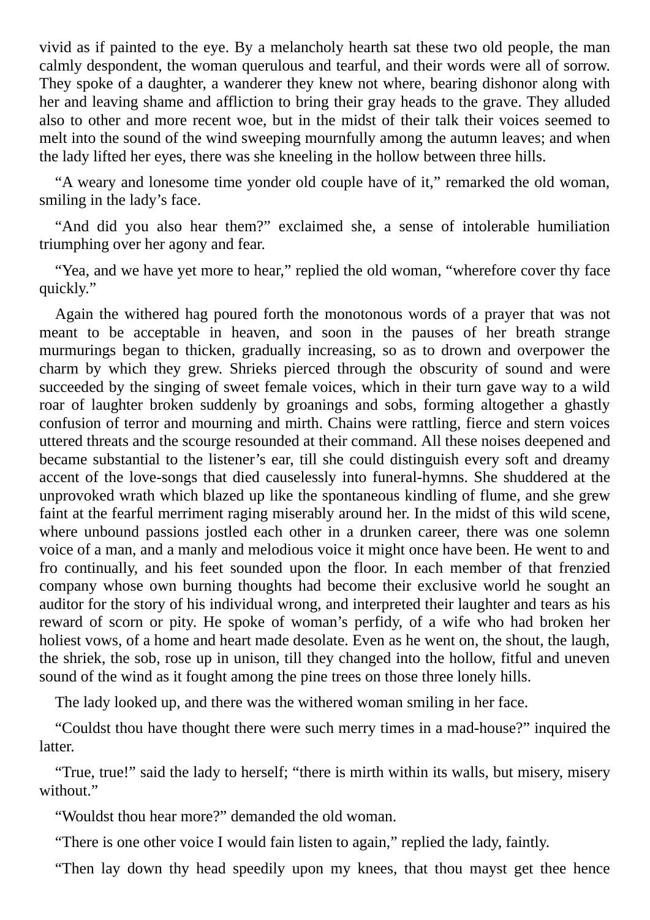vivid as if painted to the eye. By a melancholy hearth sat these two old people, the man calmly despondent, the woman querulous and tearful, and their words were all of sorrow. They spoke of a daughter, a wanderer they knew not where, bearing dishonor along with her and leaving shame and affliction to bring their gray heads to the grave. They alluded also to other and more recent woe, but in the midst of their talk their voices seemed to melt into the sound of the wind sweeping mournfully among the autumn leaves; and when the lady lifted her eyes, there was she kneeling in the hollow between three hills.

"A weary and lonesome time yonder old couple have of it," remarked the old woman, smiling in the lady's face.

"And did you also hear them?" exclaimed she, a sense of intolerable humiliation triumphing over her agony and fear.

"Yea, and we have yet more to hear," replied the old woman, "wherefore cover thy face quickly."

Again the withered hag poured forth the monotonous words of a prayer that was not meant to be acceptable in heaven, and soon in the pauses of her breath strange murmurings began to thicken, gradually increasing, so as to drown and overpower the charm by which they grew. Shrieks pierced through the obscurity of sound and were succeeded by the singing of sweet female voices, which in their turn gave way to a wild roar of laughter broken suddenly by groanings and sobs, forming altogether a ghastly confusion of terror and mourning and mirth. Chains were rattling, fierce and stern voices uttered threats and the scourge resounded at their command. All these noises deepened and became substantial to the listener's ear, till she could distinguish every soft and dreamy accent of the love-songs that died causelessly into funeral-hymns. She shuddered at the unprovoked wrath which blazed up like the spontaneous kindling of flume, and she grew faint at the fearful merriment raging miserably around her. In the midst of this wild scene, where unbound passions jostled each other in a drunken career, there was one solemn voice of a man, and a manly and melodious voice it might once have been. He went to and fro continually, and his feet sounded upon the floor. In each member of that frenzied company whose own burning thoughts had become their exclusive world he sought an auditor for the story of his individual wrong, and interpreted their laughter and tears as his reward of scorn or pity. He spoke of woman's perfidy, of a wife who had broken her holiest vows, of a home and heart made desolate. Even as he went on, the shout, the laugh, the shriek, the sob, rose up in unison, till they changed into the hollow, fitful and uneven sound of the wind as it fought among the pine trees on those three lonely hills.

The lady looked up, and there was the withered woman smiling in her face.

"Couldst thou have thought there were such merry times in a mad-house?" inquired the latter.

"True, true!" said the lady to herself; "there is mirth within its walls, but misery, misery without."

"Wouldst thou hear more?" demanded the old woman.

"There is one other voice I would fain listen to again," replied the lady, faintly.

"Then lay down thy head speedily upon my knees, that thou mayst get thee hence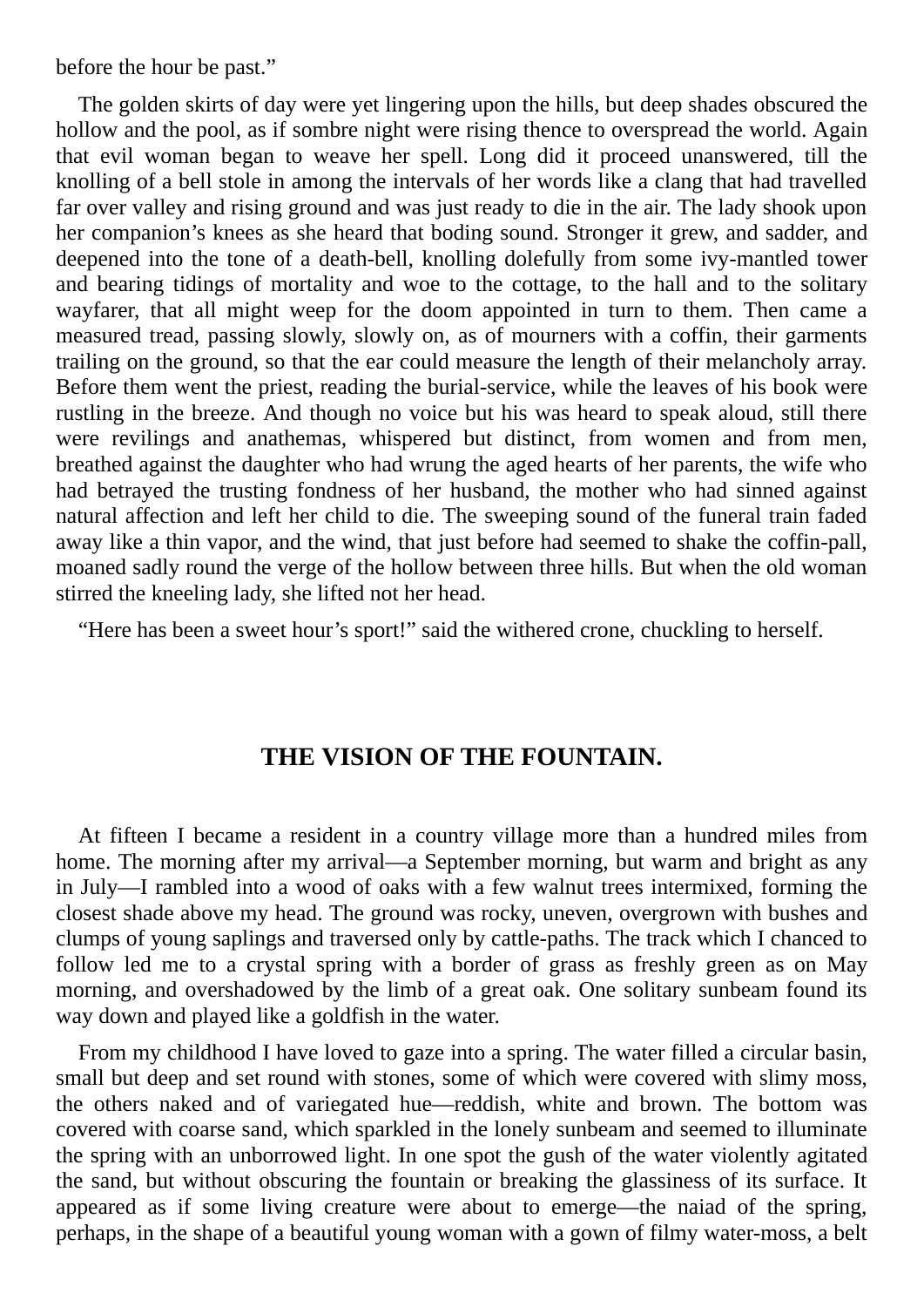before the hour be past.”

The golden skirts of day were yet lingering upon the hills, but deep shades obscured the hollow and the pool, as if sombre night were rising thence to overspread the world. Again that evil woman began to weave her spell. Long did it proceed unanswered, till the knolling of a bell stole in among the intervals of her words like a clang that had travelled far over valley and rising ground and was just ready to die in the air. The lady shook upon her companion’s knees as she heard that boding sound. Stronger it grew, and sadder, and deepened into the tone of a death-bell, knolling dolefully from some ivy-mantled tower and bearing tidings of mortality and woe to the cottage, to the hall and to the solitary wayfarer, that all might weep for the doom appointed in turn to them. Then came a measured tread, passing slowly, slowly on, as of mourners with a coffin, their garments trailing on the ground, so that the ear could measure the length of their melancholy array. Before them went the priest, reading the burial-service, while the leaves of his book were rustling in the breeze. And though no voice but his was heard to speak aloud, still there were revilings and anathemas, whispered but distinct, from women and from men, breathed against the daughter who had wrung the aged hearts of her parents, the wife who had betrayed the trusting fondness of her husband, the mother who had sinned against natural affection and left her child to die. The sweeping sound of the funeral train faded away like a thin vapor, and the wind, that just before had seemed to shake the coffin-pall, moaned sadly round the verge of the hollow between three hills. But when the old woman stirred the kneeling lady, she lifted not her head.

“Here has been a sweet hour’s sport!” said the withered crone, chuckling to herself.

## THE VISION OF THE FOUNTAIN.

At fifteen I became a resident in a country village more than a hundred miles from home. The morning after my arrival—a September morning, but warm and bright as any in July—I rambled into a wood of oaks with a few walnut trees intermixed, forming the closest shade above my head. The ground was rocky, uneven, overgrown with bushes and clumps of young saplings and traversed only by cattle-paths. The track which I chanced to follow led me to a crystal spring with a border of grass as freshly green as on May morning, and overshadowed by the limb of a great oak. One solitary sunbeam found its way down and played like a goldfish in the water.

From my childhood I have loved to gaze into a spring. The water filled a circular basin, small but deep and set round with stones, some of which were covered with slimy moss, the others naked and of variegated hue—reddish, white and brown. The bottom was covered with coarse sand, which sparkled in the lonely sunbeam and seemed to illuminate the spring with an unborrowed light. In one spot the gush of the water violently agitated the sand, but without obscuring the fountain or breaking the glassiness of its surface. It appeared as if some living creature were about to emerge—the naiad of the spring, perhaps, in the shape of a beautiful young woman with a gown of filmy water-moss, a belt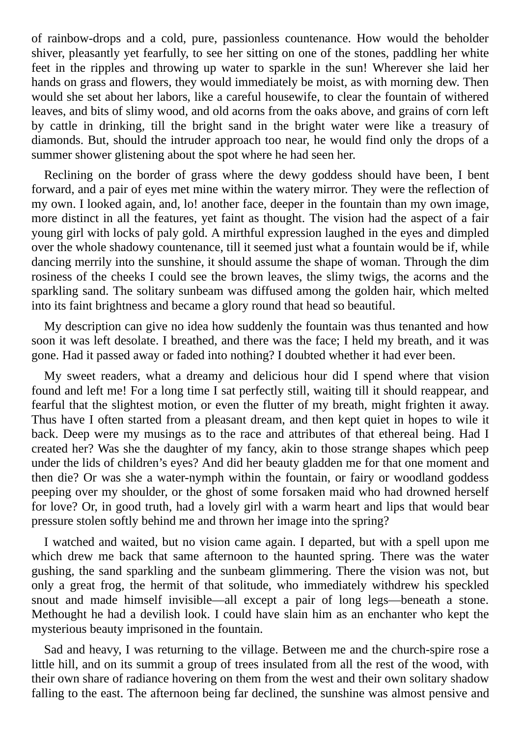of rainbow-drops and a cold, pure, passionless countenance. How would the beholder shiver, pleasantly yet fearfully, to see her sitting on one of the stones, paddling her white feet in the ripples and throwing up water to sparkle in the sun! Wherever she laid her hands on grass and flowers, they would immediately be moist, as with morning dew. Then would she set about her labors, like a careful housewife, to clear the fountain of withered leaves, and bits of slimy wood, and old acorns from the oaks above, and grains of corn left by cattle in drinking, till the bright sand in the bright water were like a treasury of diamonds. But, should the intruder approach too near, he would find only the drops of a summer shower glistening about the spot where he had seen her.

Reclining on the border of grass where the dewy goddess should have been, I bent forward, and a pair of eyes met mine within the watery mirror. They were the reflection of my own. I looked again, and, lo! another face, deeper in the fountain than my own image, more distinct in all the features, yet faint as thought. The vision had the aspect of a fair young girl with locks of paly gold. A mirthful expression laughed in the eyes and dimpled over the whole shadowy countenance, till it seemed just what a fountain would be if, while dancing merrily into the sunshine, it should assume the shape of woman. Through the dim rosiness of the cheeks I could see the brown leaves, the slimy twigs, the acorns and the sparkling sand. The solitary sunbeam was diffused among the golden hair, which melted into its faint brightness and became a glory round that head so beautiful.

My description can give no idea how suddenly the fountain was thus tenanted and how soon it was left desolate. I breathed, and there was the face; I held my breath, and it was gone. Had it passed away or faded into nothing? I doubted whether it had ever been.

My sweet readers, what a dreamy and delicious hour did I spend where that vision found and left me! For a long time I sat perfectly still, waiting till it should reappear, and fearful that the slightest motion, or even the flutter of my breath, might frighten it away. Thus have I often started from a pleasant dream, and then kept quiet in hopes to wile it back. Deep were my musings as to the race and attributes of that ethereal being. Had I created her? Was she the daughter of my fancy, akin to those strange shapes which peep under the lids of children's eyes? And did her beauty gladden me for that one moment and then die? Or was she a water-nymph within the fountain, or fairy or woodland goddess peeping over my shoulder, or the ghost of some forsaken maid who had drowned herself for love? Or, in good truth, had a lovely girl with a warm heart and lips that would bear pressure stolen softly behind me and thrown her image into the spring?

I watched and waited, but no vision came again. I departed, but with a spell upon me which drew me back that same afternoon to the haunted spring. There was the water gushing, the sand sparkling and the sunbeam glimmering. There the vision was not, but only a great frog, the hermit of that solitude, who immediately withdrew his speckled snout and made himself invisible—all except a pair of long legs—beneath a stone. Methought he had a devilish look. I could have slain him as an enchanter who kept the mysterious beauty imprisoned in the fountain.

Sad and heavy, I was returning to the village. Between me and the church-spire rose a little hill, and on its summit a group of trees insulated from all the rest of the wood, with their own share of radiance hovering on them from the west and their own solitary shadow falling to the east. The afternoon being far declined, the sunshine was almost pensive and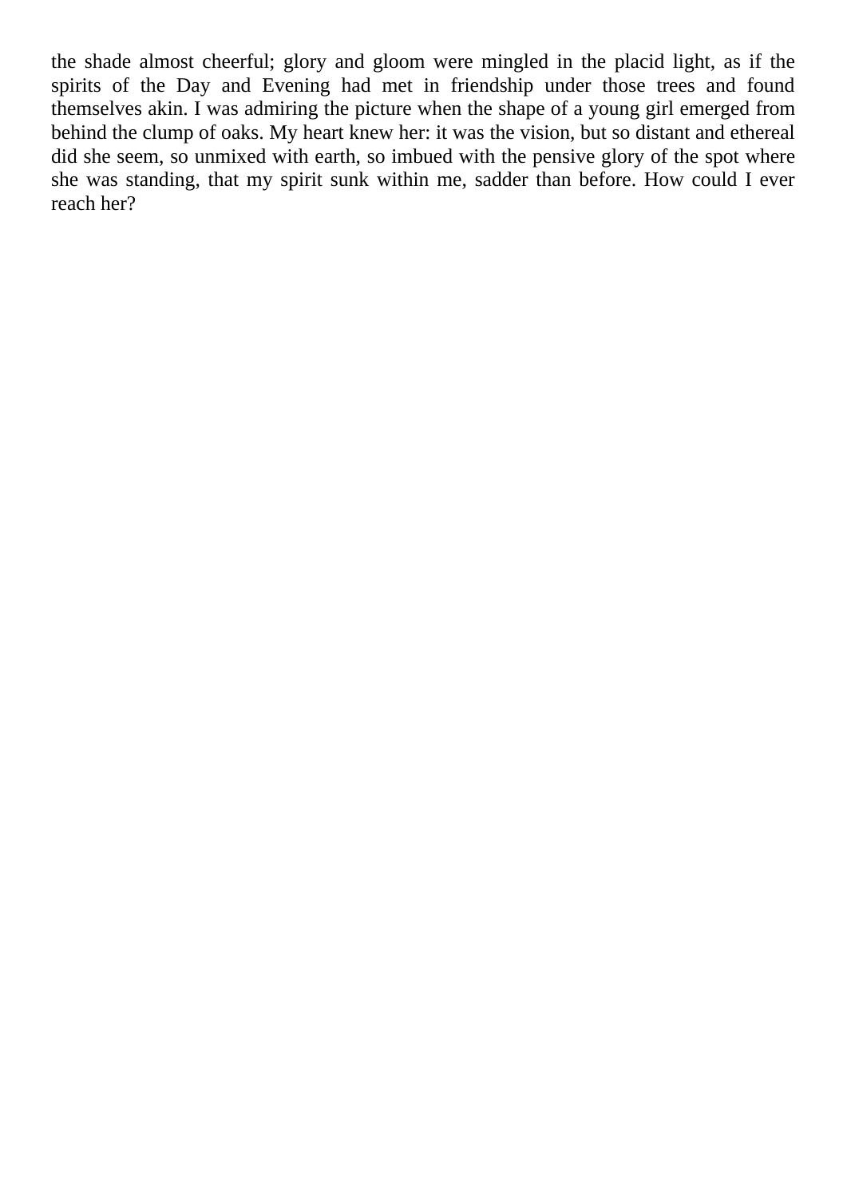the shade almost cheerful; glory and gloom were mingled in the placid light, as if the spirits of the Day and Evening had met in friendship under those trees and found themselves akin. I was admiring the picture when the shape of a young girl emerged from behind the clump of oaks. My heart knew her: it was the vision, but so distant and ethereal did she seem, so unmixed with earth, so imbued with the pensive glory of the spot where she was standing, that my spirit sunk within me, sadder than before. How could I ever reach her?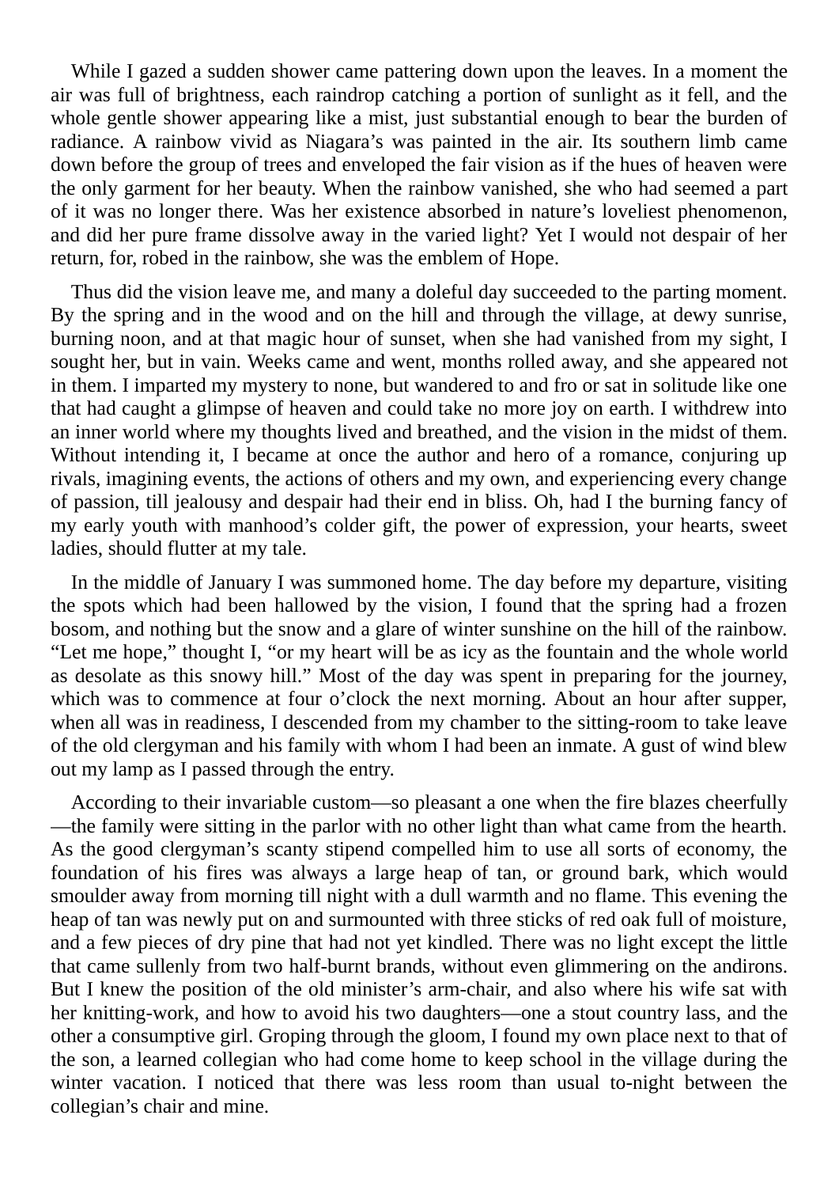While I gazed a sudden shower came pattering down upon the leaves. In a moment the air was full of brightness, each raindrop catching a portion of sunlight as it fell, and the whole gentle shower appearing like a mist, just substantial enough to bear the burden of radiance. A rainbow vivid as Niagara's was painted in the air. Its southern limb came down before the group of trees and enveloped the fair vision as if the hues of heaven were the only garment for her beauty. When the rainbow vanished, she who had seemed a part of it was no longer there. Was her existence absorbed in nature's loveliest phenomenon, and did her pure frame dissolve away in the varied light? Yet I would not despair of her return, for, robed in the rainbow, she was the emblem of Hope.

Thus did the vision leave me, and many a doleful day succeeded to the parting moment. By the spring and in the wood and on the hill and through the village, at dewy sunrise, burning noon, and at that magic hour of sunset, when she had vanished from my sight, I sought her, but in vain. Weeks came and went, months rolled away, and she appeared not in them. I imparted my mystery to none, but wandered to and fro or sat in solitude like one that had caught a glimpse of heaven and could take no more joy on earth. I withdrew into an inner world where my thoughts lived and breathed, and the vision in the midst of them. Without intending it, I became at once the author and hero of a romance, conjuring up rivals, imagining events, the actions of others and my own, and experiencing every change of passion, till jealousy and despair had their end in bliss. Oh, had I the burning fancy of my early youth with manhood's colder gift, the power of expression, your hearts, sweet ladies, should flutter at my tale.

In the middle of January I was summoned home. The day before my departure, visiting the spots which had been hallowed by the vision, I found that the spring had a frozen bosom, and nothing but the snow and a glare of winter sunshine on the hill of the rainbow. "Let me hope," thought I, "or my heart will be as icy as the fountain and the whole world as desolate as this snowy hill." Most of the day was spent in preparing for the journey, which was to commence at four o'clock the next morning. About an hour after supper, when all was in readiness, I descended from my chamber to the sitting-room to take leave of the old clergyman and his family with whom I had been an inmate. A gust of wind blew out my lamp as I passed through the entry.

According to their invariable custom—so pleasant a one when the fire blazes cheerfully—the family were sitting in the parlor with no other light than what came from the hearth. As the good clergyman's scanty stipend compelled him to use all sorts of economy, the foundation of his fires was always a large heap of tan, or ground bark, which would smoulder away from morning till night with a dull warmth and no flame. This evening the heap of tan was newly put on and surmounted with three sticks of red oak full of moisture, and a few pieces of dry pine that had not yet kindled. There was no light except the little that came sullenly from two half-burnt brands, without even glimmering on the andirons. But I knew the position of the old minister's arm-chair, and also where his wife sat with her knitting-work, and how to avoid his two daughters—one a stout country lass, and the other a consumptive girl. Groping through the gloom, I found my own place next to that of the son, a learned collegian who had come home to keep school in the village during the winter vacation. I noticed that there was less room than usual to-night between the collegian's chair and mine.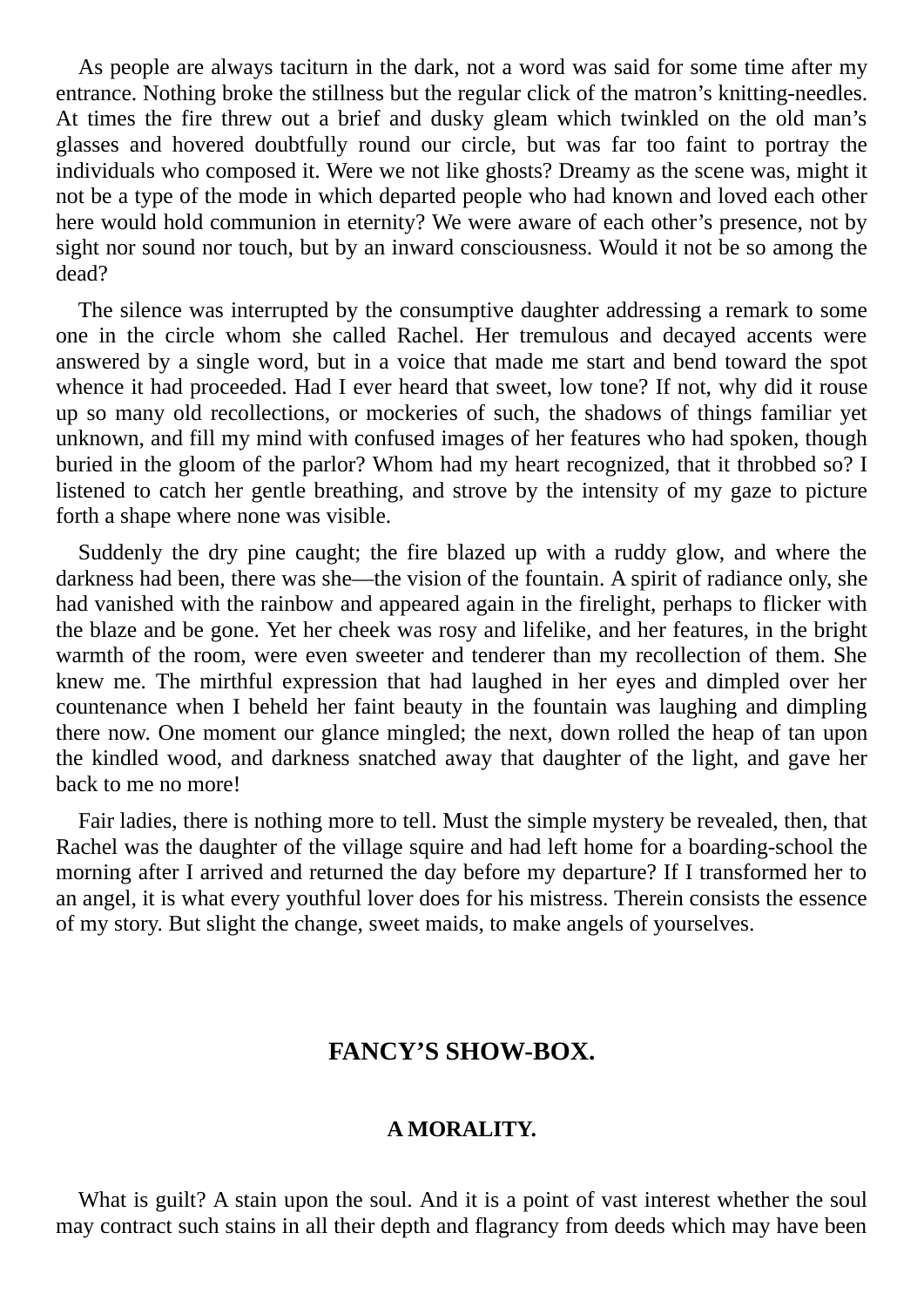As people are always taciturn in the dark, not a word was said for some time after my entrance. Nothing broke the stillness but the regular click of the matron’s knitting-needles. At times the fire threw out a brief and dusky gleam which twinkled on the old man’s glasses and hovered doubtfully round our circle, but was far too faint to portray the individuals who composed it. Were we not like ghosts? Dreamy as the scene was, might it not be a type of the mode in which departed people who had known and loved each other here would hold communion in eternity? We were aware of each other’s presence, not by sight nor sound nor touch, but by an inward consciousness. Would it not be so among the dead?

The silence was interrupted by the consumptive daughter addressing a remark to some one in the circle whom she called Rachel. Her tremulous and decayed accents were answered by a single word, but in a voice that made me start and bend toward the spot whence it had proceeded. Had I ever heard that sweet, low tone? If not, why did it rouse up so many old recollections, or mockeries of such, the shadows of things familiar yet unknown, and fill my mind with confused images of her features who had spoken, though buried in the gloom of the parlor? Whom had my heart recognized, that it throbbed so? I listened to catch her gentle breathing, and strove by the intensity of my gaze to picture forth a shape where none was visible.

Suddenly the dry pine caught; the fire blazed up with a ruddy glow, and where the darkness had been, there was she—the vision of the fountain. A spirit of radiance only, she had vanished with the rainbow and appeared again in the firelight, perhaps to flicker with the blaze and be gone. Yet her cheek was rosy and lifelike, and her features, in the bright warmth of the room, were even sweeter and tenderer than my recollection of them. She knew me. The mirthful expression that had laughed in her eyes and dimpled over her countenance when I beheld her faint beauty in the fountain was laughing and dimpling there now. One moment our glance mingled; the next, down rolled the heap of tan upon the kindled wood, and darkness snatched away that daughter of the light, and gave her back to me no more!

Fair ladies, there is nothing more to tell. Must the simple mystery be revealed, then, that Rachel was the daughter of the village squire and had left home for a boarding-school the morning after I arrived and returned the day before my departure? If I transformed her to an angel, it is what every youthful lover does for his mistress. Therein consists the essence of my story. But slight the change, sweet maids, to make angels of yourselves.

## FANCY’S SHOW-BOX.

### A MORALITY.

What is guilt? A stain upon the soul. And it is a point of vast interest whether the soul may contract such stains in all their depth and flagrancy from deeds which may have been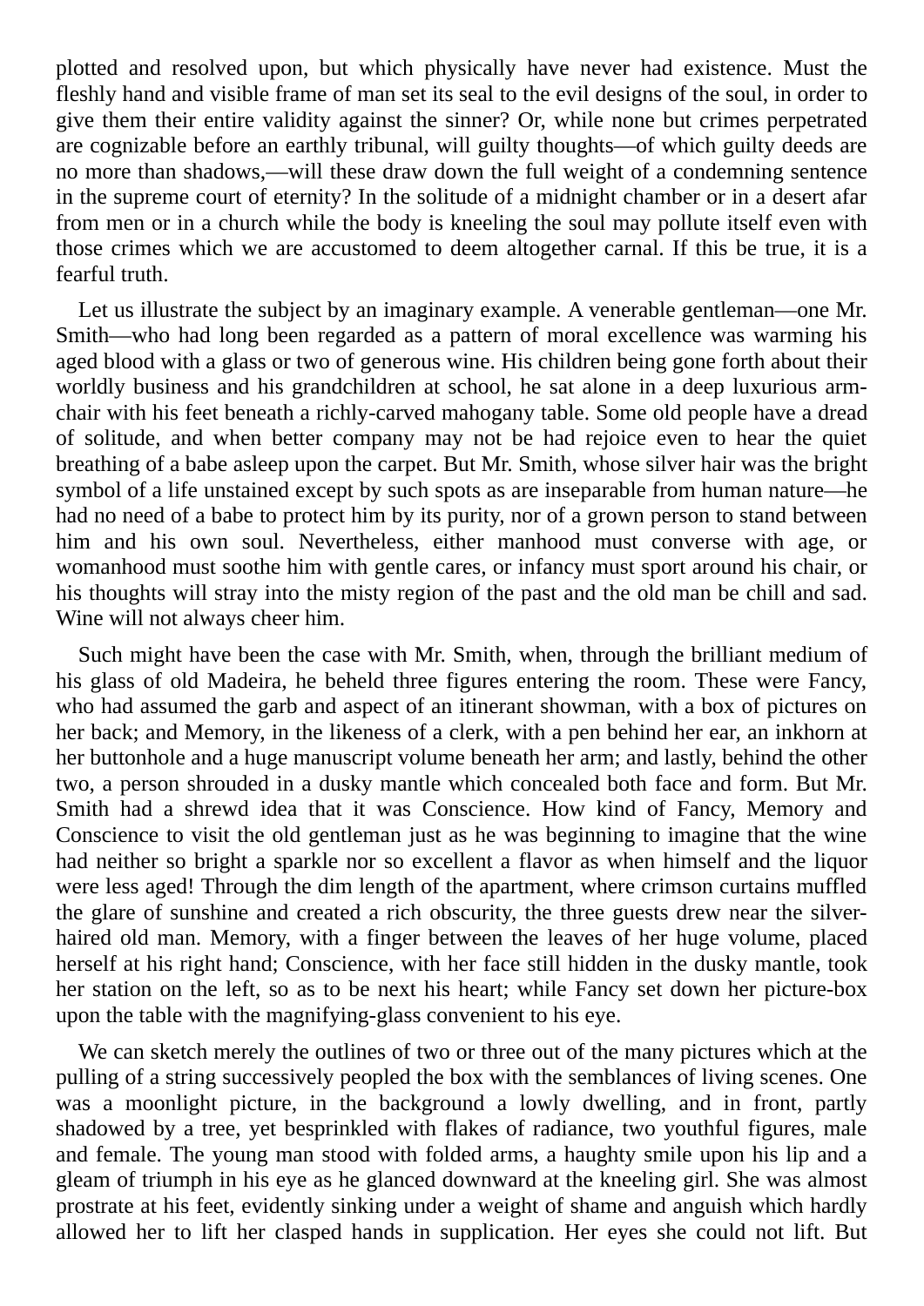plotted and resolved upon, but which physically have never had existence. Must the fleshly hand and visible frame of man set its seal to the evil designs of the soul, in order to give them their entire validity against the sinner? Or, while none but crimes perpetrated are cognizable before an earthly tribunal, will guilty thoughts—of which guilty deeds are no more than shadows,—will these draw down the full weight of a condemning sentence in the supreme court of eternity? In the solitude of a midnight chamber or in a desert afar from men or in a church while the body is kneeling the soul may pollute itself even with those crimes which we are accustomed to deem altogether carnal. If this be true, it is a fearful truth.

Let us illustrate the subject by an imaginary example. A venerable gentleman—one Mr. Smith—who had long been regarded as a pattern of moral excellence was warming his aged blood with a glass or two of generous wine. His children being gone forth about their worldly business and his grandchildren at school, he sat alone in a deep luxurious arm-chair with his feet beneath a richly-carved mahogany table. Some old people have a dread of solitude, and when better company may not be had rejoice even to hear the quiet breathing of a babe asleep upon the carpet. But Mr. Smith, whose silver hair was the bright symbol of a life unstained except by such spots as are inseparable from human nature—he had no need of a babe to protect him by its purity, nor of a grown person to stand between him and his own soul. Nevertheless, either manhood must converse with age, or womanhood must soothe him with gentle cares, or infancy must sport around his chair, or his thoughts will stray into the misty region of the past and the old man be chill and sad. Wine will not always cheer him.

Such might have been the case with Mr. Smith, when, through the brilliant medium of his glass of old Madeira, he beheld three figures entering the room. These were Fancy, who had assumed the garb and aspect of an itinerant showman, with a box of pictures on her back; and Memory, in the likeness of a clerk, with a pen behind her ear, an inkhorn at her buttonhole and a huge manuscript volume beneath her arm; and lastly, behind the other two, a person shrouded in a dusky mantle which concealed both face and form. But Mr. Smith had a shrewd idea that it was Conscience. How kind of Fancy, Memory and Conscience to visit the old gentleman just as he was beginning to imagine that the wine had neither so bright a sparkle nor so excellent a flavor as when himself and the liquor were less aged! Through the dim length of the apartment, where crimson curtains muffled the glare of sunshine and created a rich obscurity, the three guests drew near the silver-haired old man. Memory, with a finger between the leaves of her huge volume, placed herself at his right hand; Conscience, with her face still hidden in the dusky mantle, took her station on the left, so as to be next his heart; while Fancy set down her picture-box upon the table with the magnifying-glass convenient to his eye.

We can sketch merely the outlines of two or three out of the many pictures which at the pulling of a string successively peopled the box with the semblances of living scenes. One was a moonlight picture, in the background a lowly dwelling, and in front, partly shadowed by a tree, yet besprinkled with flakes of radiance, two youthful figures, male and female. The young man stood with folded arms, a haughty smile upon his lip and a gleam of triumph in his eye as he glanced downward at the kneeling girl. She was almost prostrate at his feet, evidently sinking under a weight of shame and anguish which hardly allowed her to lift her clasped hands in supplication. Her eyes she could not lift. But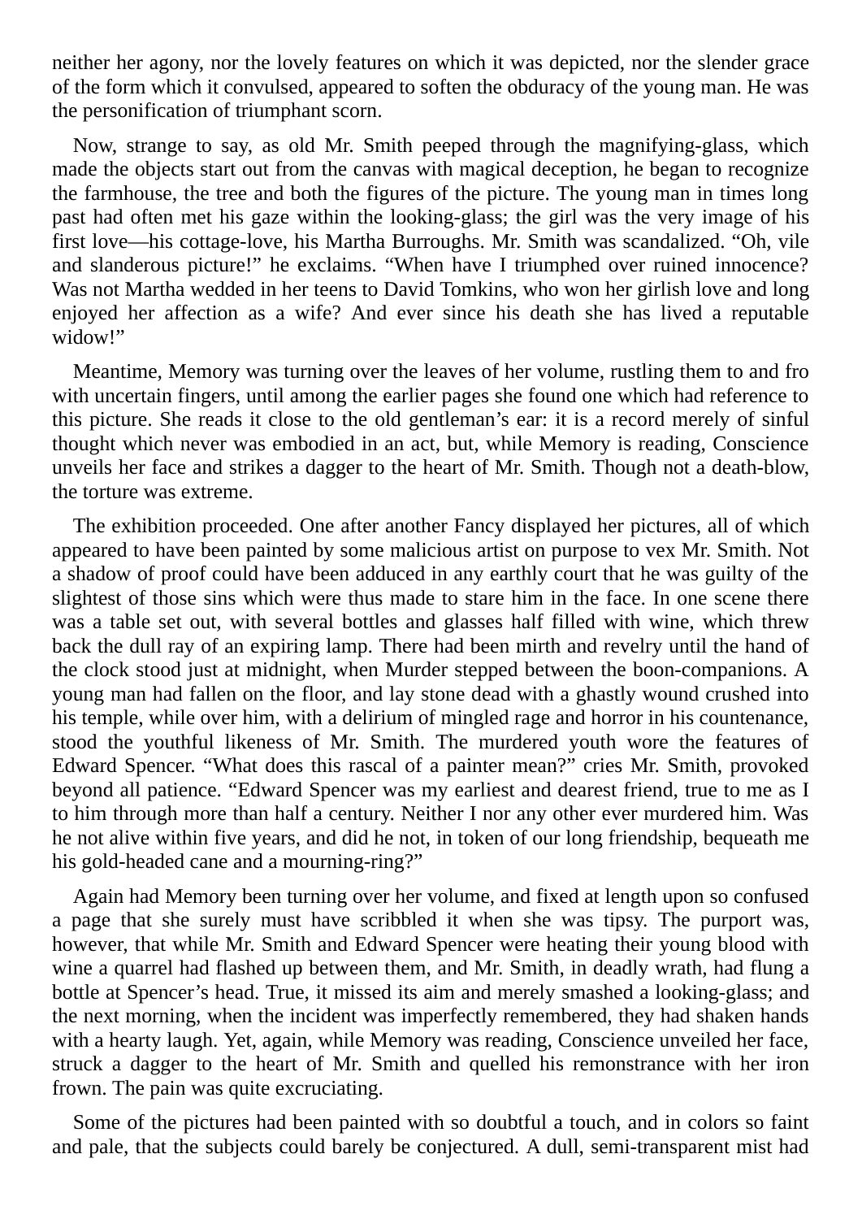neither her agony, nor the lovely features on which it was depicted, nor the slender grace of the form which it convulsed, appeared to soften the obduracy of the young man. He was the personification of triumphant scorn.

Now, strange to say, as old Mr. Smith peeped through the magnifying-glass, which made the objects start out from the canvas with magical deception, he began to recognize the farmhouse, the tree and both the figures of the picture. The young man in times long past had often met his gaze within the looking-glass; the girl was the very image of his first love—his cottage-love, his Martha Burroughs. Mr. Smith was scandalized. "Oh, vile and slanderous picture!" he exclaims. "When have I triumphed over ruined innocence? Was not Martha wedded in her teens to David Tomkins, who won her girlish love and long enjoyed her affection as a wife? And ever since his death she has lived a reputable widow!"

Meantime, Memory was turning over the leaves of her volume, rustling them to and fro with uncertain fingers, until among the earlier pages she found one which had reference to this picture. She reads it close to the old gentleman's ear: it is a record merely of sinful thought which never was embodied in an act, but, while Memory is reading, Conscience unveils her face and strikes a dagger to the heart of Mr. Smith. Though not a death-blow, the torture was extreme.

The exhibition proceeded. One after another Fancy displayed her pictures, all of which appeared to have been painted by some malicious artist on purpose to vex Mr. Smith. Not a shadow of proof could have been adduced in any earthly court that he was guilty of the slightest of those sins which were thus made to stare him in the face. In one scene there was a table set out, with several bottles and glasses half filled with wine, which threw back the dull ray of an expiring lamp. There had been mirth and revelry until the hand of the clock stood just at midnight, when Murder stepped between the boon-companions. A young man had fallen on the floor, and lay stone dead with a ghastly wound crushed into his temple, while over him, with a delirium of mingled rage and horror in his countenance, stood the youthful likeness of Mr. Smith. The murdered youth wore the features of Edward Spencer. "What does this rascal of a painter mean?" cries Mr. Smith, provoked beyond all patience. "Edward Spencer was my earliest and dearest friend, true to me as I to him through more than half a century. Neither I nor any other ever murdered him. Was he not alive within five years, and did he not, in token of our long friendship, bequeath me his gold-headed cane and a mourning-ring?"

Again had Memory been turning over her volume, and fixed at length upon so confused a page that she surely must have scribbled it when she was tipsy. The purport was, however, that while Mr. Smith and Edward Spencer were heating their young blood with wine a quarrel had flashed up between them, and Mr. Smith, in deadly wrath, had flung a bottle at Spencer's head. True, it missed its aim and merely smashed a looking-glass; and the next morning, when the incident was imperfectly remembered, they had shaken hands with a hearty laugh. Yet, again, while Memory was reading, Conscience unveiled her face, struck a dagger to the heart of Mr. Smith and quelled his remonstrance with her iron frown. The pain was quite excruciating.

Some of the pictures had been painted with so doubtful a touch, and in colors so faint and pale, that the subjects could barely be conjectured. A dull, semi-transparent mist had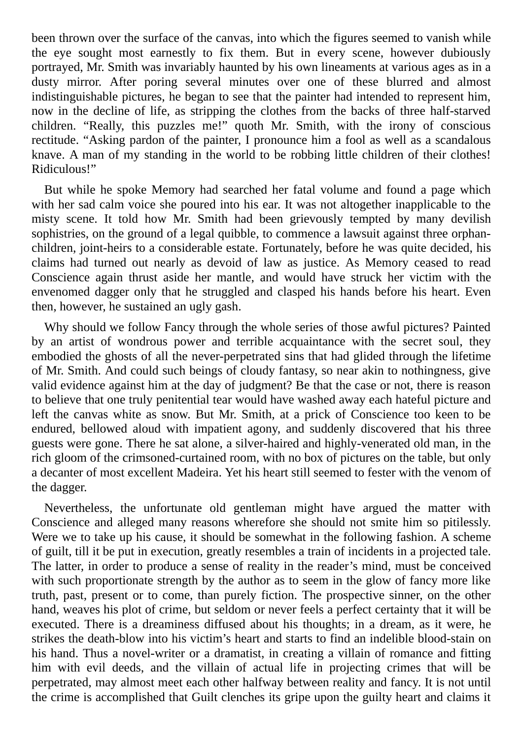been thrown over the surface of the canvas, into which the figures seemed to vanish while the eye sought most earnestly to fix them. But in every scene, however dubiously portrayed, Mr. Smith was invariably haunted by his own lineaments at various ages as in a dusty mirror. After poring several minutes over one of these blurred and almost indistinguishable pictures, he began to see that the painter had intended to represent him, now in the decline of life, as stripping the clothes from the backs of three half-starved children. “Really, this puzzles me!” quoth Mr. Smith, with the irony of conscious rectitude. “Asking pardon of the painter, I pronounce him a fool as well as a scandalous knave. A man of my standing in the world to be robbing little children of their clothes! Ridiculous!”

But while he spoke Memory had searched her fatal volume and found a page which with her sad calm voice she poured into his ear. It was not altogether inapplicable to the misty scene. It told how Mr. Smith had been grievously tempted by many devilish sophistries, on the ground of a legal quibble, to commence a lawsuit against three orphan-children, joint-heirs to a considerable estate. Fortunately, before he was quite decided, his claims had turned out nearly as devoid of law as justice. As Memory ceased to read Conscience again thrust aside her mantle, and would have struck her victim with the envenomed dagger only that he struggled and clasped his hands before his heart. Even then, however, he sustained an ugly gash.

Why should we follow Fancy through the whole series of those awful pictures? Painted by an artist of wondrous power and terrible acquaintance with the secret soul, they embodied the ghosts of all the never-perpetrated sins that had glided through the lifetime of Mr. Smith. And could such beings of cloudy fantasy, so near akin to nothingness, give valid evidence against him at the day of judgment? Be that the case or not, there is reason to believe that one truly penitential tear would have washed away each hateful picture and left the canvas white as snow. But Mr. Smith, at a prick of Conscience too keen to be endured, bellowed aloud with impatient agony, and suddenly discovered that his three guests were gone. There he sat alone, a silver-haired and highly-venerated old man, in the rich gloom of the crimsoned-curtained room, with no box of pictures on the table, but only a decanter of most excellent Madeira. Yet his heart still seemed to fester with the venom of the dagger.

Nevertheless, the unfortunate old gentleman might have argued the matter with Conscience and alleged many reasons wherefore she should not smite him so pitilessly. Were we to take up his cause, it should be somewhat in the following fashion. A scheme of guilt, till it be put in execution, greatly resembles a train of incidents in a projected tale. The latter, in order to produce a sense of reality in the reader’s mind, must be conceived with such proportionate strength by the author as to seem in the glow of fancy more like truth, past, present or to come, than purely fiction. The prospective sinner, on the other hand, weaves his plot of crime, but seldom or never feels a perfect certainty that it will be executed. There is a dreaminess diffused about his thoughts; in a dream, as it were, he strikes the death-blow into his victim’s heart and starts to find an indelible blood-stain on his hand. Thus a novel-writer or a dramatist, in creating a villain of romance and fitting him with evil deeds, and the villain of actual life in projecting crimes that will be perpetrated, may almost meet each other halfway between reality and fancy. It is not until the crime is accomplished that Guilt clenches its gripe upon the guilty heart and claims it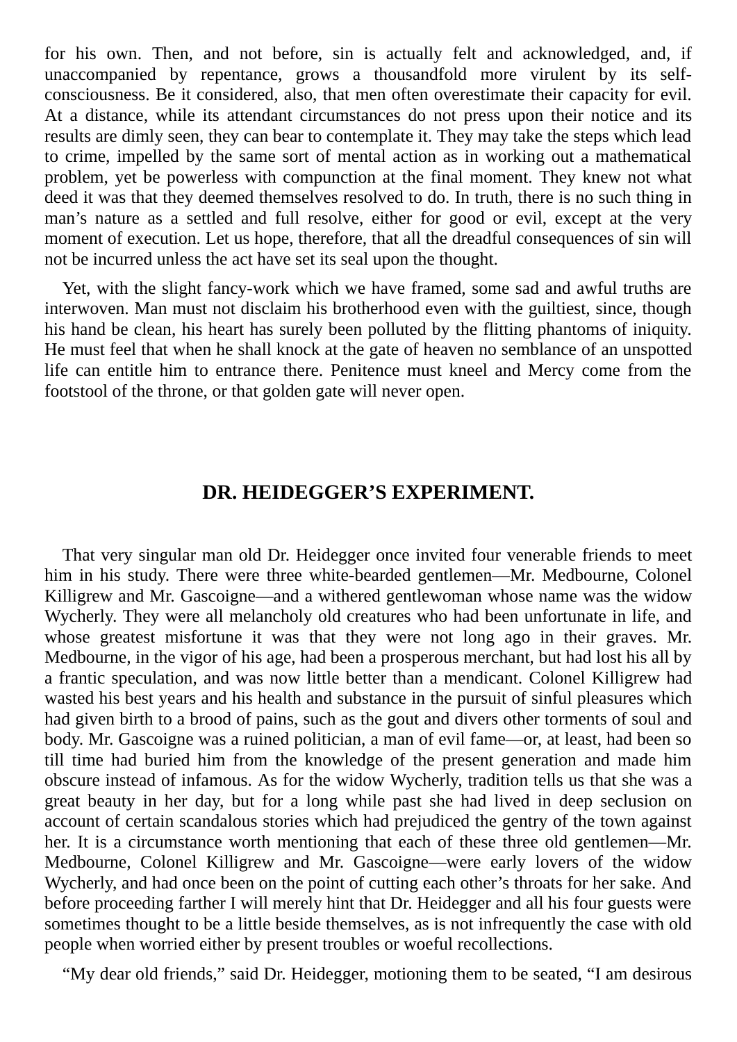for his own. Then, and not before, sin is actually felt and acknowledged, and, if unaccompanied by repentance, grows a thousandfold more virulent by its self-consciousness. Be it considered, also, that men often overestimate their capacity for evil. At a distance, while its attendant circumstances do not press upon their notice and its results are dimly seen, they can bear to contemplate it. They may take the steps which lead to crime, impelled by the same sort of mental action as in working out a mathematical problem, yet be powerless with compunction at the final moment. They knew not what deed it was that they deemed themselves resolved to do. In truth, there is no such thing in man's nature as a settled and full resolve, either for good or evil, except at the very moment of execution. Let us hope, therefore, that all the dreadful consequences of sin will not be incurred unless the act have set its seal upon the thought.

Yet, with the slight fancy-work which we have framed, some sad and awful truths are interwoven. Man must not disclaim his brotherhood even with the guiltiest, since, though his hand be clean, his heart has surely been polluted by the flitting phantoms of iniquity. He must feel that when he shall knock at the gate of heaven no semblance of an unspotted life can entitle him to entrance there. Penitence must kneel and Mercy come from the footstool of the throne, or that golden gate will never open.

## DR. HEIDEGGER'S EXPERIMENT.

That very singular man old Dr. Heidegger once invited four venerable friends to meet him in his study. There were three white-bearded gentlemen—Mr. Medbourne, Colonel Killigrew and Mr. Gascoigne—and a withered gentlewoman whose name was the widow Wycherly. They were all melancholy old creatures who had been unfortunate in life, and whose greatest misfortune it was that they were not long ago in their graves. Mr. Medbourne, in the vigor of his age, had been a prosperous merchant, but had lost his all by a frantic speculation, and was now little better than a mendicant. Colonel Killigrew had wasted his best years and his health and substance in the pursuit of sinful pleasures which had given birth to a brood of pains, such as the gout and divers other torments of soul and body. Mr. Gascoigne was a ruined politician, a man of evil fame—or, at least, had been so till time had buried him from the knowledge of the present generation and made him obscure instead of infamous. As for the widow Wycherly, tradition tells us that she was a great beauty in her day, but for a long while past she had lived in deep seclusion on account of certain scandalous stories which had prejudiced the gentry of the town against her. It is a circumstance worth mentioning that each of these three old gentlemen—Mr. Medbourne, Colonel Killigrew and Mr. Gascoigne—were early lovers of the widow Wycherly, and had once been on the point of cutting each other's throats for her sake. And before proceeding farther I will merely hint that Dr. Heidegger and all his four guests were sometimes thought to be a little beside themselves, as is not infrequently the case with old people when worried either by present troubles or woeful recollections.

"My dear old friends," said Dr. Heidegger, motioning them to be seated, "I am desirous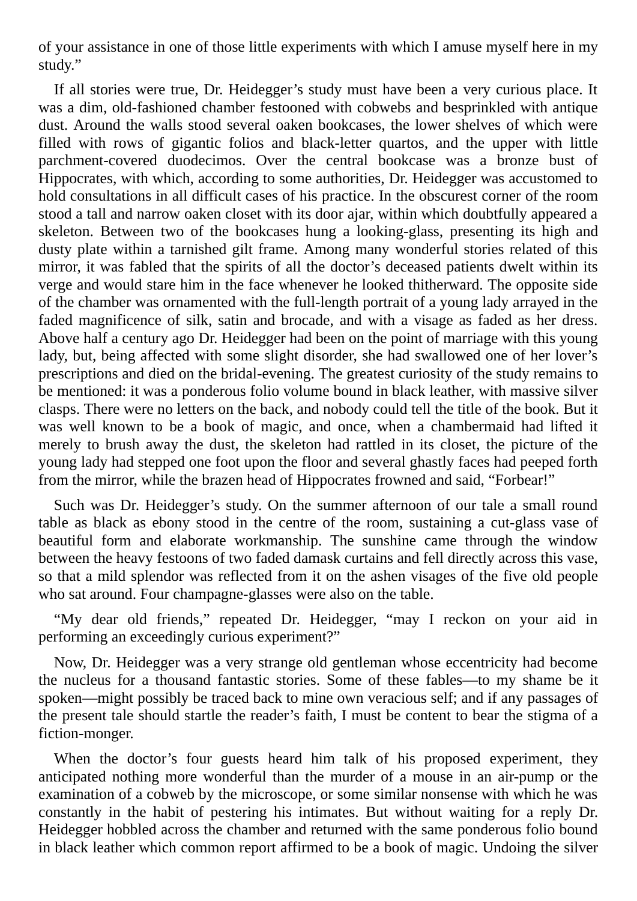of your assistance in one of those little experiments with which I amuse myself here in my study."

If all stories were true, Dr. Heidegger's study must have been a very curious place. It was a dim, old-fashioned chamber festooned with cobwebs and besprinkled with antique dust. Around the walls stood several oaken bookcases, the lower shelves of which were filled with rows of gigantic folios and black-letter quartos, and the upper with little parchment-covered duodecimos. Over the central bookcase was a bronze bust of Hippocrates, with which, according to some authorities, Dr. Heidegger was accustomed to hold consultations in all difficult cases of his practice. In the obscurest corner of the room stood a tall and narrow oaken closet with its door ajar, within which doubtfully appeared a skeleton. Between two of the bookcases hung a looking-glass, presenting its high and dusty plate within a tarnished gilt frame. Among many wonderful stories related of this mirror, it was fabled that the spirits of all the doctor's deceased patients dwelt within its verge and would stare him in the face whenever he looked thitherward. The opposite side of the chamber was ornamented with the full-length portrait of a young lady arrayed in the faded magnificence of silk, satin and brocade, and with a visage as faded as her dress. Above half a century ago Dr. Heidegger had been on the point of marriage with this young lady, but, being affected with some slight disorder, she had swallowed one of her lover's prescriptions and died on the bridal-evening. The greatest curiosity of the study remains to be mentioned: it was a ponderous folio volume bound in black leather, with massive silver clasps. There were no letters on the back, and nobody could tell the title of the book. But it was well known to be a book of magic, and once, when a chambermaid had lifted it merely to brush away the dust, the skeleton had rattled in its closet, the picture of the young lady had stepped one foot upon the floor and several ghastly faces had peeped forth from the mirror, while the brazen head of Hippocrates frowned and said, "Forbear!"

Such was Dr. Heidegger's study. On the summer afternoon of our tale a small round table as black as ebony stood in the centre of the room, sustaining a cut-glass vase of beautiful form and elaborate workmanship. The sunshine came through the window between the heavy festoons of two faded damask curtains and fell directly across this vase, so that a mild splendor was reflected from it on the ashen visages of the five old people who sat around. Four champagne-glasses were also on the table.

"My dear old friends," repeated Dr. Heidegger, "may I reckon on your aid in performing an exceedingly curious experiment?"

Now, Dr. Heidegger was a very strange old gentleman whose eccentricity had become the nucleus for a thousand fantastic stories. Some of these fables—to my shame be it spoken—might possibly be traced back to mine own veracious self; and if any passages of the present tale should startle the reader's faith, I must be content to bear the stigma of a fiction-monger.

When the doctor's four guests heard him talk of his proposed experiment, they anticipated nothing more wonderful than the murder of a mouse in an air-pump or the examination of a cobweb by the microscope, or some similar nonsense with which he was constantly in the habit of pestering his intimates. But without waiting for a reply Dr. Heidegger hobbled across the chamber and returned with the same ponderous folio bound in black leather which common report affirmed to be a book of magic. Undoing the silver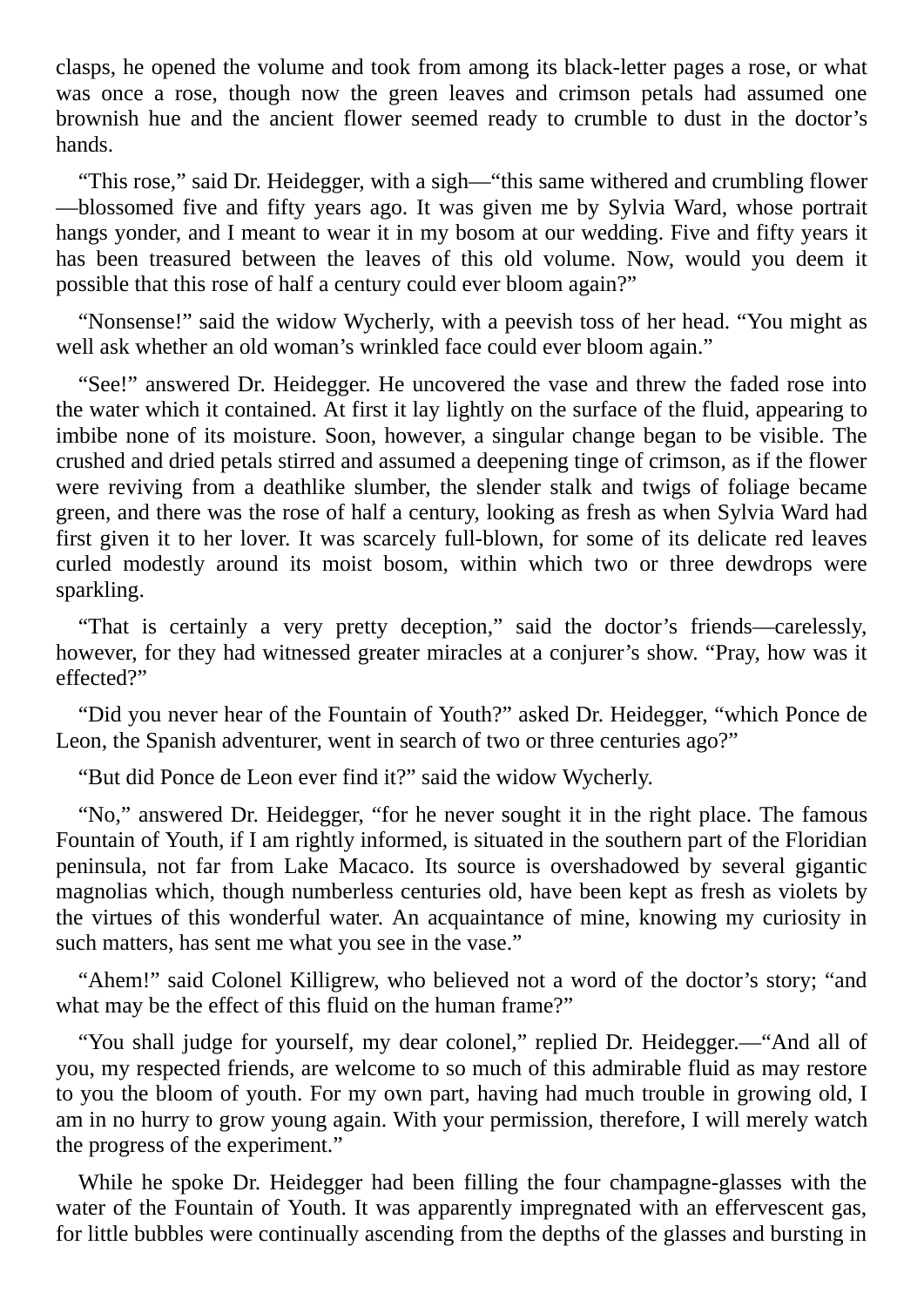clasps, he opened the volume and took from among its black-letter pages a rose, or what was once a rose, though now the green leaves and crimson petals had assumed one brownish hue and the ancient flower seemed ready to crumble to dust in the doctor’s hands.

“This rose,” said Dr. Heidegger, with a sigh—“this same withered and crumbling flower—blossomed five and fifty years ago. It was given me by Sylvia Ward, whose portrait hangs yonder, and I meant to wear it in my bosom at our wedding. Five and fifty years it has been treasured between the leaves of this old volume. Now, would you deem it possible that this rose of half a century could ever bloom again?”

“Nonsense!” said the widow Wycherly, with a peevish toss of her head. “You might as well ask whether an old woman’s wrinkled face could ever bloom again.”

“See!” answered Dr. Heidegger. He uncovered the vase and threw the faded rose into the water which it contained. At first it lay lightly on the surface of the fluid, appearing to imbibe none of its moisture. Soon, however, a singular change began to be visible. The crushed and dried petals stirred and assumed a deepening tinge of crimson, as if the flower were reviving from a deathlike slumber, the slender stalk and twigs of foliage became green, and there was the rose of half a century, looking as fresh as when Sylvia Ward had first given it to her lover. It was scarcely full-blown, for some of its delicate red leaves curled modestly around its moist bosom, within which two or three dewdrops were sparkling.

“That is certainly a very pretty deception,” said the doctor’s friends—carelessly, however, for they had witnessed greater miracles at a conjurer’s show. “Pray, how was it effected?”

“Did you never hear of the Fountain of Youth?” asked Dr. Heidegger, “which Ponce de Leon, the Spanish adventurer, went in search of two or three centuries ago?”

“But did Ponce de Leon ever find it?” said the widow Wycherly.

“No,” answered Dr. Heidegger, “for he never sought it in the right place. The famous Fountain of Youth, if I am rightly informed, is situated in the southern part of the Floridian peninsula, not far from Lake Macaco. Its source is overshadowed by several gigantic magnolias which, though numberless centuries old, have been kept as fresh as violets by the virtues of this wonderful water. An acquaintance of mine, knowing my curiosity in such matters, has sent me what you see in the vase.”

“Ahem!” said Colonel Killigrew, who believed not a word of the doctor’s story; “and what may be the effect of this fluid on the human frame?”

“You shall judge for yourself, my dear colonel,” replied Dr. Heidegger.—“And all of you, my respected friends, are welcome to so much of this admirable fluid as may restore to you the bloom of youth. For my own part, having had much trouble in growing old, I am in no hurry to grow young again. With your permission, therefore, I will merely watch the progress of the experiment.”

While he spoke Dr. Heidegger had been filling the four champagne-glasses with the water of the Fountain of Youth. It was apparently impregnated with an effervescent gas, for little bubbles were continually ascending from the depths of the glasses and bursting in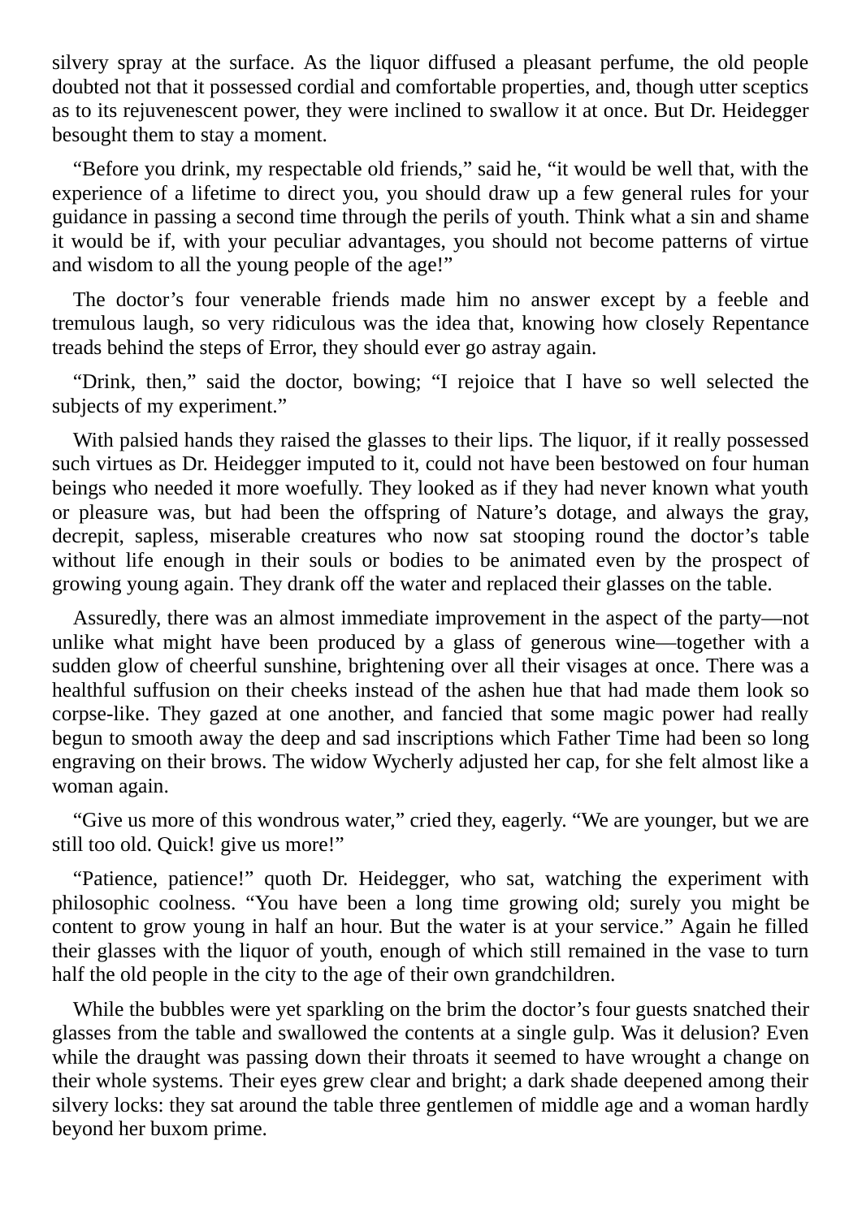silvery spray at the surface. As the liquor diffused a pleasant perfume, the old people doubted not that it possessed cordial and comfortable properties, and, though utter sceptics as to its rejuvenescent power, they were inclined to swallow it at once. But Dr. Heidegger besought them to stay a moment.

"Before you drink, my respectable old friends," said he, "it would be well that, with the experience of a lifetime to direct you, you should draw up a few general rules for your guidance in passing a second time through the perils of youth. Think what a sin and shame it would be if, with your peculiar advantages, you should not become patterns of virtue and wisdom to all the young people of the age!"

The doctor's four venerable friends made him no answer except by a feeble and tremulous laugh, so very ridiculous was the idea that, knowing how closely Repentance treads behind the steps of Error, they should ever go astray again.

"Drink, then," said the doctor, bowing; "I rejoice that I have so well selected the subjects of my experiment."

With palsied hands they raised the glasses to their lips. The liquor, if it really possessed such virtues as Dr. Heidegger imputed to it, could not have been bestowed on four human beings who needed it more woefully. They looked as if they had never known what youth or pleasure was, but had been the offspring of Nature's dotage, and always the gray, decrepit, sapless, miserable creatures who now sat stooping round the doctor's table without life enough in their souls or bodies to be animated even by the prospect of growing young again. They drank off the water and replaced their glasses on the table.

Assuredly, there was an almost immediate improvement in the aspect of the party—not unlike what might have been produced by a glass of generous wine—together with a sudden glow of cheerful sunshine, brightening over all their visages at once. There was a healthful suffusion on their cheeks instead of the ashen hue that had made them look so corpse-like. They gazed at one another, and fancied that some magic power had really begun to smooth away the deep and sad inscriptions which Father Time had been so long engraving on their brows. The widow Wycherly adjusted her cap, for she felt almost like a woman again.

"Give us more of this wondrous water," cried they, eagerly. "We are younger, but we are still too old. Quick! give us more!"

"Patience, patience!" quoth Dr. Heidegger, who sat, watching the experiment with philosophic coolness. "You have been a long time growing old; surely you might be content to grow young in half an hour. But the water is at your service." Again he filled their glasses with the liquor of youth, enough of which still remained in the vase to turn half the old people in the city to the age of their own grandchildren.

While the bubbles were yet sparkling on the brim the doctor's four guests snatched their glasses from the table and swallowed the contents at a single gulp. Was it delusion? Even while the draught was passing down their throats it seemed to have wrought a change on their whole systems. Their eyes grew clear and bright; a dark shade deepened among their silvery locks: they sat around the table three gentlemen of middle age and a woman hardly beyond her buxom prime.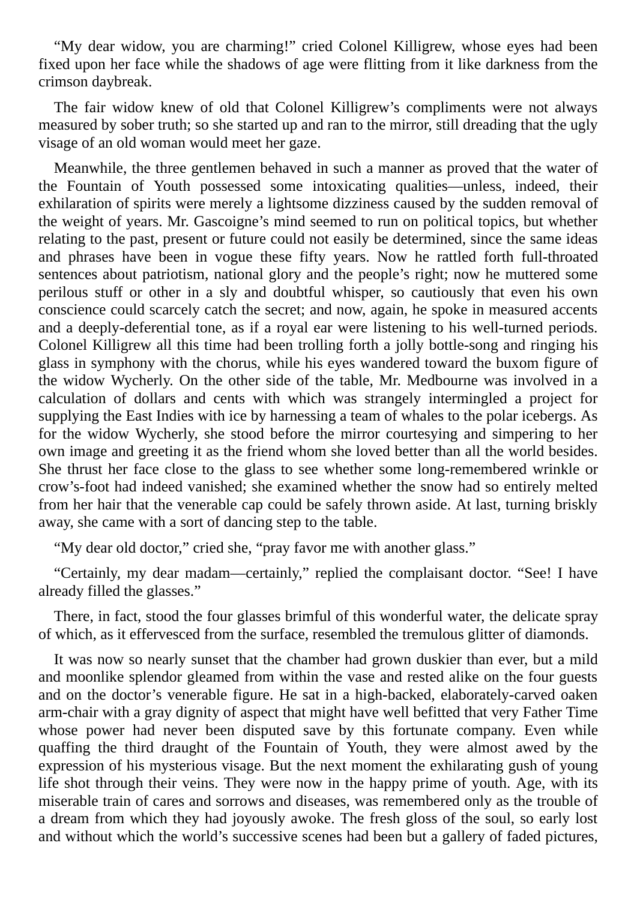"My dear widow, you are charming!" cried Colonel Killigrew, whose eyes had been fixed upon her face while the shadows of age were flitting from it like darkness from the crimson daybreak.

The fair widow knew of old that Colonel Killigrew's compliments were not always measured by sober truth; so she started up and ran to the mirror, still dreading that the ugly visage of an old woman would meet her gaze.

Meanwhile, the three gentlemen behaved in such a manner as proved that the water of the Fountain of Youth possessed some intoxicating qualities—unless, indeed, their exhilaration of spirits were merely a lightsome dizziness caused by the sudden removal of the weight of years. Mr. Gascoigne's mind seemed to run on political topics, but whether relating to the past, present or future could not easily be determined, since the same ideas and phrases have been in vogue these fifty years. Now he rattled forth full-throated sentences about patriotism, national glory and the people's right; now he muttered some perilous stuff or other in a sly and doubtful whisper, so cautiously that even his own conscience could scarcely catch the secret; and now, again, he spoke in measured accents and a deeply-deferential tone, as if a royal ear were listening to his well-turned periods. Colonel Killigrew all this time had been trolling forth a jolly bottle-song and ringing his glass in symphony with the chorus, while his eyes wandered toward the buxom figure of the widow Wycherly. On the other side of the table, Mr. Medbourne was involved in a calculation of dollars and cents with which was strangely intermingled a project for supplying the East Indies with ice by harnessing a team of whales to the polar icebergs. As for the widow Wycherly, she stood before the mirror courtesying and simpering to her own image and greeting it as the friend whom she loved better than all the world besides. She thrust her face close to the glass to see whether some long-remembered wrinkle or crow's-foot had indeed vanished; she examined whether the snow had so entirely melted from her hair that the venerable cap could be safely thrown aside. At last, turning briskly away, she came with a sort of dancing step to the table.

"My dear old doctor," cried she, "pray favor me with another glass."

"Certainly, my dear madam—certainly," replied the complaisant doctor. "See! I have already filled the glasses."

There, in fact, stood the four glasses brimful of this wonderful water, the delicate spray of which, as it effervesced from the surface, resembled the tremulous glitter of diamonds.

It was now so nearly sunset that the chamber had grown duskier than ever, but a mild and moonlike splendor gleamed from within the vase and rested alike on the four guests and on the doctor's venerable figure. He sat in a high-backed, elaborately-carved oaken arm-chair with a gray dignity of aspect that might have well befitted that very Father Time whose power had never been disputed save by this fortunate company. Even while quaffing the third draught of the Fountain of Youth, they were almost awed by the expression of his mysterious visage. But the next moment the exhilarating gush of young life shot through their veins. They were now in the happy prime of youth. Age, with its miserable train of cares and sorrows and diseases, was remembered only as the trouble of a dream from which they had joyously awoke. The fresh gloss of the soul, so early lost and without which the world's successive scenes had been but a gallery of faded pictures,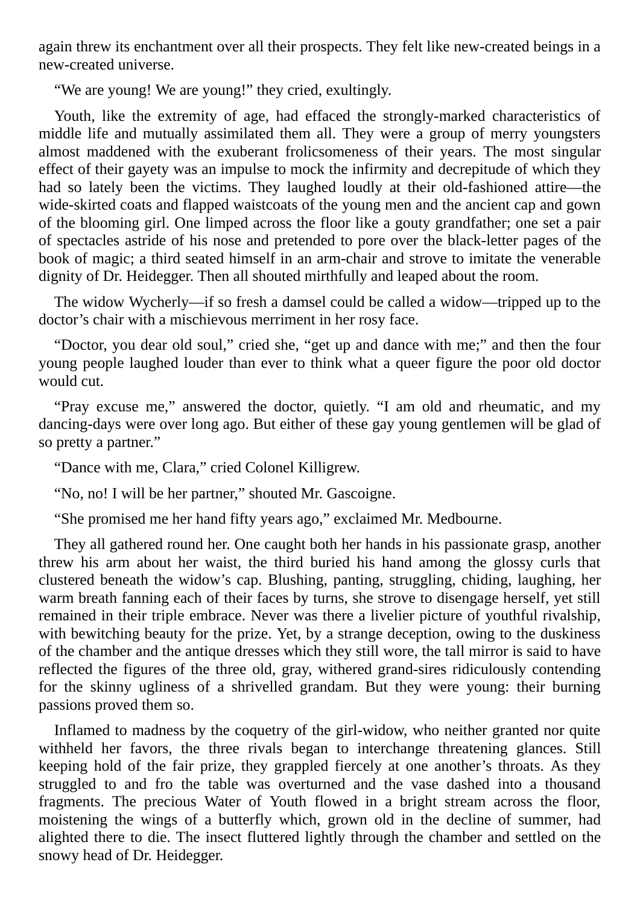again threw its enchantment over all their prospects. They felt like new-created beings in a new-created universe.

"We are young! We are young!" they cried, exultingly.

Youth, like the extremity of age, had effaced the strongly-marked characteristics of middle life and mutually assimilated them all. They were a group of merry youngsters almost maddened with the exuberant frolicsomeness of their years. The most singular effect of their gayety was an impulse to mock the infirmity and decrepitude of which they had so lately been the victims. They laughed loudly at their old-fashioned attire—the wide-skirted coats and flapped waistcoats of the young men and the ancient cap and gown of the blooming girl. One limped across the floor like a gouty grandfather; one set a pair of spectacles astride of his nose and pretended to pore over the black-letter pages of the book of magic; a third seated himself in an arm-chair and strove to imitate the venerable dignity of Dr. Heidegger. Then all shouted mirthfully and leaped about the room.

The widow Wycherly—if so fresh a damsel could be called a widow—tripped up to the doctor's chair with a mischievous merriment in her rosy face.

"Doctor, you dear old soul," cried she, "get up and dance with me;" and then the four young people laughed louder than ever to think what a queer figure the poor old doctor would cut.

"Pray excuse me," answered the doctor, quietly. "I am old and rheumatic, and my dancing-days were over long ago. But either of these gay young gentlemen will be glad of so pretty a partner."

"Dance with me, Clara," cried Colonel Killigrew.

"No, no! I will be her partner," shouted Mr. Gascoigne.

"She promised me her hand fifty years ago," exclaimed Mr. Medbourne.

They all gathered round her. One caught both her hands in his passionate grasp, another threw his arm about her waist, the third buried his hand among the glossy curls that clustered beneath the widow's cap. Blushing, panting, struggling, chiding, laughing, her warm breath fanning each of their faces by turns, she strove to disengage herself, yet still remained in their triple embrace. Never was there a livelier picture of youthful rivalship, with bewitching beauty for the prize. Yet, by a strange deception, owing to the duskiness of the chamber and the antique dresses which they still wore, the tall mirror is said to have reflected the figures of the three old, gray, withered grand-sires ridiculously contending for the skinny ugliness of a shrivelled grandam. But they were young: their burning passions proved them so.

Inflamed to madness by the coquetry of the girl-widow, who neither granted nor quite withheld her favors, the three rivals began to interchange threatening glances. Still keeping hold of the fair prize, they grappled fiercely at one another's throats. As they struggled to and fro the table was overturned and the vase dashed into a thousand fragments. The precious Water of Youth flowed in a bright stream across the floor, moistening the wings of a butterfly which, grown old in the decline of summer, had alighted there to die. The insect fluttered lightly through the chamber and settled on the snowy head of Dr. Heidegger.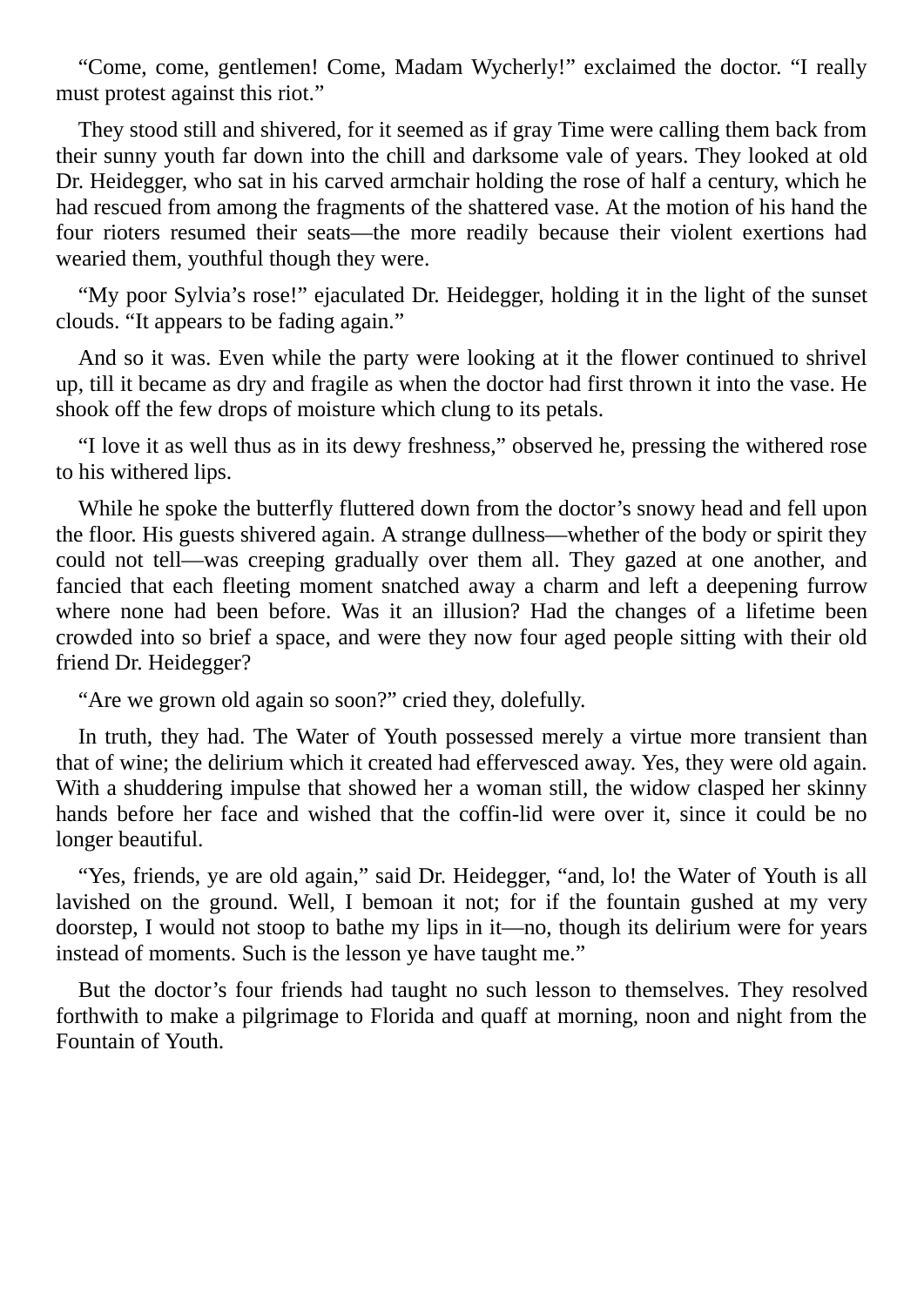"Come, come, gentlemen! Come, Madam Wycherly!" exclaimed the doctor. "I really must protest against this riot."

They stood still and shivered, for it seemed as if gray Time were calling them back from their sunny youth far down into the chill and darksome vale of years. They looked at old Dr. Heidegger, who sat in his carved armchair holding the rose of half a century, which he had rescued from among the fragments of the shattered vase. At the motion of his hand the four rioters resumed their seats—the more readily because their violent exertions had wearied them, youthful though they were.

"My poor Sylvia's rose!" ejaculated Dr. Heidegger, holding it in the light of the sunset clouds. "It appears to be fading again."

And so it was. Even while the party were looking at it the flower continued to shrivel up, till it became as dry and fragile as when the doctor had first thrown it into the vase. He shook off the few drops of moisture which clung to its petals.

"I love it as well thus as in its dewy freshness," observed he, pressing the withered rose to his withered lips.

While he spoke the butterfly fluttered down from the doctor's snowy head and fell upon the floor. His guests shivered again. A strange dullness—whether of the body or spirit they could not tell—was creeping gradually over them all. They gazed at one another, and fancied that each fleeting moment snatched away a charm and left a deepening furrow where none had been before. Was it an illusion? Had the changes of a lifetime been crowded into so brief a space, and were they now four aged people sitting with their old friend Dr. Heidegger?

"Are we grown old again so soon?" cried they, dolefully.

In truth, they had. The Water of Youth possessed merely a virtue more transient than that of wine; the delirium which it created had effervesced away. Yes, they were old again. With a shuddering impulse that showed her a woman still, the widow clasped her skinny hands before her face and wished that the coffin-lid were over it, since it could be no longer beautiful.

"Yes, friends, ye are old again," said Dr. Heidegger, "and, lo! the Water of Youth is all lavished on the ground. Well, I bemoan it not; for if the fountain gushed at my very doorstep, I would not stoop to bathe my lips in it—no, though its delirium were for years instead of moments. Such is the lesson ye have taught me."

But the doctor's four friends had taught no such lesson to themselves. They resolved forthwith to make a pilgrimage to Florida and quaff at morning, noon and night from the Fountain of Youth.